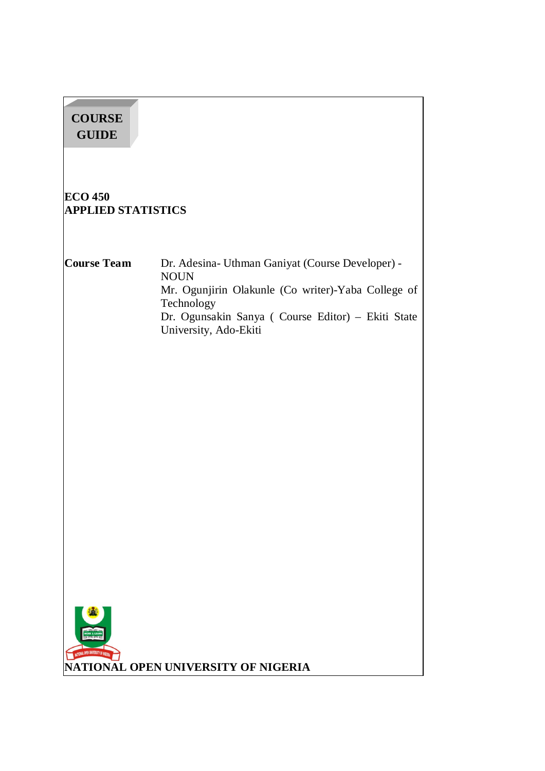**COURSE GUIDE**

# ECO 450
# APPLIED STATISTICS

| **Course Team** | Dr. Adesina- Uthman Ganiyat (Course Developer) - NOUN<br>Mr. Ogunjirin Olakunle (Co writer)-Yaba College of Technology<br>Dr. Ogunsakin Sanya ( Course Editor) – Ekiti State University, Ado-Ekiti |
|---|---|

**NATIONAL OPEN UNIVERSITY OF NIGERIA**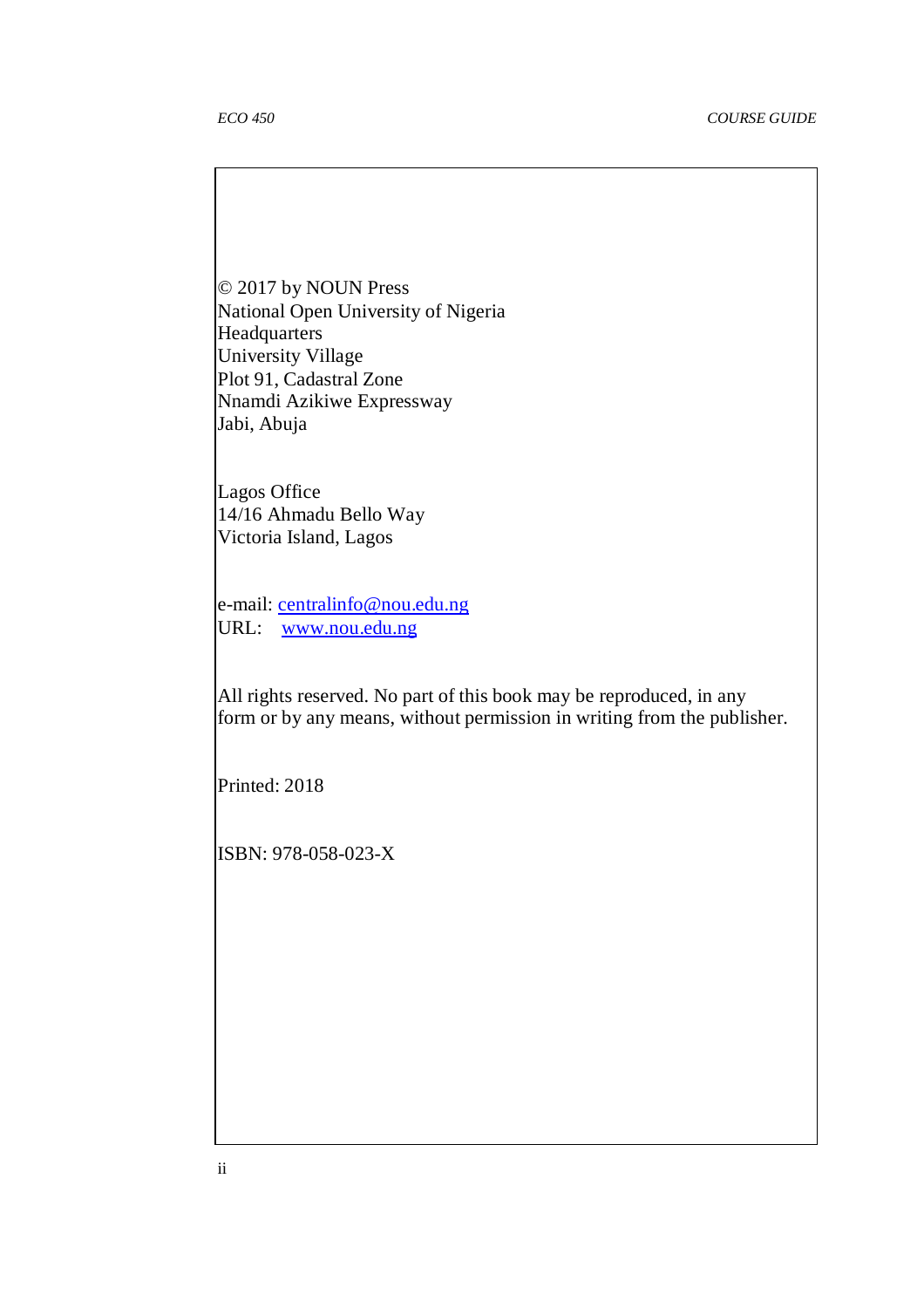© 2017 by NOUN Press
National Open University of Nigeria
Headquarters
University Village
Plot 91, Cadastral Zone
Nnamdi Azikiwe Expressway
Jabi, Abuja

Lagos Office
14/16 Ahmadu Bello Way
Victoria Island, Lagos

e-mail: centralinfo@nou.edu.ng
URL: www.nou.edu.ng

All rights reserved. No part of this book may be reproduced, in any form or by any means, without permission in writing from the publisher.

Printed: 2018

ISBN: 978-058-023-X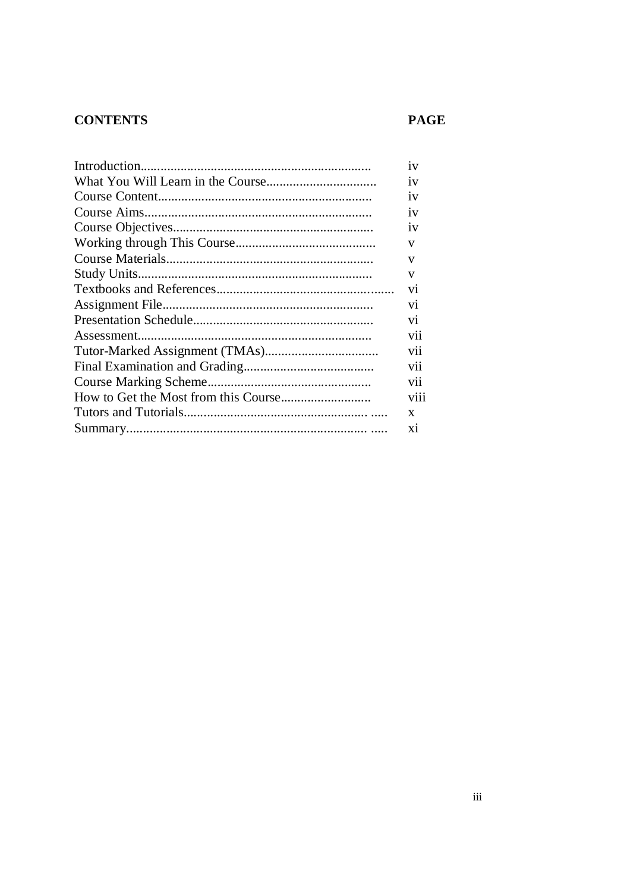| CONTENTS | PAGE |
| --- | --- |
| Introduction.................................................................... | iv |
| What You Will Learn in the Course................................. | iv |
| Course Content................................................................ | iv |
| Course Aims.................................................................... | iv |
| Course Objectives............................................................ | iv |
| Working through This Course.......................................... | v |
| Course Materials.............................................................. | v |
| Study Units...................................................................... | v |
| Textbooks and References................................................... | vi |
| Assignment File............................................................... | vi |
| Presentation Schedule...................................................... | vi |
| Assessment...................................................................... | vii |
| Tutor-Marked Assignment (TMAs).................................. | vii |
| Final Examination and Grading....................................... | vii |
| Course Marking Scheme................................................. | vii |
| How to Get the Most from this Course........................... | viii |
| Tutors and Tutorials........................................................ ..... | x |
| Summary......................................................................... ..... | xi |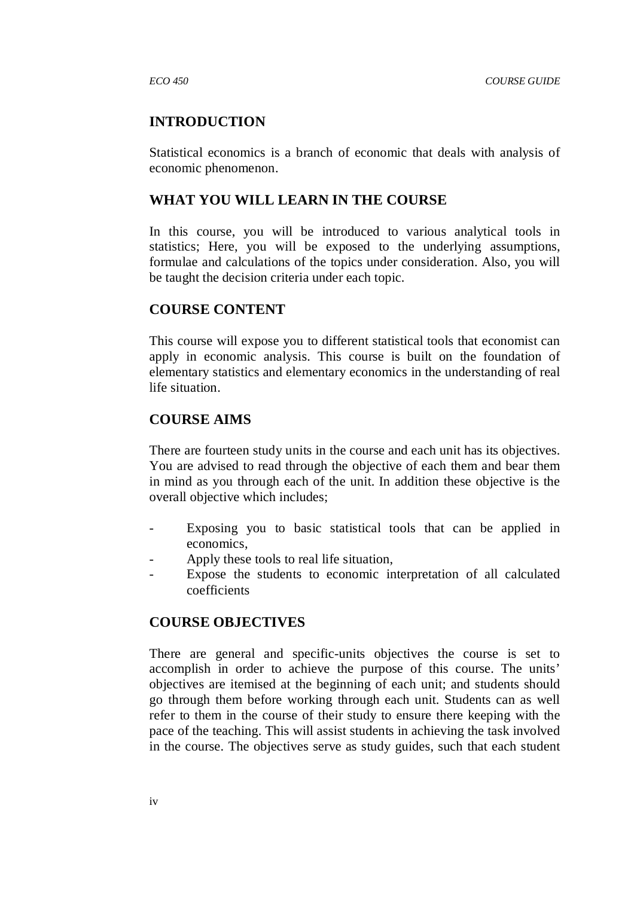## INTRODUCTION

Statistical economics is a branch of economic that deals with analysis of economic phenomenon.

## WHAT YOU WILL LEARN IN THE COURSE

In this course, you will be introduced to various analytical tools in statistics; Here, you will be exposed to the underlying assumptions, formulae and calculations of the topics under consideration. Also, you will be taught the decision criteria under each topic.

## COURSE CONTENT

This course will expose you to different statistical tools that economist can apply in economic analysis. This course is built on the foundation of elementary statistics and elementary economics in the understanding of real life situation.

## COURSE AIMS

There are fourteen study units in the course and each unit has its objectives. You are advised to read through the objective of each them and bear them in mind as you through each of the unit. In addition these objective is the overall objective which includes;

- Exposing you to basic statistical tools that can be applied in economics,
- Apply these tools to real life situation,
- Expose the students to economic interpretation of all calculated coefficients

## COURSE OBJECTIVES

There are general and specific-units objectives the course is set to accomplish in order to achieve the purpose of this course. The units' objectives are itemised at the beginning of each unit; and students should go through them before working through each unit. Students can as well refer to them in the course of their study to ensure there keeping with the pace of the teaching. This will assist students in achieving the task involved in the course. The objectives serve as study guides, such that each student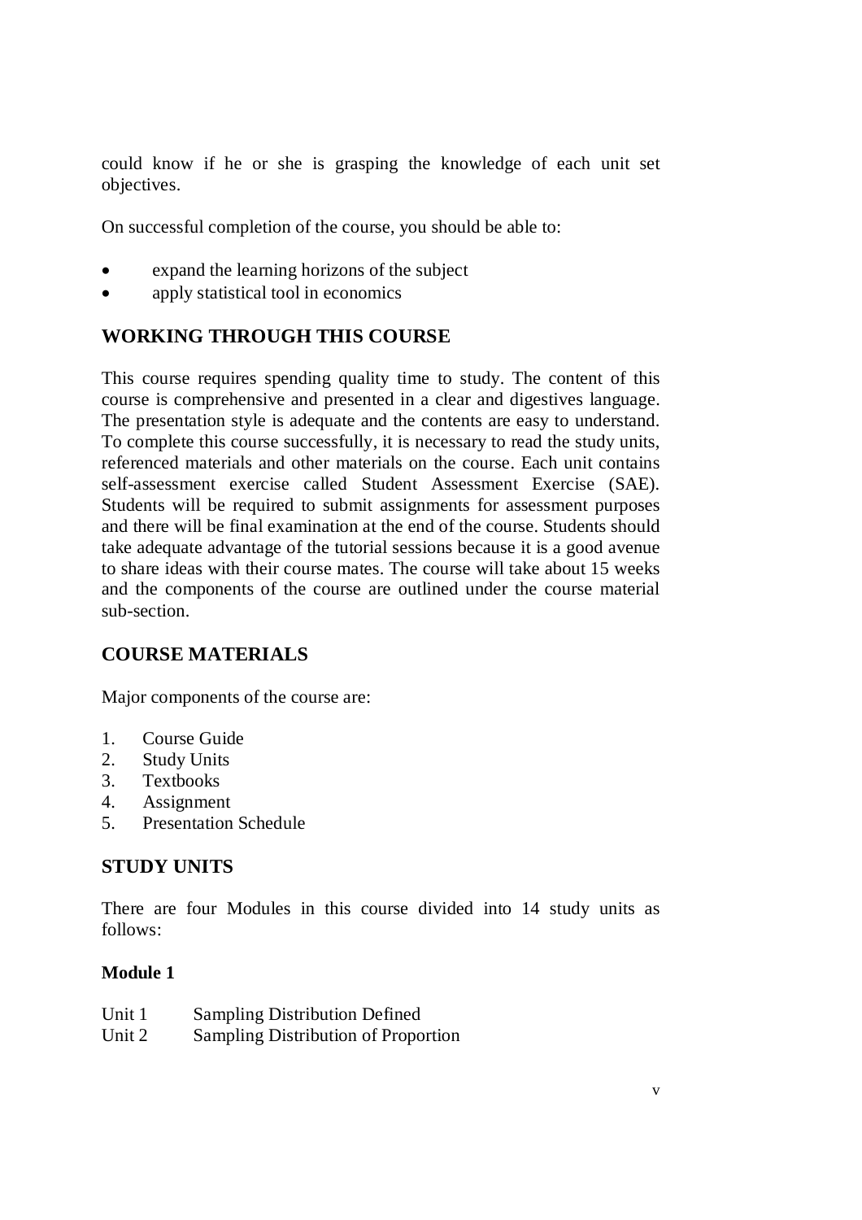could know if he or she is grasping the knowledge of each unit set objectives.

On successful completion of the course, you should be able to:

- expand the learning horizons of the subject
- apply statistical tool in economics

## WORKING THROUGH THIS COURSE

This course requires spending quality time to study. The content of this course is comprehensive and presented in a clear and digestives language. The presentation style is adequate and the contents are easy to understand. To complete this course successfully, it is necessary to read the study units, referenced materials and other materials on the course. Each unit contains self-assessment exercise called Student Assessment Exercise (SAE). Students will be required to submit assignments for assessment purposes and there will be final examination at the end of the course. Students should take adequate advantage of the tutorial sessions because it is a good avenue to share ideas with their course mates. The course will take about 15 weeks and the components of the course are outlined under the course material sub-section.

## COURSE MATERIALS

Major components of the course are:

1. Course Guide
2. Study Units
3. Textbooks
4. Assignment
5. Presentation Schedule

## STUDY UNITS

There are four Modules in this course divided into 14 study units as follows:

**Module 1**

Unit 1 Sampling Distribution Defined
Unit 2 Sampling Distribution of Proportion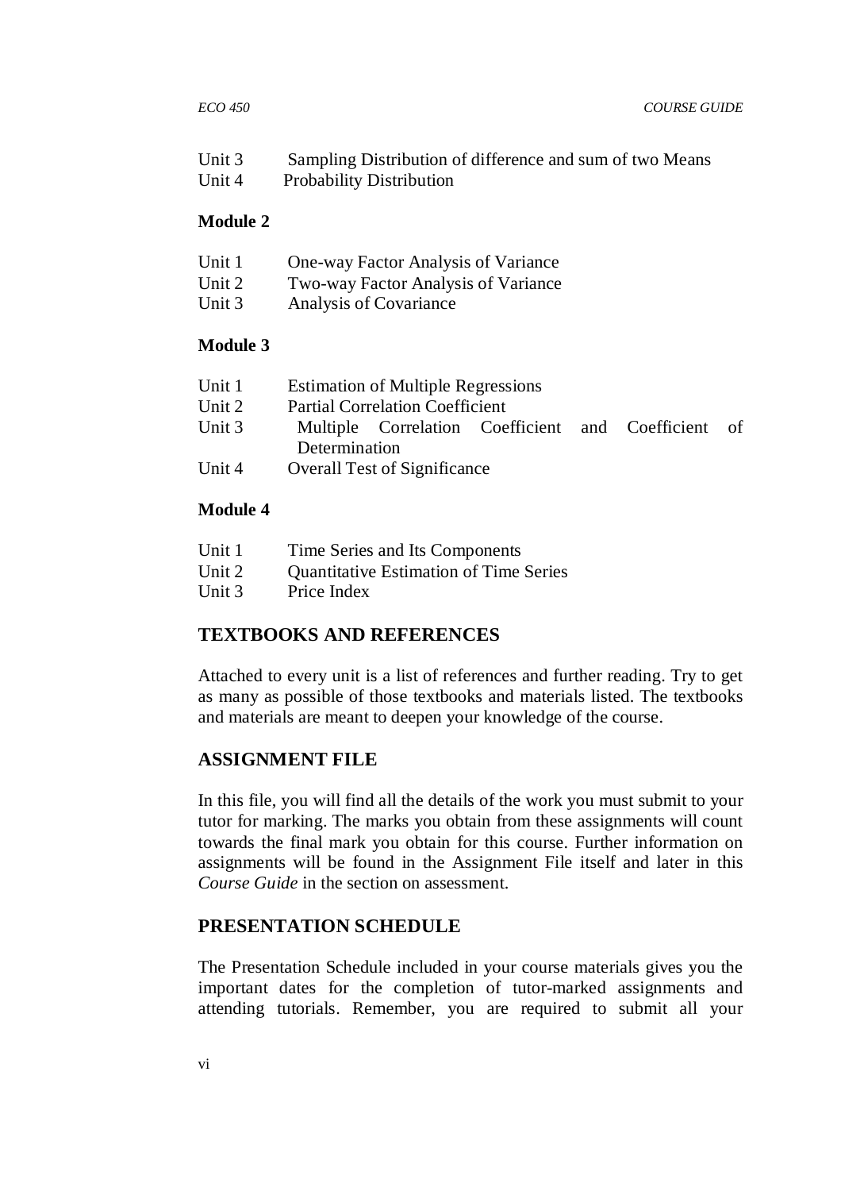Unit 3 Sampling Distribution of difference and sum of two Means
Unit 4 Probability Distribution

**Module 2**

Unit 1 One-way Factor Analysis of Variance
Unit 2 Two-way Factor Analysis of Variance
Unit 3 Analysis of Covariance

**Module 3**

Unit 1 Estimation of Multiple Regressions
Unit 2 Partial Correlation Coefficient
Unit 3 Multiple Correlation Coefficient and Coefficient of Determination
Unit 4 Overall Test of Significance

**Module 4**

Unit 1 Time Series and Its Components
Unit 2 Quantitative Estimation of Time Series
Unit 3 Price Index

## TEXTBOOKS AND REFERENCES

Attached to every unit is a list of references and further reading. Try to get as many as possible of those textbooks and materials listed. The textbooks and materials are meant to deepen your knowledge of the course.

## ASSIGNMENT FILE

In this file, you will find all the details of the work you must submit to your tutor for marking. The marks you obtain from these assignments will count towards the final mark you obtain for this course. Further information on assignments will be found in the Assignment File itself and later in this *Course Guide* in the section on assessment.

## PRESENTATION SCHEDULE

The Presentation Schedule included in your course materials gives you the important dates for the completion of tutor-marked assignments and attending tutorials. Remember, you are required to submit all your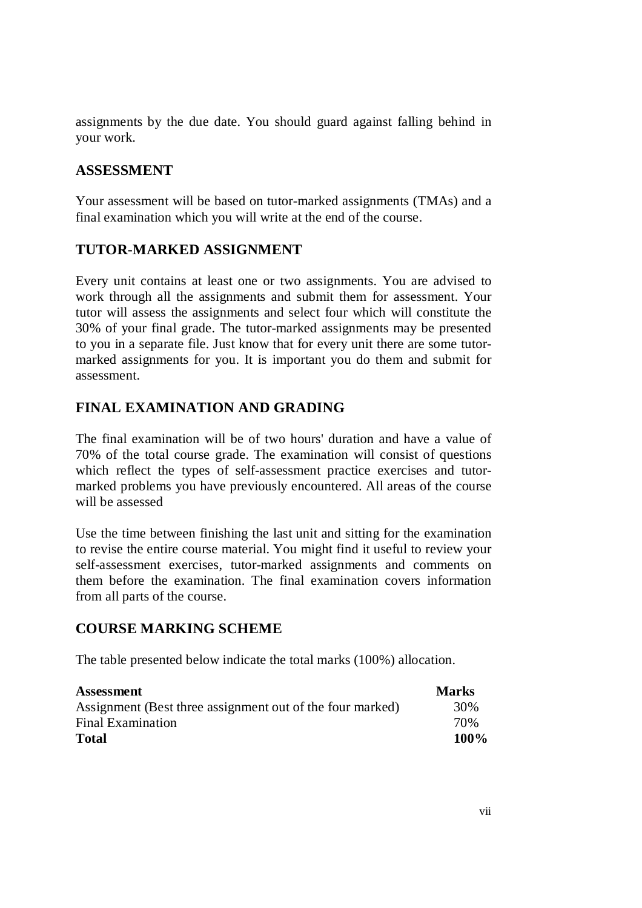assignments by the due date. You should guard against falling behind in your work.

## ASSESSMENT

Your assessment will be based on tutor-marked assignments (TMAs) and a final examination which you will write at the end of the course.

## TUTOR-MARKED ASSIGNMENT

Every unit contains at least one or two assignments. You are advised to work through all the assignments and submit them for assessment. Your tutor will assess the assignments and select four which will constitute the 30% of your final grade. The tutor-marked assignments may be presented to you in a separate file. Just know that for every unit there are some tutor-marked assignments for you. It is important you do them and submit for assessment.

## FINAL EXAMINATION AND GRADING

The final examination will be of two hours' duration and have a value of 70% of the total course grade. The examination will consist of questions which reflect the types of self-assessment practice exercises and tutor-marked problems you have previously encountered. All areas of the course will be assessed

Use the time between finishing the last unit and sitting for the examination to revise the entire course material. You might find it useful to review your self-assessment exercises, tutor-marked assignments and comments on them before the examination. The final examination covers information from all parts of the course.

## COURSE MARKING SCHEME

The table presented below indicate the total marks (100%) allocation.

| **Assessment** | **Marks** |
|---|---|
| Assignment (Best three assignment out of the four marked) | 30% |
| Final Examination | 70% |
| **Total** | **100%** |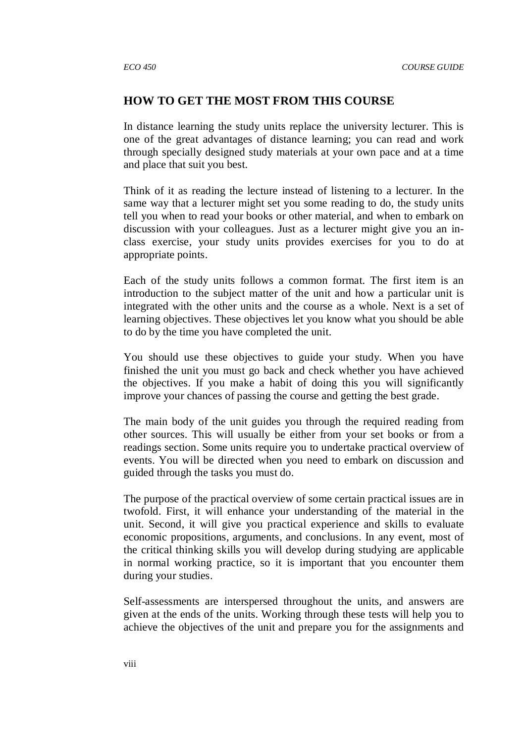## HOW TO GET THE MOST FROM THIS COURSE

In distance learning the study units replace the university lecturer. This is one of the great advantages of distance learning; you can read and work through specially designed study materials at your own pace and at a time and place that suit you best.

Think of it as reading the lecture instead of listening to a lecturer. In the same way that a lecturer might set you some reading to do, the study units tell you when to read your books or other material, and when to embark on discussion with your colleagues. Just as a lecturer might give you an in-class exercise, your study units provides exercises for you to do at appropriate points.

Each of the study units follows a common format. The first item is an introduction to the subject matter of the unit and how a particular unit is integrated with the other units and the course as a whole. Next is a set of learning objectives. These objectives let you know what you should be able to do by the time you have completed the unit.

You should use these objectives to guide your study. When you have finished the unit you must go back and check whether you have achieved the objectives. If you make a habit of doing this you will significantly improve your chances of passing the course and getting the best grade.

The main body of the unit guides you through the required reading from other sources. This will usually be either from your set books or from a readings section. Some units require you to undertake practical overview of events. You will be directed when you need to embark on discussion and guided through the tasks you must do.

The purpose of the practical overview of some certain practical issues are in twofold. First, it will enhance your understanding of the material in the unit. Second, it will give you practical experience and skills to evaluate economic propositions, arguments, and conclusions. In any event, most of the critical thinking skills you will develop during studying are applicable in normal working practice, so it is important that you encounter them during your studies.

Self-assessments are interspersed throughout the units, and answers are given at the ends of the units. Working through these tests will help you to achieve the objectives of the unit and prepare you for the assignments and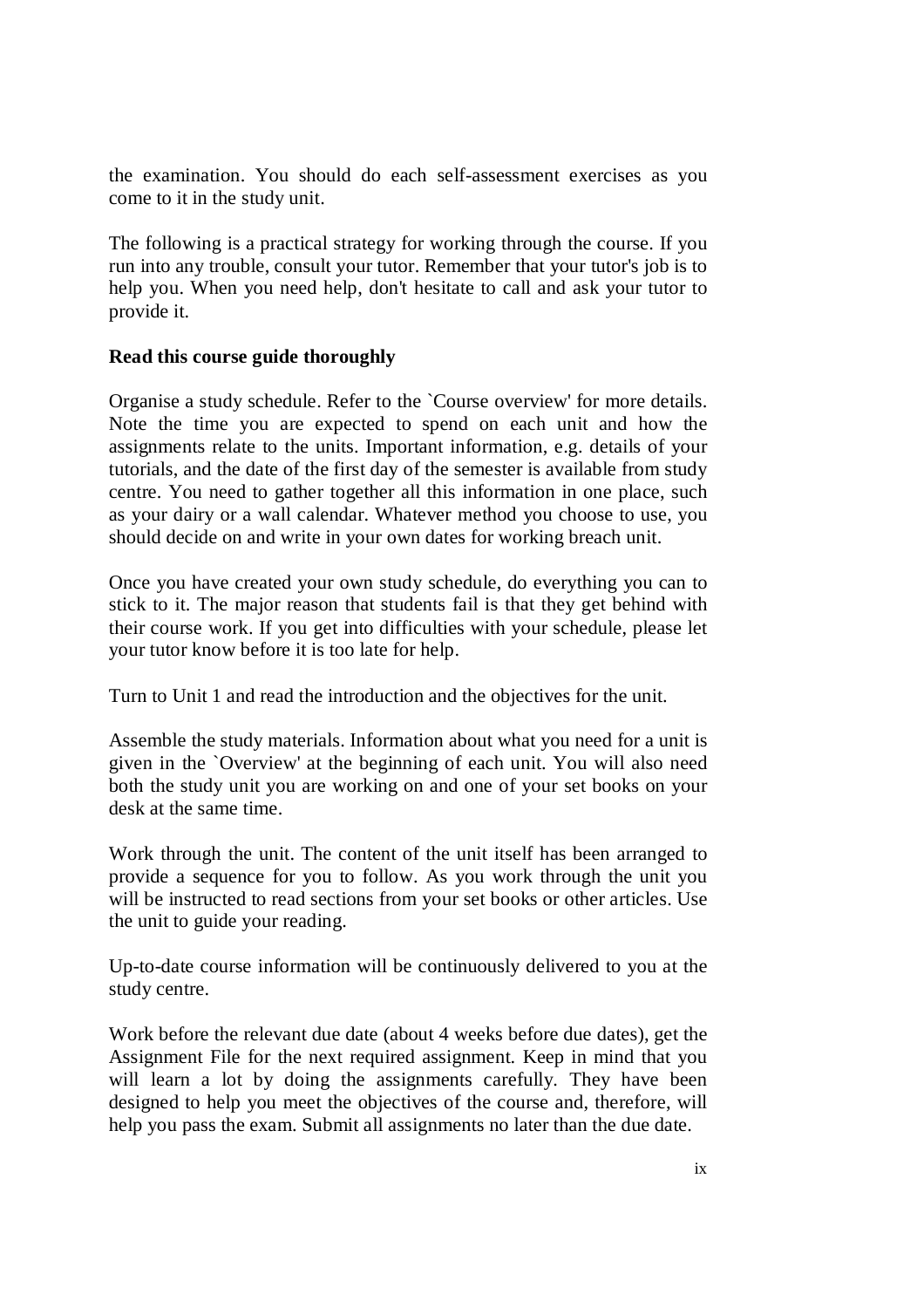the examination. You should do each self-assessment exercises as you come to it in the study unit.

The following is a practical strategy for working through the course. If you run into any trouble, consult your tutor. Remember that your tutor's job is to help you. When you need help, don't hesitate to call and ask your tutor to provide it.

**Read this course guide thoroughly**

Organise a study schedule. Refer to the `Course overview' for more details. Note the time you are expected to spend on each unit and how the assignments relate to the units. Important information, e.g. details of your tutorials, and the date of the first day of the semester is available from study centre. You need to gather together all this information in one place, such as your dairy or a wall calendar. Whatever method you choose to use, you should decide on and write in your own dates for working breach unit.

Once you have created your own study schedule, do everything you can to stick to it. The major reason that students fail is that they get behind with their course work. If you get into difficulties with your schedule, please let your tutor know before it is too late for help.

Turn to Unit 1 and read the introduction and the objectives for the unit.

Assemble the study materials. Information about what you need for a unit is given in the `Overview' at the beginning of each unit. You will also need both the study unit you are working on and one of your set books on your desk at the same time.

Work through the unit. The content of the unit itself has been arranged to provide a sequence for you to follow. As you work through the unit you will be instructed to read sections from your set books or other articles. Use the unit to guide your reading.

Up-to-date course information will be continuously delivered to you at the study centre.

Work before the relevant due date (about 4 weeks before due dates), get the Assignment File for the next required assignment. Keep in mind that you will learn a lot by doing the assignments carefully. They have been designed to help you meet the objectives of the course and, therefore, will help you pass the exam. Submit all assignments no later than the due date.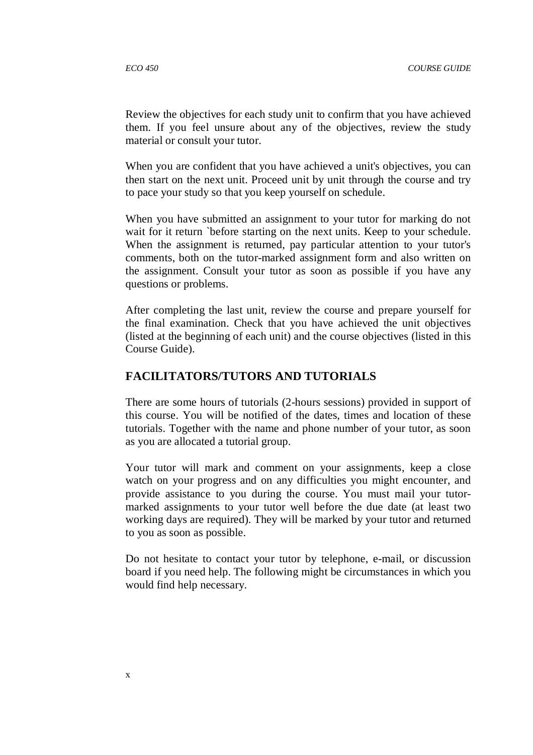Review the objectives for each study unit to confirm that you have achieved them. If you feel unsure about any of the objectives, review the study material or consult your tutor.

When you are confident that you have achieved a unit's objectives, you can then start on the next unit. Proceed unit by unit through the course and try to pace your study so that you keep yourself on schedule.

When you have submitted an assignment to your tutor for marking do not wait for it return `before starting on the next units. Keep to your schedule. When the assignment is returned, pay particular attention to your tutor's comments, both on the tutor-marked assignment form and also written on the assignment. Consult your tutor as soon as possible if you have any questions or problems.

After completing the last unit, review the course and prepare yourself for the final examination. Check that you have achieved the unit objectives (listed at the beginning of each unit) and the course objectives (listed in this Course Guide).

## FACILITATORS/TUTORS AND TUTORIALS

There are some hours of tutorials (2-hours sessions) provided in support of this course. You will be notified of the dates, times and location of these tutorials. Together with the name and phone number of your tutor, as soon as you are allocated a tutorial group.

Your tutor will mark and comment on your assignments, keep a close watch on your progress and on any difficulties you might encounter, and provide assistance to you during the course. You must mail your tutor-marked assignments to your tutor well before the due date (at least two working days are required). They will be marked by your tutor and returned to you as soon as possible.

Do not hesitate to contact your tutor by telephone, e-mail, or discussion board if you need help. The following might be circumstances in which you would find help necessary.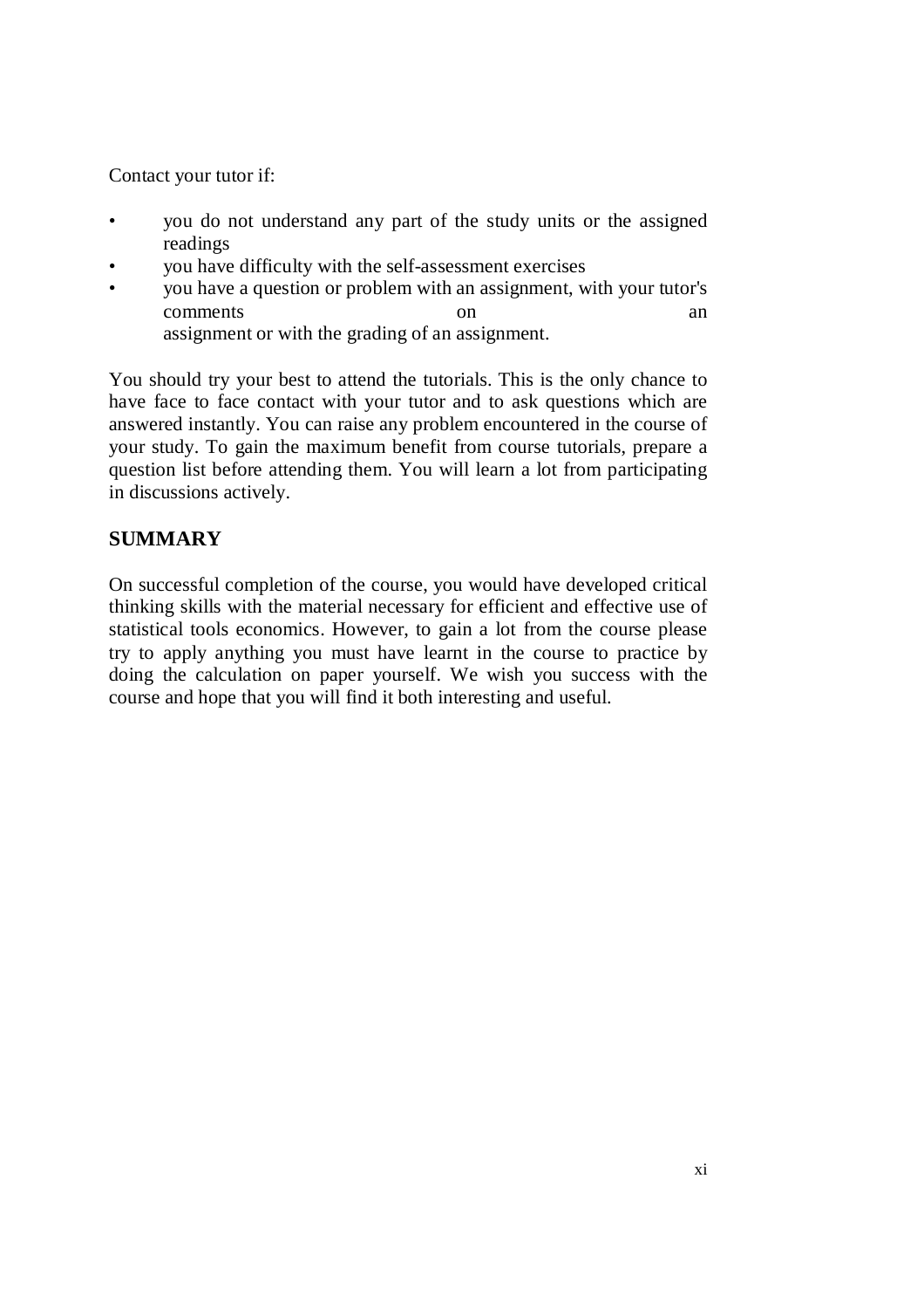Contact your tutor if:

- you do not understand any part of the study units or the assigned readings
- you have difficulty with the self-assessment exercises
- you have a question or problem with an assignment, with your tutor's comments on an assignment or with the grading of an assignment.

You should try your best to attend the tutorials. This is the only chance to have face to face contact with your tutor and to ask questions which are answered instantly. You can raise any problem encountered in the course of your study. To gain the maximum benefit from course tutorials, prepare a question list before attending them. You will learn a lot from participating in discussions actively.

## SUMMARY

On successful completion of the course, you would have developed critical thinking skills with the material necessary for efficient and effective use of statistical tools economics. However, to gain a lot from the course please try to apply anything you must have learnt in the course to practice by doing the calculation on paper yourself. We wish you success with the course and hope that you will find it both interesting and useful.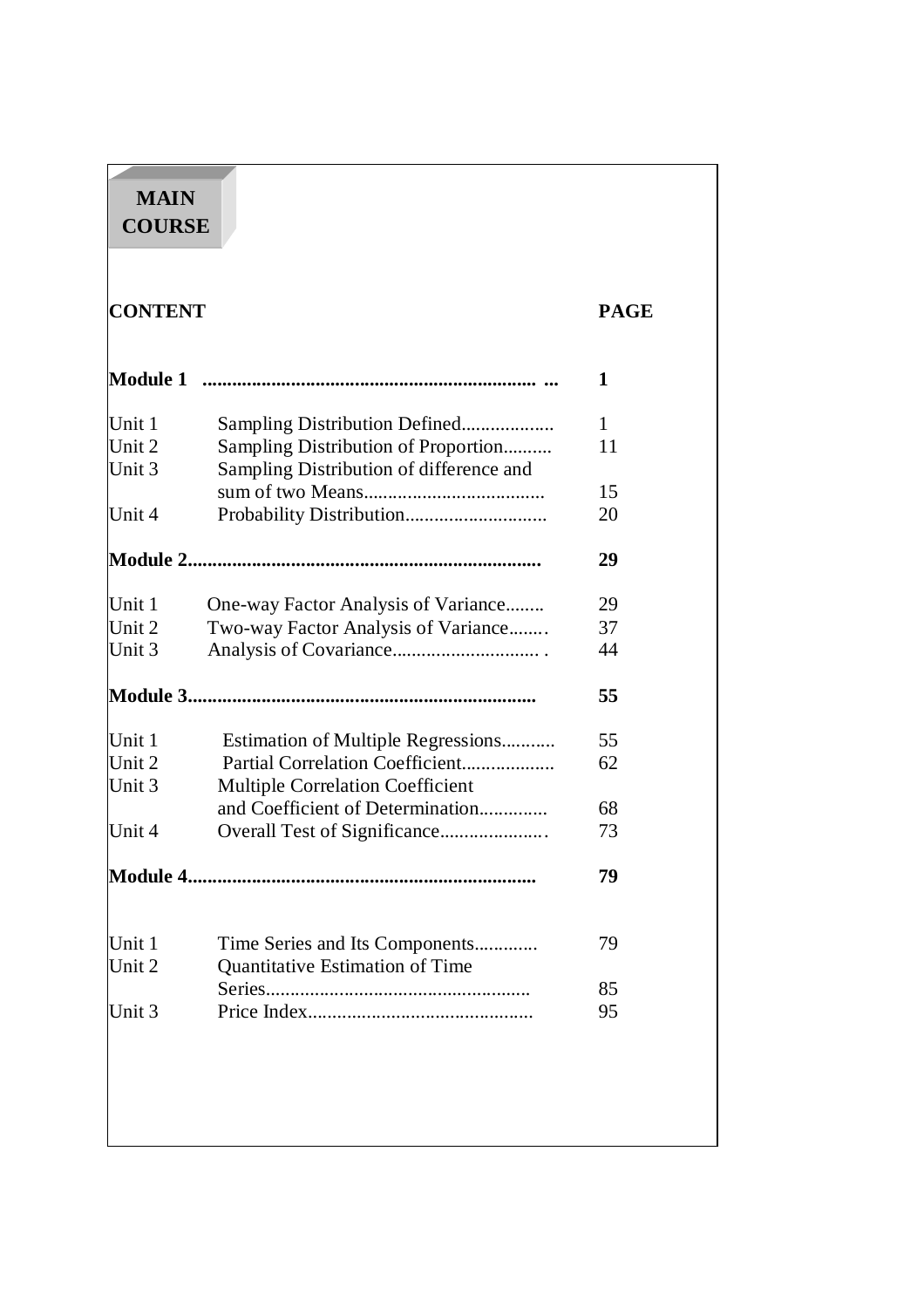# MAIN COURSE

| CONTENT | | PAGE |
|---|---|---|
| **Module 1** | | **1** |
| Unit 1 | Sampling Distribution Defined | 1 |
| Unit 2 | Sampling Distribution of Proportion | 11 |
| Unit 3 | Sampling Distribution of difference and sum of two Means | 15 |
| Unit 4 | Probability Distribution | 20 |
| **Module 2** | | **29** |
| Unit 1 | One-way Factor Analysis of Variance | 29 |
| Unit 2 | Two-way Factor Analysis of Variance | 37 |
| Unit 3 | Analysis of Covariance | 44 |
| **Module 3** | | **55** |
| Unit 1 | Estimation of Multiple Regressions | 55 |
| Unit 2 | Partial Correlation Coefficient | 62 |
| Unit 3 | Multiple Correlation Coefficient and Coefficient of Determination | 68 |
| Unit 4 | Overall Test of Significance | 73 |
| **Module 4** | | **79** |
| Unit 1 | Time Series and Its Components | 79 |
| Unit 2 | Quantitative Estimation of Time Series | 85 |
| Unit 3 | Price Index | 95 |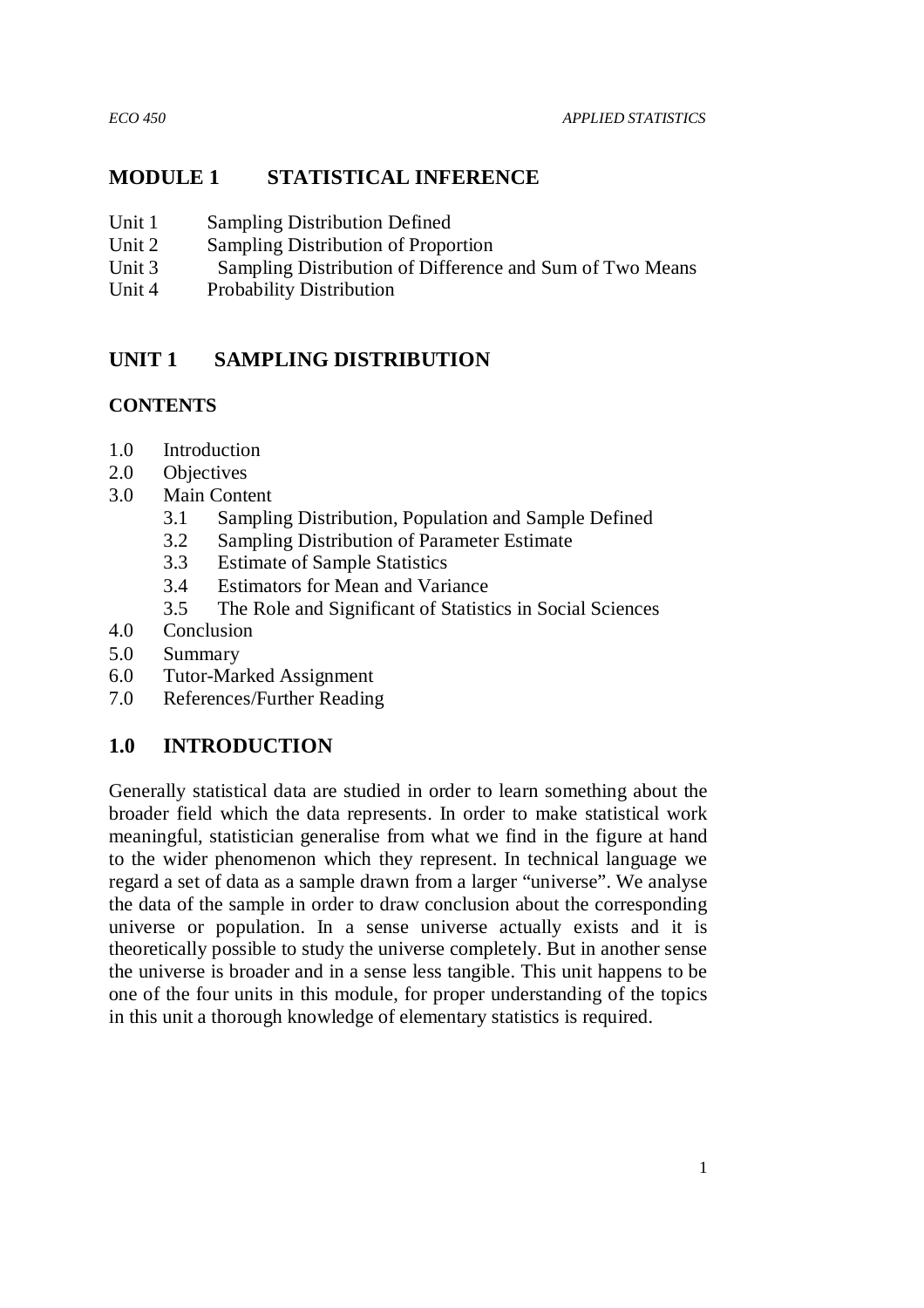# MODULE 1 STATISTICAL INFERENCE

Unit 1 Sampling Distribution Defined
Unit 2 Sampling Distribution of Proportion
Unit 3 Sampling Distribution of Difference and Sum of Two Means
Unit 4 Probability Distribution

## UNIT 1 SAMPLING DISTRIBUTION

### CONTENTS

- 1.0 Introduction
- 2.0 Objectives
- 3.0 Main Content
  - 3.1 Sampling Distribution, Population and Sample Defined
  - 3.2 Sampling Distribution of Parameter Estimate
  - 3.3 Estimate of Sample Statistics
  - 3.4 Estimators for Mean and Variance
  - 3.5 The Role and Significant of Statistics in Social Sciences
- 4.0 Conclusion
- 5.0 Summary
- 6.0 Tutor-Marked Assignment
- 7.0 References/Further Reading

## 1.0 INTRODUCTION

Generally statistical data are studied in order to learn something about the broader field which the data represents. In order to make statistical work meaningful, statistician generalise from what we find in the figure at hand to the wider phenomenon which they represent. In technical language we regard a set of data as a sample drawn from a larger "universe". We analyse the data of the sample in order to draw conclusion about the corresponding universe or population. In a sense universe actually exists and it is theoretically possible to study the universe completely. But in another sense the universe is broader and in a sense less tangible. This unit happens to be one of the four units in this module, for proper understanding of the topics in this unit a thorough knowledge of elementary statistics is required.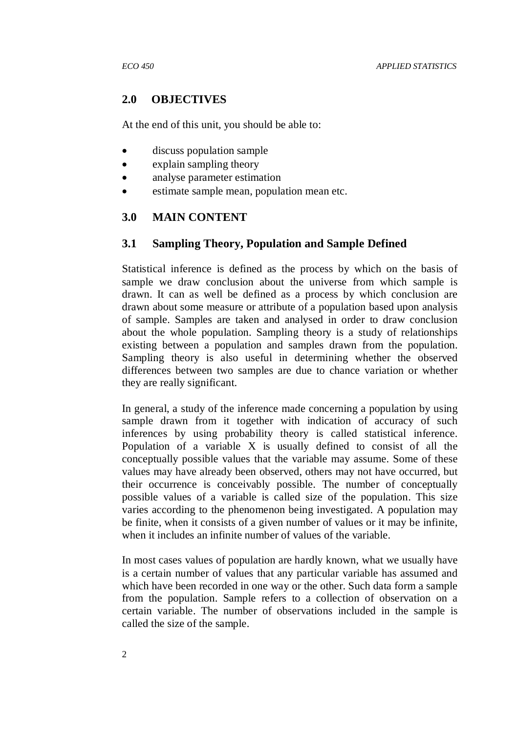## 2.0 OBJECTIVES

At the end of this unit, you should be able to:

- discuss population sample
- explain sampling theory
- analyse parameter estimation
- estimate sample mean, population mean etc.

## 3.0 MAIN CONTENT

### 3.1 Sampling Theory, Population and Sample Defined

Statistical inference is defined as the process by which on the basis of sample we draw conclusion about the universe from which sample is drawn. It can as well be defined as a process by which conclusion are drawn about some measure or attribute of a population based upon analysis of sample. Samples are taken and analysed in order to draw conclusion about the whole population. Sampling theory is a study of relationships existing between a population and samples drawn from the population. Sampling theory is also useful in determining whether the observed differences between two samples are due to chance variation or whether they are really significant.

In general, a study of the inference made concerning a population by using sample drawn from it together with indication of accuracy of such inferences by using probability theory is called statistical inference. Population of a variable X is usually defined to consist of all the conceptually possible values that the variable may assume. Some of these values may have already been observed, others may not have occurred, but their occurrence is conceivably possible. The number of conceptually possible values of a variable is called size of the population. This size varies according to the phenomenon being investigated. A population may be finite, when it consists of a given number of values or it may be infinite, when it includes an infinite number of values of the variable.

In most cases values of population are hardly known, what we usually have is a certain number of values that any particular variable has assumed and which have been recorded in one way or the other. Such data form a sample from the population. Sample refers to a collection of observation on a certain variable. The number of observations included in the sample is called the size of the sample.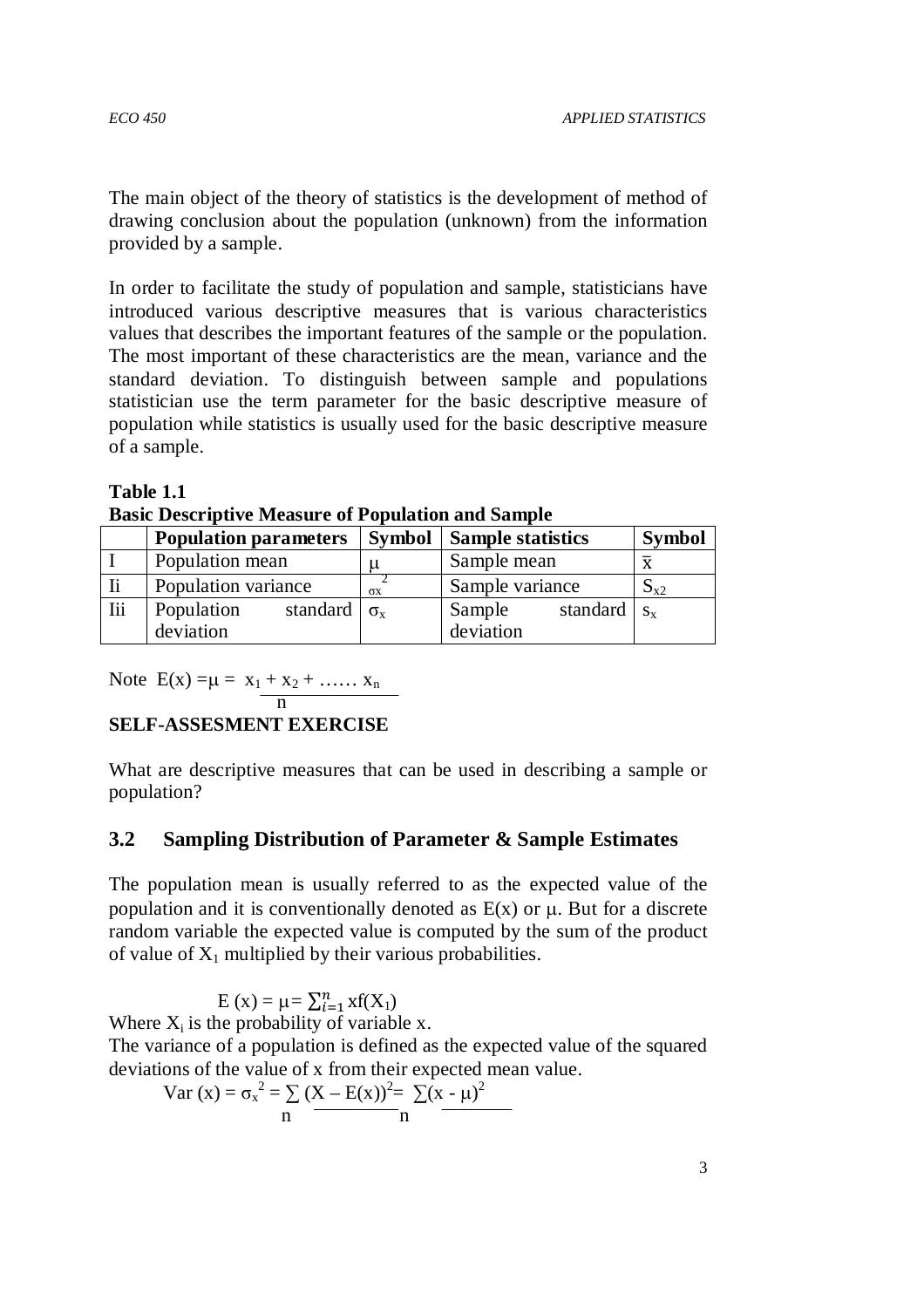The main object of the theory of statistics is the development of method of drawing conclusion about the population (unknown) from the information provided by a sample.

In order to facilitate the study of population and sample, statisticians have introduced various descriptive measures that is various characteristics values that describes the important features of the sample or the population. The most important of these characteristics are the mean, variance and the standard deviation. To distinguish between sample and populations statistician use the term parameter for the basic descriptive measure of population while statistics is usually used for the basic descriptive measure of a sample.

**Table 1.1**
**Basic Descriptive Measure of Population and Sample**

| | **Population parameters** | **Symbol** | **Sample statistics** | **Symbol** |
|---|---|---|---|---|
| I | Population mean | $\mu$ | Sample mean | $\bar{x}$ |
| Ii | Population variance | $\sigma_x^2$ | Sample variance | $S_{x2}$ |
| Iii | Population standard deviation | $\sigma_x$ | Sample standard deviation | $s_x$ |

Note $E(x) = \mu = \frac{x_1 + x_2 + \ldots\ldots x_n}{n}$

**SELF-ASSESMENT EXERCISE**

What are descriptive measures that can be used in describing a sample or population?

## 3.2 Sampling Distribution of Parameter & Sample Estimates

The population mean is usually referred to as the expected value of the population and it is conventionally denoted as $E(x)$ or $\mu$. But for a discrete random variable the expected value is computed by the sum of the product of value of $X_1$ multiplied by their various probabilities.

$$E(x) = \mu = \sum_{i=1}^{n} xf(X_1)$$

Where $X_i$ is the probability of variable x.

The variance of a population is defined as the expected value of the squared deviations of the value of x from their expected mean value.

$$Var(x) = \sigma_x^2 = \frac{\sum (X - E(x))^2}{n} = \frac{\sum (x - \mu)^2}{n}$$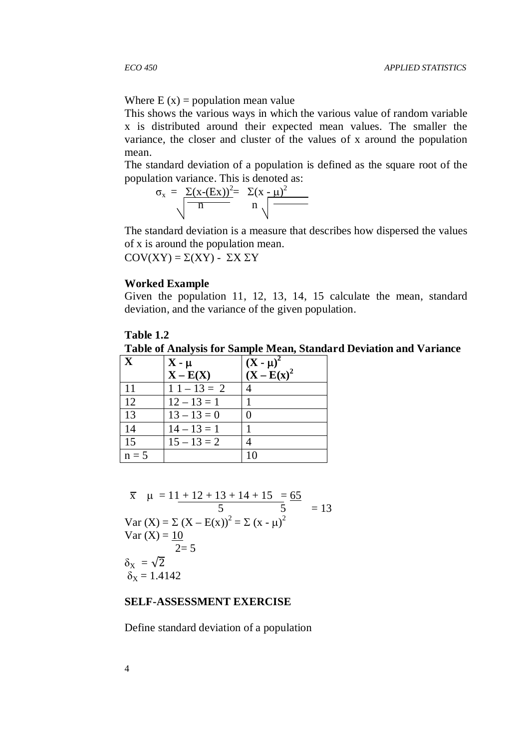Where E (x) = population mean value

This shows the various ways in which the various value of random variable x is distributed around their expected mean values. The smaller the variance, the closer and cluster of the values of x around the population mean.

The standard deviation of a population is defined as the square root of the population variance. This is denoted as:

$$\sigma_x = \sqrt{\frac{\Sigma(x-(Ex))^2}{n}} = \sqrt{\frac{\Sigma(x - \mu)^2}{n}}$$

The standard deviation is a measure that describes how dispersed the values of x is around the population mean.

$COV(XY) = \Sigma(XY) - \Sigma X \, \Sigma Y$

**Worked Example**

Given the population 11, 12, 13, 14, 15 calculate the mean, standard deviation, and the variance of the given population.

**Table 1.2**

**Table of Analysis for Sample Mean, Standard Deviation and Variance**

| **X** | **$X - \mu$** <br> **$X - E(X)$** | **$(X - \mu)^2$** <br> **$(X - E(x)^2$** |
|---|---|---|
| 11 | 1 1 – 13 = 2 | 4 |
| 12 | 12 – 13 = 1 | 1 |
| 13 | 13 – 13 = 0 | 0 |
| 14 | 14 – 13 = 1 | 1 |
| 15 | 15 – 13 = 2 | 4 |
| n = 5 | | 10 |

$$\bar{x} \quad \mu = \frac{11 + 12 + 13 + 14 + 15}{5} = \frac{65}{5} = 13$$

$\text{Var}(X) = \Sigma (X - E(x))^2 = \Sigma (x - \mu)^2$

$\text{Var}(X) = \frac{10}{2} = 5$

$\delta_X = \sqrt{2}$

$\delta_X = 1.4142$

**SELF-ASSESSMENT EXERCISE**

Define standard deviation of a population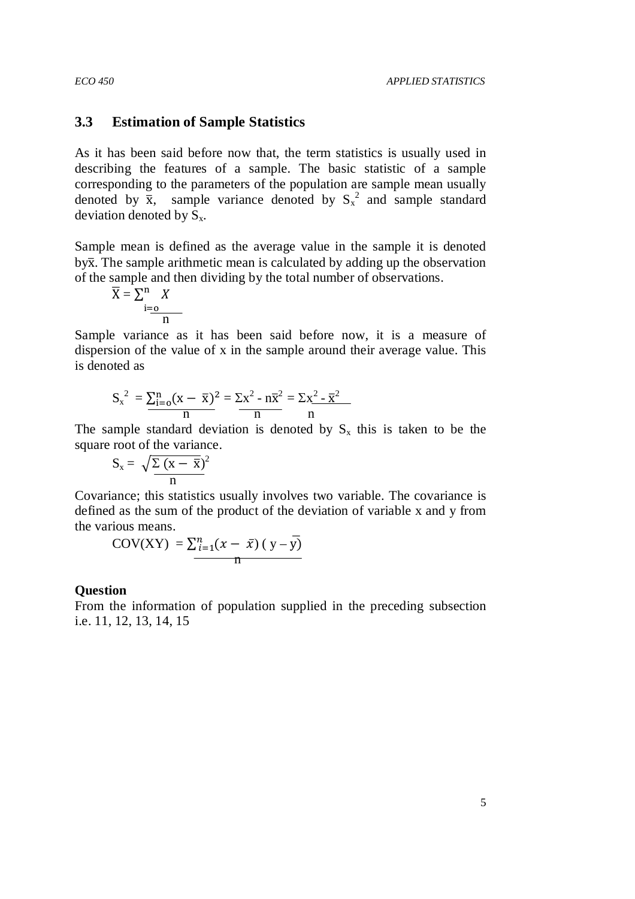## 3.3 Estimation of Sample Statistics

As it has been said before now that, the term statistics is usually used in describing the features of a sample. The basic statistic of a sample corresponding to the parameters of the population are sample mean usually denoted by $\bar{x}$, sample variance denoted by $S_x^2$ and sample standard deviation denoted by $S_x$.

Sample mean is defined as the average value in the sample it is denoted by$\bar{x}$. The sample arithmetic mean is calculated by adding up the observation of the sample and then dividing by the total number of observations.

$$\bar{X} = \frac{\sum_{i=o}^{n} X}{n}$$

Sample variance as it has been said before now, it is a measure of dispersion of the value of x in the sample around their average value. This is denoted as

$$S_x^2 = \frac{\sum_{i=o}^{n}(x - \bar{x})^2}{n} = \frac{\Sigma x^2 - n\bar{x}^2}{n} = \frac{\Sigma x^2 - \bar{x}^2}{n}$$

The sample standard deviation is denoted by $S_x$ this is taken to be the square root of the variance.

$$S_x = \sqrt{\frac{\Sigma (x - \bar{x})^2}{n}}$$

Covariance; this statistics usually involves two variable. The covariance is defined as the sum of the product of the deviation of variable x and y from the various means.

$$COV(XY) = \frac{\sum_{i=1}^{n}(x - \bar{x})(y - \bar{y})}{n}$$

**Question**

From the information of population supplied in the preceding subsection i.e. 11, 12, 13, 14, 15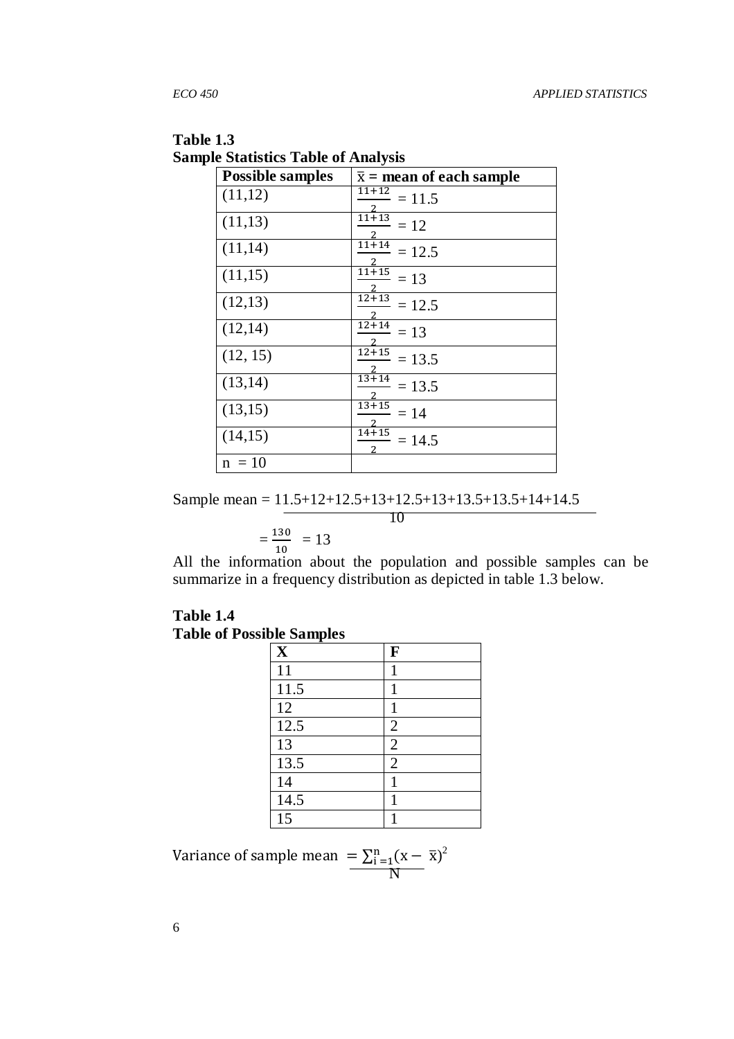**Table 1.3**
**Sample Statistics Table of Analysis**

| Possible samples | $\bar{x}$ = mean of each sample |
|---|---|
| (11,12) | $\frac{11+12}{2} = 11.5$ |
| (11,13) | $\frac{11+13}{2} = 12$ |
| (11,14) | $\frac{11+14}{2} = 12.5$ |
| (11,15) | $\frac{11+15}{2} = 13$ |
| (12,13) | $\frac{12+13}{2} = 12.5$ |
| (12,14) | $\frac{12+14}{2} = 13$ |
| (12, 15) | $\frac{12+15}{2} = 13.5$ |
| (13,14) | $\frac{13+14}{2} = 13.5$ |
| (13,15) | $\frac{13+15}{2} = 14$ |
| (14,15) | $\frac{14+15}{2} = 14.5$ |
| n = 10 | |

$$\text{Sample mean} = \frac{11.5+12+12.5+13+12.5+13+13.5+13.5+14+14.5}{10}$$

$$= \frac{130}{10} = 13$$

All the information about the population and possible samples can be summarize in a frequency distribution as depicted in table 1.3 below.

**Table 1.4**
**Table of Possible Samples**

| X | F |
|---|---|
| 11 | 1 |
| 11.5 | 1 |
| 12 | 1 |
| 12.5 | 2 |
| 13 | 2 |
| 13.5 | 2 |
| 14 | 1 |
| 14.5 | 1 |
| 15 | 1 |

$$\text{Variance of sample mean } = \frac{\sum_{i=1}^{n}(x - \bar{x})^2}{N}$$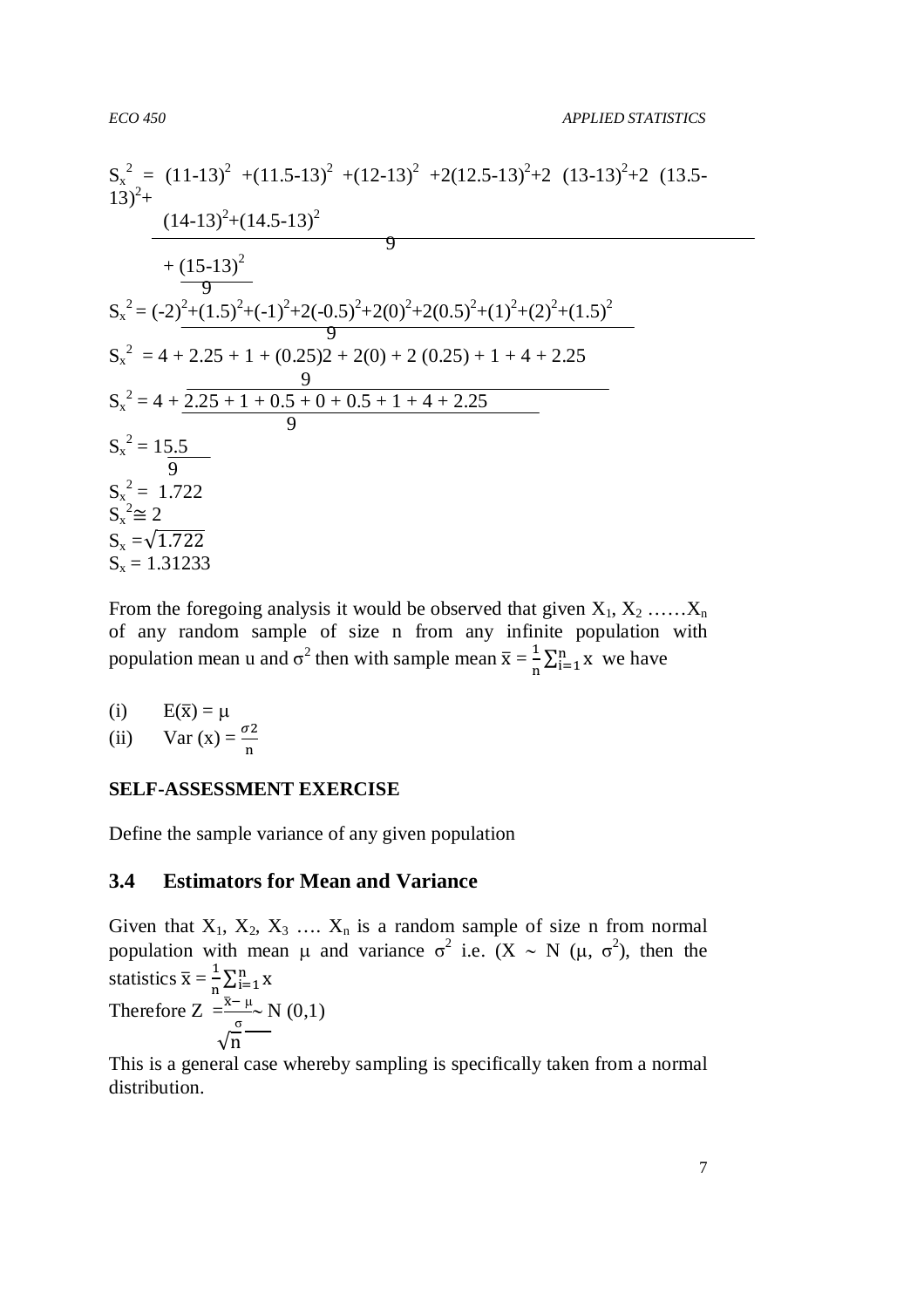$$S_x^2 = \frac{(11-13)^2 + (11.5-13)^2 + (12-13)^2 + 2(12.5-13)^2 + 2\ (13-13)^2 + 2\ (13.5-13)^2 + (14-13)^2 + (14.5-13)^2}{9}$$

$$+ \frac{(15-13)^2}{9}$$

$$S_x^2 = \frac{(-2)^2 + (1.5)^2 + (-1)^2 + 2(-0.5)^2 + 2(0)^2 + 2(0.5)^2 + (1)^2 + (2)^2 + (1.5)^2}{9}$$

$$S_x^2 = \frac{4 + 2.25 + 1 + (0.25)2 + 2(0) + 2\ (0.25) + 1 + 4 + 2.25}{9}$$

$$S_x^2 = \frac{4 + 2.25 + 1 + 0.5 + 0 + 0.5 + 1 + 4 + 2.25}{9}$$

$$S_x^2 = \frac{15.5}{9}$$

$$S_x^2 = 1.722$$

$$S_x^2 \cong 2$$

$$S_x = \sqrt{1.722}$$

$$S_x = 1.31233$$

From the foregoing analysis it would be observed that given $X_1, X_2 \ldots\ldots X_n$ of any random sample of size n from any infinite population with population mean u and $\sigma^2$ then with sample mean $\bar{x} = \frac{1}{n}\sum_{i=1}^{n} x$ we have

(i) $E(\bar{x}) = \mu$

(ii) $\text{Var}\ (x) = \frac{\sigma 2}{n}$

**SELF-ASSESSMENT EXERCISE**

Define the sample variance of any given population

## 3.4 Estimators for Mean and Variance

Given that $X_1, X_2, X_3 \ldots. X_n$ is a random sample of size n from normal population with mean $\mu$ and variance $\sigma^2$ i.e. $(X \sim N\ (\mu, \sigma^2)$, then the statistics $\bar{x} = \frac{1}{n}\sum_{i=1}^{n} x$

Therefore $Z = \frac{\bar{x} - \mu}{\frac{\sigma}{\sqrt{n}}} \sim N\ (0,1)$

This is a general case whereby sampling is specifically taken from a normal distribution.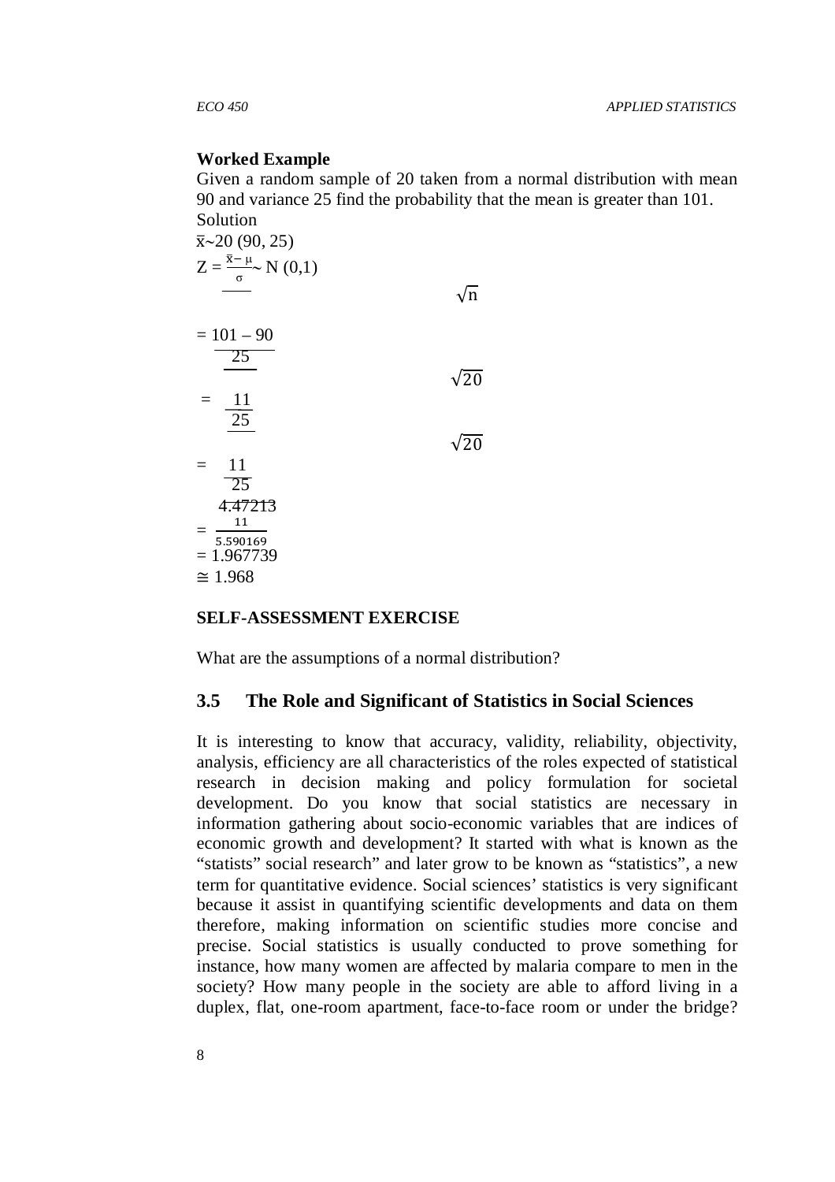**Worked Example**

Given a random sample of 20 taken from a normal distribution with mean 90 and variance 25 find the probability that the mean is greater than 101.

Solution

$\bar{x} \sim 20\ (90, 25)$

$$Z = \frac{\bar{x} - \mu}{\frac{\sigma}{\sqrt{n}}} \sim N(0,1)$$

$$= \frac{101 - 90}{\frac{25}{\sqrt{20}}}$$

$$= \frac{11}{\frac{25}{\sqrt{20}}}$$

$$= \frac{11}{\frac{25}{4.47213}}$$

$$= \frac{11}{5.590169}$$

$= 1.967739$

$\cong 1.968$

**SELF-ASSESSMENT EXERCISE**

What are the assumptions of a normal distribution?

## 3.5 The Role and Significant of Statistics in Social Sciences

It is interesting to know that accuracy, validity, reliability, objectivity, analysis, efficiency are all characteristics of the roles expected of statistical research in decision making and policy formulation for societal development. Do you know that social statistics are necessary in information gathering about socio-economic variables that are indices of economic growth and development? It started with what is known as the "statists' social research" and later grow to be known as "statistics", a new term for quantitative evidence. Social sciences' statistics is very significant because it assist in quantifying scientific developments and data on them therefore, making information on scientific studies more concise and precise. Social statistics is usually conducted to prove something for instance, how many women are affected by malaria compare to men in the society? How many people in the society are able to afford living in a duplex, flat, one-room apartment, face-to-face room or under the bridge?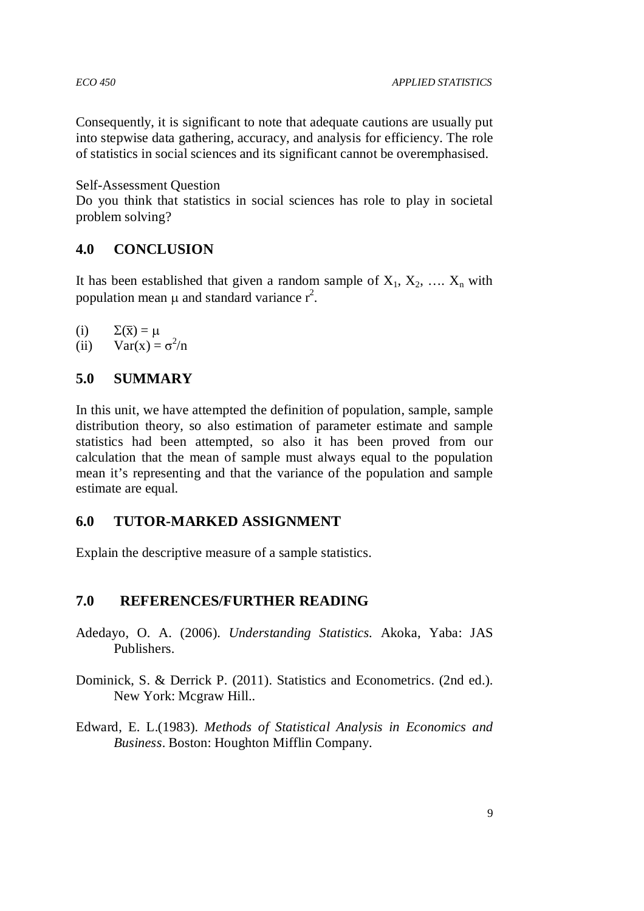Consequently, it is significant to note that adequate cautions are usually put into stepwise data gathering, accuracy, and analysis for efficiency. The role of statistics in social sciences and its significant cannot be overemphasised.

Self-Assessment Question

Do you think that statistics in social sciences has role to play in societal problem solving?

## 4.0 CONCLUSION

It has been established that given a random sample of $X_1$, $X_2$, …. $X_n$ with population mean $\mu$ and standard variance $r^2$.

(i) $\Sigma(\overline{x}) = \mu$

(ii) $Var(x) = \sigma^2/n$

## 5.0 SUMMARY

In this unit, we have attempted the definition of population, sample, sample distribution theory, so also estimation of parameter estimate and sample statistics had been attempted, so also it has been proved from our calculation that the mean of sample must always equal to the population mean it's representing and that the variance of the population and sample estimate are equal.

## 6.0 TUTOR-MARKED ASSIGNMENT

Explain the descriptive measure of a sample statistics.

## 7.0 REFERENCES/FURTHER READING

Adedayo, O. A. (2006). *Understanding Statistics.* Akoka, Yaba: JAS Publishers.

Dominick, S. & Derrick P. (2011). Statistics and Econometrics. (2nd ed.). New York: Mcgraw Hill..

Edward, E. L.(1983). *Methods of Statistical Analysis in Economics and Business*. Boston: Houghton Mifflin Company.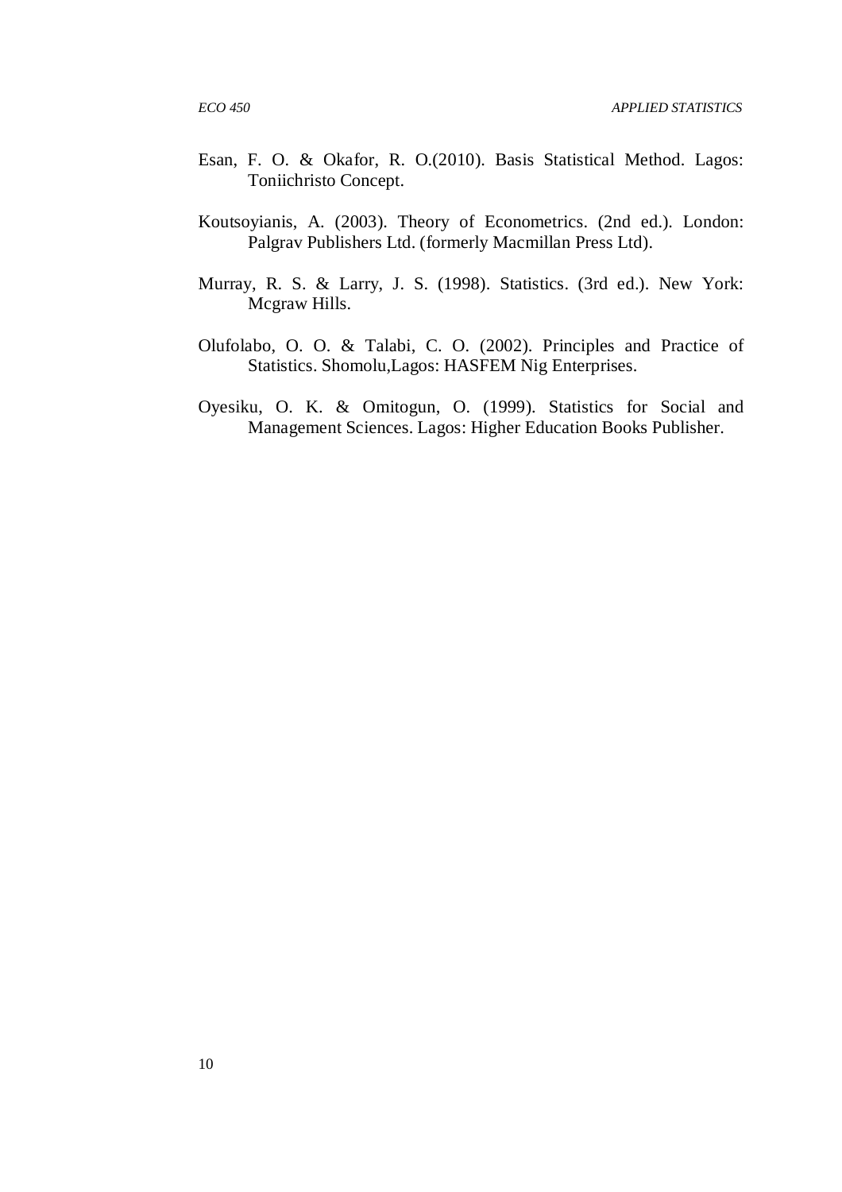Esan, F. O. & Okafor, R. O.(2010). Basis Statistical Method. Lagos: Toniichristo Concept.

Koutsoyianis, A. (2003). Theory of Econometrics. (2nd ed.). London: Palgrav Publishers Ltd. (formerly Macmillan Press Ltd).

Murray, R. S. & Larry, J. S. (1998). Statistics. (3rd ed.). New York: Mcgraw Hills.

Olufolabo, O. O. & Talabi, C. O. (2002). Principles and Practice of Statistics. Shomolu,Lagos: HASFEM Nig Enterprises.

Oyesiku, O. K. & Omitogun, O. (1999). Statistics for Social and Management Sciences. Lagos: Higher Education Books Publisher.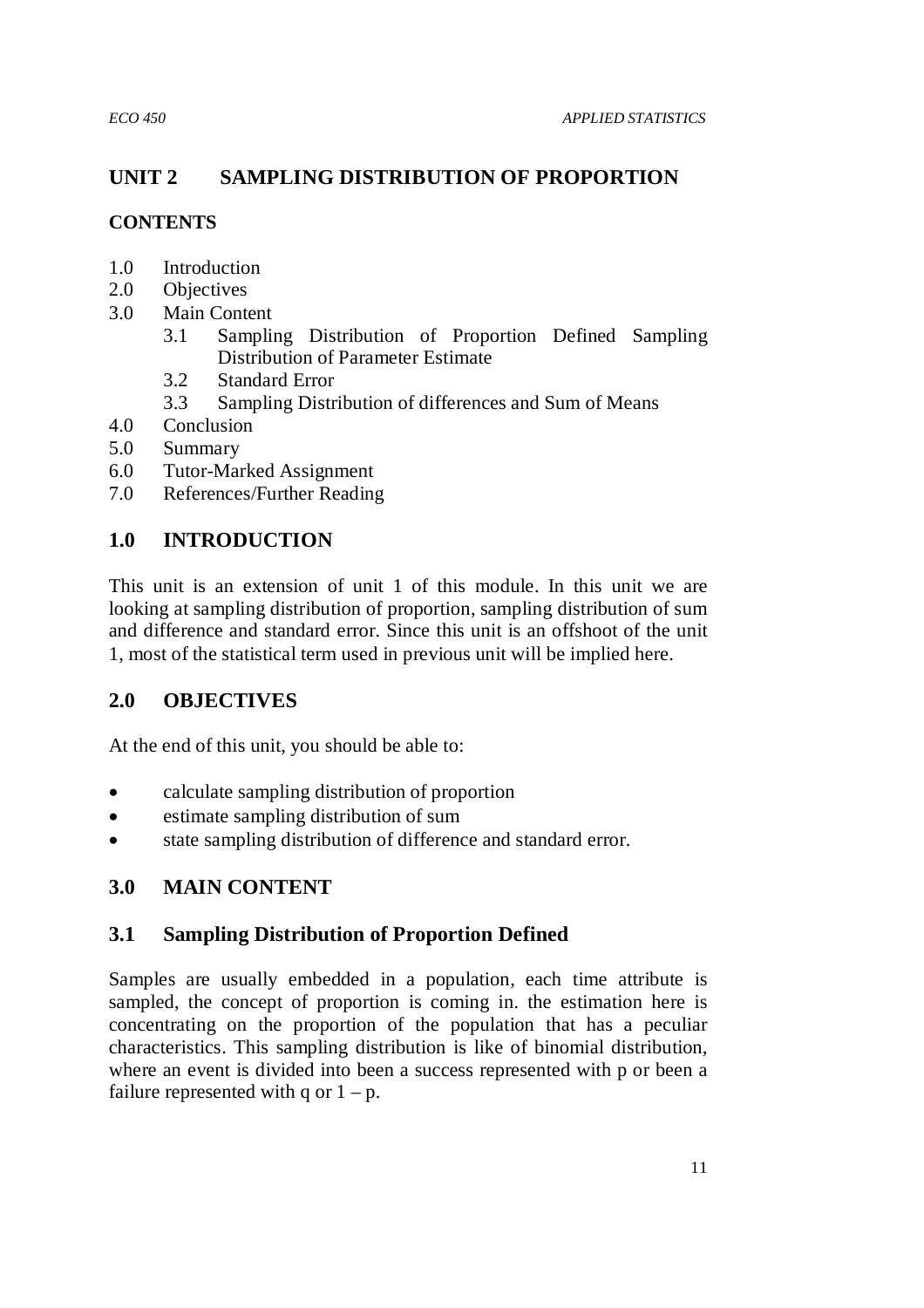## UNIT 2 SAMPLING DISTRIBUTION OF PROPORTION

### CONTENTS

1.0 Introduction
2.0 Objectives
3.0 Main Content
  3.1 Sampling Distribution of Proportion Defined Sampling Distribution of Parameter Estimate
  3.2 Standard Error
  3.3 Sampling Distribution of differences and Sum of Means
4.0 Conclusion
5.0 Summary
6.0 Tutor-Marked Assignment
7.0 References/Further Reading

## 1.0 INTRODUCTION

This unit is an extension of unit 1 of this module. In this unit we are looking at sampling distribution of proportion, sampling distribution of sum and difference and standard error. Since this unit is an offshoot of the unit 1, most of the statistical term used in previous unit will be implied here.

## 2.0 OBJECTIVES

At the end of this unit, you should be able to:

- calculate sampling distribution of proportion
- estimate sampling distribution of sum
- state sampling distribution of difference and standard error.

## 3.0 MAIN CONTENT

### 3.1 Sampling Distribution of Proportion Defined

Samples are usually embedded in a population, each time attribute is sampled, the concept of proportion is coming in. the estimation here is concentrating on the proportion of the population that has a peculiar characteristics. This sampling distribution is like of binomial distribution, where an event is divided into been a success represented with p or been a failure represented with q or $1 - p$.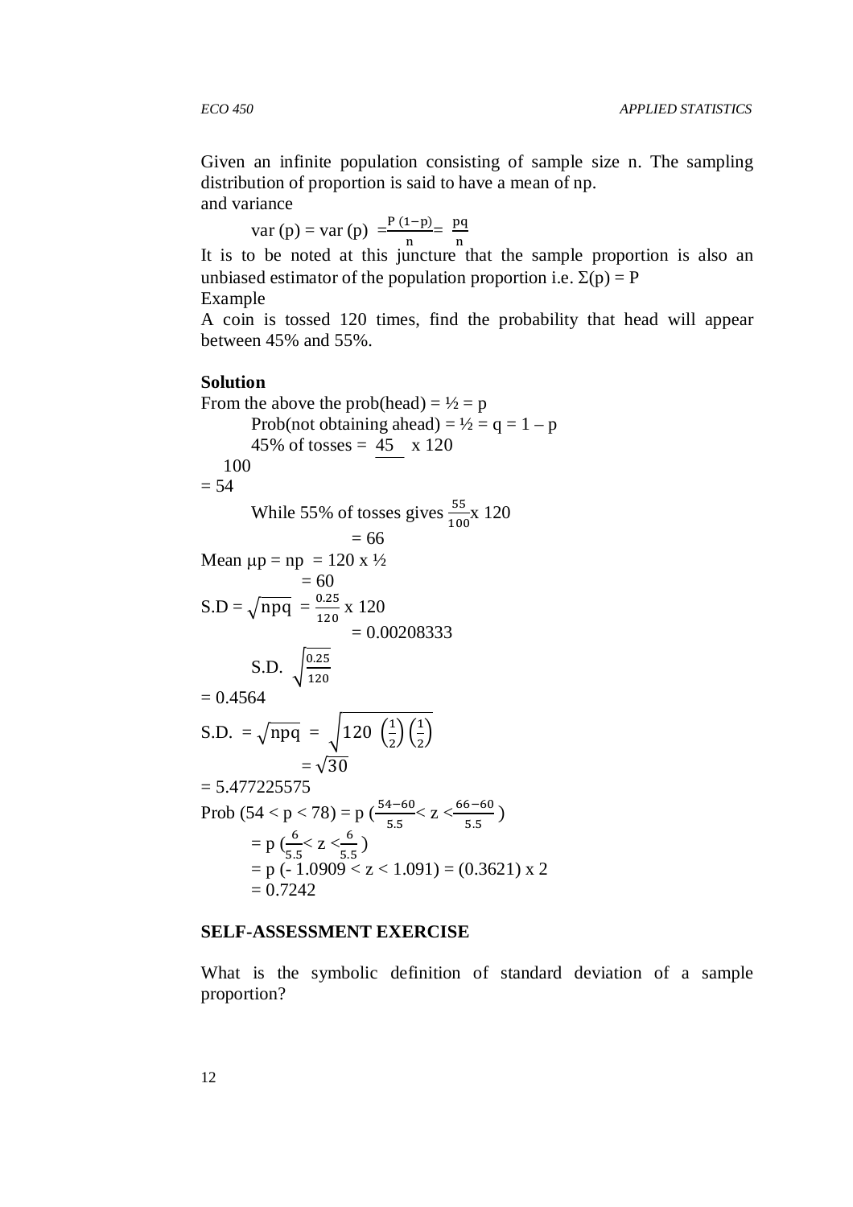Given an infinite population consisting of sample size n. The sampling distribution of proportion is said to have a mean of np. and variance

$$\text{var (p)} = \text{var (p)} = \frac{P\,(1-p)}{n} = \frac{pq}{n}$$

It is to be noted at this juncture that the sample proportion is also an unbiased estimator of the population proportion i.e. $\Sigma(p) = P$

Example

A coin is tossed 120 times, find the probability that head will appear between 45% and 55%.

**Solution**

From the above the prob(head) = ½ = p

Prob(not obtaining ahead) = ½ = q = 1 – p

45% of tosses = $\frac{45}{100}$ x 120

= 54

While 55% of tosses gives $\frac{55}{100}$x 120

= 66

Mean $\mu p$ = np = 120 x ½

= 60

S.D = $\sqrt{npq}$ = $\frac{0.25}{120}$ x 120

= 0.00208333

S.D. $\sqrt{\frac{0.25}{120}}$

= 0.4564

S.D. = $\sqrt{npq}$ = $\sqrt{120\,\left(\frac{1}{2}\right)\left(\frac{1}{2}\right)}$

= $\sqrt{30}$

= 5.477225575

Prob (54 < p < 78) = p ($\frac{54-60}{5.5}$< z <$\frac{66-60}{5.5}$)

= p ($\frac{6}{5.5}$< z <$\frac{6}{5.5}$)

= p (- 1.0909 < z < 1.091) = (0.3621) x 2

= 0.7242

**SELF-ASSESSMENT EXERCISE**

What is the symbolic definition of standard deviation of a sample proportion?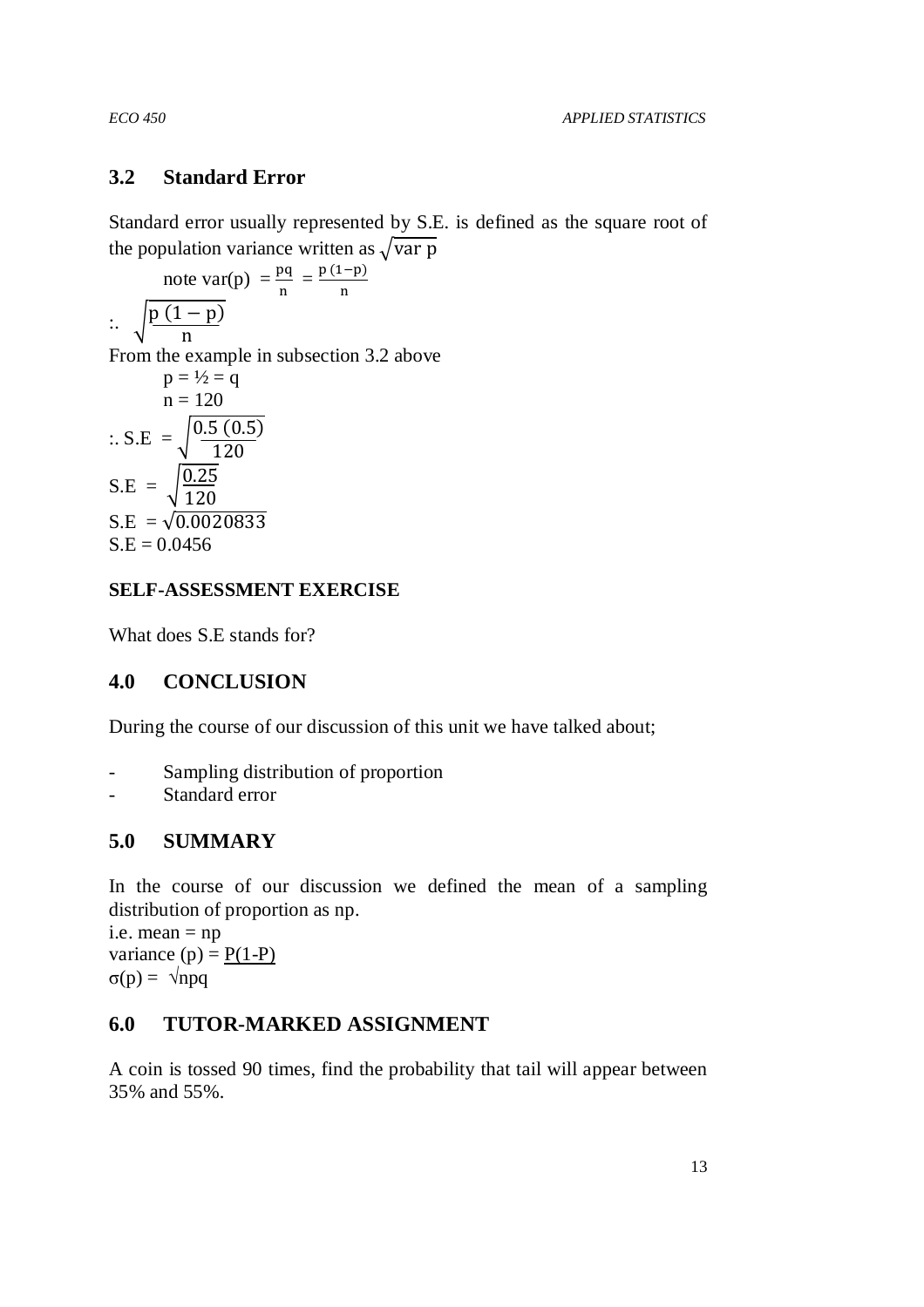## 3.2 Standard Error

Standard error usually represented by S.E. is defined as the square root of the population variance written as $\sqrt{\text{var p}}$

note $\text{var(p)} = \frac{pq}{n} = \frac{p\,(1-p)}{n}$

$$:. \sqrt{\frac{p\,(1-p)}{n}}$$

From the example in subsection 3.2 above

$p = ½ = q$

$n = 120$

$$:. \text{S.E} = \sqrt{\frac{0.5\,(0.5)}{120}}$$

$$\text{S.E} = \sqrt{\frac{0.25}{120}}$$

$$\text{S.E} = \sqrt{0.0020833}$$

$$\text{S.E} = 0.0456$$

**SELF-ASSESSMENT EXERCISE**

What does S.E stands for?

## 4.0 CONCLUSION

During the course of our discussion of this unit we have talked about;

- Sampling distribution of proportion
- Standard error

## 5.0 SUMMARY

In the course of our discussion we defined the mean of a sampling distribution of proportion as np.

i.e. mean = np

variance (p) = <u>P(1-P)</u>

$\sigma(p) = \sqrt{npq}$

## 6.0 TUTOR-MARKED ASSIGNMENT

A coin is tossed 90 times, find the probability that tail will appear between 35% and 55%.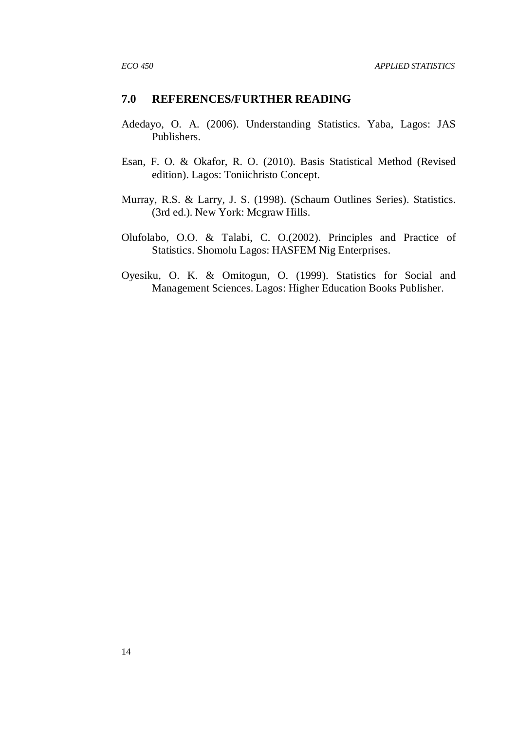## 7.0 REFERENCES/FURTHER READING

Adedayo, O. A. (2006). Understanding Statistics. Yaba, Lagos: JAS Publishers.

Esan, F. O. & Okafor, R. O. (2010). Basis Statistical Method (Revised edition). Lagos: Toniichristo Concept.

Murray, R.S. & Larry, J. S. (1998). (Schaum Outlines Series). Statistics. (3rd ed.). New York: Mcgraw Hills.

Olufolabo, O.O. & Talabi, C. O.(2002). Principles and Practice of Statistics. Shomolu Lagos: HASFEM Nig Enterprises.

Oyesiku, O. K. & Omitogun, O. (1999). Statistics for Social and Management Sciences. Lagos: Higher Education Books Publisher.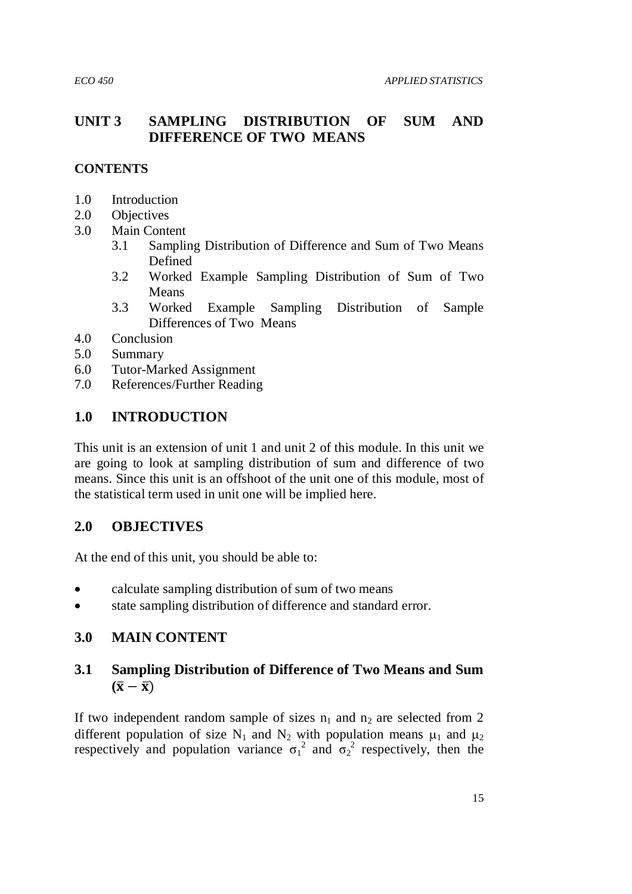# UNIT 3 SAMPLING DISTRIBUTION OF SUM AND DIFFERENCE OF TWO MEANS

**CONTENTS**

1.0 Introduction
2.0 Objectives
3.0 Main Content
   3.1 Sampling Distribution of Difference and Sum of Two Means Defined
   3.2 Worked Example Sampling Distribution of Sum of Two Means
   3.3 Worked Example Sampling Distribution of Sample Differences of Two Means
4.0 Conclusion
5.0 Summary
6.0 Tutor-Marked Assignment
7.0 References/Further Reading

## 1.0 INTRODUCTION

This unit is an extension of unit 1 and unit 2 of this module. In this unit we are going to look at sampling distribution of sum and difference of two means. Since this unit is an offshoot of the unit one of this module, most of the statistical term used in unit one will be implied here.

## 2.0 OBJECTIVES

At the end of this unit, you should be able to:

- calculate sampling distribution of sum of two means
- state sampling distribution of difference and standard error.

## 3.0 MAIN CONTENT

### 3.1 Sampling Distribution of Difference of Two Means and Sum $(\bar{x} - \bar{x})$

If two independent random sample of sizes $n_1$ and $n_2$ are selected from 2 different population of size $N_1$ and $N_2$ with population means $\mu_1$ and $\mu_2$ respectively and population variance $\sigma_1^2$ and $\sigma_2^2$ respectively, then the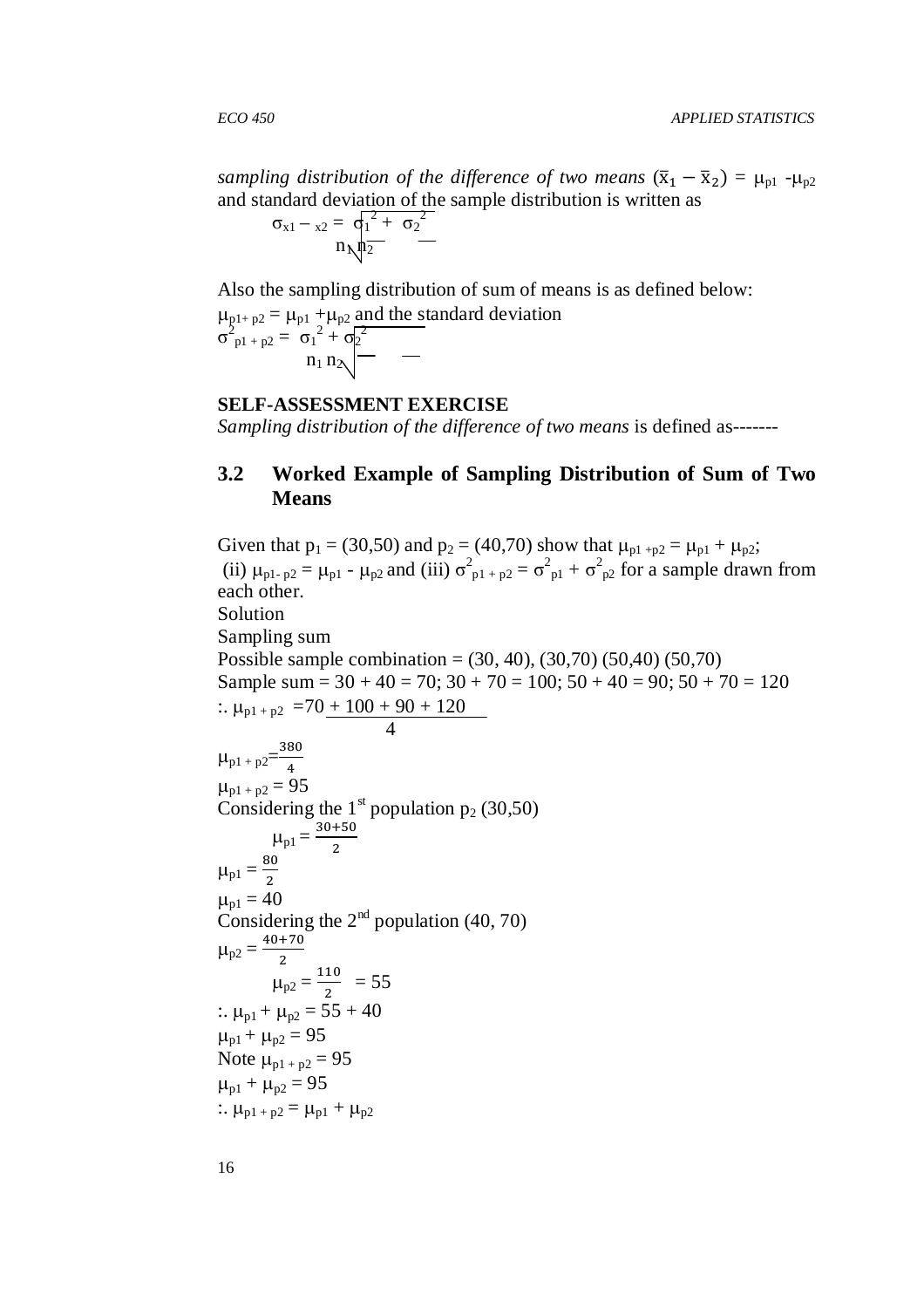*sampling distribution of the difference of two means* $(\bar{x}_1 - \bar{x}_2) = \mu_{p1} - \mu_{p2}$ and standard deviation of the sample distribution is written as

$$\sigma_{x1-x2} = \sqrt{\frac{\sigma_1^2}{n_1} + \frac{\sigma_2^2}{n_2}}$$

Also the sampling distribution of sum of means is as defined below:

$\mu_{p1+p2} = \mu_{p1} + \mu_{p2}$ and the standard deviation

$$\sigma^2_{p1+p2} = \sqrt{\frac{\sigma_1^2}{n_1} + \frac{\sigma_2^2}{n_2}}$$

**SELF-ASSESSMENT EXERCISE**

*Sampling distribution of the difference of two means* is defined as-------

## 3.2 Worked Example of Sampling Distribution of Sum of Two Means

Given that $p_1 = (30,50)$ and $p_2 = (40,70)$ show that $\mu_{p1+p2} = \mu_{p1} + \mu_{p2}$; (ii) $\mu_{p1-p2} = \mu_{p1} - \mu_{p2}$ and (iii) $\sigma^2_{p1+p2} = \sigma^2_{p1} + \sigma^2_{p2}$ for a sample drawn from each other.

Solution

Sampling sum

Possible sample combination = (30, 40), (30,70) (50,40) (50,70)

Sample sum = 30 + 40 = 70; 30 + 70 = 100; 50 + 40 = 90; 50 + 70 = 120

$\therefore \mu_{p1+p2} = \frac{70 + 100 + 90 + 120}{4}$

$\mu_{p1+p2} = \frac{380}{4}$

$\mu_{p1+p2} = 95$

Considering the 1st population $p_2$ (30,50)

$\mu_{p1} = \frac{30+50}{2}$

$\mu_{p1} = \frac{80}{2}$

$\mu_{p1} = 40$

Considering the 2nd population (40, 70)

$\mu_{p2} = \frac{40+70}{2}$

$\mu_{p2} = \frac{110}{2} = 55$

$\therefore \mu_{p1} + \mu_{p2} = 55 + 40$

$\mu_{p1} + \mu_{p2} = 95$

Note $\mu_{p1+p2} = 95$

$\mu_{p1} + \mu_{p2} = 95$

$\therefore \mu_{p1+p2} = \mu_{p1} + \mu_{p2}$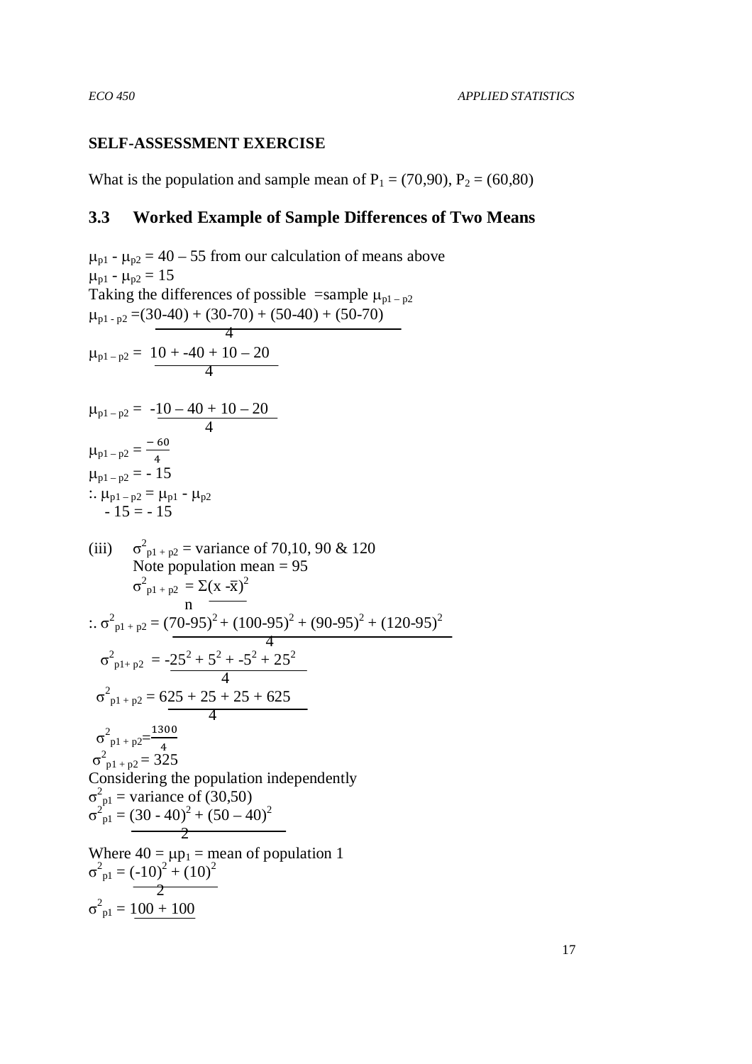**SELF-ASSESSMENT EXERCISE**

What is the population and sample mean of $P_1 = (70,90)$, $P_2 = (60,80)$

## 3.3 Worked Example of Sample Differences of Two Means

$\mu_{p1} - \mu_{p2} = 40 – 55$ from our calculation of means above

$\mu_{p1} - \mu_{p2} = 15$

Taking the differences of possible =sample $\mu_{p1 – p2}$

$$\mu_{p1 - p2} = \frac{(30\text{-}40) + (30\text{-}70) + (50\text{-}40) + (50\text{-}70)}{4}$$

$$\mu_{p1 – p2} = \frac{10 + -40 + 10 – 20}{4}$$

$$\mu_{p1 – p2} = \frac{-10 – 40 + 10 – 20}{4}$$

$$\mu_{p1 – p2} = \frac{-60}{4}$$

$\mu_{p1 – p2} = - 15$

$\therefore \mu_{p1 – p2} = \mu_{p1} - \mu_{p2}$

$- 15 = - 15$

(iii) $\sigma^2_{p1 + p2}$ = variance of 70,10, 90 & 120

Note population mean = 95

$$\sigma^2_{p1 + p2} = \frac{\Sigma(x - \bar{x})^2}{n}$$

$$\therefore \sigma^2_{p1 + p2} = \frac{(70\text{-}95)^2 + (100\text{-}95)^2 + (90\text{-}95)^2 + (120\text{-}95)^2}{4}$$

$$\sigma^2_{p1+ p2} = \frac{-25^2 + 5^2 + -5^2 + 25^2}{4}$$

$$\sigma^2_{p1 + p2} = \frac{625 + 25 + 25 + 625}{4}$$

$$\sigma^2_{p1 + p2} = \frac{1300}{4}$$

$\sigma^2_{p1 + p2} = 325$

Considering the population independently

$\sigma^2_{p1}$ = variance of (30,50)

$$\sigma^2_{p1} = \frac{(30 - 40)^2 + (50 – 40)^2}{2}$$

Where $40 = \mu p_1$ = mean of population 1

$$\sigma^2_{p1} = \frac{(-10)^2 + (10)^2}{2}$$

$$\sigma^2_{p1} = \frac{100 + 100}{}$$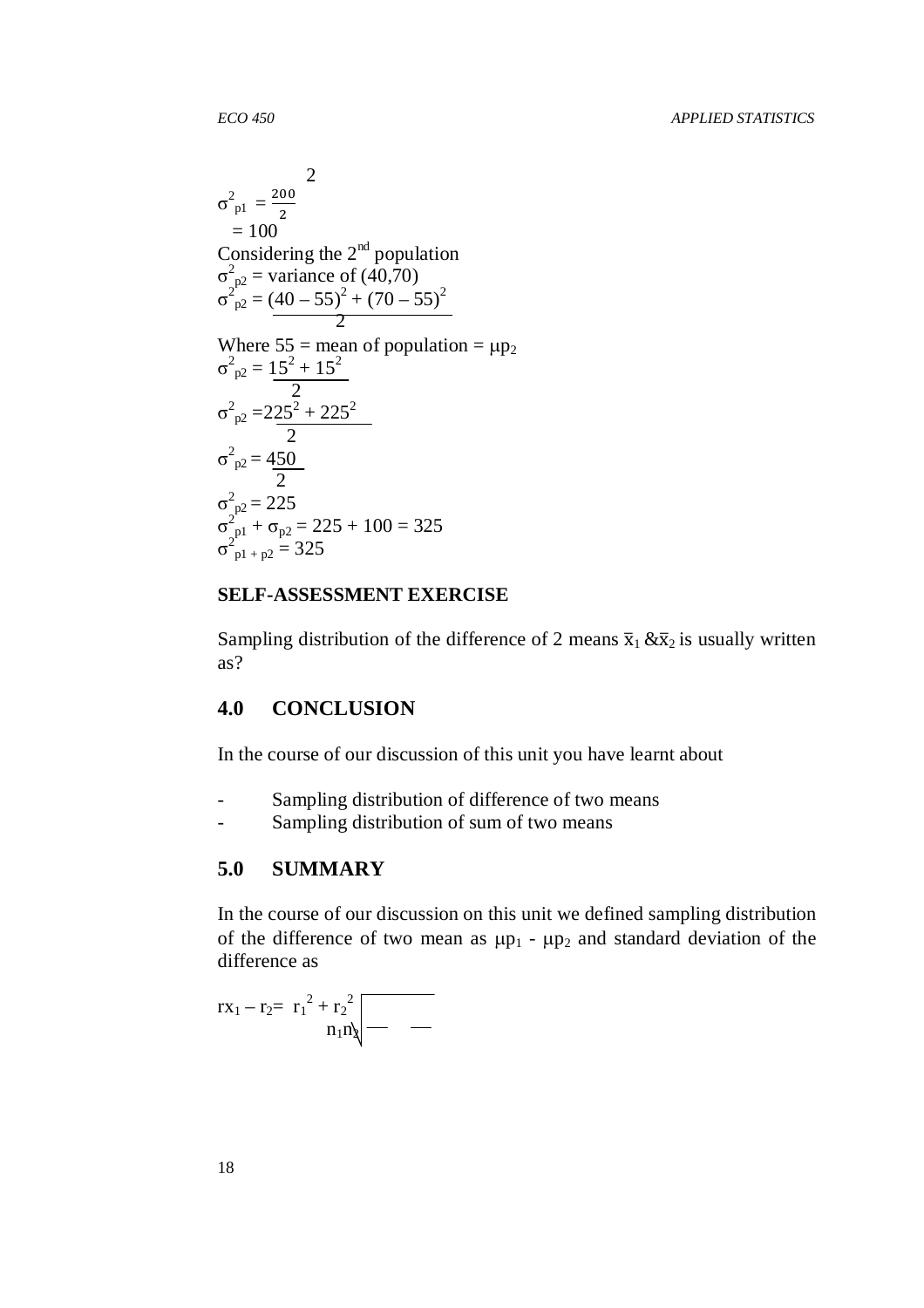$$\sigma^2_{p1} = \frac{200}{2}$$

$= 100$

Considering the 2nd population

$\sigma^2_{p2}$ = variance of (40,70)

$$\sigma^2_{p2} = \frac{(40-55)^2 + (70-55)^2}{2}$$

Where 55 = mean of population = $\mu p_2$

$$\sigma^2_{p2} = \frac{15^2 + 15^2}{2}$$

$$\sigma^2_{p2} = \frac{225^2 + 225^2}{2}$$

$$\sigma^2_{p2} = \frac{450}{2}$$

$\sigma^2_{p2} = 225$

$\sigma^2_{p1} + \sigma_{p2} = 225 + 100 = 325$

$\sigma^2_{p1+p2} = 325$

**SELF-ASSESSMENT EXERCISE**

Sampling distribution of the difference of 2 means $\bar{x}_1$ & $\bar{x}_2$ is usually written as?

## 4.0 CONCLUSION

In the course of our discussion of this unit you have learnt about

- Sampling distribution of difference of two means
- Sampling distribution of sum of two means

## 5.0 SUMMARY

In the course of our discussion on this unit we defined sampling distribution of the difference of two mean as $\mu p_1 - \mu p_2$ and standard deviation of the difference as

$$r x_1 - r_2 = \sqrt{\frac{r_1^2}{n_1} + \frac{r_2^2}{n_2}}$$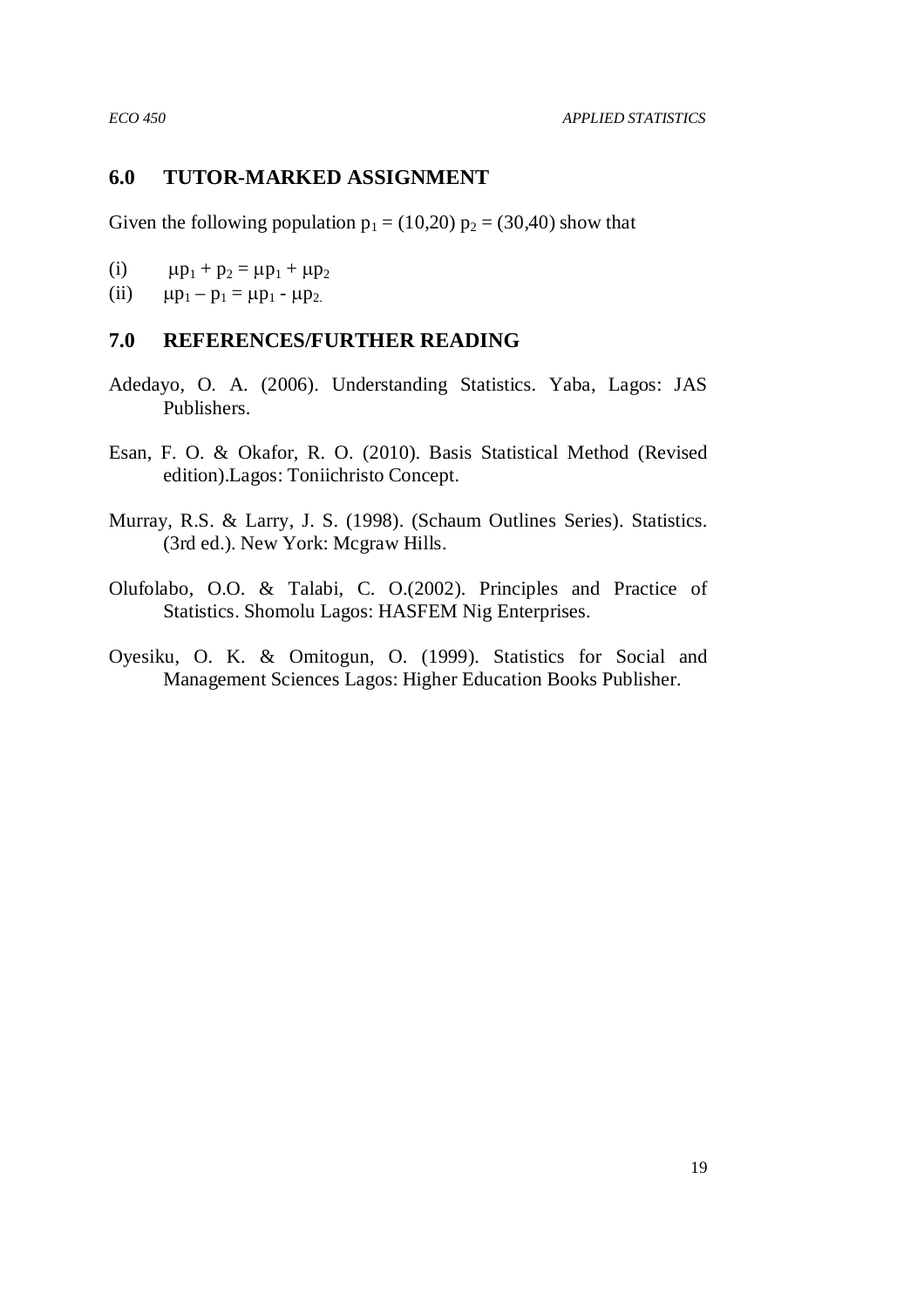## 6.0 TUTOR-MARKED ASSIGNMENT

Given the following population $p_1 = (10,20)$ $p_2 = (30,40)$ show that

(i) $\mu p_1 + p_2 = \mu p_1 + \mu p_2$

(ii) $\mu p_1 - p_1 = \mu p_1 - \mu p_{2.}$

## 7.0 REFERENCES/FURTHER READING

Adedayo, O. A. (2006). Understanding Statistics. Yaba, Lagos: JAS Publishers.

Esan, F. O. & Okafor, R. O. (2010). Basis Statistical Method (Revised edition).Lagos: Toniichristo Concept.

Murray, R.S. & Larry, J. S. (1998). (Schaum Outlines Series). Statistics. (3rd ed.). New York: Mcgraw Hills.

Olufolabo, O.O. & Talabi, C. O.(2002). Principles and Practice of Statistics. Shomolu Lagos: HASFEM Nig Enterprises.

Oyesiku, O. K. & Omitogun, O. (1999). Statistics for Social and Management Sciences Lagos: Higher Education Books Publisher.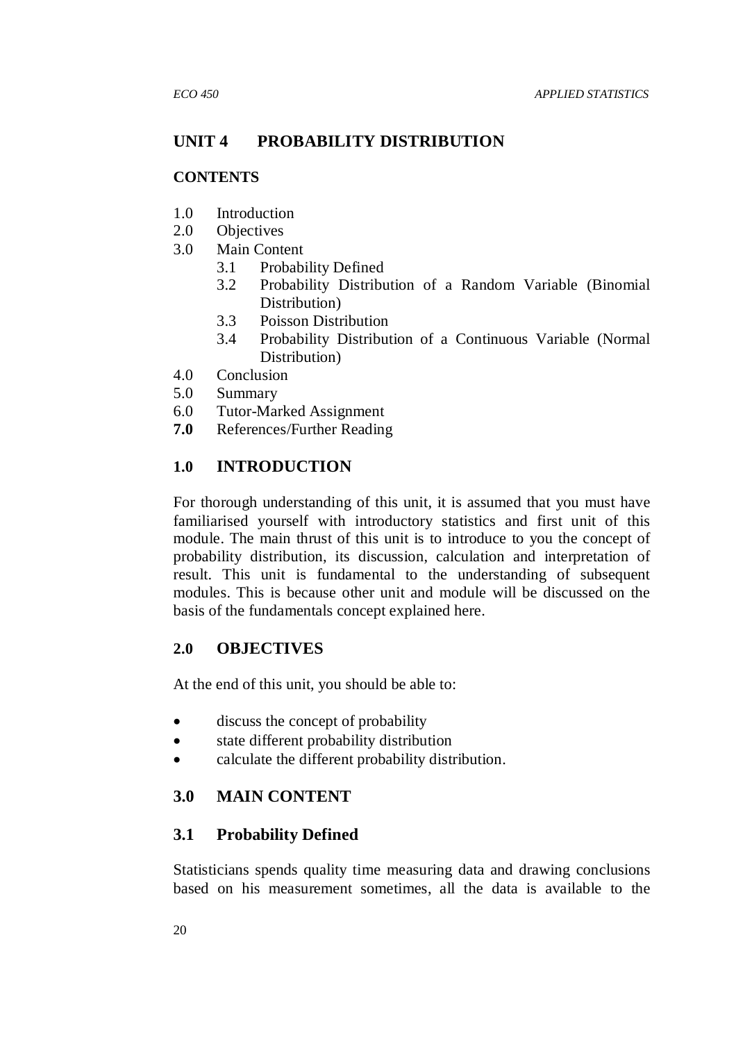## UNIT 4 PROBABILITY DISTRIBUTION

### CONTENTS

- 1.0 Introduction
- 2.0 Objectives
- 3.0 Main Content
    - 3.1 Probability Defined
    - 3.2 Probability Distribution of a Random Variable (Binomial Distribution)
    - 3.3 Poisson Distribution
    - 3.4 Probability Distribution of a Continuous Variable (Normal Distribution)
- 4.0 Conclusion
- 5.0 Summary
- 6.0 Tutor-Marked Assignment
- **7.0** References/Further Reading

### 1.0 INTRODUCTION

For thorough understanding of this unit, it is assumed that you must have familiarised yourself with introductory statistics and first unit of this module. The main thrust of this unit is to introduce to you the concept of probability distribution, its discussion, calculation and interpretation of result. This unit is fundamental to the understanding of subsequent modules. This is because other unit and module will be discussed on the basis of the fundamentals concept explained here.

### 2.0 OBJECTIVES

At the end of this unit, you should be able to:

- discuss the concept of probability
- state different probability distribution
- calculate the different probability distribution.

### 3.0 MAIN CONTENT

### 3.1 Probability Defined

Statisticians spends quality time measuring data and drawing conclusions based on his measurement sometimes, all the data is available to the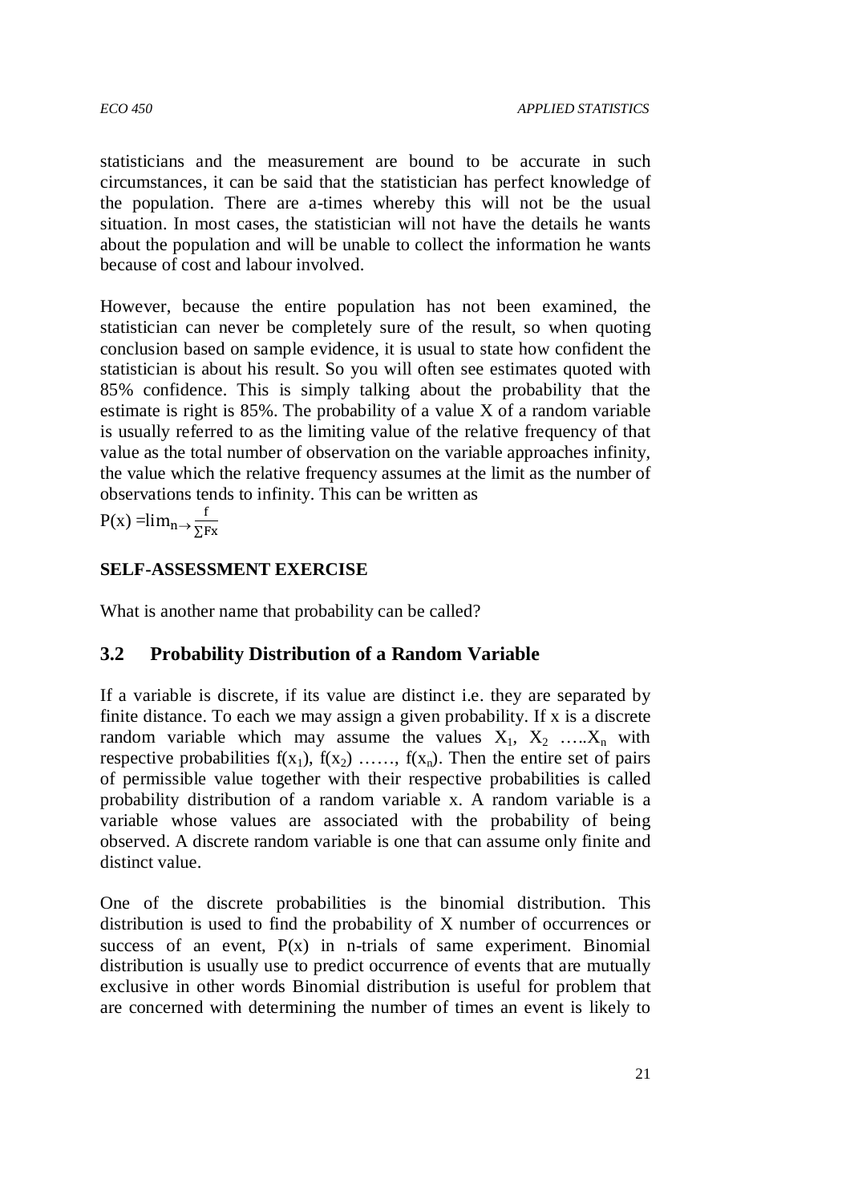statisticians and the measurement are bound to be accurate in such circumstances, it can be said that the statistician has perfect knowledge of the population. There are a-times whereby this will not be the usual situation. In most cases, the statistician will not have the details he wants about the population and will be unable to collect the information he wants because of cost and labour involved.

However, because the entire population has not been examined, the statistician can never be completely sure of the result, so when quoting conclusion based on sample evidence, it is usual to state how confident the statistician is about his result. So you will often see estimates quoted with 85% confidence. This is simply talking about the probability that the estimate is right is 85%. The probability of a value X of a random variable is usually referred to as the limiting value of the relative frequency of that value as the total number of observation on the variable approaches infinity, the value which the relative frequency assumes at the limit as the number of observations tends to infinity. This can be written as

$$P(x) = \lim_{n \to} \frac{f}{\sum Fx}$$

**SELF-ASSESSMENT EXERCISE**

What is another name that probability can be called?

## 3.2 Probability Distribution of a Random Variable

If a variable is discrete, if its value are distinct i.e. they are separated by finite distance. To each we may assign a given probability. If x is a discrete random variable which may assume the values $X_1$, $X_2$ …..$X_n$ with respective probabilities $f(x_1)$, $f(x_2)$ ……, $f(x_n)$. Then the entire set of pairs of permissible value together with their respective probabilities is called probability distribution of a random variable x. A random variable is a variable whose values are associated with the probability of being observed. A discrete random variable is one that can assume only finite and distinct value.

One of the discrete probabilities is the binomial distribution. This distribution is used to find the probability of X number of occurrences or success of an event, $P(x)$ in n-trials of same experiment. Binomial distribution is usually use to predict occurrence of events that are mutually exclusive in other words Binomial distribution is useful for problem that are concerned with determining the number of times an event is likely to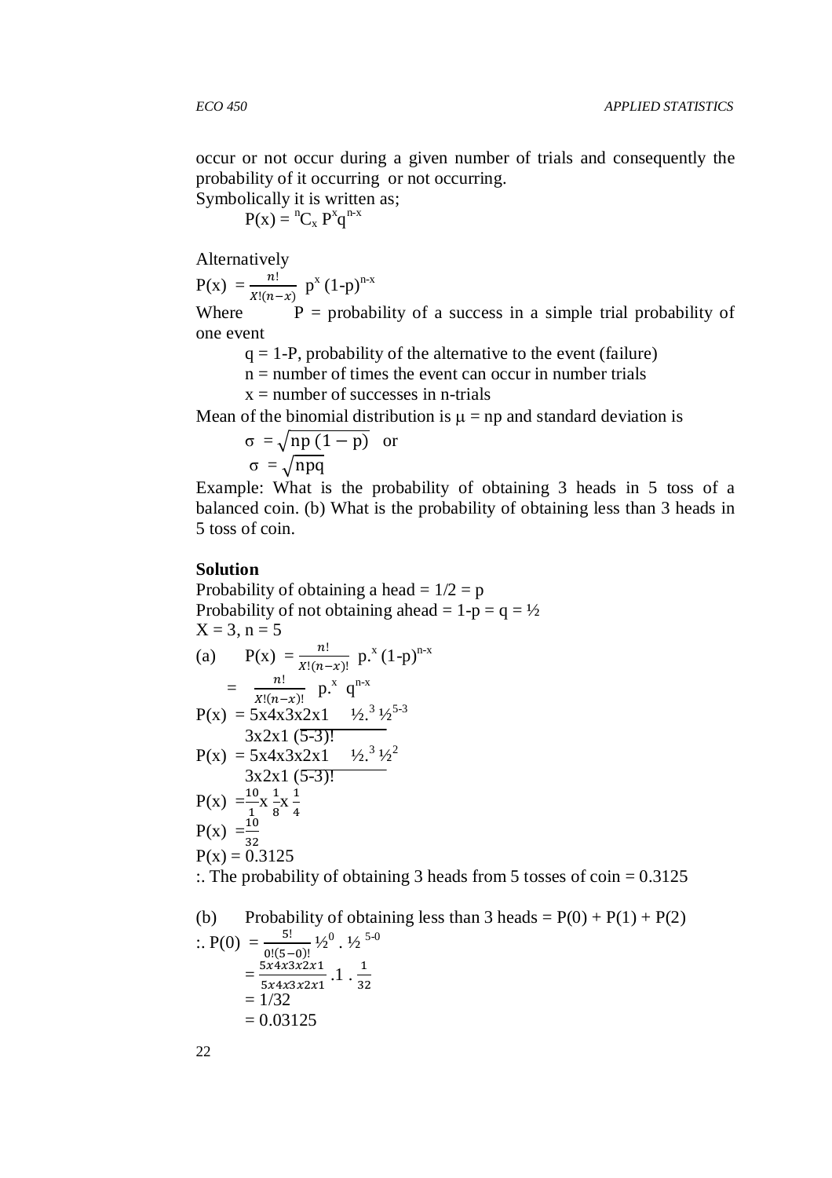occur or not occur during a given number of trials and consequently the probability of it occurring or not occurring.

Symbolically it is written as;

$$P(x) = {}^{n}C_{x}\, P^{x} q^{n-x}$$

Alternatively

$$P(x) = \frac{n!}{X!(n-x)}\ p^{x}\,(1-p)^{n-x}$$

Where P = probability of a success in a simple trial probability of one event

q = 1-P, probability of the alternative to the event (failure)

n = number of times the event can occur in number trials

x = number of successes in n-trials

Mean of the binomial distribution is $\mu = np$ and standard deviation is

$$\sigma = \sqrt{np\,(1-p)} \quad \text{or}$$

$$\sigma = \sqrt{npq}$$

Example: What is the probability of obtaining 3 heads in 5 toss of a balanced coin. (b) What is the probability of obtaining less than 3 heads in 5 toss of coin.

**Solution**

Probability of obtaining a head = 1/2 = p

Probability of not obtaining ahead = 1-p = q = ½

X = 3, n = 5

(a) $P(x) = \frac{n!}{X!(n-x)!}\ p.^{x}\,(1-p)^{n-x}$

$= \frac{n!}{X!(n-x)!}\ p.^{x}\ q^{n-x}$

$P(x) = \frac{5x4x3x2x1}{3x2x1\,(5-3)!}\ \tfrac{1}{2}.^{3}\,\tfrac{1}{2}^{5-3}$

$P(x) = \frac{5x4x3x2x1}{3x2x1\,(5-3)!}\ \tfrac{1}{2}.^{3}\,\tfrac{1}{2}^{2}$

$P(x) = \frac{10}{1} x \frac{1}{8} x \frac{1}{4}$

$P(x) = \frac{10}{32}$

$P(x) = 0.3125$

:. The probability of obtaining 3 heads from 5 tosses of coin = 0.3125

(b) Probability of obtaining less than 3 heads = P(0) + P(1) + P(2)

:. $P(0) = \frac{5!}{0!(5-0)!}\ \tfrac{1}{2}^{0}\,.\,\tfrac{1}{2}^{\,5-0}$

$= \frac{5x4x3x2x1}{5x4x3x2x1}\,.1\,.\,\frac{1}{32}$

$= 1/32$

$= 0.03125$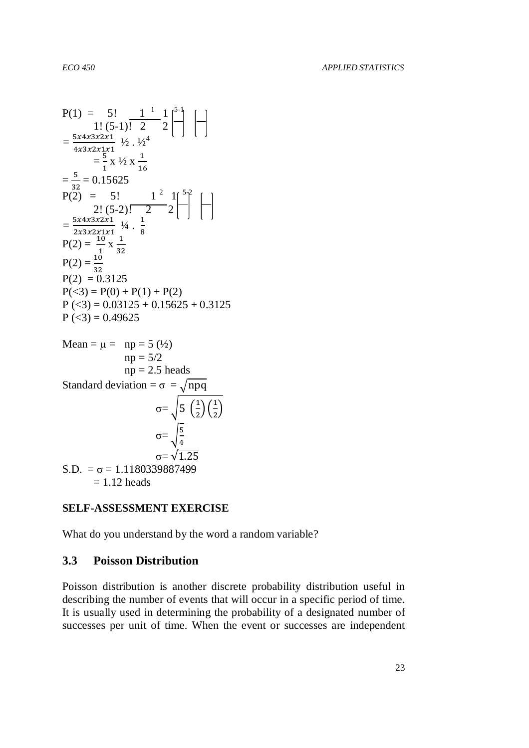$$P(1) = \frac{5!}{1!\,(5-1)!}\left(\frac{1}{2}\right)^{1}\left(\frac{1}{2}\right)^{5-1}$$

$$= \frac{5x4x3x2x1}{4x3x2x1x1}\ ½ \,.\, ½^{4}$$

$$= \frac{5}{1} \text{ x } ½ \text{ x } \frac{1}{16}$$

$$= \frac{5}{32} = 0.15625$$

$$P(2) = \frac{5!}{2!\,(5-2)!}\left(\frac{1}{2}\right)^{2}\left(\frac{1}{2}\right)^{5-2}$$

$$= \frac{5x4x3x2x1}{2x3x2x1x1}\ ¼ \,.\, \frac{1}{8}$$

$$P(2) = \frac{10}{1} \text{ x } \frac{1}{32}$$

$$P(2) = \frac{10}{32}$$

$P(2) = 0.3125$

$P(<3) = P(0) + P(1) + P(2)$

$P(<3) = 0.03125 + 0.15625 + 0.3125$

$P(<3) = 0.49625$

Mean = $\mu$ = $np = 5\,(½)$

$np = 5/2$

$np = 2.5$ heads

Standard deviation = $\sigma = \sqrt{npq}$

$$\sigma = \sqrt{5\left(\frac{1}{2}\right)\left(\frac{1}{2}\right)}$$

$$\sigma = \sqrt{\frac{5}{4}}$$

$$\sigma = \sqrt{1.25}$$

S.D. = $\sigma = 1.1180339887499$

$= 1.12$ heads

**SELF-ASSESSMENT EXERCISE**

What do you understand by the word a random variable?

## 3.3 Poisson Distribution

Poisson distribution is another discrete probability distribution useful in describing the number of events that will occur in a specific period of time. It is usually used in determining the probability of a designated number of successes per unit of time. When the event or successes are independent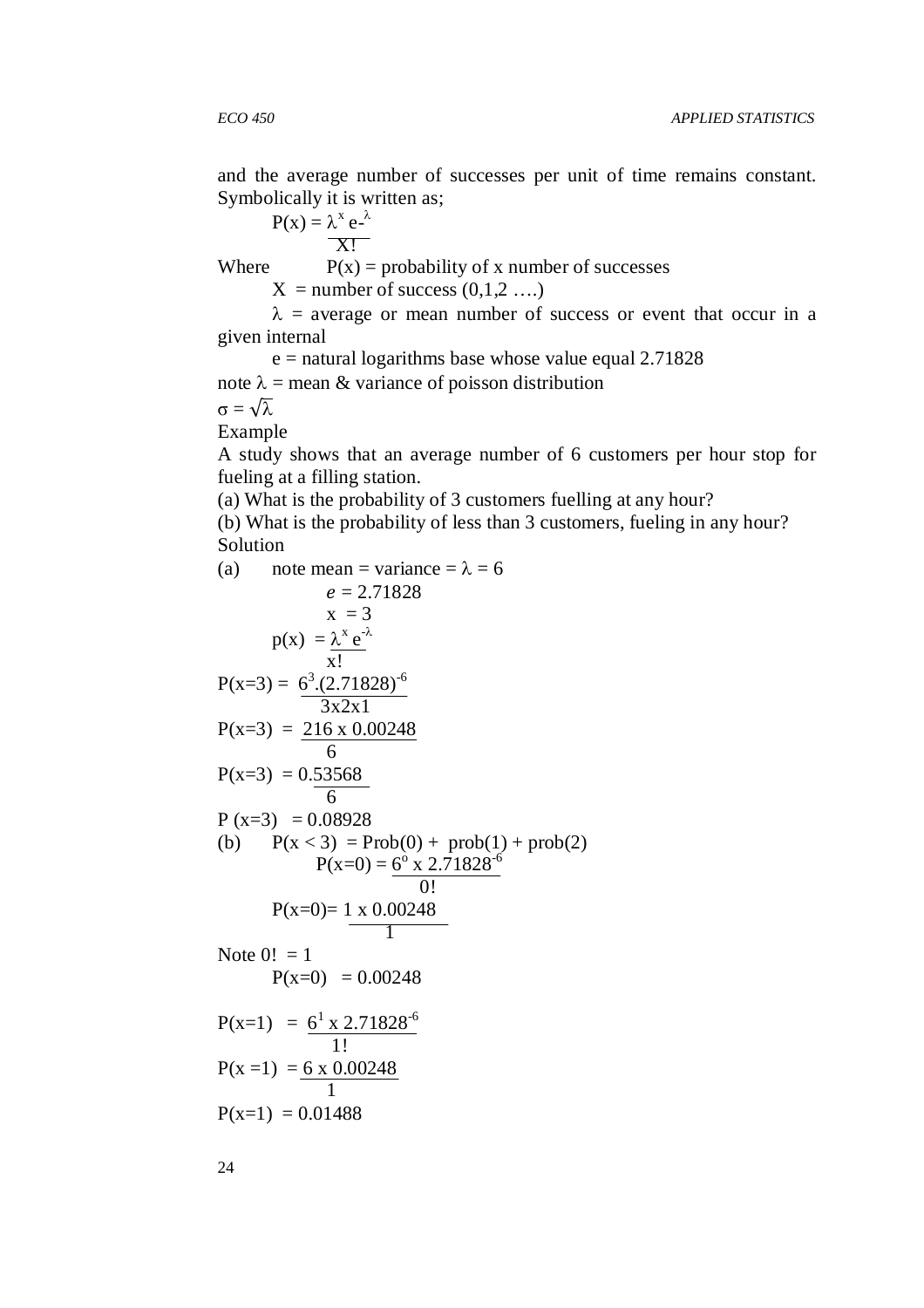and the average number of successes per unit of time remains constant. Symbolically it is written as;

$$P(x) = \frac{\lambda^x e^{-\lambda}}{X!}$$

Where $P(x)$ = probability of x number of successes

$X$ = number of success (0,1,2 ….)

$\lambda$ = average or mean number of success or event that occur in a given internal

$e$ = natural logarithms base whose value equal 2.71828

note $\lambda$ = mean & variance of poisson distribution

$\sigma = \sqrt{\lambda}$

Example

A study shows that an average number of 6 customers per hour stop for fueling at a filling station.

(a) What is the probability of 3 customers fuelling at any hour?

(b) What is the probability of less than 3 customers, fueling in any hour?

Solution

(a) note mean = variance = $\lambda = 6$

$e = 2.71828$

$x = 3$

$$p(x) = \frac{\lambda^x e^{-\lambda}}{x!}$$

$$P(x=3) = \frac{6^3.(2.71828)^{-6}}{3x2x1}$$

$$P(x=3) = \frac{216 \text{ x } 0.00248}{6}$$

$$P(x=3) = 0.\frac{53568}{6}$$

$P(x=3) = 0.08928$

(b) $P(x < 3)$ = Prob(0) + prob(1) + prob(2)

$$P(x=0) = \frac{6^o \text{ x } 2.71828^{-6}}{0!}$$

$$P(x=0)= \frac{1 \text{ x } 0.00248}{1}$$

Note $0! = 1$

$P(x=0) = 0.00248$

$$P(x=1) = \frac{6^1 \text{ x } 2.71828^{-6}}{1!}$$

$$P(x=1) = \frac{6 \text{ x } 0.00248}{1}$$

$P(x=1) = 0.01488$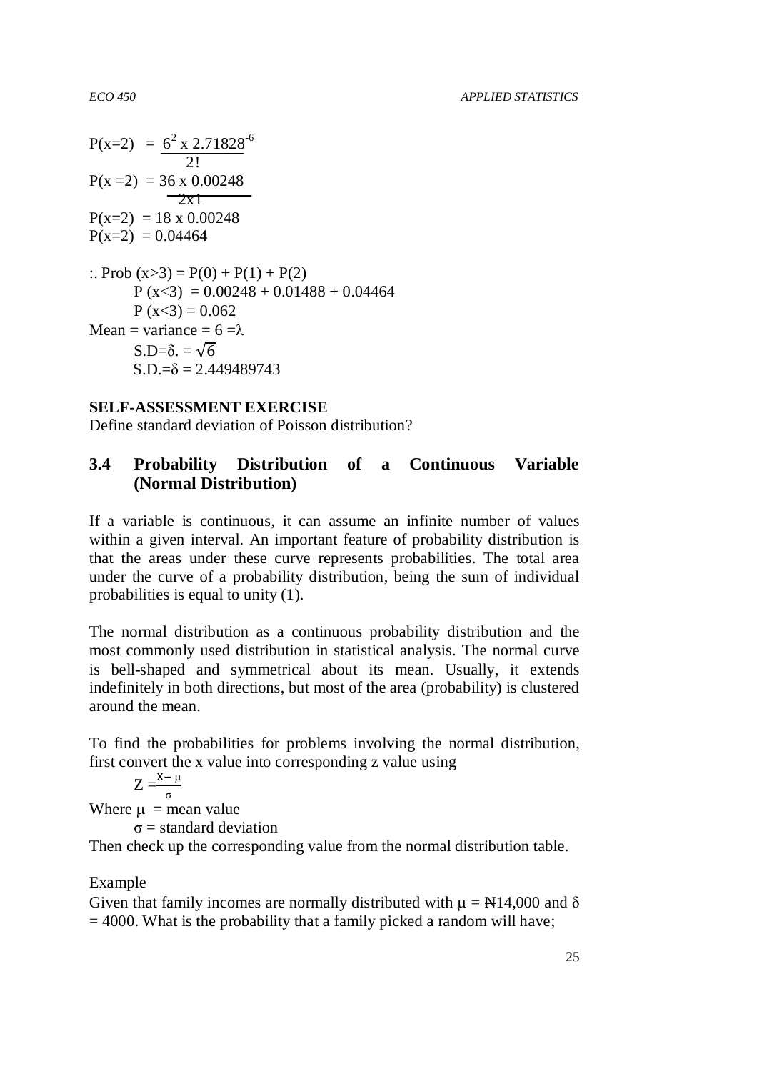$$P(x=2) = \frac{6^2 \times 2.71828^{-6}}{2!}$$

$$P(x=2) = \frac{36 \times 0.00248}{2 \times 1}$$

$P(x=2) = 18 \times 0.00248$

$P(x=2) = 0.04464$

:. Prob $(x>3) = P(0) + P(1) + P(2)$

$P(x<3) = 0.00248 + 0.01488 + 0.04464$

$P(x<3) = 0.062$

Mean = variance = $6 = \lambda$

S.D=$\delta$. = $\sqrt{6}$

S.D.=$\delta$ = 2.449489743

**SELF-ASSESSMENT EXERCISE**

Define standard deviation of Poisson distribution?

### 3.4 Probability Distribution of a Continuous Variable (Normal Distribution)

If a variable is continuous, it can assume an infinite number of values within a given interval. An important feature of probability distribution is that the areas under these curve represents probabilities. The total area under the curve of a probability distribution, being the sum of individual probabilities is equal to unity (1).

The normal distribution as a continuous probability distribution and the most commonly used distribution in statistical analysis. The normal curve is bell-shaped and symmetrical about its mean. Usually, it extends indefinitely in both directions, but most of the area (probability) is clustered around the mean.

To find the probabilities for problems involving the normal distribution, first convert the x value into corresponding z value using

$$Z = \frac{X - \mu}{\sigma}$$

Where $\mu$ = mean value

$\sigma$ = standard deviation

Then check up the corresponding value from the normal distribution table.

Example

Given that family incomes are normally distributed with $\mu$ = ₦14,000 and $\delta$ = 4000. What is the probability that a family picked a random will have;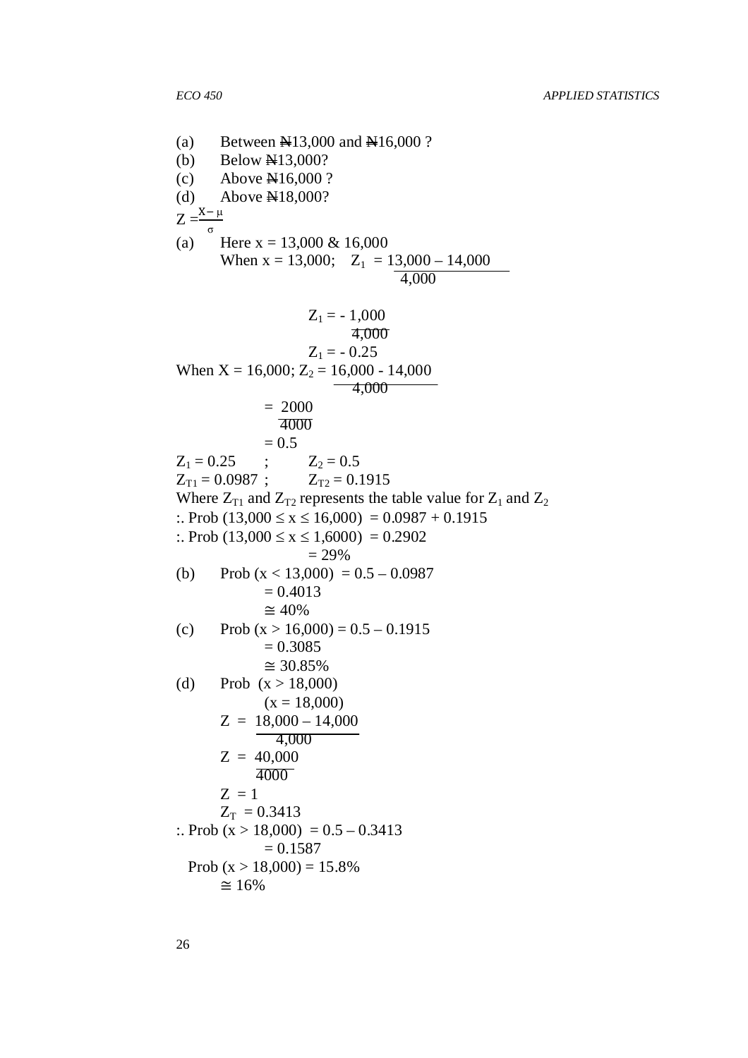(a) Between ₦13,000 and ₦16,000 ?
(b) Below ₦13,000?
(c) Above ₦16,000 ?
(d) Above ₦18,000?

$Z = \frac{X - \mu}{\sigma}$

(a) Here x = 13,000 & 16,000

When x = 13,000; $Z_1 = \frac{13,000 - 14,000}{4,000}$

$Z_1 = \frac{-1,000}{4,000}$

$Z_1 = -0.25$

When X = 16,000; $Z_2 = \frac{16,000 - 14,000}{4,000}$

$= \frac{2000}{4000}$

$= 0.5$

$Z_1 = 0.25$ ; $Z_2 = 0.5$

$Z_{T1} = 0.0987$ ; $Z_{T2} = 0.1915$

Where $Z_{T1}$ and $Z_{T2}$ represents the table value for $Z_1$ and $Z_2$

:. Prob $(13,000 \leq x \leq 16,000) = 0.0987 + 0.1915$

:. Prob $(13,000 \leq x \leq 1,6000) = 0.2902$

$= 29\%$

(b) Prob $(x < 13,000) = 0.5 - 0.0987$

$= 0.4013$

$\cong 40\%$

(c) Prob $(x > 16,000) = 0.5 - 0.1915$

$= 0.3085$

$\cong 30.85\%$

(d) Prob $(x > 18,000)$

$(x = 18,000)$

$Z = \frac{18,000 - 14,000}{4,000}$

$Z = \frac{40,000}{4000}$

$Z = 1$

$Z_T = 0.3413$

:. Prob $(x > 18,000) = 0.5 - 0.3413$

$= 0.1587$

Prob $(x > 18,000) = 15.8\%$

$\cong 16\%$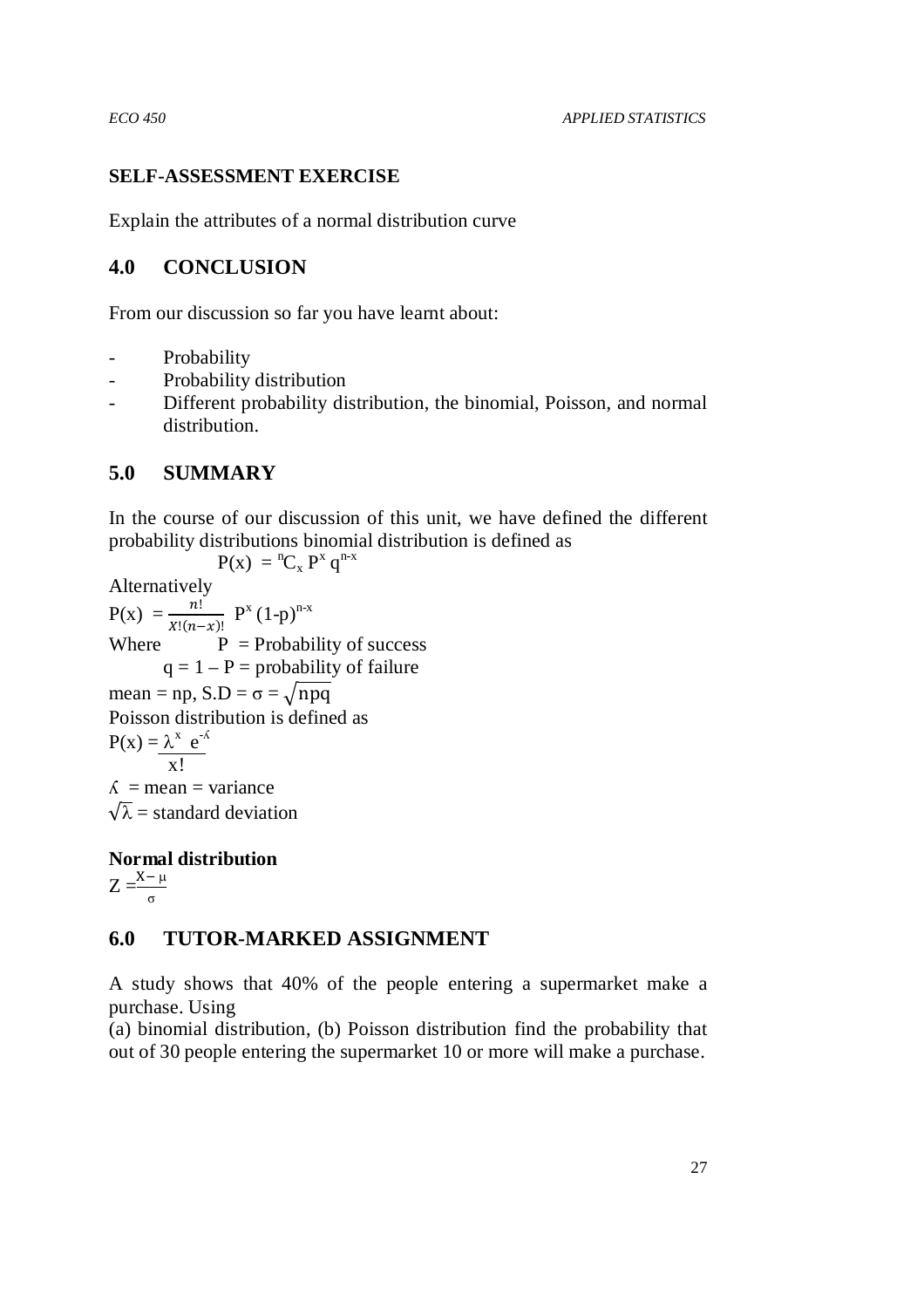**SELF-ASSESSMENT EXERCISE**

Explain the attributes of a normal distribution curve

## 4.0 CONCLUSION

From our discussion so far you have learnt about:

- Probability
- Probability distribution
- Different probability distribution, the binomial, Poisson, and normal distribution.

## 5.0 SUMMARY

In the course of our discussion of this unit, we have defined the different probability distributions binomial distribution is defined as

$$P(x) = {}^{n}C_{x} \, P^{x} \, q^{n-x}$$

Alternatively

$$P(x) = \frac{n!}{X!(n-x)!} \, P^{x} \, (1-p)^{n-x}$$

Where $P$ = Probability of success

$q = 1 - P$ = probability of failure

mean = np, S.D = $\sigma = \sqrt{npq}$

Poisson distribution is defined as

$$P(x) = \frac{\lambda^{x} \, e^{-\lambda}}{x!}$$

$\lambda$ = mean = variance

$\sqrt{\lambda}$ = standard deviation

**Normal distribution**

$$Z = \frac{X - \mu}{\sigma}$$

## 6.0 TUTOR-MARKED ASSIGNMENT

A study shows that 40% of the people entering a supermarket make a purchase. Using

(a) binomial distribution, (b) Poisson distribution find the probability that out of 30 people entering the supermarket 10 or more will make a purchase.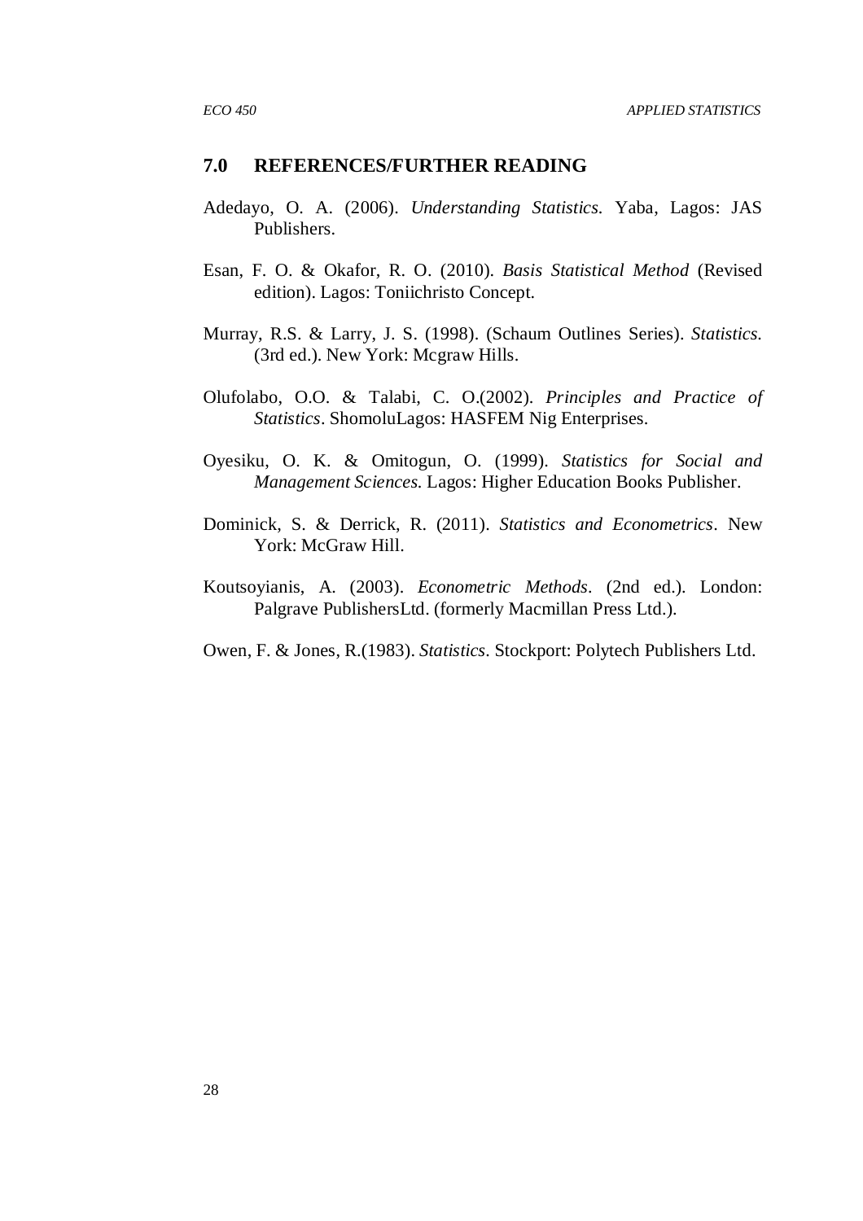## 7.0 REFERENCES/FURTHER READING

Adedayo, O. A. (2006). *Understanding Statistics.* Yaba, Lagos: JAS Publishers.

Esan, F. O. & Okafor, R. O. (2010). *Basis Statistical Method* (Revised edition). Lagos: Toniichristo Concept.

Murray, R.S. & Larry, J. S. (1998). (Schaum Outlines Series). *Statistics.* (3rd ed.). New York: Mcgraw Hills.

Olufolabo, O.O. & Talabi, C. O.(2002). *Principles and Practice of Statistics*. ShomoluLagos: HASFEM Nig Enterprises.

Oyesiku, O. K. & Omitogun, O. (1999). *Statistics for Social and Management Sciences.* Lagos: Higher Education Books Publisher.

Dominick, S. & Derrick, R. (2011). *Statistics and Econometrics*. New York: McGraw Hill.

Koutsoyianis, A. (2003). *Econometric Methods*. (2nd ed.). London: Palgrave PublishersLtd. (formerly Macmillan Press Ltd.).

Owen, F. & Jones, R.(1983). *Statistics*. Stockport: Polytech Publishers Ltd.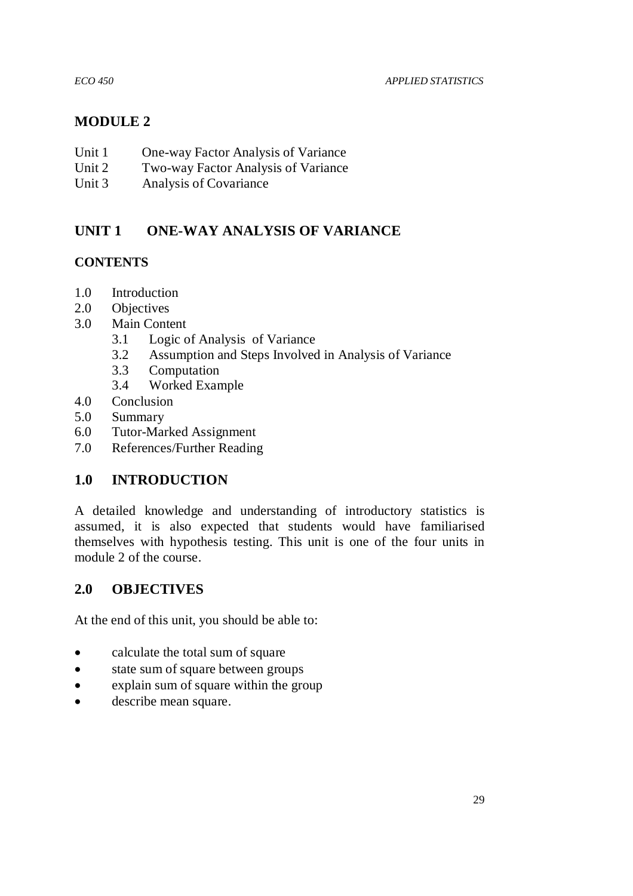# MODULE 2

Unit 1 One-way Factor Analysis of Variance
Unit 2 Two-way Factor Analysis of Variance
Unit 3 Analysis of Covariance

## UNIT 1 ONE-WAY ANALYSIS OF VARIANCE

### CONTENTS

- 1.0 Introduction
- 2.0 Objectives
- 3.0 Main Content
  - 3.1 Logic of Analysis of Variance
  - 3.2 Assumption and Steps Involved in Analysis of Variance
  - 3.3 Computation
  - 3.4 Worked Example
- 4.0 Conclusion
- 5.0 Summary
- 6.0 Tutor-Marked Assignment
- 7.0 References/Further Reading

## 1.0 INTRODUCTION

A detailed knowledge and understanding of introductory statistics is assumed, it is also expected that students would have familiarised themselves with hypothesis testing. This unit is one of the four units in module 2 of the course.

## 2.0 OBJECTIVES

At the end of this unit, you should be able to:

- calculate the total sum of square
- state sum of square between groups
- explain sum of square within the group
- describe mean square.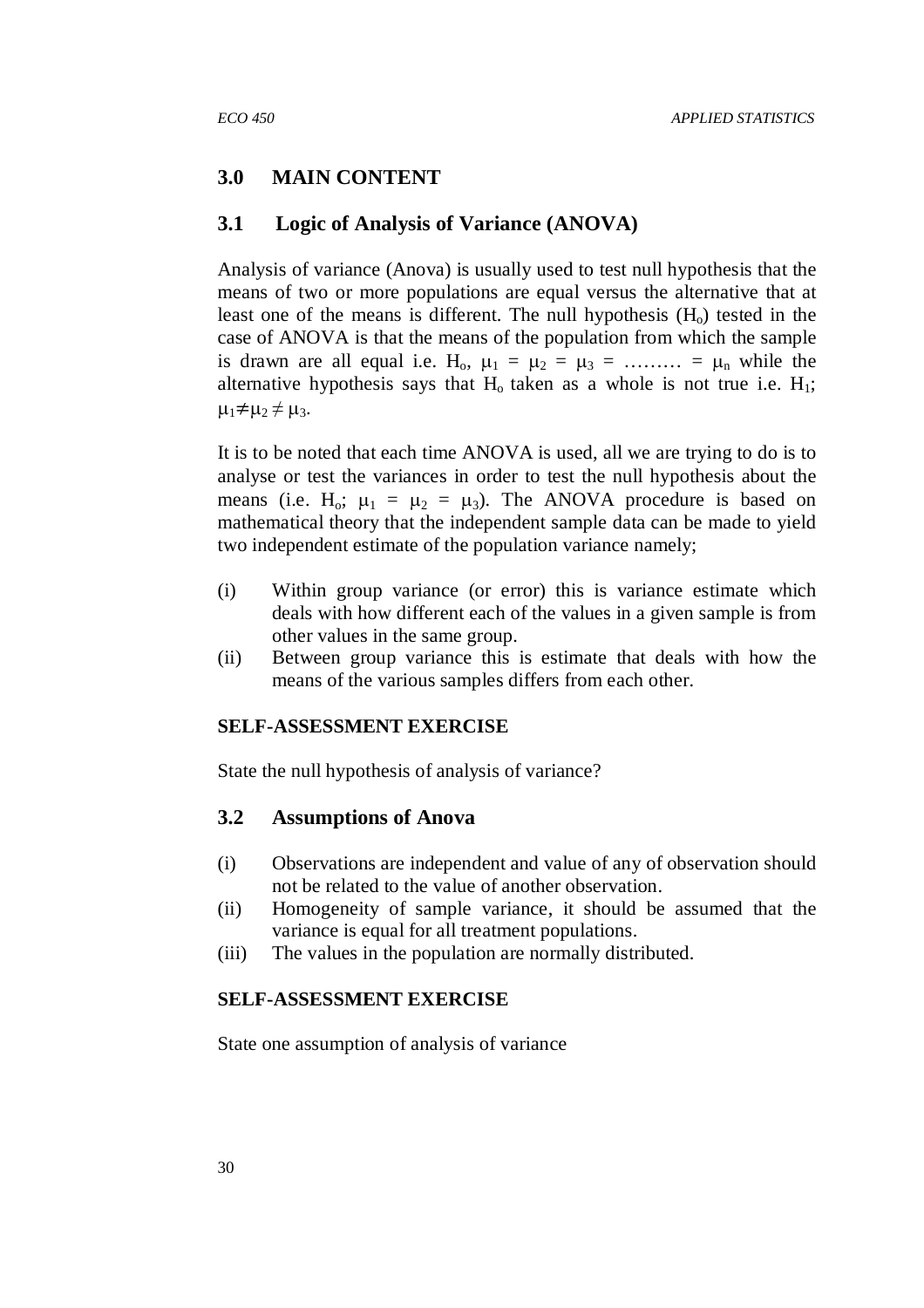## 3.0 MAIN CONTENT

### 3.1 Logic of Analysis of Variance (ANOVA)

Analysis of variance (Anova) is usually used to test null hypothesis that the means of two or more populations are equal versus the alternative that at least one of the means is different. The null hypothesis ($H_o$) tested in the case of ANOVA is that the means of the population from which the sample is drawn are all equal i.e. $H_o$, $\mu_1 = \mu_2 = \mu_3 = \ldots\ldots\ldots = \mu_n$ while the alternative hypothesis says that $H_o$ taken as a whole is not true i.e. $H_1$; $\mu_1 \neq \mu_2 \neq \mu_3$.

It is to be noted that each time ANOVA is used, all we are trying to do is to analyse or test the variances in order to test the null hypothesis about the means (i.e. $H_o$; $\mu_1 = \mu_2 = \mu_3$). The ANOVA procedure is based on mathematical theory that the independent sample data can be made to yield two independent estimate of the population variance namely;

(i) Within group variance (or error) this is variance estimate which deals with how different each of the values in a given sample is from other values in the same group.

(ii) Between group variance this is estimate that deals with how the means of the various samples differs from each other.

**SELF-ASSESSMENT EXERCISE**

State the null hypothesis of analysis of variance?

### 3.2 Assumptions of Anova

(i) Observations are independent and value of any of observation should not be related to the value of another observation.

(ii) Homogeneity of sample variance, it should be assumed that the variance is equal for all treatment populations.

(iii) The values in the population are normally distributed.

**SELF-ASSESSMENT EXERCISE**

State one assumption of analysis of variance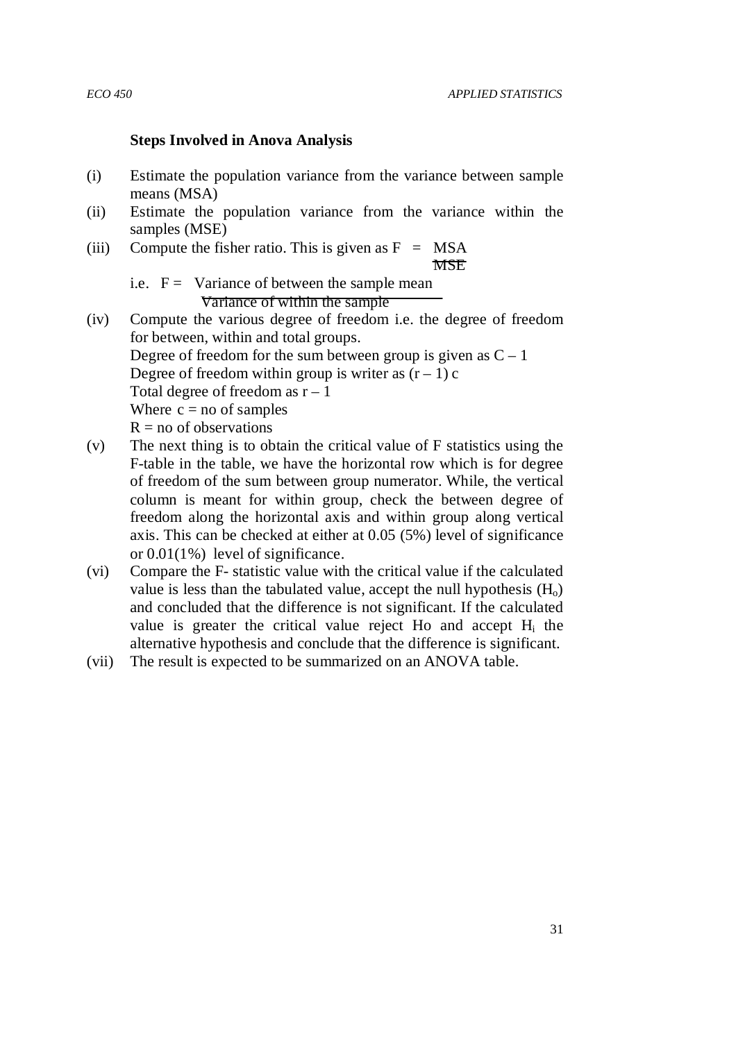**Steps Involved in Anova Analysis**

(i) Estimate the population variance from the variance between sample means (MSA)

(ii) Estimate the population variance from the variance within the samples (MSE)

(iii) Compute the fisher ratio. This is given as $F = \frac{MSA}{MSE}$

i.e. $F = \frac{\text{Variance of between the sample mean}}{\text{Variance of within the sample}}$

(iv) Compute the various degree of freedom i.e. the degree of freedom for between, within and total groups.
Degree of freedom for the sum between group is given as $C – 1$
Degree of freedom within group is writer as $(r – 1)\,c$
Total degree of freedom as $r – 1$
Where $c$ = no of samples
$R$ = no of observations

(v) The next thing is to obtain the critical value of F statistics using the F-table in the table, we have the horizontal row which is for degree of freedom of the sum between group numerator. While, the vertical column is meant for within group, check the between degree of freedom along the horizontal axis and within group along vertical axis. This can be checked at either at 0.05 (5%) level of significance or 0.01(1%) level of significance.

(vi) Compare the F- statistic value with the critical value if the calculated value is less than the tabulated value, accept the null hypothesis ($H_o$) and concluded that the difference is not significant. If the calculated value is greater the critical value reject Ho and accept $H_i$ the alternative hypothesis and conclude that the difference is significant.

(vii) The result is expected to be summarized on an ANOVA table.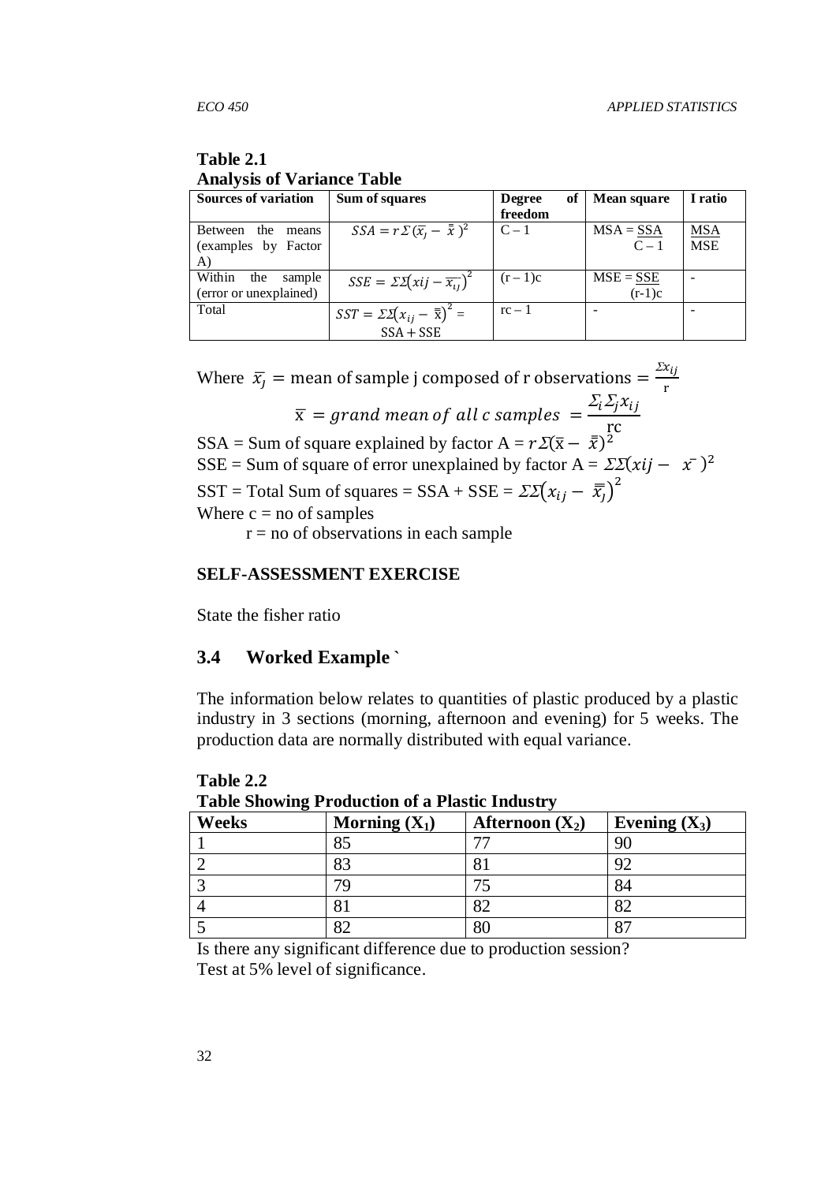**Table 2.1**
**Analysis of Variance Table**

| Sources of variation | Sum of squares | Degree of freedom | Mean square | I ratio |
|---|---|---|---|---|
| Between the means (examples by Factor A) | $SSA = r\Sigma(\overline{x}_j - \bar{\bar{x}})^2$ | C – 1 | MSA = SSA / C – 1 | MSA / MSE |
| Within the sample (error or unexplained) | $SSE = \Sigma\Sigma(xij - \overline{x_{ij}})^2$ | (r – 1)c | MSE = SSE / (r-1)c | - |
| Total | $SST = \Sigma\Sigma(x_{ij} - \bar{\bar{x}})^2 =$ SSA + SSE | rc – 1 | - | - |

Where $\overline{x}_j =$ mean of sample j composed of r observations $= \frac{\Sigma x_{ij}}{r}$

$$\bar{\bar{x}} = grand\ mean\ of\ all\ c\ samples\ = \frac{\Sigma_i \Sigma_j x_{ij}}{rc}$$

SSA = Sum of square explained by factor A = $r\Sigma(\bar{x} - \bar{\bar{x}})^2$

SSE = Sum of square of error unexplained by factor A = $\Sigma\Sigma(xij - \bar{x})^2$

SST = Total Sum of squares = SSA + SSE = $\Sigma\Sigma(x_{ij} - \bar{\bar{x}}_j)^2$

Where c = no of samples

r = no of observations in each sample

**SELF-ASSESSMENT EXERCISE**

State the fisher ratio

## 3.4 Worked Example `

The information below relates to quantities of plastic produced by a plastic industry in 3 sections (morning, afternoon and evening) for 5 weeks. The production data are normally distributed with equal variance.

**Table 2.2**
**Table Showing Production of a Plastic Industry**

| Weeks | Morning ($X_1$) | Afternoon ($X_2$) | Evening ($X_3$) |
|---|---|---|---|
| 1 | 85 | 77 | 90 |
| 2 | 83 | 81 | 92 |
| 3 | 79 | 75 | 84 |
| 4 | 81 | 82 | 82 |
| 5 | 82 | 80 | 87 |

Is there any significant difference due to production session?
Test at 5% level of significance.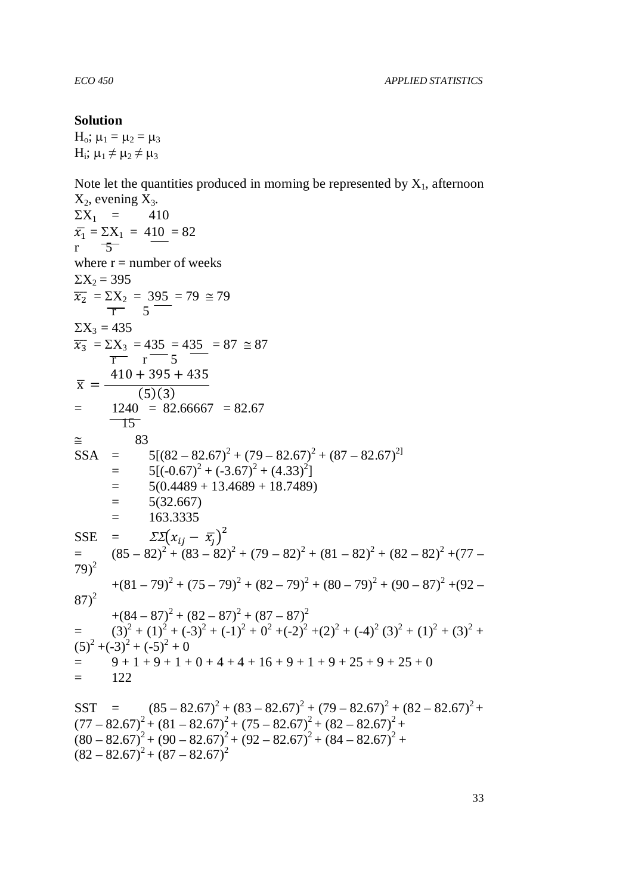**Solution**

$H_o$; $\mu_1 = \mu_2 = \mu_3$

$H_i$; $\mu_1 \neq \mu_2 \neq \mu_3$

Note let the quantities produced in morning be represented by $X_1$, afternoon $X_2$, evening $X_3$.

$\Sigma X_1 = 410$

$\overline{x_1} = \frac{\Sigma X_1}{r} = \frac{410}{5} = 82$

where r = number of weeks

$\Sigma X_2 = 395$

$\overline{x_2} = \frac{\Sigma X_2}{r} = \frac{395}{5} = 79 \cong 79$

$\Sigma X_3 = 435$

$\overline{x_3} = \frac{\Sigma X_3}{r} = \frac{435}{r} = \frac{435}{5} = 87 \cong 87$

$$\bar{x} = \frac{410 + 395 + 435}{(5)(3)}$$

$= \frac{1240}{15} = 82.66667 = 82.67$

$\cong 83$

SSA $= 5[(82 - 82.67)^2 + (79 - 82.67)^2 + (87 - 82.67)^2]$

$= 5[(-0.67)^2 + (-3.67)^2 + (4.33)^2]$

$= 5(0.4489 + 13.4689 + 18.7489)$

$= 5(32.667)$

$= 163.3335$

SSE $= \Sigma\Sigma\left(x_{ij} - \overline{x_j}\right)^2$

$= (85 - 82)^2 + (83 - 82)^2 + (79 - 82)^2 + (81 - 82)^2 + (82 - 82)^2 + (77 - 79)^2$
$+ (81 - 79)^2 + (75 - 79)^2 + (82 - 79)^2 + (80 - 79)^2 + (90 - 87)^2 + (92 - 87)^2$
$+ (84 - 87)^2 + (82 - 87)^2 + (87 - 87)^2$

$= (3)^2 + (1)^2 + (-3)^2 + (-1)^2 + 0^2 + (-2)^2 + (2)^2 + (-4)^2\ (3)^2 + (1)^2 + (3)^2 + (5)^2 + (-3)^2 + (-5)^2 + 0$

$= 9 + 1 + 9 + 1 + 0 + 4 + 4 + 16 + 9 + 1 + 9 + 25 + 9 + 25 + 0$

$= 122$

SST $= (85 - 82.67)^2 + (83 - 82.67)^2 + (79 - 82.67)^2 + (82 - 82.67)^2 + (77 - 82.67)^2 + (81 - 82.67)^2 + (75 - 82.67)^2 + (82 - 82.67)^2 + (80 - 82.67)^2 + (90 - 82.67)^2 + (92 - 82.67)^2 + (84 - 82.67)^2 + (82 - 82.67)^2 + (87 - 82.67)^2$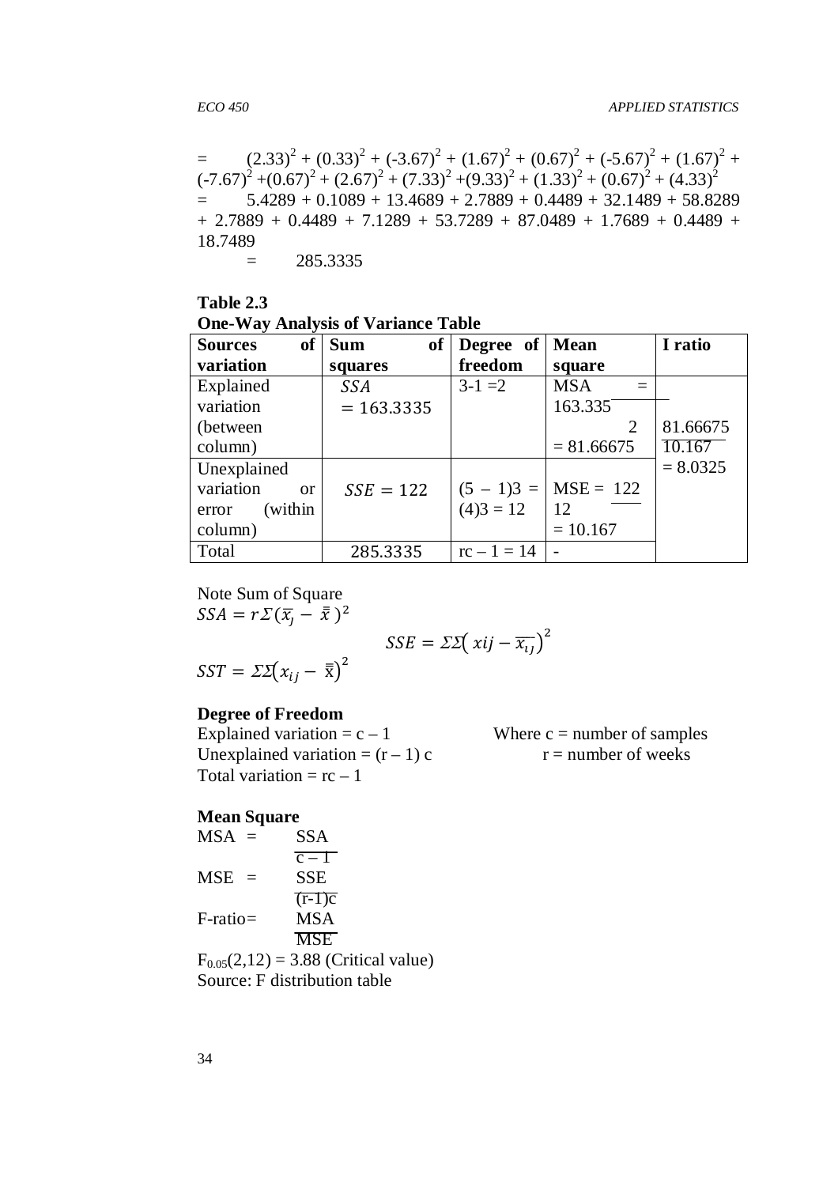$= \quad (2.33)^2 + (0.33)^2 + (-3.67)^2 + (1.67)^2 + (0.67)^2 + (-5.67)^2 + (1.67)^2 + (-7.67)^2 + (0.67)^2 + (2.67)^2 + (7.33)^2 + (9.33)^2 + (1.33)^2 + (0.67)^2 + (4.33)^2$

$= \quad 5.4289 + 0.1089 + 13.4689 + 2.7889 + 0.4489 + 32.1489 + 58.8289 + 2.7889 + 0.4489 + 7.1289 + 53.7289 + 87.0489 + 1.7689 + 0.4489 + 18.7489$

$= \quad 285.3335$

**Table 2.3**
**One-Way Analysis of Variance Table**

| Sources of variation | Sum of squares | Degree of freedom | Mean square | I ratio |
|---|---|---|---|---|
| Explained variation (between column) | $SSA = 163.3335$ | 3-1 =2 | MSA = $\frac{163.335}{2}$ = 81.66675 | $\frac{81.66675}{10.167}$ = 8.0325 |
| Unexplained variation or error (within column) | $SSE = 122$ | (5 – 1)3 = (4)3 = 12 | MSE = $\frac{122}{12}$ = 10.167 | |
| Total | 285.3335 | rc – 1 = 14 | - | |

Note Sum of Square

$SSA = r\Sigma(\overline{x_j} - \bar{\bar{x}})^2$

$$SSE = \Sigma\Sigma\left(xij - \overline{x_{ij}}\right)^2$$

$SST = \Sigma\Sigma\left(x_{ij} - \bar{\bar{x}}\right)^2$

**Degree of Freedom**

Explained variation = c – 1 Where c = number of samples
Unexplained variation = (r – 1) c r = number of weeks
Total variation = rc – 1

**Mean Square**

$MSA = \frac{SSA}{c-1}$

$MSE = \frac{SSE}{(r-1)c}$

$F\text{-ratio} = \frac{MSA}{MSE}$

$F_{0.05}(2,12) = 3.88$ (Critical value)
Source: F distribution table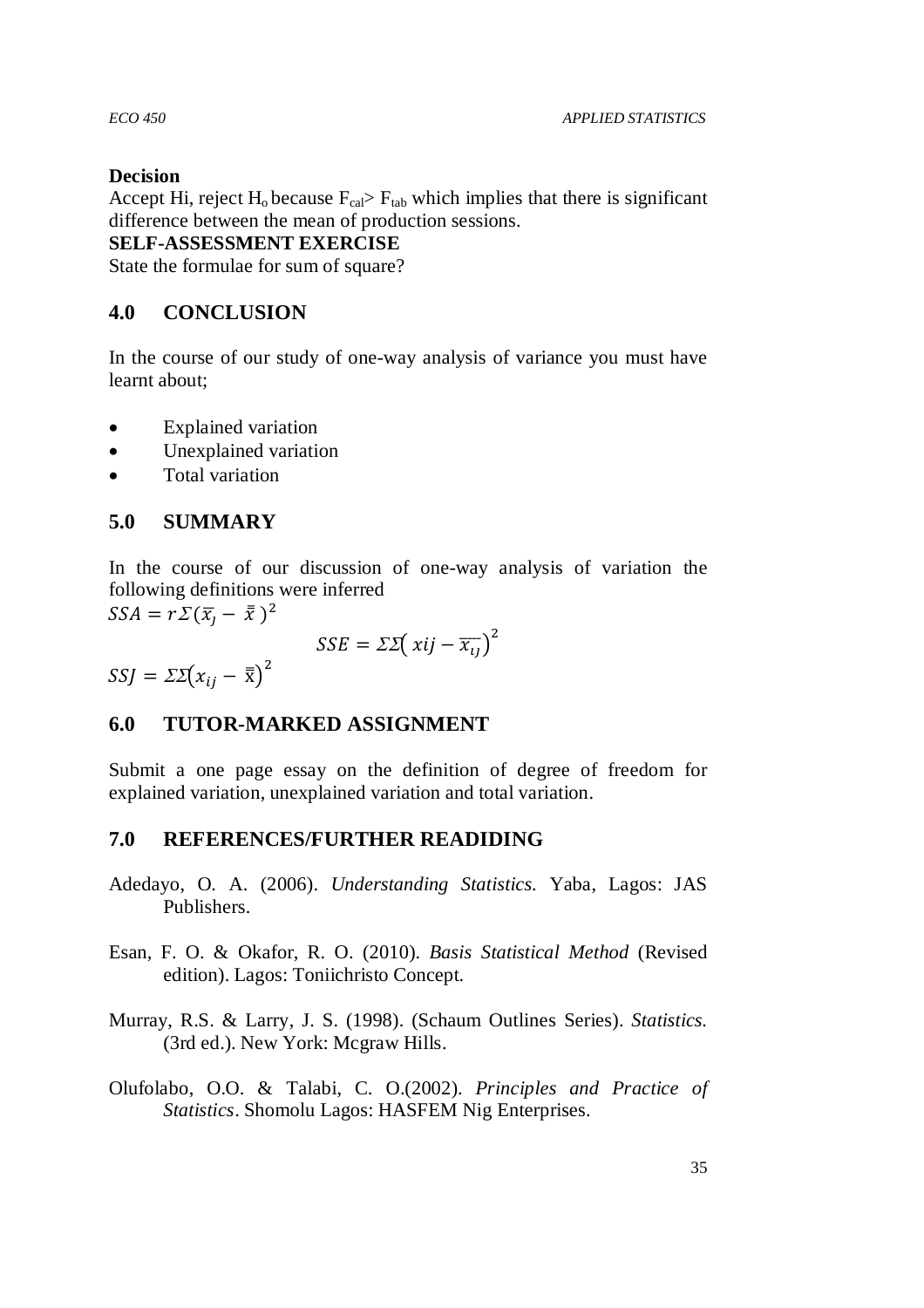**Decision**

Accept Hi, reject $H_o$ because $F_{cal} > F_{tab}$ which implies that there is significant difference between the mean of production sessions.

**SELF-ASSESSMENT EXERCISE**

State the formulae for sum of square?

## 4.0 CONCLUSION

In the course of our study of one-way analysis of variance you must have learnt about;

- Explained variation
- Unexplained variation
- Total variation

## 5.0 SUMMARY

In the course of our discussion of one-way analysis of variation the following definitions were inferred

$SSA = r\Sigma(\bar{x}_j - \bar{\bar{x}})^2$

$$SSE = \Sigma\Sigma\left(xij - \overline{x_{ij}}\right)^2$$

$SSJ = \Sigma\Sigma\left(x_{ij} - \bar{\bar{x}}\right)^2$

## 6.0 TUTOR-MARKED ASSIGNMENT

Submit a one page essay on the definition of degree of freedom for explained variation, unexplained variation and total variation.

## 7.0 REFERENCES/FURTHER READIDING

Adedayo, O. A. (2006). *Understanding Statistics.* Yaba, Lagos: JAS Publishers.

Esan, F. O. & Okafor, R. O. (2010). *Basis Statistical Method* (Revised edition). Lagos: Toniichristo Concept.

Murray, R.S. & Larry, J. S. (1998). (Schaum Outlines Series). *Statistics.* (3rd ed.). New York: Mcgraw Hills.

Olufolabo, O.O. & Talabi, C. O.(2002). *Principles and Practice of Statistics*. Shomolu Lagos: HASFEM Nig Enterprises.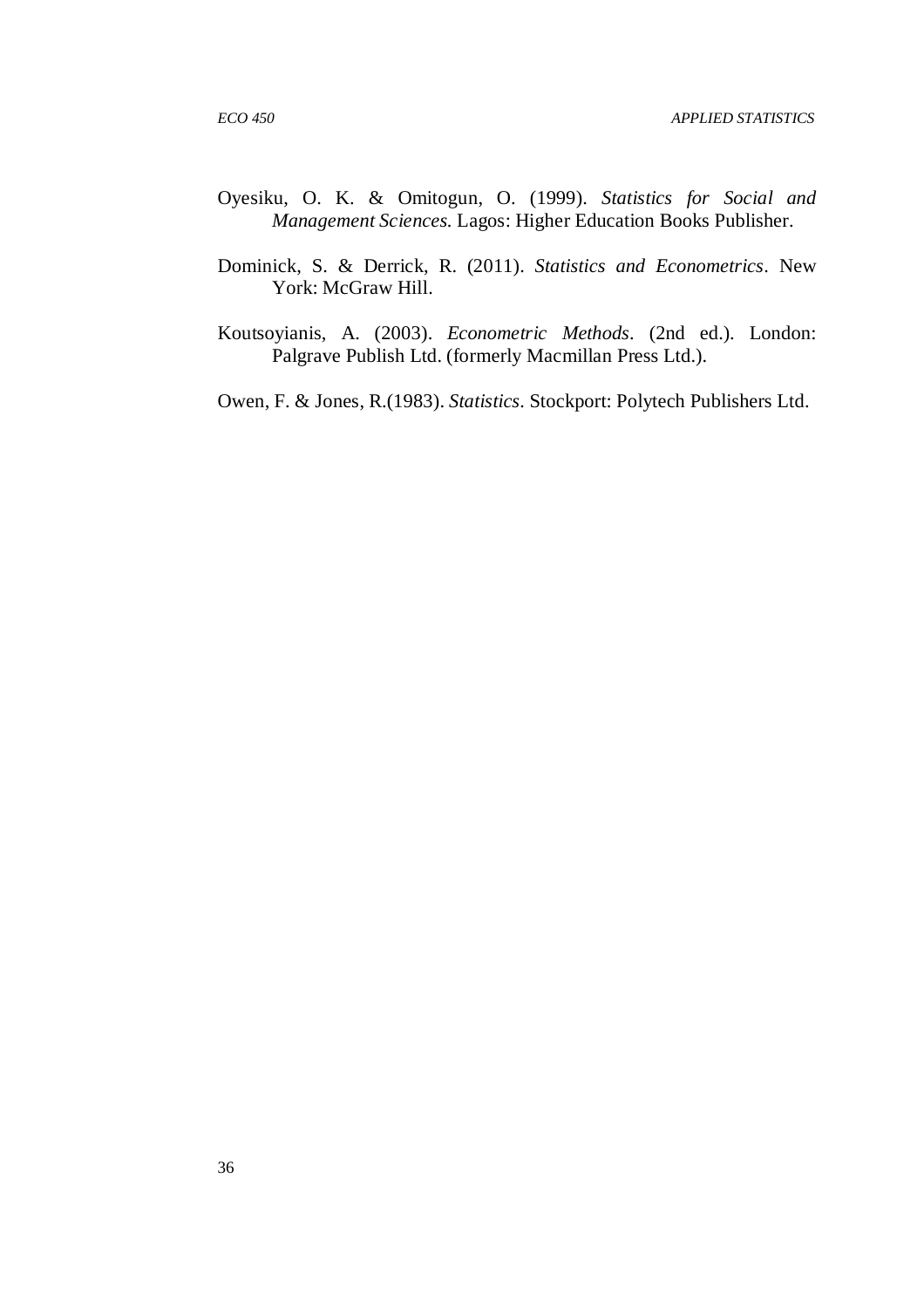Oyesiku, O. K. & Omitogun, O. (1999). *Statistics for Social and Management Sciences.* Lagos: Higher Education Books Publisher.

Dominick, S. & Derrick, R. (2011). *Statistics and Econometrics*. New York: McGraw Hill.

Koutsoyianis, A. (2003). *Econometric Methods*. (2nd ed.). London: Palgrave Publish Ltd. (formerly Macmillan Press Ltd.).

Owen, F. & Jones, R.(1983). *Statistics*. Stockport: Polytech Publishers Ltd.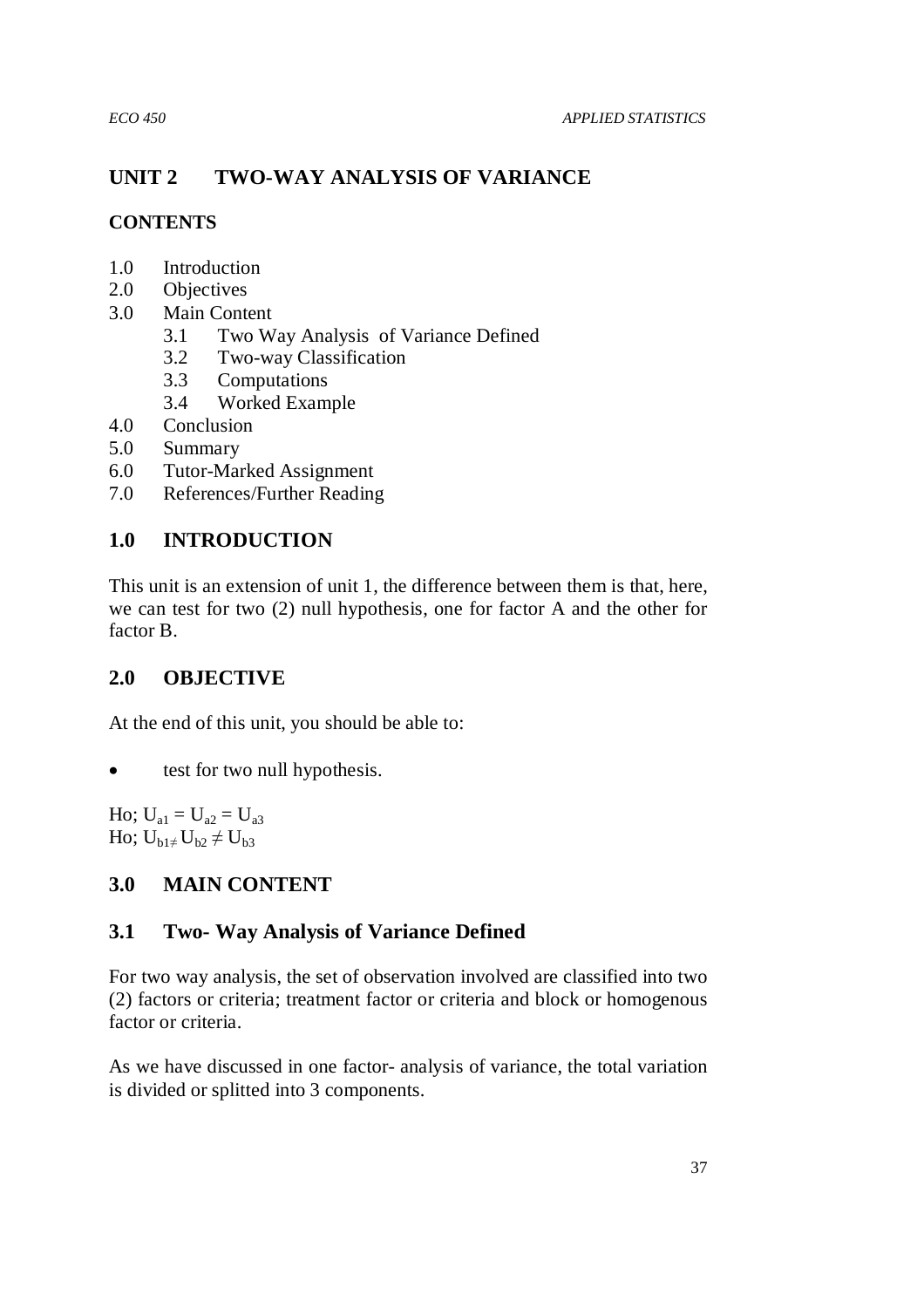# UNIT 2 TWO-WAY ANALYSIS OF VARIANCE

## CONTENTS

1.0 Introduction
2.0 Objectives
3.0 Main Content
    3.1 Two Way Analysis of Variance Defined
    3.2 Two-way Classification
    3.3 Computations
    3.4 Worked Example
4.0 Conclusion
5.0 Summary
6.0 Tutor-Marked Assignment
7.0 References/Further Reading

## 1.0 INTRODUCTION

This unit is an extension of unit 1, the difference between them is that, here, we can test for two (2) null hypothesis, one for factor A and the other for factor B.

## 2.0 OBJECTIVE

At the end of this unit, you should be able to:

- test for two null hypothesis.

Ho; $U_{a1} = U_{a2} = U_{a3}$
Ho; $U_{b1 \neq} U_{b2} \neq U_{b3}$

## 3.0 MAIN CONTENT

### 3.1 Two- Way Analysis of Variance Defined

For two way analysis, the set of observation involved are classified into two (2) factors or criteria; treatment factor or criteria and block or homogenous factor or criteria.

As we have discussed in one factor- analysis of variance, the total variation is divided or splitted into 3 components.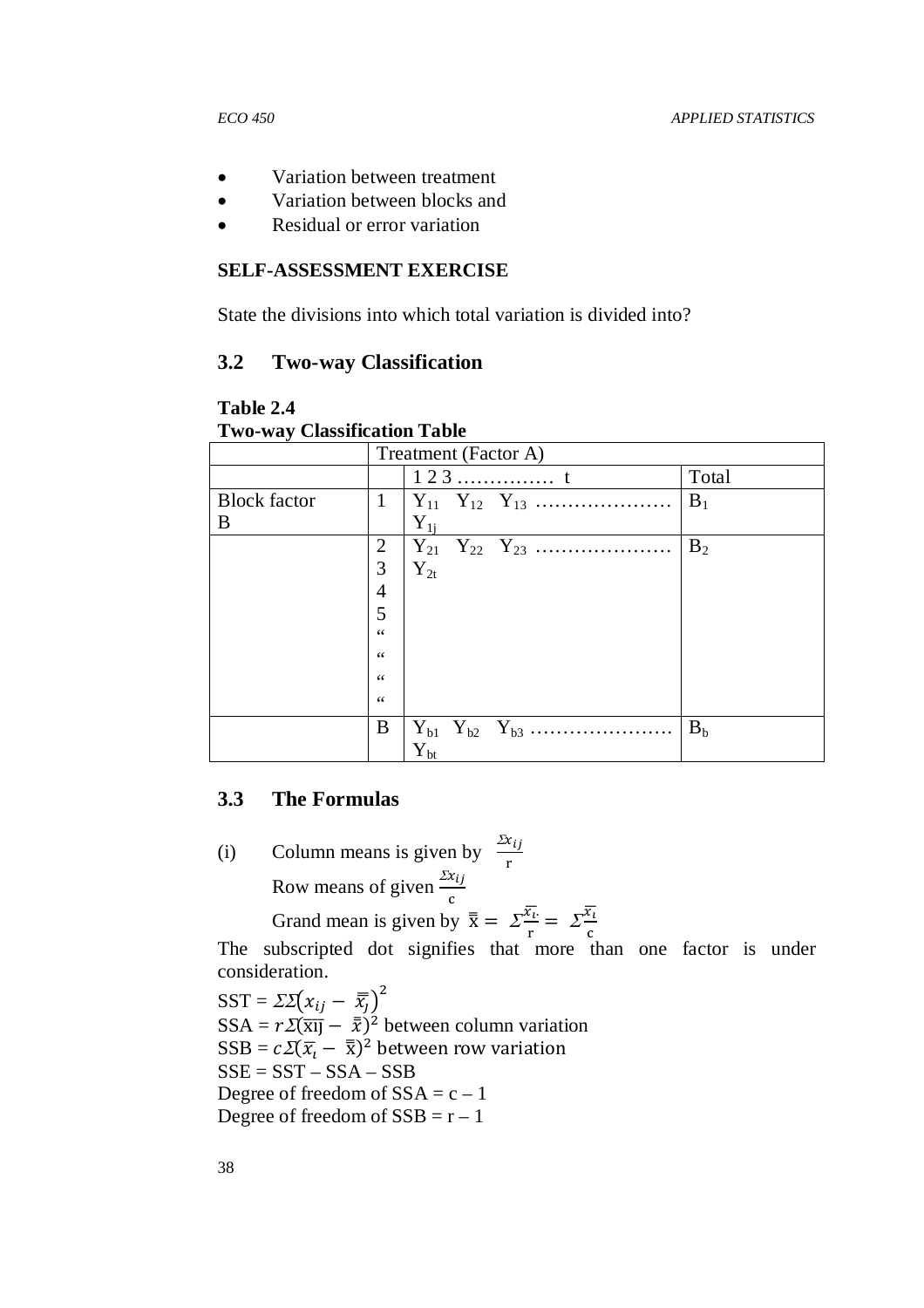- Variation between treatment
- Variation between blocks and
- Residual or error variation

**SELF-ASSESSMENT EXERCISE**

State the divisions into which total variation is divided into?

## 3.2 Two-way Classification

**Table 2.4**
**Two-way Classification Table**

| | Treatment (Factor A) | | |
|---|---|---|---|
| | | 1 2 3 …………… t | Total |
| Block factor B | 1 | $Y_{11}$ $Y_{12}$ $Y_{13}$ ………………… $Y_{1j}$ | $B_1$ |
| | 2 3 4 5 " " " " | $Y_{21}$ $Y_{22}$ $Y_{23}$ ………………… $Y_{2t}$ | $B_2$ |
| | B | $Y_{b1}$ $Y_{b2}$ $Y_{b3}$ ………………… $Y_{bt}$ | $B_b$ |

## 3.3 The Formulas

(i) Column means is given by $\frac{\Sigma x_{ij}}{r}$

Row means of given $\frac{\Sigma x_{ij}}{c}$

Grand mean is given by $\bar{\bar{x}} = \Sigma\frac{\bar{x}_{i\cdot}}{r} = \Sigma\frac{\bar{x}_{i}}{c}$

The subscripted dot signifies that more than one factor is under consideration.

SST = $\Sigma\Sigma\left(x_{ij} - \bar{\bar{x}}_{j}\right)^2$

SSA = $r\Sigma(\overline{x_{IJ}} - \bar{\bar{x}})^2$ between column variation

SSB = $c\Sigma(\bar{x}_{i} - \bar{\bar{x}})^2$ between row variation

SSE = SST – SSA – SSB

Degree of freedom of SSA = c – 1

Degree of freedom of SSB = r – 1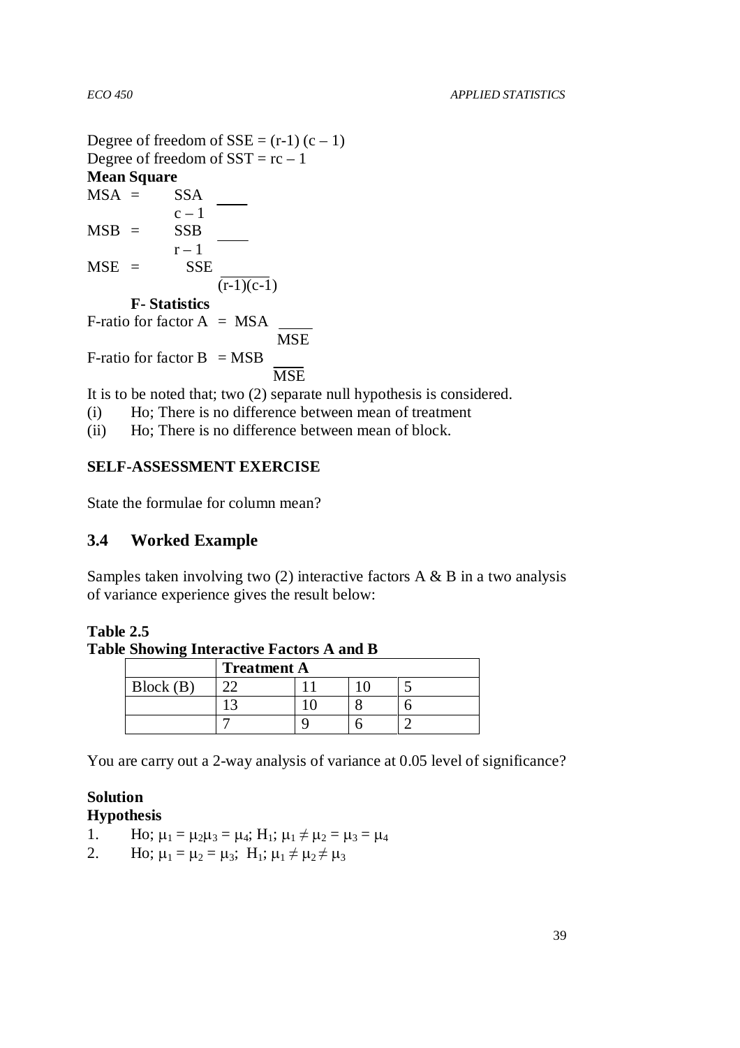Degree of freedom of SSE = $(r-1)(c-1)$
Degree of freedom of SST = $rc - 1$

**Mean Square**

$$MSA = \frac{SSA}{c-1}$$

$$MSB = \frac{SSB}{r-1}$$

$$MSE = \frac{SSE}{(r-1)(c-1)}$$

**F- Statistics**

$$\text{F-ratio for factor A} = \frac{MSA}{MSE}$$

$$\text{F-ratio for factor B} = \frac{MSB}{MSE}$$

It is to be noted that; two (2) separate null hypothesis is considered.

(i) Ho; There is no difference between mean of treatment
(ii) Ho; There is no difference between mean of block.

**SELF-ASSESSMENT EXERCISE**

State the formulae for column mean?

## 3.4 Worked Example

Samples taken involving two (2) interactive factors A & B in a two analysis of variance experience gives the result below:

**Table 2.5**
**Table Showing Interactive Factors A and B**

| | Treatment A | | | |
|---|---|---|---|---|
| Block (B) | 22 | 11 | 10 | 5 |
| | 13 | 10 | 8 | 6 |
| | 7 | 9 | 6 | 2 |

You are carry out a 2-way analysis of variance at 0.05 level of significance?

**Solution**

**Hypothesis**

1. Ho; $\mu_1 = \mu_2\mu_3 = \mu_4$; $H_1$; $\mu_1 \neq \mu_2 = \mu_3 = \mu_4$
2. Ho; $\mu_1 = \mu_2 = \mu_3$; $H_1$; $\mu_1 \neq \mu_2 \neq \mu_3$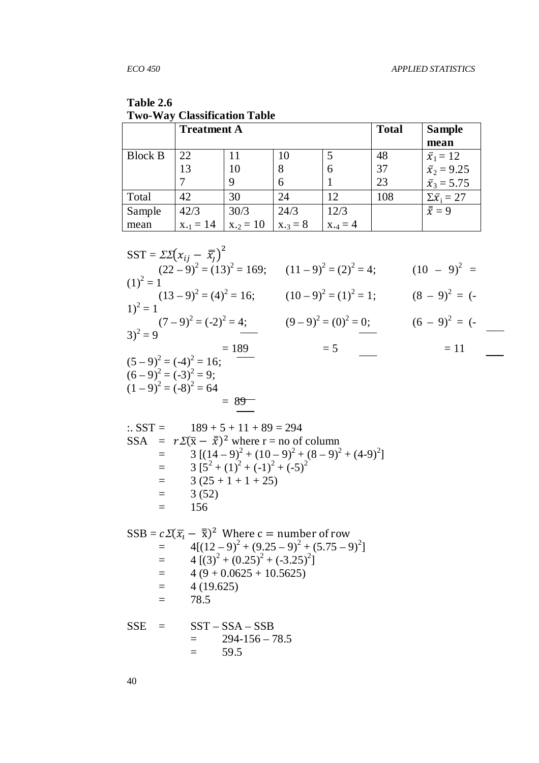**Table 2.6**
**Two-Way Classification Table**

| | **Treatment A** | | | | **Total** | **Sample mean** |
|---|---|---|---|---|---|---|
| Block B | 22<br>13<br>7 | 11<br>10<br>9 | 10<br>8<br>6 | 5<br>6<br>1 | 48<br>37<br>23 | $\bar{x}_1 = 12$<br>$\bar{x}_2 = 9.25$<br>$\bar{x}_3 = 5.75$ |
| Total | 42 | 30 | 24 | 12 | 108 | $\Sigma\bar{x}_i = 27$ |
| Sample mean | 42/3<br>$x_{\cdot 1} = 14$ | 30/3<br>$x_{\cdot 2} = 10$ | 24/3<br>$x_{\cdot 3} = 8$ | 12/3<br>$x_{\cdot 4} = 4$ | | $\bar{\bar{x}} = 9$ |

SST = $\Sigma\Sigma\left(x_{ij} - \bar{\bar{x}}_j\right)^2$

$(22 - 9)^2 = (13)^2 = 169$; $\quad (11 - 9)^2 = (2)^2 = 4$; $\quad (10 - 9)^2 = (1)^2 = 1$

$(13 - 9)^2 = (4)^2 = 16$; $\quad (10 - 9)^2 = (1)^2 = 1$; $\quad (8 - 9)^2 = (-1)^2 = 1$

$(7 - 9)^2 = (-2)^2 = 4$; $\quad (9 - 9)^2 = (0)^2 = 0$; $\quad (6 - 9)^2 = (-3)^2 = 9$

$= 189 \qquad = 5 \qquad = 11$

$(5 - 9)^2 = (-4)^2 = 16$;
$(6 - 9)^2 = (-3)^2 = 9$;
$(1 - 9)^2 = (-8)^2 = 64$

$= 89$

:. SST = $189 + 5 + 11 + 89 = 294$

SSA = $r\Sigma(\bar{x} - \bar{\bar{x}})^2$ where r = no of column

$= 3\,[(14 - 9)^2 + (10 - 9)^2 + (8 - 9)^2 + (4 - 9)^2]$

$= 3\,[5^2 + (1)^2 + (-1)^2 + (-5)^2$

$= 3\,(25 + 1 + 1 + 25)$

$= 3\,(52)$

$= 156$

SSB = $c\Sigma(\bar{x}_i - \bar{\bar{x}})^2$ Where c = number of row

$= 4[(12 - 9)^2 + (9.25 - 9)^2 + (5.75 - 9)^2]$

$= 4\,[(3)^2 + (0.25)^2 + (-3.25)^2]$

$= 4\,(9 + 0.0625 + 10.5625)$

$= 4\,(19.625)$

$= 78.5$

SSE = SST – SSA – SSB

$= 294 - 156 - 78.5$

$= 59.5$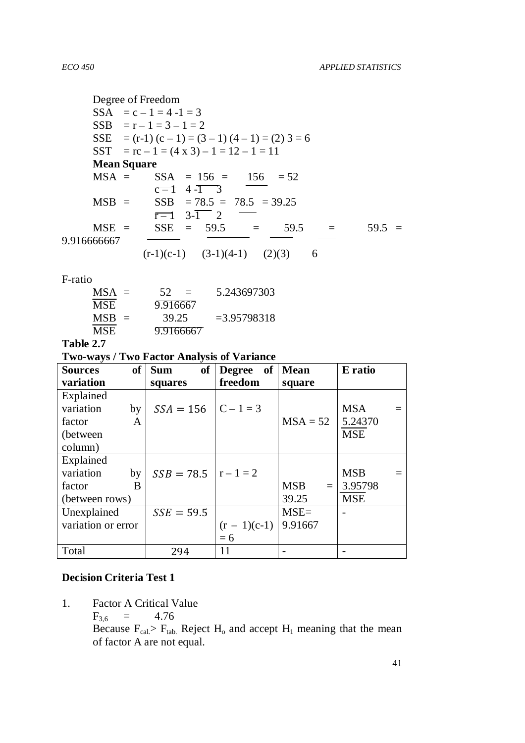Degree of Freedom

SSA $= c - 1 = 4 - 1 = 3$

SSB $= r - 1 = 3 - 1 = 2$

SSE $= (r-1)(c - 1) = (3 - 1)(4 - 1) = (2)\,3 = 6$

SST $= rc - 1 = (4 \times 3) - 1 = 12 - 1 = 11$

**Mean Square**

$$MSA = \frac{SSA}{c-1} = \frac{156}{4-1} = \frac{156}{3} = 52$$

$$MSB = \frac{SSB}{r-1} = \frac{78.5}{3-1} = \frac{78.5}{2} = 39.25$$

$$MSE = \frac{SSE}{(r-1)(c-1)} = \frac{59.5}{(3-1)(4-1)} = \frac{59.5}{(2)(3)} = \frac{59.5}{6} = 9.916666667$$

F-ratio

$$\frac{MSA}{MSE} = \frac{52}{9.916667} = 5.243697303$$

$$\frac{MSB}{MSE} = \frac{39.25}{9.9166667} = 3.95798318$$

**Table 2.7**

**Two-ways / Two Factor Analysis of Variance**

| Sources of variation | Sum of squares | Degree of freedom | Mean square | E ratio |
|---|---|---|---|---|
| Explained variation by factor A (between column) | $SSA = 156$ | $C - 1 = 3$ | MSA = 52 | $\frac{MSA}{MSE} = 5.24370$ |
| Explained variation by factor B (between rows) | $SSB = 78.5$ | $r - 1 = 2$ | MSB = 39.25 | $\frac{MSB}{MSE} = 3.95798$ |
| Unexplained variation or error | $SSE = 59.5$ | $(r - 1)(c-1) = 6$ | MSE= 9.91667 | - |
| Total | 294 | 11 | - | - |

**Decision Criteria Test 1**

1. Factor A Critical Value

   $F_{3,6} = 4.76$

   Because $F_{cal.} > F_{tab.}$ Reject $H_o$ and accept $H_1$ meaning that the mean of factor A are not equal.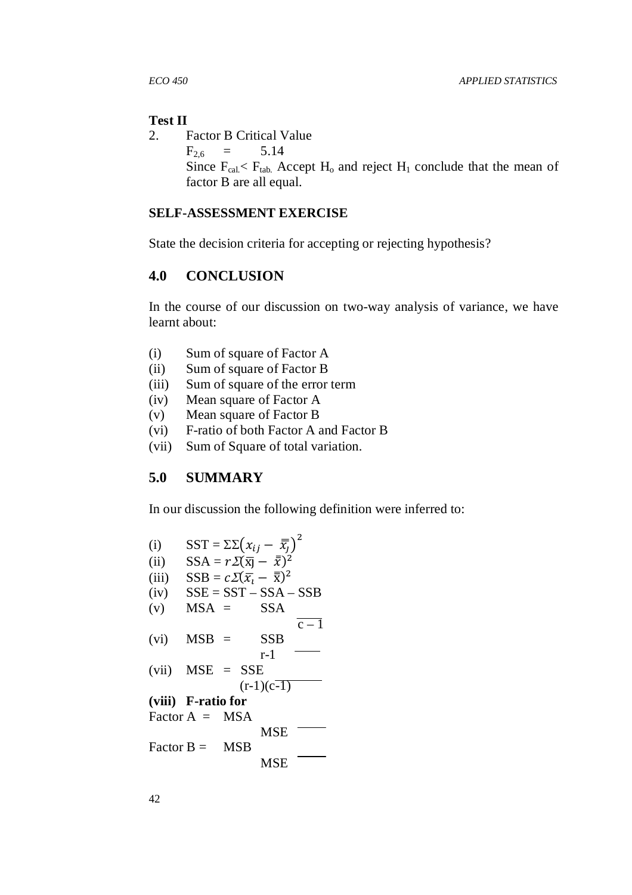**Test II**

2. Factor B Critical Value

   $F_{2,6} = 5.14$

   Since $F_{cal.} < F_{tab.}$ Accept $H_o$ and reject $H_1$ conclude that the mean of factor B are all equal.

**SELF-ASSESSMENT EXERCISE**

State the decision criteria for accepting or rejecting hypothesis?

## 4.0 CONCLUSION

In the course of our discussion on two-way analysis of variance, we have learnt about:

(i) Sum of square of Factor A
(ii) Sum of square of Factor B
(iii) Sum of square of the error term
(iv) Mean square of Factor A
(v) Mean square of Factor B
(vi) F-ratio of both Factor A and Factor B
(vii) Sum of Square of total variation.

## 5.0 SUMMARY

In our discussion the following definition were inferred to:

(i) $SST = \Sigma\Sigma\left(x_{ij} - \bar{\bar{x}}_j\right)^2$

(ii) $SSA = r\Sigma(\bar{x}_j - \bar{\bar{x}})^2$

(iii) $SSB = c\Sigma(\bar{x}_i - \bar{\bar{x}})^2$

(iv) $SSE = SST - SSA - SSB$

(v) $MSA = \frac{SSA}{c-1}$

(vi) $MSB = \frac{SSB}{r-1}$

(vii) $MSE = \frac{SSE}{(r-1)(c-1)}$

**(viii) F-ratio for**

Factor A $= \frac{MSA}{MSE}$

Factor B $= \frac{MSB}{MSE}$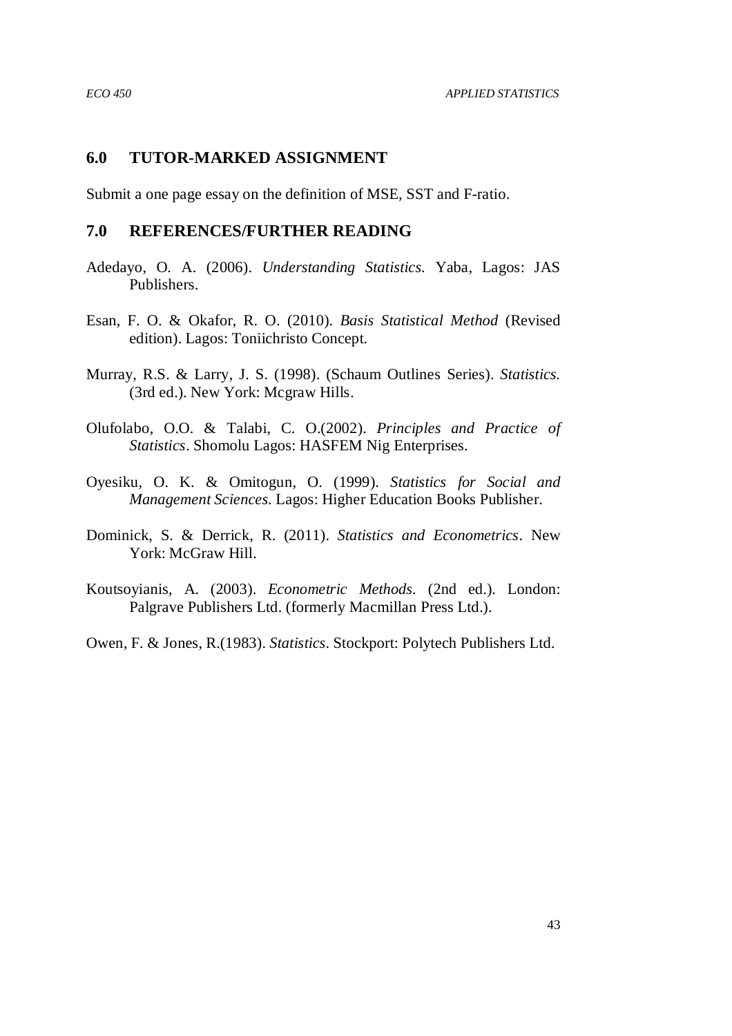## 6.0 TUTOR-MARKED ASSIGNMENT

Submit a one page essay on the definition of MSE, SST and F-ratio.

## 7.0 REFERENCES/FURTHER READING

Adedayo, O. A. (2006). *Understanding Statistics.* Yaba, Lagos: JAS Publishers.

Esan, F. O. & Okafor, R. O. (2010). *Basis Statistical Method* (Revised edition). Lagos: Toniichristo Concept.

Murray, R.S. & Larry, J. S. (1998). (Schaum Outlines Series). *Statistics.* (3rd ed.). New York: Mcgraw Hills.

Olufolabo, O.O. & Talabi, C. O.(2002). *Principles and Practice of Statistics*. Shomolu Lagos: HASFEM Nig Enterprises.

Oyesiku, O. K. & Omitogun, O. (1999). *Statistics for Social and Management Sciences.* Lagos: Higher Education Books Publisher.

Dominick, S. & Derrick, R. (2011). *Statistics and Econometrics*. New York: McGraw Hill.

Koutsoyianis, A. (2003). *Econometric Methods*. (2nd ed.). London: Palgrave Publishers Ltd. (formerly Macmillan Press Ltd.).

Owen, F. & Jones, R.(1983). *Statistics*. Stockport: Polytech Publishers Ltd.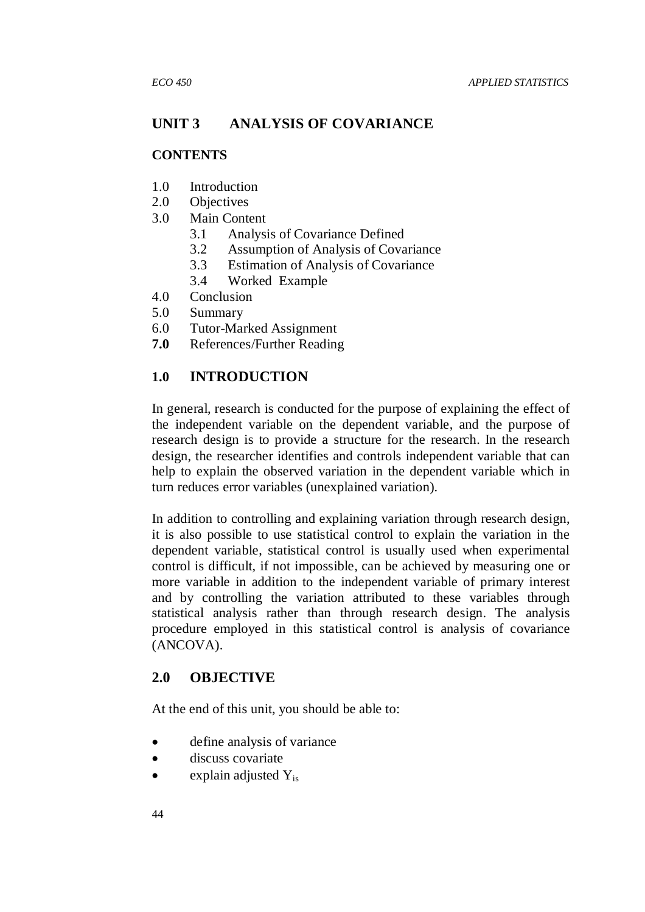## UNIT 3 ANALYSIS OF COVARIANCE

### CONTENTS

1.0 Introduction
2.0 Objectives
3.0 Main Content
    3.1 Analysis of Covariance Defined
    3.2 Assumption of Analysis of Covariance
    3.3 Estimation of Analysis of Covariance
    3.4 Worked Example
4.0 Conclusion
5.0 Summary
6.0 Tutor-Marked Assignment
**7.0** References/Further Reading

### 1.0 INTRODUCTION

In general, research is conducted for the purpose of explaining the effect of the independent variable on the dependent variable, and the purpose of research design is to provide a structure for the research. In the research design, the researcher identifies and controls independent variable that can help to explain the observed variation in the dependent variable which in turn reduces error variables (unexplained variation).

In addition to controlling and explaining variation through research design, it is also possible to use statistical control to explain the variation in the dependent variable, statistical control is usually used when experimental control is difficult, if not impossible, can be achieved by measuring one or more variable in addition to the independent variable of primary interest and by controlling the variation attributed to these variables through statistical analysis rather than through research design. The analysis procedure employed in this statistical control is analysis of covariance (ANCOVA).

### 2.0 OBJECTIVE

At the end of this unit, you should be able to:

- define analysis of variance
- discuss covariate
- explain adjusted $Y_{is}$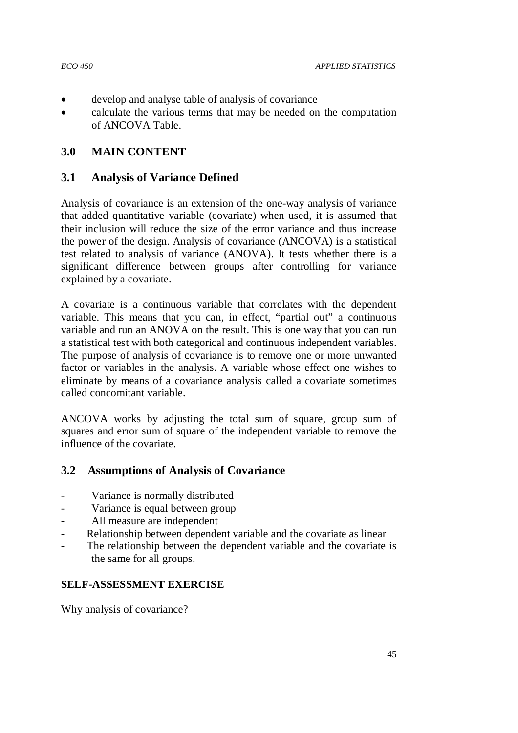- develop and analyse table of analysis of covariance
- calculate the various terms that may be needed on the computation of ANCOVA Table.

## 3.0 MAIN CONTENT

### 3.1 Analysis of Variance Defined

Analysis of covariance is an extension of the one-way analysis of variance that added quantitative variable (covariate) when used, it is assumed that their inclusion will reduce the size of the error variance and thus increase the power of the design. Analysis of covariance (ANCOVA) is a statistical test related to analysis of variance (ANOVA). It tests whether there is a significant difference between groups after controlling for variance explained by a covariate.

A covariate is a continuous variable that correlates with the dependent variable. This means that you can, in effect, "partial out" a continuous variable and run an ANOVA on the result. This is one way that you can run a statistical test with both categorical and continuous independent variables. The purpose of analysis of covariance is to remove one or more unwanted factor or variables in the analysis. A variable whose effect one wishes to eliminate by means of a covariance analysis called a covariate sometimes called concomitant variable.

ANCOVA works by adjusting the total sum of square, group sum of squares and error sum of square of the independent variable to remove the influence of the covariate.

### 3.2 Assumptions of Analysis of Covariance

- Variance is normally distributed
- Variance is equal between group
- All measure are independent
- Relationship between dependent variable and the covariate as linear
- The relationship between the dependent variable and the covariate is the same for all groups.

**SELF-ASSESSMENT EXERCISE**

Why analysis of covariance?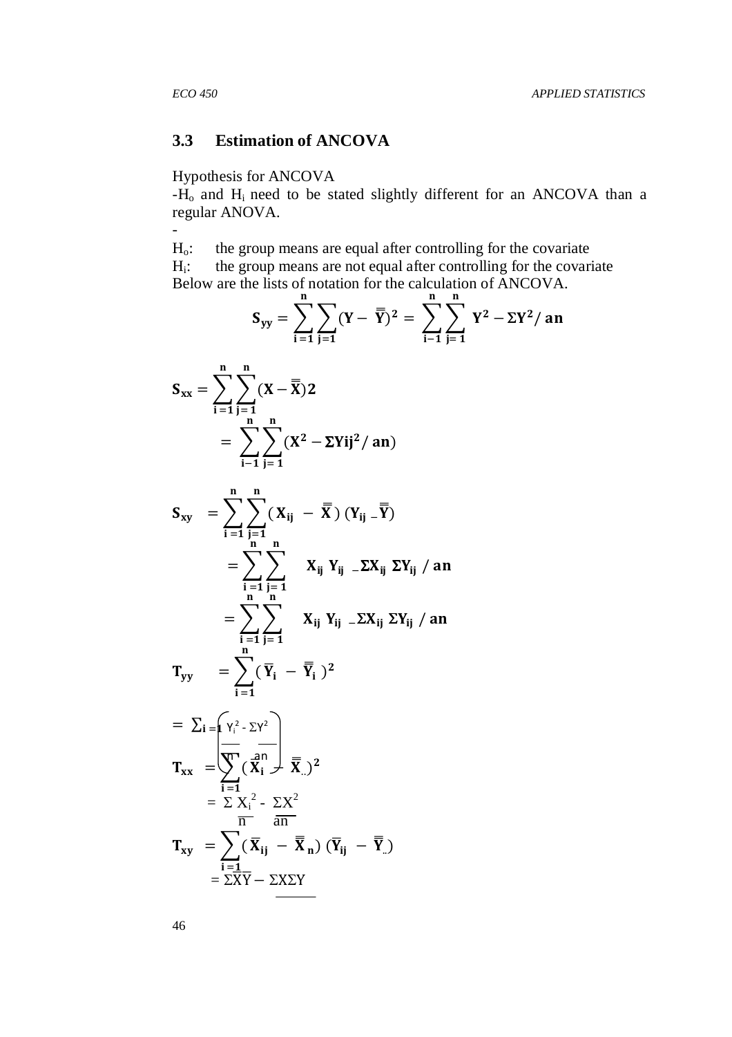## 3.3 Estimation of ANCOVA

Hypothesis for ANCOVA

-$H_o$ and $H_i$ need to be stated slightly different for an ANCOVA than a regular ANOVA.

-

$H_o$: the group means are equal after controlling for the covariate

$H_i$: the group means are not equal after controlling for the covariate

Below are the lists of notation for the calculation of ANCOVA.

$$\mathbf{S_{yy}} = \sum_{i=1}^{n}\sum_{j=1}^{n}(\mathbf{Y} - \bar{\bar{\mathbf{Y}}})^2 = \sum_{i-1}^{n}\sum_{j=1}^{n} \mathbf{Y^2} - \Sigma\mathbf{Y^2}/\,\mathbf{an}$$

$$\mathbf{S_{xx}} = \sum_{i=1}^{n}\sum_{j=1}^{n}(\mathbf{X} - \bar{\bar{\mathbf{X}}})\mathbf{2}$$

$$= \sum_{i-1}^{n}\sum_{j=1}^{n}(\mathbf{X^2} - \Sigma\mathbf{Yij^2}/\,\mathbf{an})$$

$$\mathbf{S_{xy}} = \sum_{i=1}^{n}\sum_{j=1}^{n}(\mathbf{X_{ij}} - \bar{\bar{\mathbf{X}}})\,(\mathbf{Y_{ij}} - \bar{\bar{\mathbf{Y}}})$$

$$= \sum_{i=1}^{n}\sum_{j=1}^{n} \mathbf{X_{ij}}\ \mathbf{Y_{ij}} - \Sigma\mathbf{X_{ij}}\ \Sigma\mathbf{Y_{ij}}\ /\ \mathbf{an}$$

$$= \sum_{i=1}^{n}\sum_{j=1}^{n} \mathbf{X_{ij}}\ \mathbf{Y_{ij}} - \Sigma\mathbf{X_{ij}}\ \Sigma\mathbf{Y_{ij}}\ /\ \mathbf{an}$$

$$\mathbf{T_{yy}} = \sum_{i=1}^{n}(\bar{\mathbf{Y}}_i - \bar{\bar{\mathbf{Y}}}_i)^2$$

$$= \sum_{i=1}\left(\frac{Y_i^2}{n} - \frac{\Sigma Y^2}{an}\right)$$

$$\mathbf{T_{xx}} = \sum_{i=1}(\bar{\mathbf{X}}_i - \bar{\bar{\mathbf{X}}}_{..})^2$$

$$= \frac{\Sigma X_i^2}{n} - \frac{\Sigma X^2}{an}$$

$$\mathbf{T_{xy}} = \sum_{i=1}(\bar{\mathbf{X}}_{ij} - \bar{\bar{\mathbf{X}}}_n)\,(\bar{\mathbf{Y}}_{ij} - \bar{\bar{\mathbf{Y}}}_{..})$$

$$= \Sigma\bar{X}\bar{Y} - \Sigma X\Sigma Y$$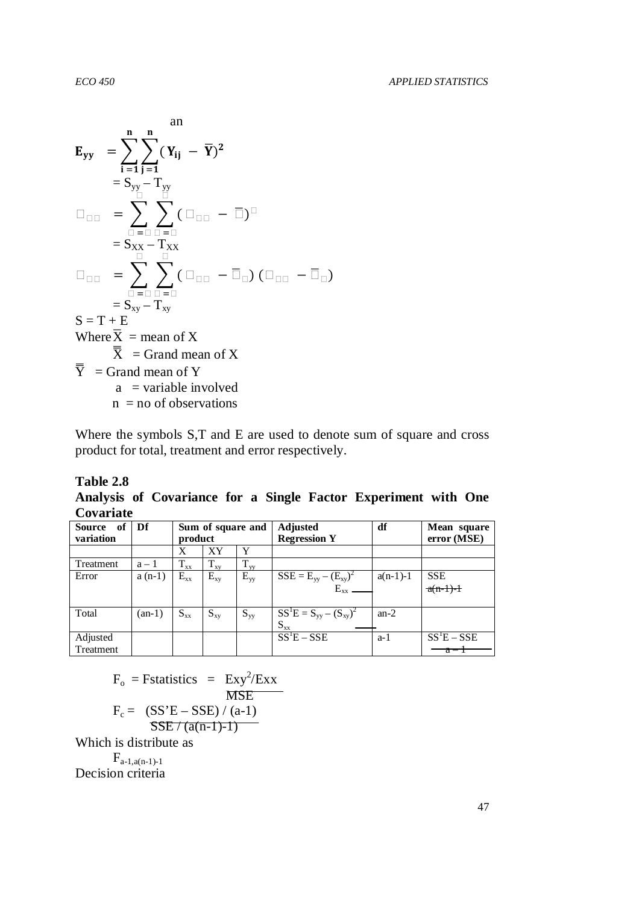$$\mathbf{E_{yy}} = \sum_{i=1}^{n}\sum_{j=1}^{n}(\mathbf{Y_{ij}} - \overline{\mathbf{Y}})^{2}$$

an

$$= S_{yy} - T_{yy}$$

$$\square_{\square\square} = \sum_{\square=\square}^{\square}\sum_{\square=\square}^{\square}(\square_{\square\square} - \overline{\square})^{\square}$$

$$= S_{XX} - T_{XX}$$

$$\square_{\square\square} = \sum_{\square=\square}^{\square}\sum_{\square=\square}^{\square}(\square_{\square\square} - \overline{\square}_{\square})(\square_{\square\square} - \overline{\square}_{\square})$$

$$= S_{xy} - T_{xy}$$

$S = T + E$

Where $\overline{X}$ = mean of X

$\overline{\overline{X}}$ = Grand mean of X

$\overline{\overline{Y}}$ = Grand mean of Y

a = variable involved

n = no of observations

Where the symbols S,T and E are used to denote sum of square and cross product for total, treatment and error respectively.

**Table 2.8**

**Analysis of Covariance for a Single Factor Experiment with One Covariate**

| Source of variation | Df | Sum of square and product | | | Adjusted Regression Y | df | Mean square error (MSE) |
|---|---|---|---|---|---|---|---|
| | | X | XY | Y | | | |
| Treatment | a – 1 | $T_{xx}$ | $T_{xy}$ | $T_{yy}$ | | | |
| Error | a (n-1) | $E_{xx}$ | $E_{xy}$ | $E_{yy}$ | $SSE = E_{yy} - \frac{(E_{xy})^2}{E_{xx}}$ | a(n-1)-1 | $\frac{SSE}{a(n-1)-1}$ |
| Total | (an-1) | $S_{xx}$ | $S_{xy}$ | $S_{yy}$ | $SS^1E = S_{yy} - \frac{(S_{xy})^2}{S_{xx}}$ | an-2 | |
| Adjusted Treatment | | | | | $SS^1E - SSE$ | a-1 | $\frac{SS^1E - SSE}{a-1}$ |

$$F_o = \text{Fstatistics} = \frac{Exy^2/Exx}{MSE}$$

$$F_c = \frac{(SS'E - SSE)/(a-1)}{SSE/(a(n-1)-1)}$$

Which is distribute as

$$F_{a-1,a(n-1)-1}$$

Decision criteria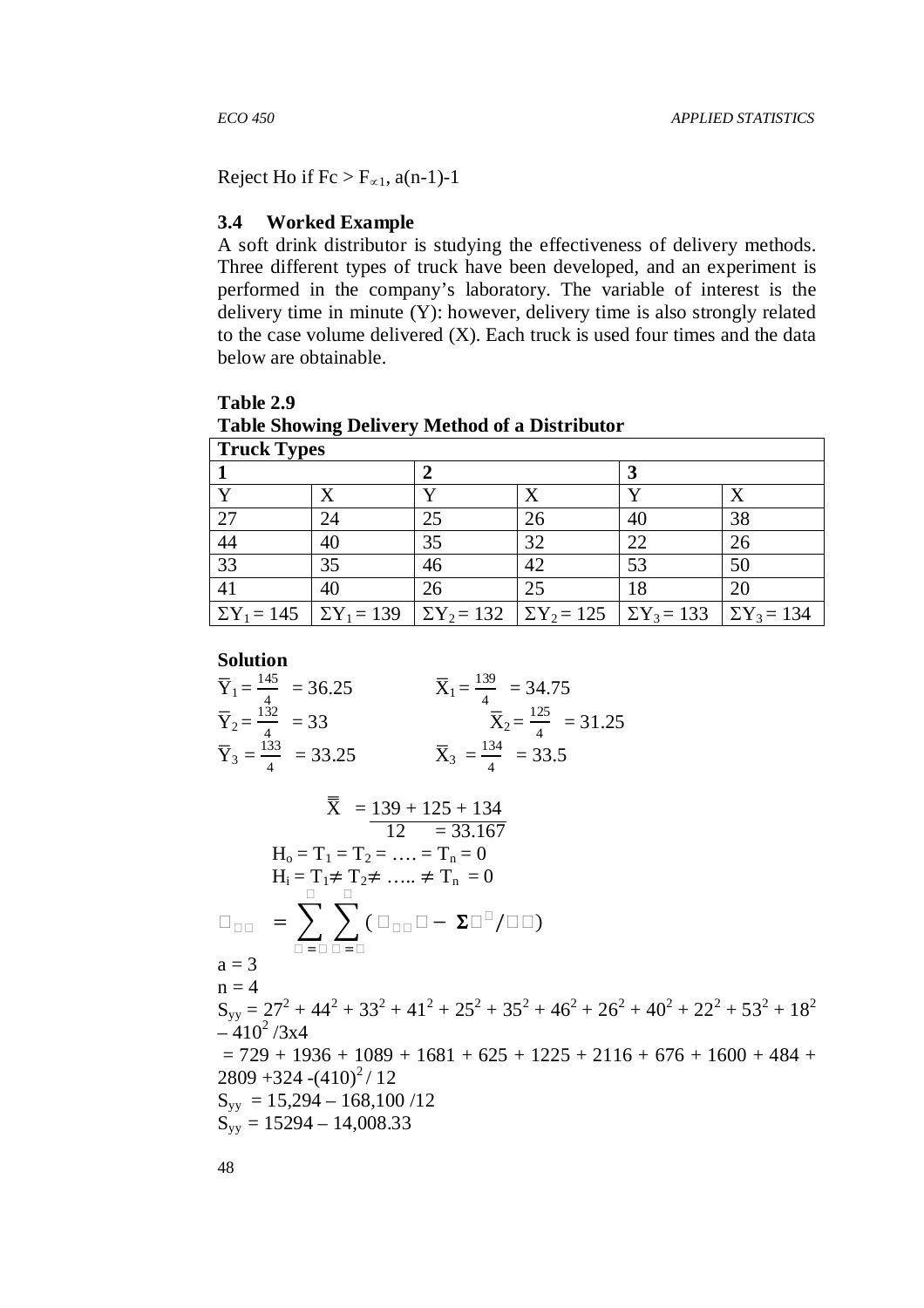Reject Ho if $Fc > F_{\propto 1, a(n-1)-1}$

### 3.4 Worked Example

A soft drink distributor is studying the effectiveness of delivery methods. Three different types of truck have been developed, and an experiment is performed in the company's laboratory. The variable of interest is the delivery time in minute (Y): however, delivery time is also strongly related to the case volume delivered (X). Each truck is used four times and the data below are obtainable.

**Table 2.9**
**Table Showing Delivery Method of a Distributor**

| Truck Types | | | | | |
|---|---|---|---|---|---|
| 1 | | 2 | | 3 | |
| Y | X | Y | X | Y | X |
| 27 | 24 | 25 | 26 | 40 | 38 |
| 44 | 40 | 35 | 32 | 22 | 26 |
| 33 | 35 | 46 | 42 | 53 | 50 |
| 41 | 40 | 26 | 25 | 18 | 20 |
| $\Sigma Y_1 = 145$ | $\Sigma Y_1 = 139$ | $\Sigma Y_2 = 132$ | $\Sigma Y_2 = 125$ | $\Sigma Y_3 = 133$ | $\Sigma Y_3 = 134$ |

**Solution**

$\bar{Y}_1 = \frac{145}{4} = 36.25$ $\qquad$ $\bar{X}_1 = \frac{139}{4} = 34.75$

$\bar{Y}_2 = \frac{132}{4} = 33$ $\qquad$ $\bar{X}_2 = \frac{125}{4} = 31.25$

$\bar{Y}_3 = \frac{133}{4} = 33.25$ $\qquad$ $\bar{X}_3 = \frac{134}{4} = 33.5$

$$\bar{\bar{X}} = \frac{139 + 125 + 134}{12} = 33.167$$

$H_o = T_1 = T_2 = \ldots = T_n = 0$

$H_i = T_1 \neq T_2 \neq \ldots \neq T_n = 0$

$$S_{yy} = \sum_{i=1}^{a} \sum_{j=1}^{n} (Y_{ij}^2 - \Sigma Y^2 / an)$$

a = 3

n = 4

$S_{yy} = 27^2 + 44^2 + 33^2 + 41^2 + 25^2 + 35^2 + 46^2 + 26^2 + 40^2 + 22^2 + 53^2 + 18^2 - 410^2/3\text{x}4$

$= 729 + 1936 + 1089 + 1681 + 625 + 1225 + 2116 + 676 + 1600 + 484 + 2809 + 324 - (410)^2/12$

$S_{yy} = 15{,}294 - 168{,}100/12$

$S_{yy} = 15294 - 14{,}008.33$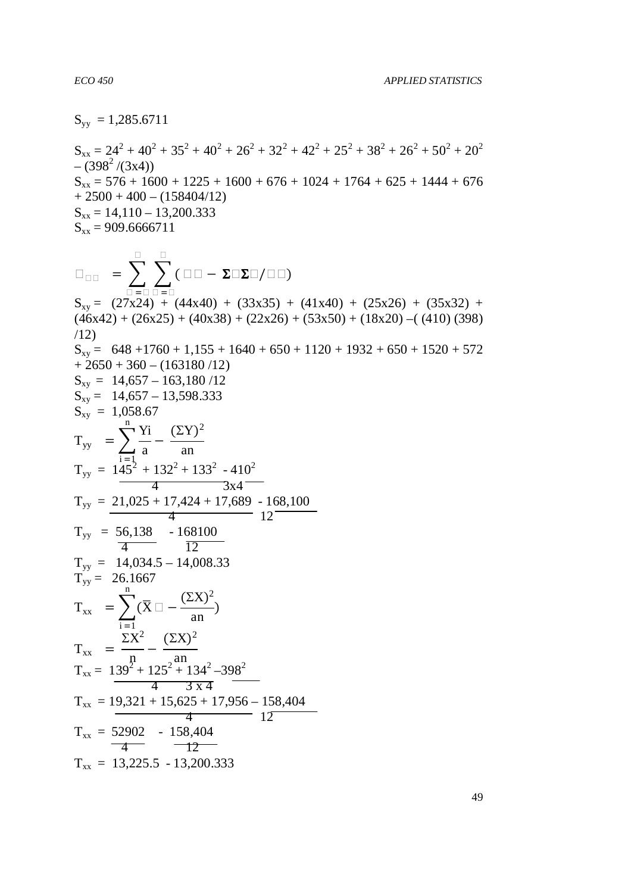$S_{yy}$ = 1,285.6711

$S_{xx} = 24^2 + 40^2 + 35^2 + 40^2 + 26^2 + 32^2 + 42^2 + 25^2 + 38^2 + 26^2 + 50^2 + 20^2 - (398^2/(3x4))$

$S_{xx}$ = 576 + 1600 + 1225 + 1600 + 676 + 1024 + 1764 + 625 + 1444 + 676 + 2500 + 400 – (158404/12)

$S_{xx}$ = 14,110 – 13,200.333

$S_{xx}$ = 909.6666711

$$\square_{\square\square} = \sum_{\square=\square}^{\square} \sum_{\square=\square}^{\square} (\square\square - \Sigma\square\Sigma\square/\square\square)$$

$S_{xy}$ = (27x24) + (44x40) + (33x35) + (41x40) + (25x26) + (35x32) + (46x42) + (26x25) + (40x38) + (22x26) + (53x50) + (18x20) –( (410) (398) /12)

$S_{xy}$ = 648 +1760 + 1,155 + 1640 + 650 + 1120 + 1932 + 650 + 1520 + 572 + 2650 + 360 – (163180 /12)

$S_{xy}$ = 14,657 – 163,180 /12

$S_{xy}$ = 14,657 – 13,598.333

$S_{xy}$ = 1,058.67

$$T_{yy} = \sum_{i=1}^{n} \frac{Yi}{a} - \frac{(\Sigma Y)^2}{an}$$

$$T_{yy} = \frac{145^2 + 132^2 + 133^2}{4} - \frac{410^2}{3x4}$$

$$T_{yy} = \frac{21,025 + 17,424 + 17,689}{4} - \frac{168,100}{12}$$

$$T_{yy} = \frac{56,138}{4} - \frac{168100}{12}$$

$T_{yy}$ = 14,034.5 – 14,008.33

$T_{yy}$ = 26.1667

$$T_{xx} = \sum_{i=1}^{n} (\bar{X}\square - \frac{(\Sigma X)^2}{an})$$

$$T_{xx} = \frac{\Sigma X^2}{n} - \frac{(\Sigma X)^2}{an}$$

$$T_{xx} = \frac{139^2 + 125^2 + 134^2}{4} - \frac{398^2}{3 \text{ x } 4}$$

$$T_{xx} = \frac{19,321 + 15,625 + 17,956}{4} - \frac{158,404}{12}$$

$$T_{xx} = \frac{52902}{4} - \frac{158,404}{12}$$

$T_{xx}$ = 13,225.5 - 13,200.333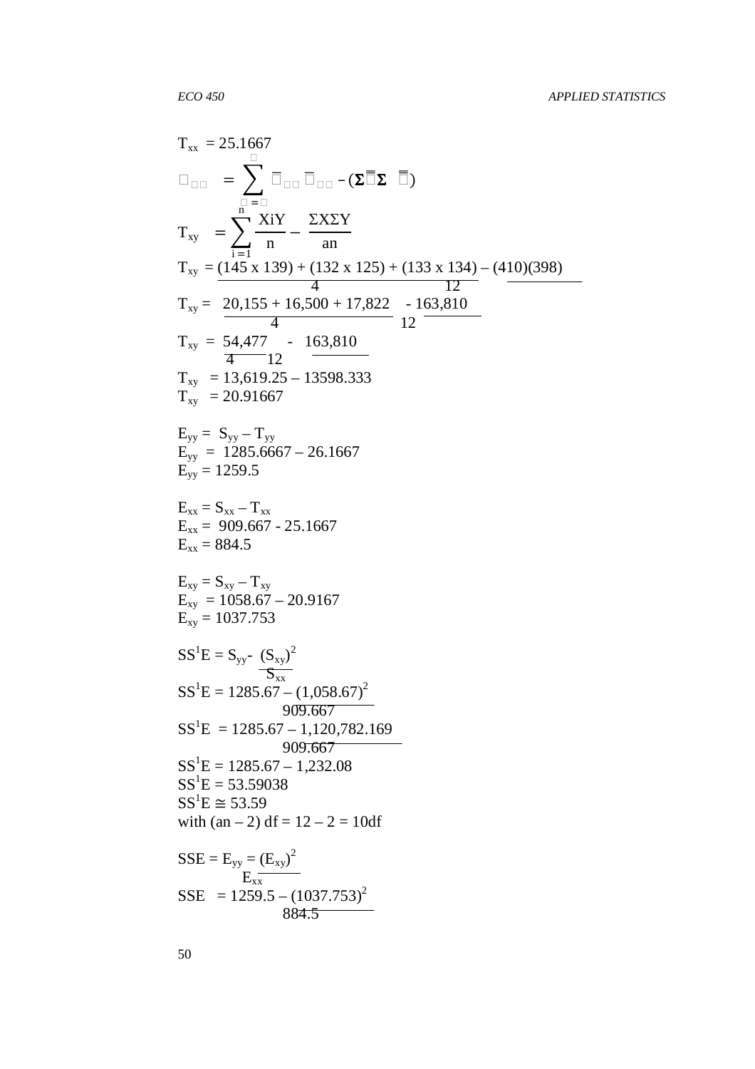$T_{xx} = 25.1667$

$$T_{xy} = \sum_{i=1}^{n} \frac{X_iY}{n} - \frac{\Sigma X \Sigma Y}{an}$$

$$T_{xy} = \frac{(145 \times 139) + (132 \times 125) + (133 \times 134)}{4} - \frac{(410)(398)}{12}$$

$$T_{xy} = \frac{20,155 + 16,500 + 17,822}{4} - \frac{163,810}{12}$$

$$T_{xy} = \frac{54,477}{4} - \frac{163,810}{12}$$

$T_{xy} = 13,619.25 – 13598.333$

$T_{xy} = 20.91667$

$E_{yy} = S_{yy} – T_{yy}$

$E_{yy} = 1285.6667 – 26.1667$

$E_{yy} = 1259.5$

$E_{xx} = S_{xx} – T_{xx}$

$E_{xx} = 909.667 - 25.1667$

$E_{xx} = 884.5$

$E_{xy} = S_{xy} – T_{xy}$

$E_{xy} = 1058.67 – 20.9167$

$E_{xy} = 1037.753$

$$SS^1E = S_{yy} - \frac{(S_{xy})^2}{S_{xx}}$$

$$SS^1E = 1285.67 - \frac{(1,058.67)^2}{909.667}$$

$$SS^1E = 1285.67 - \frac{1,120,782.169}{909.667}$$

$SS^1E = 1285.67 – 1,232.08$

$SS^1E = 53.59038$

$SS^1E \cong 53.59$

with $(an – 2)$ df = 12 – 2 = 10df

$$SSE = E_{yy} = \frac{(E_{xy})^2}{E_{xx}}$$

$$SSE = 1259.5 - \frac{(1037.753)^2}{884.5}$$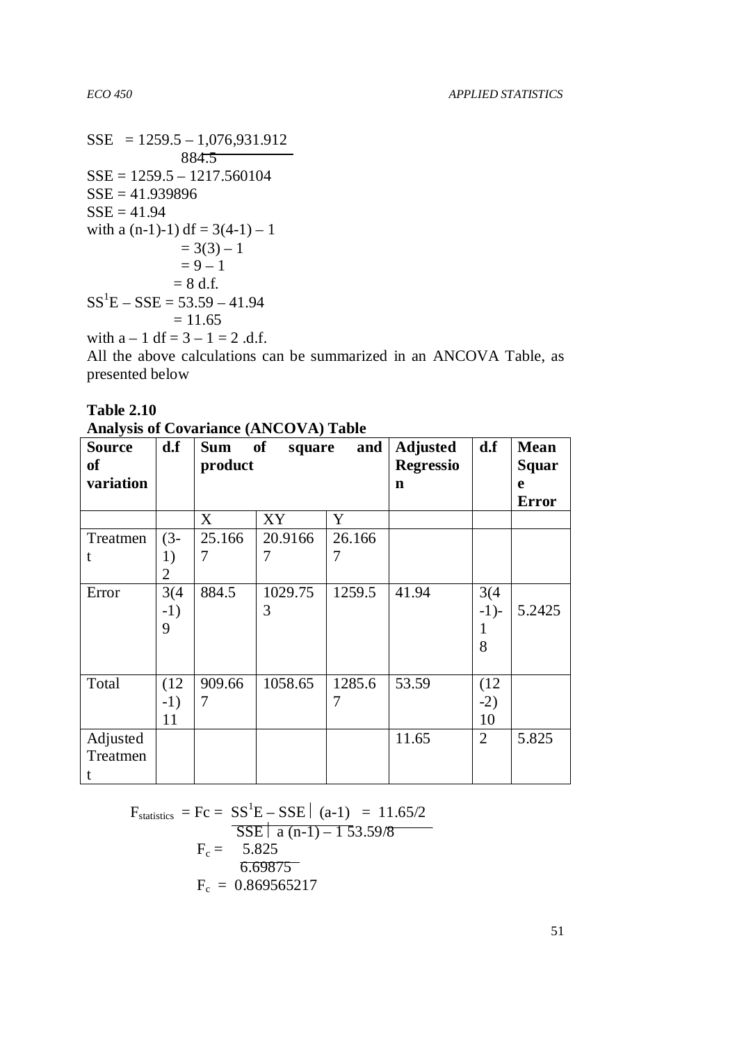$$SSE = 1259.5 - \frac{1,076,931.912}{884.5}$$

$SSE = 1259.5 - 1217.560104$

$SSE = 41.939896$

$SSE = 41.94$

with $a(n-1)-1$ df $= 3(4-1) - 1$

$= 3(3) - 1$

$= 9 - 1$

$= 8$ d.f.

$SS^1E - SSE = 53.59 - 41.94$

$= 11.65$

with $a - 1$ df $= 3 - 1 = 2$ .d.f.

All the above calculations can be summarized in an ANCOVA Table, as presented below

**Table 2.10**

**Analysis of Covariance (ANCOVA) Table**

| Source of variation | d.f | Sum of square and product | | | Adjusted Regression | d.f | Mean Square Error |
|---|---|---|---|---|---|---|---|
| | | X | XY | Y | | | |
| Treatment | (3-1) 2 | 25.1667 | 20.91667 | 26.1667 | | | |
| Error | 3(4-1) 9 | 884.5 | 1029.753 | 1259.5 | 41.94 | 3(4-1)-1 8 | 5.2425 |
| Total | (12-1) 11 | 909.667 | 1058.65 | 1285.67 | 53.59 | (12-2) 10 | |
| Adjusted Treatment | | | | | 11.65 | 2 | 5.825 |

$$F_{statistics} = F_c = \frac{SS^1E - SSE \mid (a-1)}{SSE \mid a(n-1) - 1} = \frac{11.65/2}{53.59/8}$$

$$F_c = \frac{5.825}{6.69875}$$

$$F_c = 0.869565217$$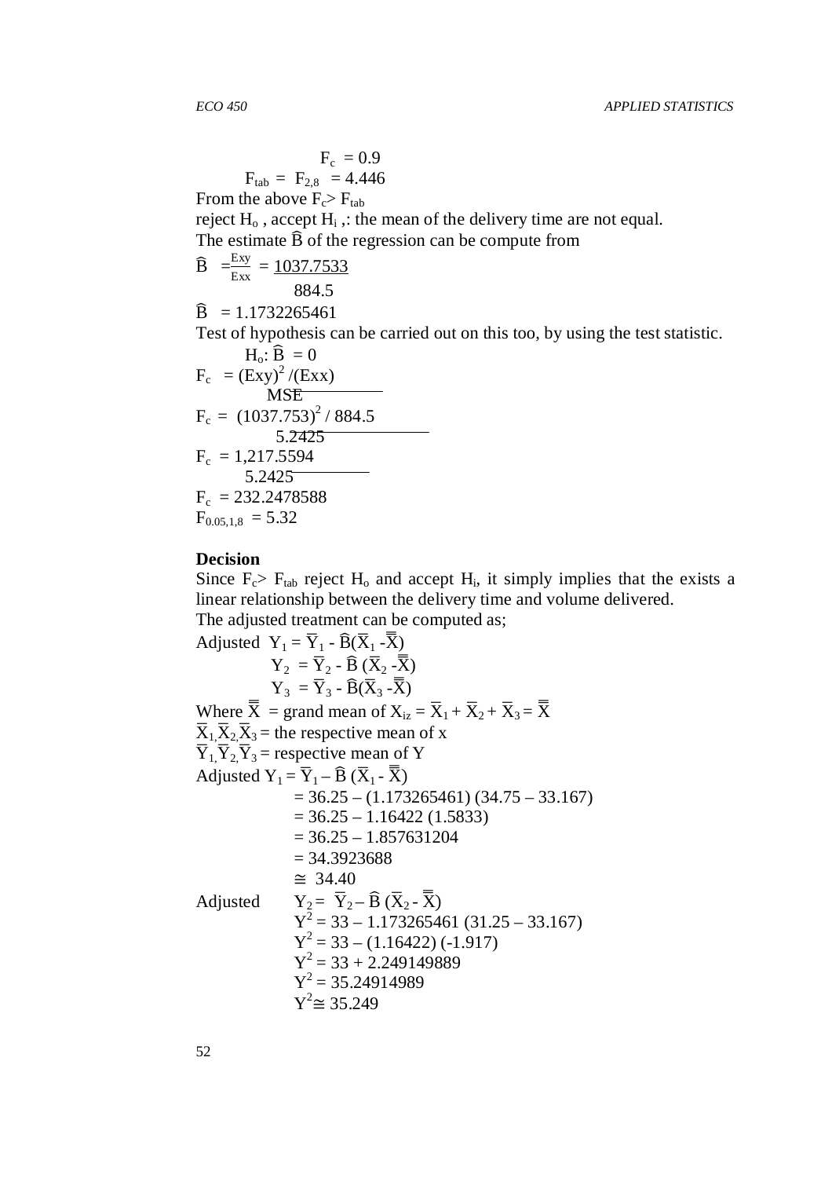$$F_c = 0.9$$

$$F_{tab} = F_{2,8} = 4.446$$

From the above $F_c > F_{tab}$

reject $H_o$ , accept $H_i$ ,: the mean of the delivery time are not equal.

The estimate $\widehat{B}$ of the regression can be compute from

$$\widehat{B} = \frac{Exy}{Exx} = \frac{1037.7533}{884.5}$$

$$\widehat{B} = 1.1732265461$$

Test of hypothesis can be carried out on this too, by using the test statistic.

$$H_o: \widehat{B} = 0$$

$$F_c = \frac{(Exy)^2/(Exx)}{MSE}$$

$$F_c = \frac{(1037.753)^2 / 884.5}{5.2425}$$

$$F_c = \frac{1,217.5594}{5.2425}$$

$$F_c = 232.2478588$$

$$F_{0.05,1,8} = 5.32$$

**Decision**

Since $F_c > F_{tab}$ reject $H_o$ and accept $H_i$, it simply implies that the exists a linear relationship between the delivery time and volume delivered.

The adjusted treatment can be computed as;

$$\text{Adjusted } Y_1 = \overline{Y}_1 - \widehat{B}(\overline{X}_1 - \overline{\overline{X}})$$

$$Y_2 = \overline{Y}_2 - \widehat{B}(\overline{X}_2 - \overline{\overline{X}})$$

$$Y_3 = \overline{Y}_3 - \widehat{B}(\overline{X}_3 - \overline{\overline{X}})$$

Where $\overline{\overline{X}}$ = grand mean of $X_{iz} = \overline{X}_1 + \overline{X}_2 + \overline{X}_3 = \overline{\overline{X}}$

$\overline{X}_1, \overline{X}_2, \overline{X}_3$ = the respective mean of x

$\overline{Y}_1, \overline{Y}_2, \overline{Y}_3$ = respective mean of Y

$$\text{Adjusted } Y_1 = \overline{Y}_1 - \widehat{B}(\overline{X}_1 - \overline{\overline{X}})$$

$$= 36.25 - (1.173265461)(34.75 - 33.167)$$

$$= 36.25 - 1.16422(1.5833)$$

$$= 36.25 - 1.857631204$$

$$= 34.3923688$$

$$\cong 34.40$$

$$\text{Adjusted } Y_2 = \overline{Y}_2 - \widehat{B}(\overline{X}_2 - \overline{\overline{X}})$$

$$Y^2 = 33 - 1.173265461(31.25 - 33.167)$$

$$Y^2 = 33 - (1.16422)(-1.917)$$

$$Y^2 = 33 + 2.249149889$$

$$Y^2 = 35.24914989$$

$$Y^2 \cong 35.249$$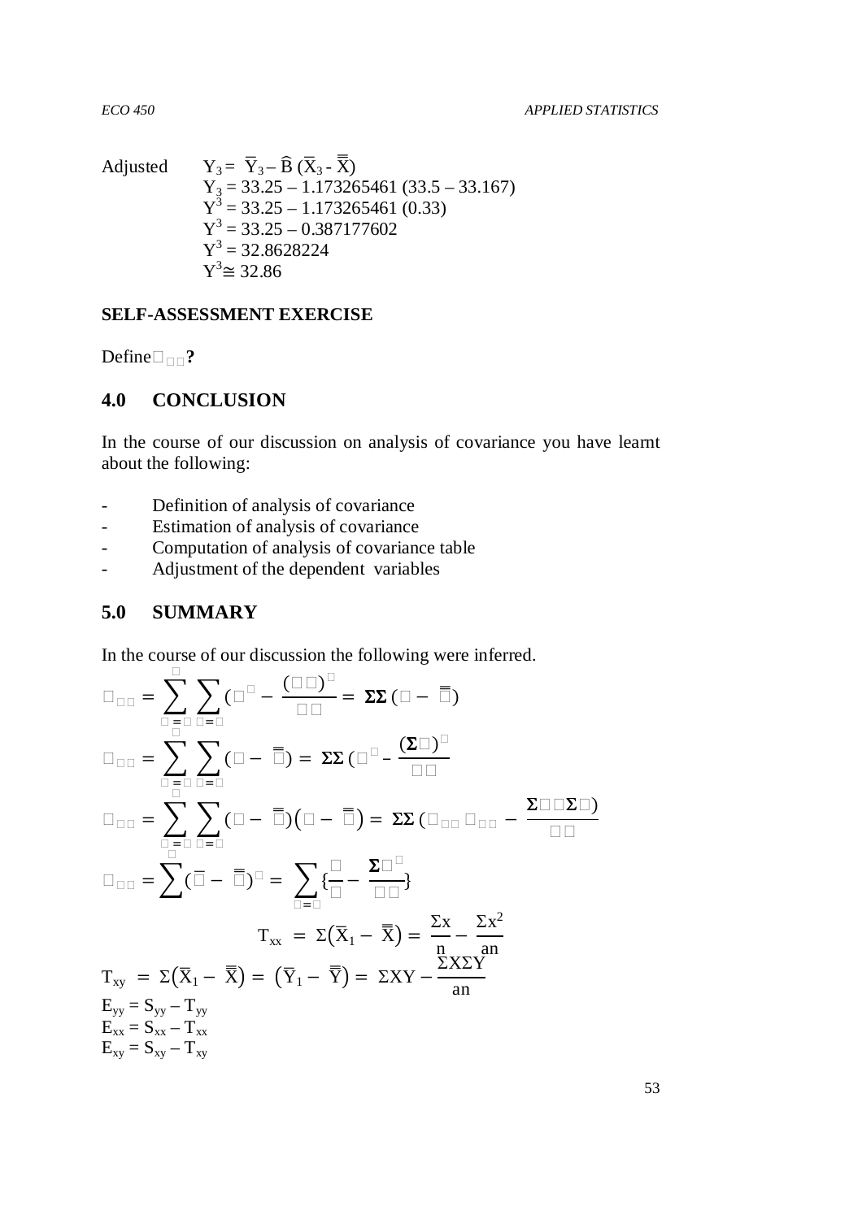Adjusted $\quad Y_3 = \bar{Y}_3 - \hat{B}\,(\bar{X}_3 - \bar{\bar{X}})$

$Y_3 = 33.25 - 1.173265461\,(33.5 - 33.167)$

$Y^3 = 33.25 - 1.173265461\,(0.33)$

$Y^3 = 33.25 - 0.387177602$

$Y^3 = 32.8628224$

$Y^3 \cong 32.86$

**SELF-ASSESSMENT EXERCISE**

Define $\square_{\square\square}$**?**

## 4.0 CONCLUSION

In the course of our discussion on analysis of covariance you have learnt about the following:

- Definition of analysis of covariance
- Estimation of analysis of covariance
- Computation of analysis of covariance table
- Adjustment of the dependent variables

## 5.0 SUMMARY

In the course of our discussion the following were inferred.

$$\square_{\square\square} = \sum_{\square=\square}^{\square} \sum_{\square=\square} (\square^{\square} - \frac{(\square\square)^{\square}}{\square\square} = \Sigma\Sigma\,(\square - \bar{\bar{\square}})$$

$$\square_{\square\square} = \sum_{\square=\square}^{\square} \sum_{\square=\square} (\square - \bar{\bar{\square}}) = \Sigma\Sigma\,(\square^{\square} - \frac{(\Sigma\square)^{\square}}{\square\square}$$

$$\square_{\square\square} = \sum_{\square=\square}^{\square} \sum_{\square=\square} (\square - \bar{\bar{\square}})(\square - \bar{\bar{\square}}) = \Sigma\Sigma\,(\square_{\square\square}\,\square_{\square\square} - \frac{\Sigma\square\square\Sigma\square)}{\square\square}$$

$$\square_{\square\square} = \sum^{\square} (\bar{\square} - \bar{\bar{\square}})^{\square} = \sum_{\square=\square} \{\frac{\square}{\square} - \frac{\Sigma\square^{\square}}{\square\square}\}$$

$$T_{xx} = \Sigma(\bar{X}_1 - \bar{\bar{X}}) = \frac{\Sigma x}{n} - \frac{\Sigma x^2}{an}$$

$$T_{xy} = \Sigma(\bar{X}_1 - \bar{\bar{X}}) = (\bar{Y}_1 - \bar{\bar{Y}}) = \Sigma XY - \frac{\Sigma X \Sigma Y}{an}$$

$E_{yy} = S_{yy} - T_{yy}$

$E_{xx} = S_{xx} - T_{xx}$

$E_{xy} = S_{xy} - T_{xy}$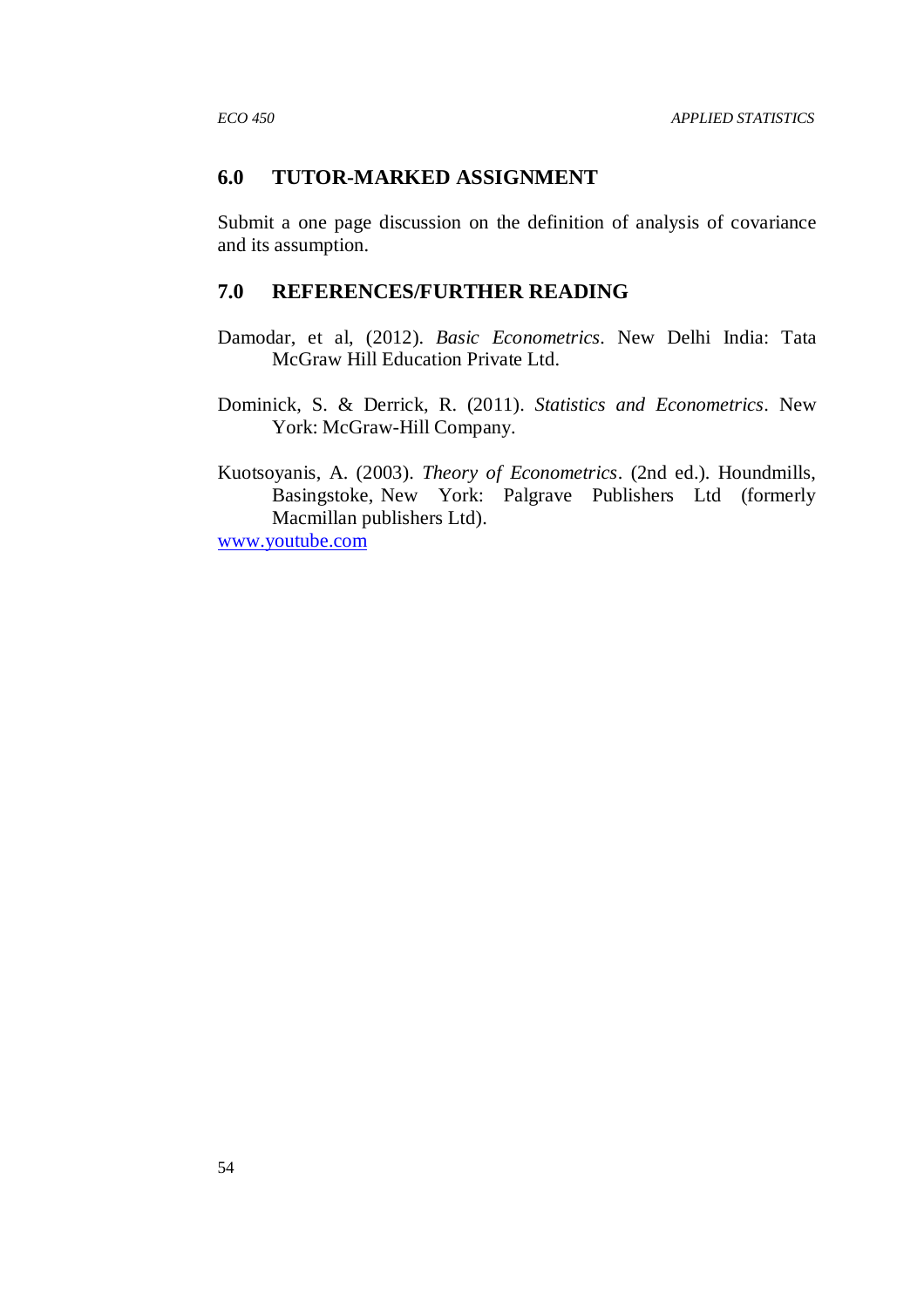## 6.0 TUTOR-MARKED ASSIGNMENT

Submit a one page discussion on the definition of analysis of covariance and its assumption.

## 7.0 REFERENCES/FURTHER READING

Damodar, et al, (2012). *Basic Econometrics*. New Delhi India: Tata McGraw Hill Education Private Ltd.

Dominick, S. & Derrick, R. (2011). *Statistics and Econometrics*. New York: McGraw-Hill Company.

Kuotsoyanis, A. (2003). *Theory of Econometrics*. (2nd ed.). Houndmills, Basingstoke, New York: Palgrave Publishers Ltd (formerly Macmillan publishers Ltd).

www.youtube.com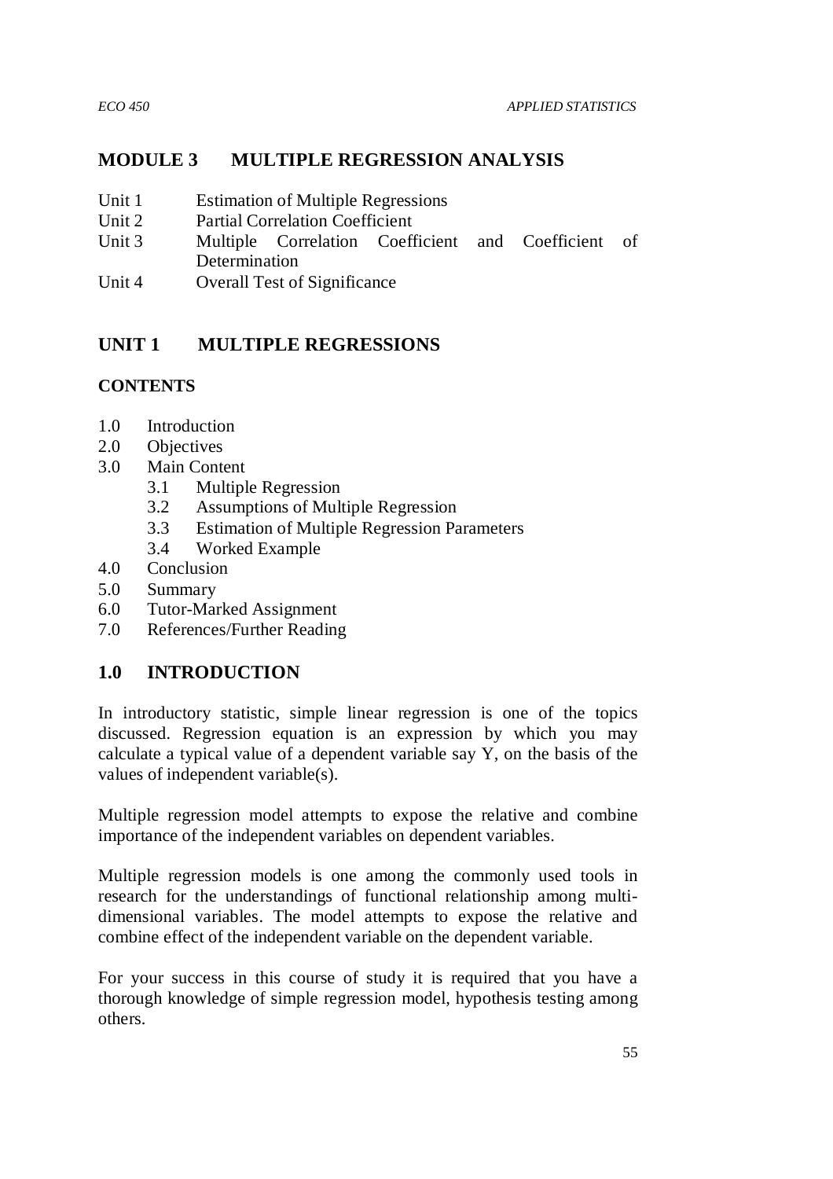# MODULE 3 MULTIPLE REGRESSION ANALYSIS

- Unit 1 Estimation of Multiple Regressions
- Unit 2 Partial Correlation Coefficient
- Unit 3 Multiple Correlation Coefficient and Coefficient of Determination
- Unit 4 Overall Test of Significance

## UNIT 1 MULTIPLE REGRESSIONS

### CONTENTS

- 1.0 Introduction
- 2.0 Objectives
- 3.0 Main Content
    - 3.1 Multiple Regression
    - 3.2 Assumptions of Multiple Regression
    - 3.3 Estimation of Multiple Regression Parameters
    - 3.4 Worked Example
- 4.0 Conclusion
- 5.0 Summary
- 6.0 Tutor-Marked Assignment
- 7.0 References/Further Reading

## 1.0 INTRODUCTION

In introductory statistic, simple linear regression is one of the topics discussed. Regression equation is an expression by which you may calculate a typical value of a dependent variable say Y, on the basis of the values of independent variable(s).

Multiple regression model attempts to expose the relative and combine importance of the independent variables on dependent variables.

Multiple regression models is one among the commonly used tools in research for the understandings of functional relationship among multi-dimensional variables. The model attempts to expose the relative and combine effect of the independent variable on the dependent variable.

For your success in this course of study it is required that you have a thorough knowledge of simple regression model, hypothesis testing among others.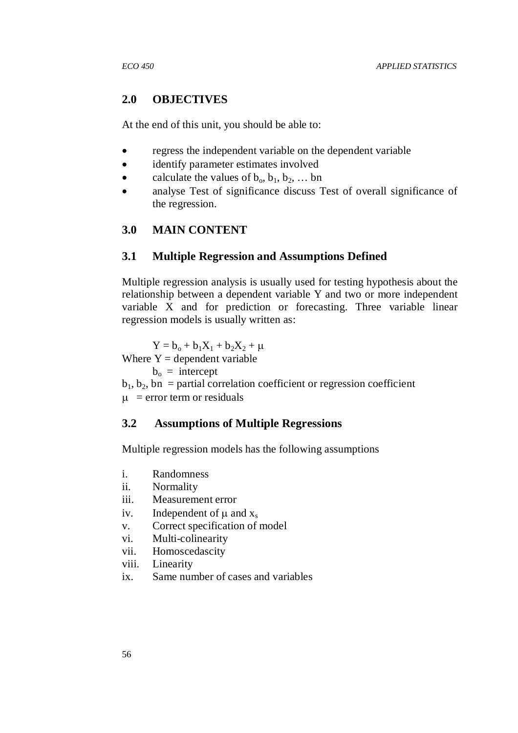## 2.0 OBJECTIVES

At the end of this unit, you should be able to:

- regress the independent variable on the dependent variable
- identify parameter estimates involved
- calculate the values of $b_o$, $b_1$, $b_2$, … bn
- analyse Test of significance discuss Test of overall significance of the regression.

## 3.0 MAIN CONTENT

### 3.1 Multiple Regression and Assumptions Defined

Multiple regression analysis is usually used for testing hypothesis about the relationship between a dependent variable Y and two or more independent variable X and for prediction or forecasting. Three variable linear regression models is usually written as:

$$Y = b_o + b_1X_1 + b_2X_2 + \mu$$

Where Y = dependent variable

$b_o$ = intercept

$b_1$, $b_2$, bn = partial correlation coefficient or regression coefficient

$\mu$ = error term or residuals

### 3.2 Assumptions of Multiple Regressions

Multiple regression models has the following assumptions

i. Randomness
ii. Normality
iii. Measurement error
iv. Independent of $\mu$ and $x_s$
v. Correct specification of model
vi. Multi-colinearity
vii. Homoscedascity
viii. Linearity
ix. Same number of cases and variables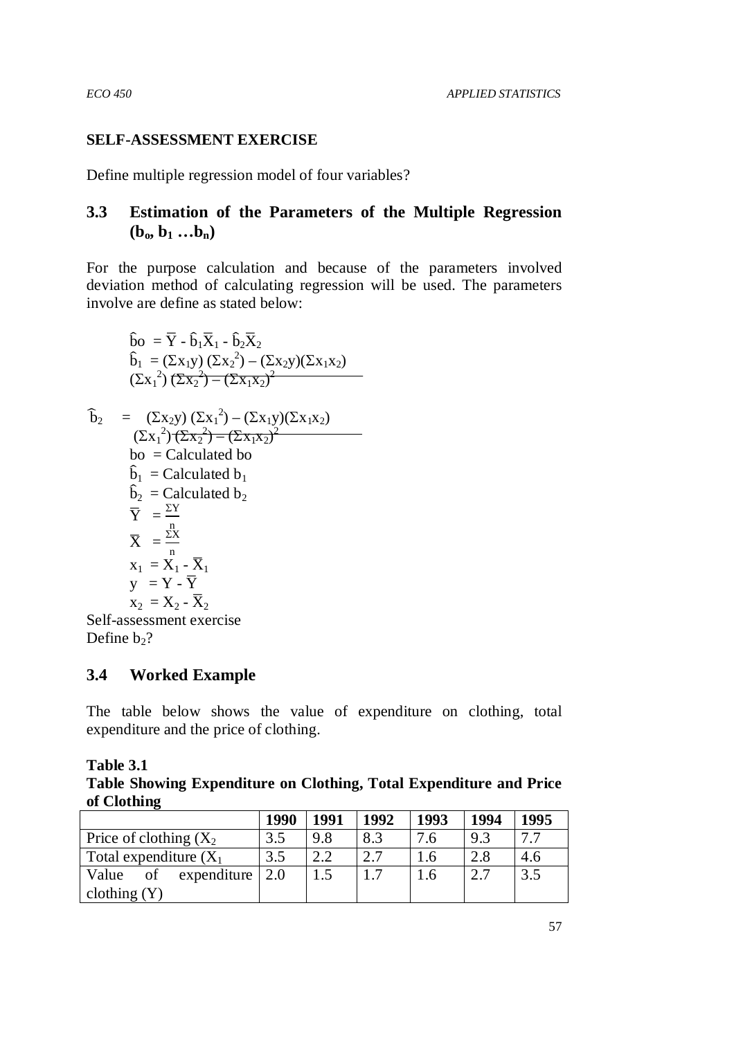## SELF-ASSESSMENT EXERCISE

Define multiple regression model of four variables?

### 3.3 Estimation of the Parameters of the Multiple Regression ($b_o, b_1 \ldots b_n$)

For the purpose calculation and because of the parameters involved deviation method of calculating regression will be used. The parameters involve are define as stated below:

$$\hat{b}o = \overline{Y} - \hat{b}_1\overline{X}_1 - \hat{b}_2\overline{X}_2$$

$$\hat{b}_1 = \frac{(\Sigma x_1 y)(\Sigma x_2^2) - (\Sigma x_2 y)(\Sigma x_1 x_2)}{(\Sigma x_1^2)(\Sigma x_2^2) - (\Sigma x_1 x_2)^2}$$

$$\hat{b}_2 = \frac{(\Sigma x_2 y)(\Sigma x_1^2) - (\Sigma x_1 y)(\Sigma x_1 x_2)}{(\Sigma x_1^2)(\Sigma x_2^2) - (\Sigma x_1 x_2)^2}$$

bo = Calculated bo

$\hat{b}_1$ = Calculated $b_1$

$\hat{b}_2$ = Calculated $b_2$

$\overline{Y} = \frac{\Sigma Y}{n}$

$\overline{X} = \frac{\Sigma X}{n}$

$x_1 = X_1 - \overline{X}_1$

$y = Y - \overline{Y}$

$x_2 = X_2 - \overline{X}_2$

Self-assessment exercise

Define $b_2$?

### 3.4 Worked Example

The table below shows the value of expenditure on clothing, total expenditure and the price of clothing.

**Table 3.1**

**Table Showing Expenditure on Clothing, Total Expenditure and Price of Clothing**

| | 1990 | 1991 | 1992 | 1993 | 1994 | 1995 |
|---|---|---|---|---|---|---|
| Price of clothing ($X_2$ | 3.5 | 9.8 | 8.3 | 7.6 | 9.3 | 7.7 |
| Total expenditure ($X_1$ | 3.5 | 2.2 | 2.7 | 1.6 | 2.8 | 4.6 |
| Value of expenditure clothing (Y) | 2.0 | 1.5 | 1.7 | 1.6 | 2.7 | 3.5 |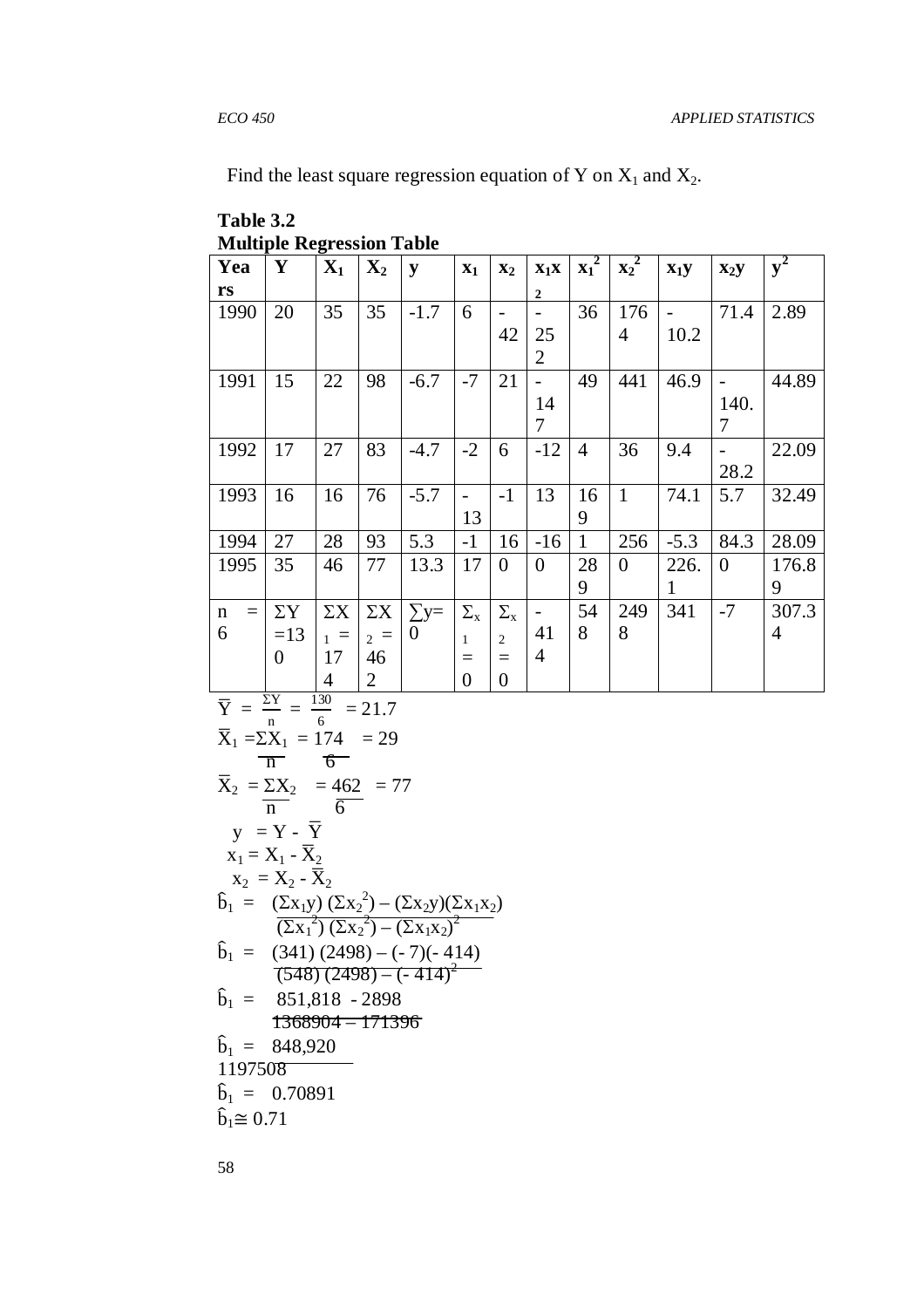Find the least square regression equation of Y on $X_1$ and $X_2$.

**Table 3.2**
**Multiple Regression Table**

| Years | Y | $X_1$ | $X_2$ | y | $x_1$ | $x_2$ | $x_1x_2$ | $x_1^2$ | $x_2^2$ | $x_1y$ | $x_2y$ | $y^2$ |
|---|---|---|---|---|---|---|---|---|---|---|---|---|
| 1990 | 20 | 35 | 35 | -1.7 | 6 | -42 | -252 | 36 | 1764 | -10.2 | 71.4 | 2.89 |
| 1991 | 15 | 22 | 98 | -6.7 | -7 | 21 | -147 | 49 | 441 | 46.9 | -140.7 | 44.89 |
| 1992 | 17 | 27 | 83 | -4.7 | -2 | 6 | -12 | 4 | 36 | 9.4 | -28.2 | 22.09 |
| 1993 | 16 | 16 | 76 | -5.7 | -13 | -1 | 13 | 169 | 1 | 74.1 | 5.7 | 32.49 |
| 1994 | 27 | 28 | 93 | 5.3 | -1 | 16 | -16 | 1 | 256 | -5.3 | 84.3 | 28.09 |
| 1995 | 35 | 46 | 77 | 13.3 | 17 | 0 | 0 | 289 | 0 | 226.1 | 0 | 176.89 |
| n = 6 | $\Sigma Y = 130$ | $\Sigma X_1 = 174$ | $\Sigma X_2 = 462$ | $\sum y = 0$ | $\Sigma x_1 = 0$ | $\Sigma x_2 = 0$ | -414 | 548 | 2498 | 341 | -7 | 307.34 |

$$\overline{Y} = \frac{\Sigma Y}{n} = \frac{130}{6} = 21.7$$

$$\overline{X}_1 = \frac{\Sigma X_1}{n} = \frac{174}{6} = 29$$

$$\overline{X}_2 = \frac{\Sigma X_2}{n} = \frac{462}{6} = 77$$

$y = Y - \overline{Y}$

$x_1 = X_1 - \overline{X}_2$

$x_2 = X_2 - \overline{X}_2$

$$\hat{b}_1 = \frac{(\Sigma x_1 y)(\Sigma x_2^2) - (\Sigma x_2 y)(\Sigma x_1 x_2)}{(\Sigma x_1^2)(\Sigma x_2^2) - (\Sigma x_1 x_2)^2}$$

$$\hat{b}_1 = \frac{(341)(2498) - (-7)(-414)}{(548)(2498) - (-414)^2}$$

$$\hat{b}_1 = \frac{851{,}818 - 2898}{1368904 - 171396}$$

$$\hat{b}_1 = \frac{848{,}920}{1197508}$$

$$\hat{b}_1 = 0.70891$$

$$\hat{b}_1 \cong 0.71$$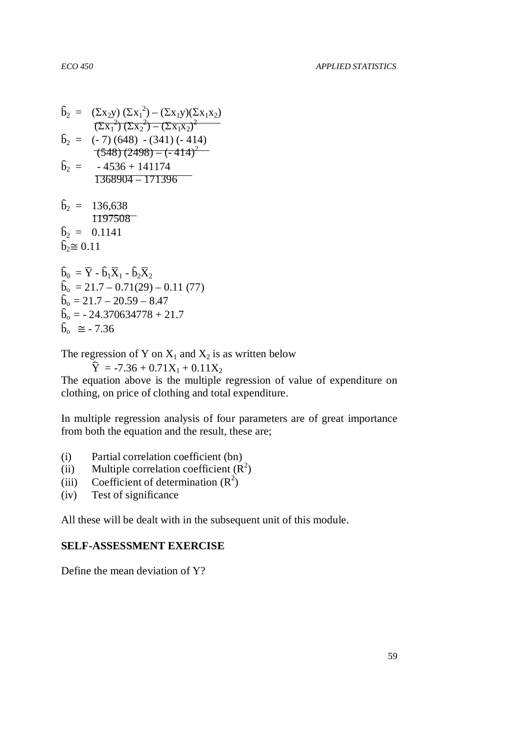$$\hat{b}_2 = \frac{(\Sigma x_2 y)(\Sigma x_1^2) - (\Sigma x_1 y)(\Sigma x_1 x_2)}{(\Sigma x_1^2)(\Sigma x_2^2) - (\Sigma x_1 x_2)^2}$$

$$\hat{b}_2 = \frac{(-7)(648) - (341)(-414)}{(548)(2498) - (-414)^2}$$

$$\hat{b}_2 = \frac{-4536 + 141174}{1368904 - 171396}$$

$$\hat{b}_2 = \frac{136,638}{1197508}$$

$$\hat{b}_2 = 0.1141$$

$$\hat{b}_2 \cong 0.11$$

$$\hat{b}_0 = \overline{Y} - \hat{b}_1\overline{X}_1 - \hat{b}_2\overline{X}_2$$

$$\hat{b}_o = 21.7 - 0.71(29) - 0.11(77)$$

$$\hat{b}_o = 21.7 - 20.59 - 8.47$$

$$\hat{b}_o = -24.370634778 + 21.7$$

$$\hat{b}_o \cong -7.36$$

The regression of Y on $X_1$ and $X_2$ is as written below

$$\hat{Y} = -7.36 + 0.71X_1 + 0.11X_2$$

The equation above is the multiple regression of value of expenditure on clothing, on price of clothing and total expenditure.

In multiple regression analysis of four parameters are of great importance from both the equation and the result, these are;

(i) Partial correlation coefficient (bn)
(ii) Multiple correlation coefficient ($R^2$)
(iii) Coefficient of determination ($R^2$)
(iv) Test of significance

All these will be dealt with in the subsequent unit of this module.

**SELF-ASSESSMENT EXERCISE**

Define the mean deviation of Y?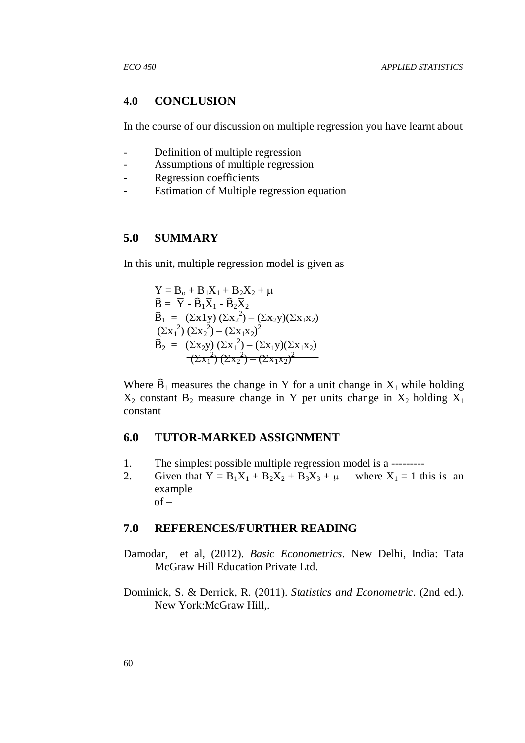## 4.0 CONCLUSION

In the course of our discussion on multiple regression you have learnt about

- Definition of multiple regression
- Assumptions of multiple regression
- Regression coefficients
- Estimation of Multiple regression equation

## 5.0 SUMMARY

In this unit, multiple regression model is given as

$$Y = B_o + B_1X_1 + B_2X_2 + \mu$$

$$\hat{B} = \bar{Y} - \hat{B}_1\bar{X}_1 - \hat{B}_2\bar{X}_2$$

$$\hat{B}_1 = \frac{(\Sigma x1y)(\Sigma x_2^2) - (\Sigma x_2y)(\Sigma x_1x_2)}{(\Sigma x_1^2)(\Sigma x_2^2) - (\Sigma x_1x_2)^2}$$

$$\hat{B}_2 = \frac{(\Sigma x_2y)(\Sigma x_1^2) - (\Sigma x_1y)(\Sigma x_1x_2)}{(\Sigma x_1^2)(\Sigma x_2^2) - (\Sigma x_1x_2)^2}$$

Where $\hat{B}_1$ measures the change in Y for a unit change in $X_1$ while holding $X_2$ constant $B_2$ measure change in Y per units change in $X_2$ holding $X_1$ constant

## 6.0 TUTOR-MARKED ASSIGNMENT

1. The simplest possible multiple regression model is a ---------
2. Given that $Y = B_1X_1 + B_2X_2 + B_3X_3 + \mu$ where $X_1 = 1$ this is an example of –

## 7.0 REFERENCES/FURTHER READING

Damodar, et al, (2012). *Basic Econometrics*. New Delhi, India: Tata McGraw Hill Education Private Ltd.

Dominick, S. & Derrick, R. (2011). *Statistics and Econometric*. (2nd ed.). New York:McGraw Hill,.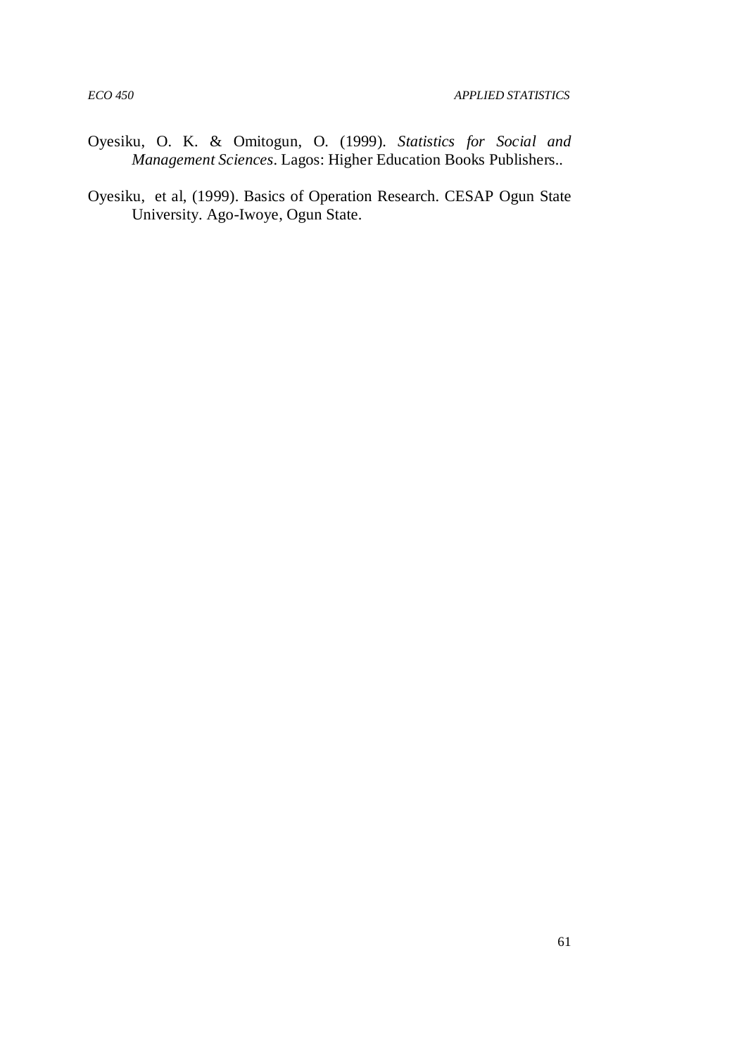Oyesiku, O. K. & Omitogun, O. (1999). *Statistics for Social and Management Sciences*. Lagos: Higher Education Books Publishers..

Oyesiku, et al, (1999). Basics of Operation Research. CESAP Ogun State University. Ago-Iwoye, Ogun State.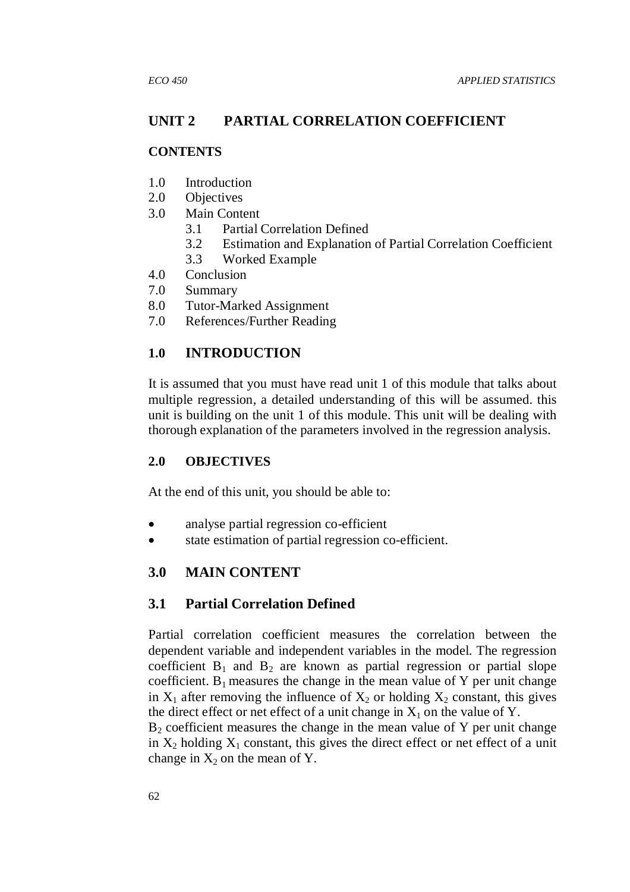# UNIT 2 PARTIAL CORRELATION COEFFICIENT

## CONTENTS

1.0 Introduction
2.0 Objectives
3.0 Main Content
   - 3.1 Partial Correlation Defined
   - 3.2 Estimation and Explanation of Partial Correlation Coefficient
   - 3.3 Worked Example

4.0 Conclusion
7.0 Summary
8.0 Tutor-Marked Assignment
7.0 References/Further Reading

## 1.0 INTRODUCTION

It is assumed that you must have read unit 1 of this module that talks about multiple regression, a detailed understanding of this will be assumed. this unit is building on the unit 1 of this module. This unit will be dealing with thorough explanation of the parameters involved in the regression analysis.

## 2.0 OBJECTIVES

At the end of this unit, you should be able to:

- analyse partial regression co-efficient
- state estimation of partial regression co-efficient.

## 3.0 MAIN CONTENT

### 3.1 Partial Correlation Defined

Partial correlation coefficient measures the correlation between the dependent variable and independent variables in the model. The regression coefficient $B_1$ and $B_2$ are known as partial regression or partial slope coefficient. $B_1$ measures the change in the mean value of Y per unit change in $X_1$ after removing the influence of $X_2$ or holding $X_2$ constant, this gives the direct effect or net effect of a unit change in $X_1$ on the value of Y.

$B_2$ coefficient measures the change in the mean value of Y per unit change in $X_2$ holding $X_1$ constant, this gives the direct effect or net effect of a unit change in $X_2$ on the mean of Y.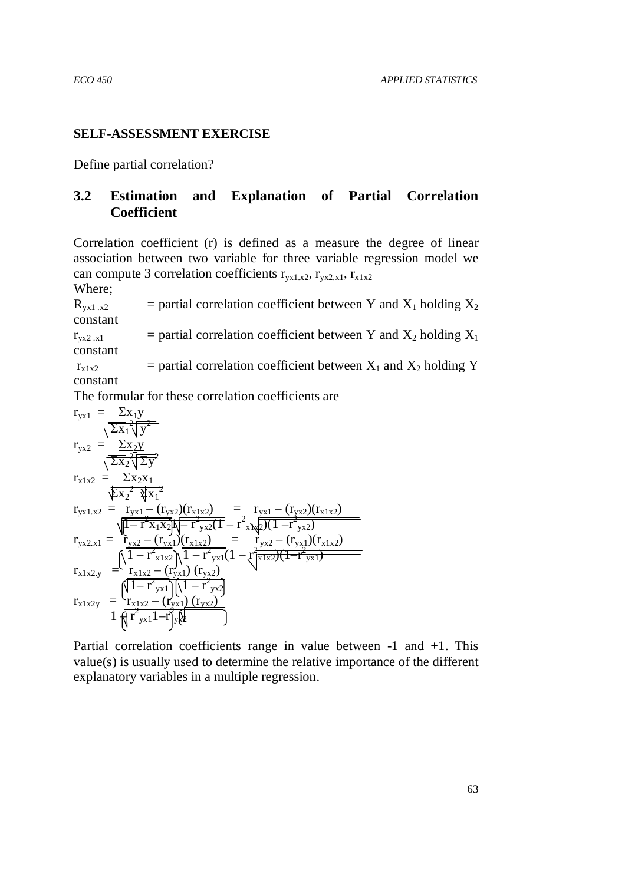**SELF-ASSESSMENT EXERCISE**

Define partial correlation?

## 3.2 Estimation and Explanation of Partial Correlation Coefficient

Correlation coefficient (r) is defined as a measure the degree of linear association between two variable for three variable regression model we can compute 3 correlation coefficients $r_{yx1.x2}$, $r_{yx2.x1}$, $r_{x1x2}$

Where;

$R_{yx1.x2}$ = partial correlation coefficient between Y and $X_1$ holding $X_2$ constant

$r_{yx2.x1}$ = partial correlation coefficient between Y and $X_2$ holding $X_1$ constant

$r_{x1x2}$ = partial correlation coefficient between $X_1$ and $X_2$ holding Y constant

The formular for these correlation coefficients are

$$r_{yx1} = \frac{\Sigma x_1 y}{\sqrt{\Sigma x_1^2}\sqrt{y^2}}$$

$$r_{yx2} = \frac{\Sigma x_2 y}{\sqrt{\Sigma x_2^2}\sqrt{\Sigma y^2}}$$

$$r_{x1x2} = \frac{\Sigma x_2 x_1}{\sqrt{\Sigma x_2^2}\sqrt{\Sigma x_1^2}}$$

$$r_{yx1.x2} = \frac{r_{yx1} - (r_{yx2})(r_{x1x2})}{\sqrt{(1 - r^2_{x1x2})}\sqrt{(1 - r^2_{yx2})}} = \frac{r_{yx1} - (r_{yx2})(r_{x1x2})}{\sqrt{(1 - r^2_{x1x2})(1 - r^2_{yx2})}}$$

$$r_{yx2.x1} = \frac{r_{yx2} - (r_{yx1})(r_{x1x2})}{\sqrt{(1 - r^2_{x1x2})}\sqrt{(1 - r^2_{yx1})}} = \frac{r_{yx2} - (r_{yx1})(r_{x1x2})}{\sqrt{(1 - r^2_{x1x2})(1 - r^2_{yx1})}}$$

$$r_{x1x2.y} = \frac{r_{x1x2} - (r_{yx1})(r_{yx2})}{\sqrt{(1 - r^2_{yx1})}\sqrt{(1 - r^2_{yx2})}}$$

$$r_{x1x2y} = \frac{r_{x1x2} - (r_{yx1})(r_{yx2})}{\sqrt{(1 - r^2_{yx1})(1 - r^2_{yx2})}}$$

Partial correlation coefficients range in value between -1 and +1. This value(s) is usually used to determine the relative importance of the different explanatory variables in a multiple regression.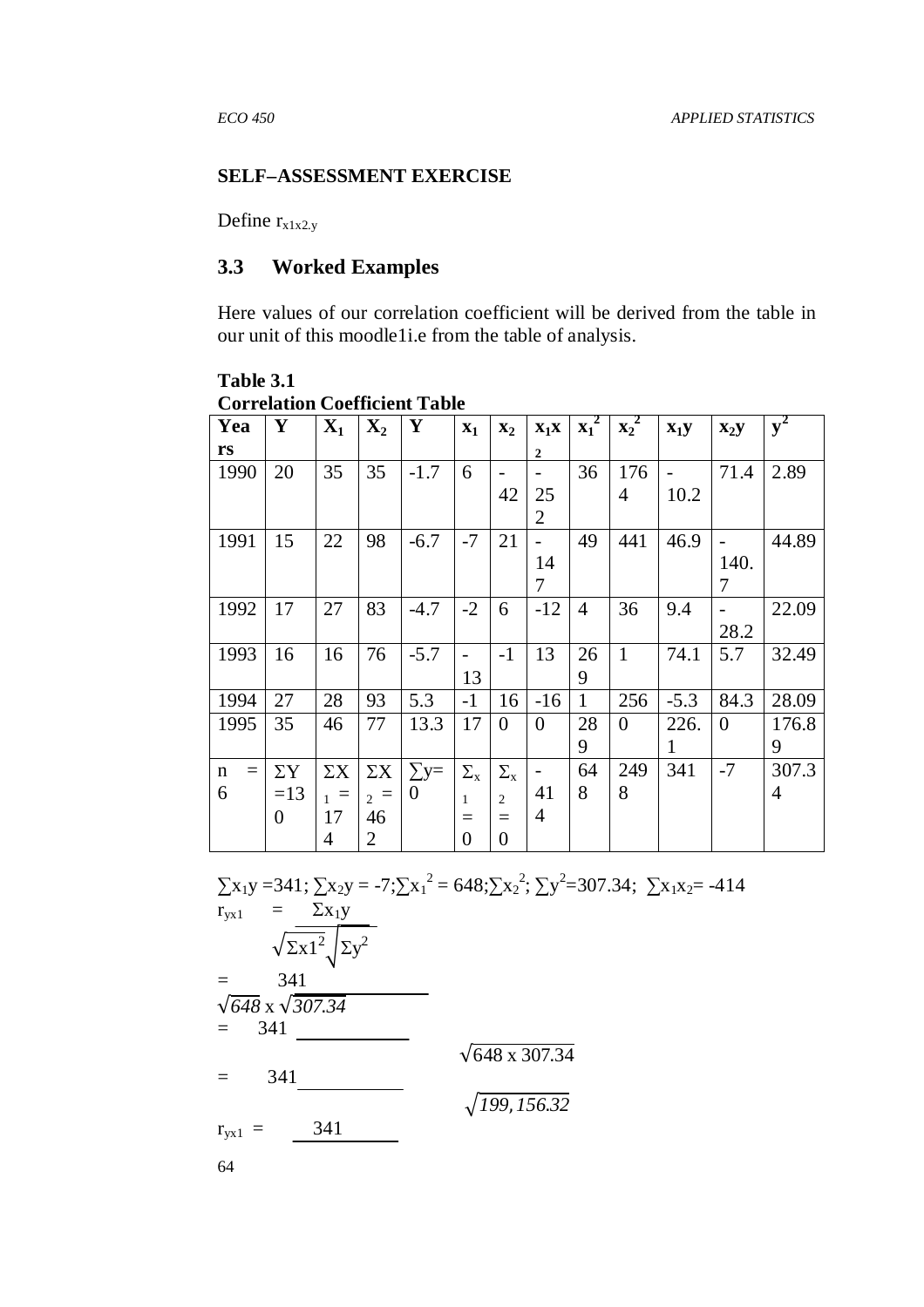**SELF–ASSESSMENT EXERCISE**

Define $r_{x1x2.y}$

## 3.3 Worked Examples

Here values of our correlation coefficient will be derived from the table in our unit of this moodle1i.e from the table of analysis.

**Table 3.1**
**Correlation Coefficient Table**

| Years | Y | $X_1$ | $X_2$ | Y | $x_1$ | $x_2$ | $x_1x_2$ | $x_1^2$ | $x_2^2$ | $x_1y$ | $x_2y$ | $y^2$ |
|---|---|---|---|---|---|---|---|---|---|---|---|---|
| 1990 | 20 | 35 | 35 | -1.7 | 6 | -42 | -252 | 36 | 1764 | -10.2 | 71.4 | 2.89 |
| 1991 | 15 | 22 | 98 | -6.7 | -7 | 21 | -147 | 49 | 441 | 46.9 | -140.7 | 44.89 |
| 1992 | 17 | 27 | 83 | -4.7 | -2 | 6 | -12 | 4 | 36 | 9.4 | -28.2 | 22.09 |
| 1993 | 16 | 16 | 76 | -5.7 | -13 | -1 | 13 | 269 | 1 | 74.1 | 5.7 | 32.49 |
| 1994 | 27 | 28 | 93 | 5.3 | -1 | 16 | -16 | 1 | 256 | -5.3 | 84.3 | 28.09 |
| 1995 | 35 | 46 | 77 | 13.3 | 17 | 0 | 0 | 289 | 0 | 226.1 | 0 | 176.89 |
| n = 6 | $\Sigma Y = 130$ | $\Sigma X_1 = 174$ | $\Sigma X_2 = 462$ | $\sum y = 0$ | $\Sigma x_1 = 0$ | $\Sigma x_2 = 0$ | -414 | 648 | 2498 | 341 | -7 | 307.34 |

$\sum x_1y = 341$; $\sum x_2y = -7$; $\sum x_1^2 = 648$; $\sum x_2^2$; $\sum y^2 = 307.34$; $\sum x_1x_2 = -414$

$$r_{yx1} = \frac{\Sigma x_1 y}{\sqrt{\Sigma x1^2}\sqrt{\Sigma y^2}}$$

$$= \frac{341}{\sqrt{648} \times \sqrt{307.34}}$$

$$= \frac{341}{\sqrt{648 \times 307.34}}$$

$$= \frac{341}{\sqrt{199,156.32}}$$

$$r_{yx1} = \frac{341}{}$$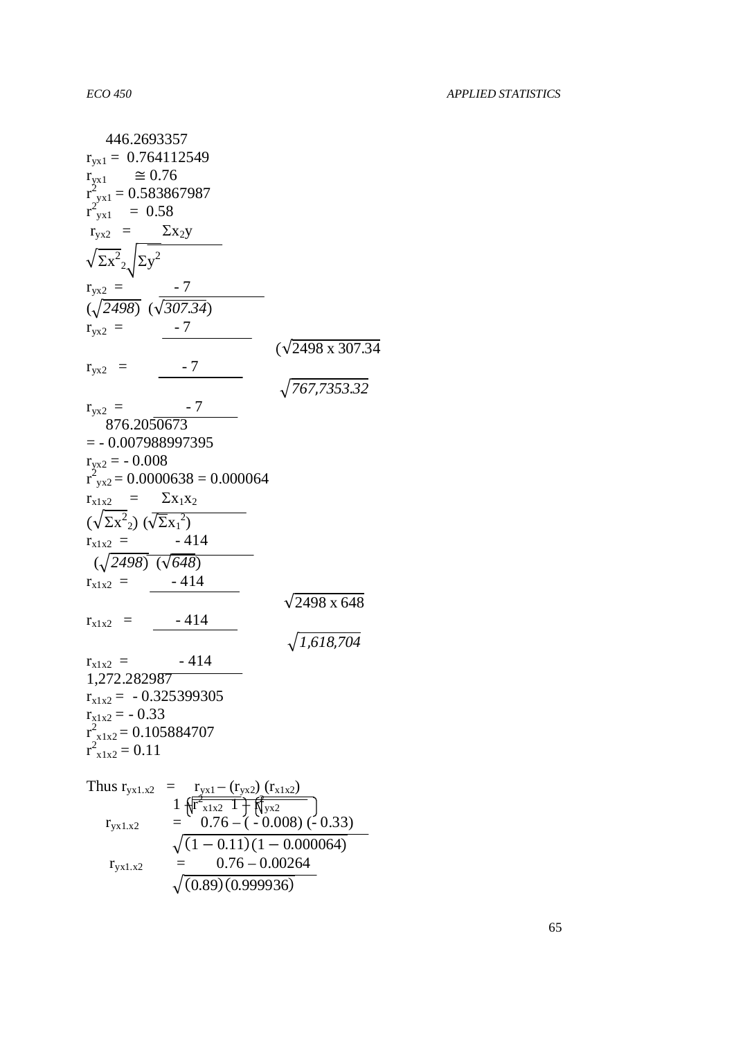$$446.2693357$$

$r_{yx1} = 0.764112549$

$r_{yx1} \cong 0.76$

$r^2_{yx1} = 0.583867987$

$r^2_{yx1} = 0.58$

$$r_{yx2} = \frac{\Sigma x_2 y}{\sqrt{\Sigma x^2_2}\sqrt{\Sigma y^2}}$$

$$r_{yx2} = \frac{-7}{(\sqrt{2498})\ (\sqrt{307.34})}$$

$$r_{yx2} = \frac{-7}{(\sqrt{2498 \times 307.34}}$$

$$r_{yx2} = \frac{-7}{\sqrt{767,7353.32}}$$

$$r_{yx2} = \frac{-7}{876.2050673}$$

$= -0.007988997395$

$r_{yx2} = -0.008$

$r^2_{yx2} = 0.0000638 = 0.000064$

$$r_{x1x2} = \frac{\Sigma x_1 x_2}{(\sqrt{\Sigma x^2_2})\ (\sqrt{\Sigma x_1^2})}$$

$$r_{x1x2} = \frac{-414}{(\sqrt{2498})\ (\sqrt{648})}$$

$$r_{x1x2} = \frac{-414}{\sqrt{2498 \times 648}}$$

$$r_{x1x2} = \frac{-414}{\sqrt{1,618,704}}$$

$$r_{x1x2} = \frac{-414}{1,272.282987}$$

$r_{x1x2} = -0.325399305$

$r_{x1x2} = -0.33$

$r^2_{x1x2} = 0.105884707$

$r^2_{x1x2} = 0.11$

Thus
$$r_{yx1.x2} = \frac{r_{yx1} - (r_{yx2})\ (r_{x1x2})}{\sqrt{\left(1 - r^2_{x1x2}\right)\left(1 - r^2_{yx2}\right)}}$$

$$r_{yx1.x2} = \frac{0.76 - (-0.008)\ (-0.33)}{\sqrt{(1 - 0.11)(1 - 0.000064)}}$$

$$r_{yx1.x2} = \frac{0.76 - 0.00264}{\sqrt{(0.89)(0.999936)}}$$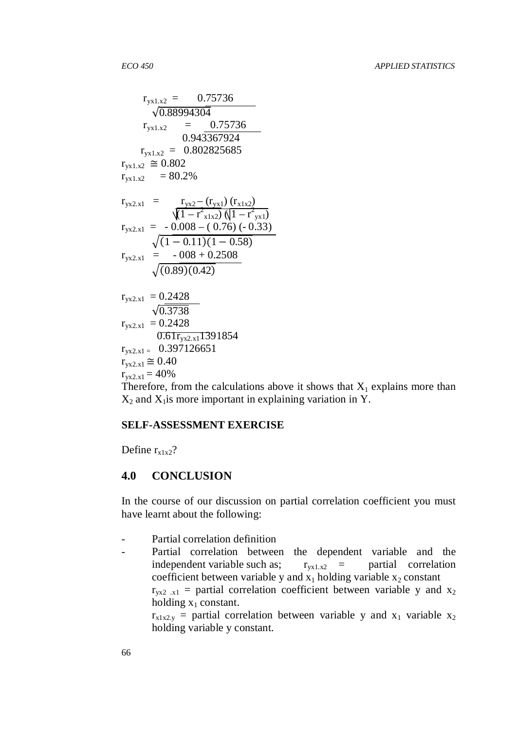$$r_{yx1.x2} = \frac{0.75736}{\sqrt{0.88994304}}$$

$$r_{yx1.x2} = \frac{0.75736}{0.943367924}$$

$$r_{yx1.x2} = 0.802825685$$

$r_{yx1.x2} \cong 0.802$

$r_{yx1.x2} = 80.2\%$

$$r_{yx2.x1} = \frac{r_{yx2} - (r_{yx1})(r_{x1x2})}{\sqrt{(1 - r^2_{x1x2})}\sqrt{(1 - r^2_{yx1})}}$$

$$r_{yx2.x1} = \frac{-0.008 - (0.76)(-0.33)}{\sqrt{(1 - 0.11)(1 - 0.58)}}$$

$$r_{yx2.x1} = \frac{-008 + 0.2508}{\sqrt{(0.89)(0.42)}}$$

$$r_{yx2.x1} = \frac{0.2428}{\sqrt{0.3738}}$$

$$r_{yx2.x1} = \frac{0.2428}{0.61r_{yx2.x1}1391854}$$

$r_{yx2.x1} = 0.397126651$

$r_{yx2.x1} \cong 0.40$

$r_{yx2.x1} = 40\%$

Therefore, from the calculations above it shows that $X_1$ explains more than $X_2$ and $X_1$is more important in explaining variation in Y.

**SELF-ASSESSMENT EXERCISE**

Define $r_{x1x2}$?

## 4.0 CONCLUSION

In the course of our discussion on partial correlation coefficient you must have learnt about the following:

- Partial correlation definition
- Partial correlation between the dependent variable and the independent variable such as; $r_{yx1.x2}$ = partial correlation coefficient between variable y and $x_1$ holding variable $x_2$ constant

  $r_{yx2.x1}$ = partial correlation coefficient between variable y and $x_2$ holding $x_1$ constant.

  $r_{x1x2.y}$ = partial correlation between variable y and $x_1$ variable $x_2$ holding variable y constant.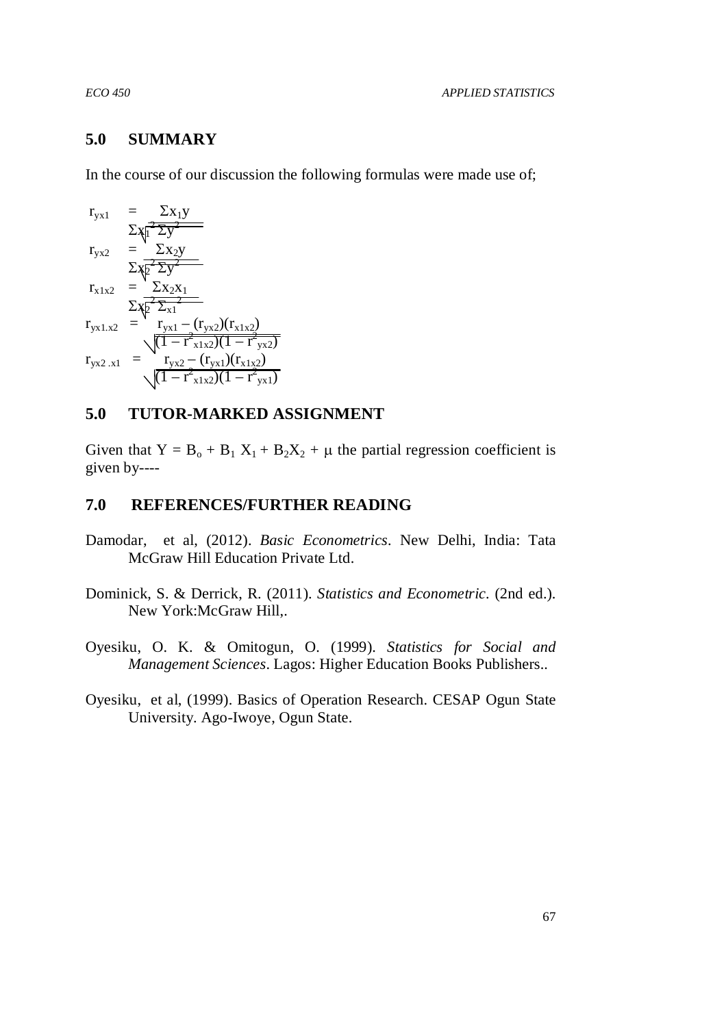## 5.0 SUMMARY

In the course of our discussion the following formulas were made use of;

$$r_{yx1} = \frac{\Sigma x_1 y}{\sqrt{\Sigma x_1^2 \Sigma y^2}}$$

$$r_{yx2} = \frac{\Sigma x_2 y}{\sqrt{\Sigma x_2^2 \Sigma y^2}}$$

$$r_{x1x2} = \frac{\Sigma x_2 x_1}{\sqrt{\Sigma x_2^2 \Sigma_{x1}^2}}$$

$$r_{yx1.x2} = \frac{r_{yx1} - (r_{yx2})(r_{x1x2})}{\sqrt{(1 - r^2_{x1x2})(1 - r^2_{yx2})}}$$

$$r_{yx2.x1} = \frac{r_{yx2} - (r_{yx1})(r_{x1x2})}{\sqrt{(1 - r^2_{x1x2})(1 - r^2_{yx1})}}$$

## 5.0 TUTOR-MARKED ASSIGNMENT

Given that $Y = B_o + B_1 X_1 + B_2 X_2 + \mu$ the partial regression coefficient is given by----

## 7.0 REFERENCES/FURTHER READING

Damodar, et al, (2012). *Basic Econometrics*. New Delhi, India: Tata McGraw Hill Education Private Ltd.

Dominick, S. & Derrick, R. (2011). *Statistics and Econometric*. (2nd ed.). New York:McGraw Hill,.

Oyesiku, O. K. & Omitogun, O. (1999). *Statistics for Social and Management Sciences*. Lagos: Higher Education Books Publishers..

Oyesiku, et al, (1999). Basics of Operation Research. CESAP Ogun State University. Ago-Iwoye, Ogun State.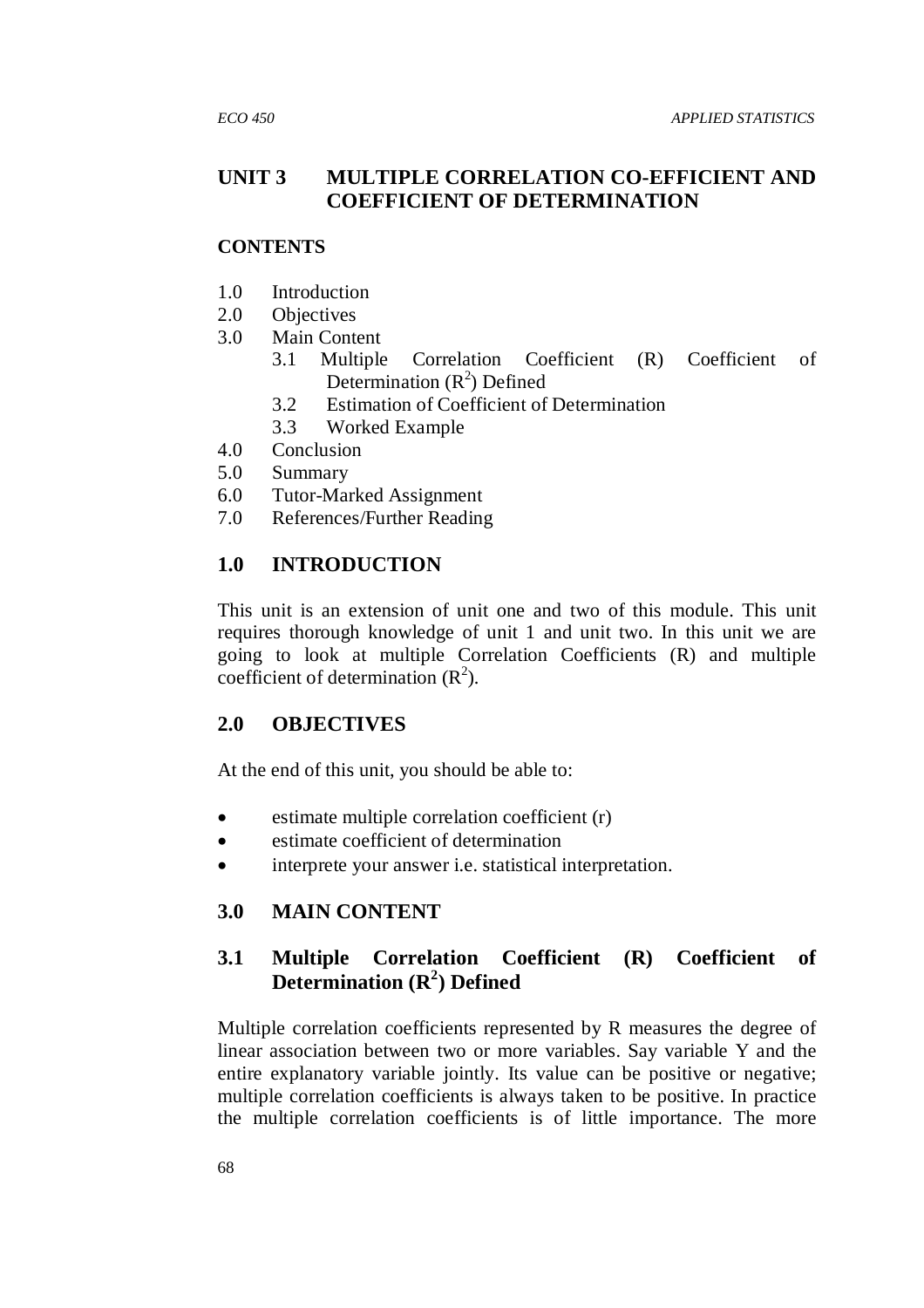# UNIT 3 MULTIPLE CORRELATION CO-EFFICIENT AND COEFFICIENT OF DETERMINATION

## CONTENTS

1.0 Introduction
2.0 Objectives
3.0 Main Content
   3.1 Multiple Correlation Coefficient (R) Coefficient of Determination ($R^2$) Defined
   3.2 Estimation of Coefficient of Determination
   3.3 Worked Example
4.0 Conclusion
5.0 Summary
6.0 Tutor-Marked Assignment
7.0 References/Further Reading

## 1.0 INTRODUCTION

This unit is an extension of unit one and two of this module. This unit requires thorough knowledge of unit 1 and unit two. In this unit we are going to look at multiple Correlation Coefficients (R) and multiple coefficient of determination ($R^2$).

## 2.0 OBJECTIVES

At the end of this unit, you should be able to:

- estimate multiple correlation coefficient (r)
- estimate coefficient of determination
- interprete your answer i.e. statistical interpretation.

## 3.0 MAIN CONTENT

### 3.1 Multiple Correlation Coefficient (R) Coefficient of Determination ($R^2$) Defined

Multiple correlation coefficients represented by R measures the degree of linear association between two or more variables. Say variable Y and the entire explanatory variable jointly. Its value can be positive or negative; multiple correlation coefficients is always taken to be positive. In practice the multiple correlation coefficients is of little importance. The more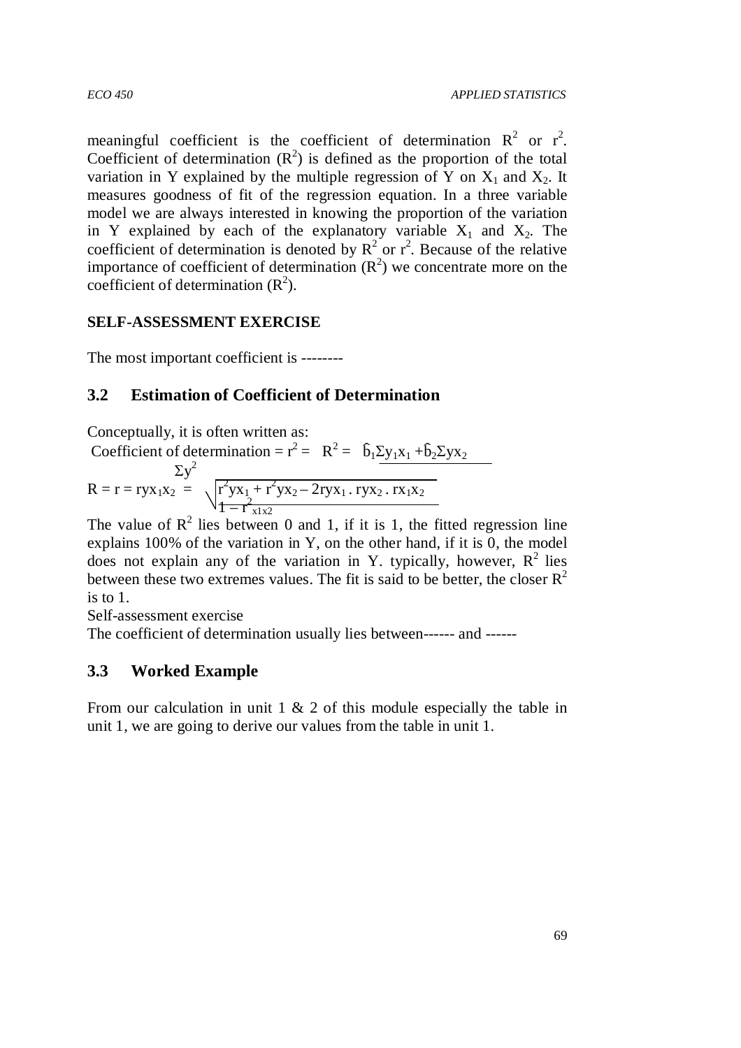meaningful coefficient is the coefficient of determination $R^2$ or $r^2$. Coefficient of determination ($R^2$) is defined as the proportion of the total variation in Y explained by the multiple regression of Y on $X_1$ and $X_2$. It measures goodness of fit of the regression equation. In a three variable model we are always interested in knowing the proportion of the variation in Y explained by each of the explanatory variable $X_1$ and $X_2$. The coefficient of determination is denoted by $R^2$ or $r^2$. Because of the relative importance of coefficient of determination ($R^2$) we concentrate more on the coefficient of determination ($R^2$).

**SELF-ASSESSMENT EXERCISE**

The most important coefficient is --------

## 3.2 Estimation of Coefficient of Determination

Conceptually, it is often written as:

$$\text{Coefficient of determination} = r^2 = R^2 = \frac{\hat{b}_1\Sigma y_1x_1 + \hat{b}_2\Sigma yx_2}{\Sigma y^2}$$

$$R = r = ryx_1x_2 = \sqrt{\frac{r^2yx_1 + r^2yx_2 - 2ryx_1 \, . \, ryx_2 \, . \, rx_1x_2}{1 - r^2_{x1x2}}}$$

The value of $R^2$ lies between 0 and 1, if it is 1, the fitted regression line explains 100% of the variation in Y, on the other hand, if it is 0, the model does not explain any of the variation in Y. typically, however, $R^2$ lies between these two extremes values. The fit is said to be better, the closer $R^2$ is to 1.

Self-assessment exercise

The coefficient of determination usually lies between------ and ------

## 3.3 Worked Example

From our calculation in unit 1 & 2 of this module especially the table in unit 1, we are going to derive our values from the table in unit 1.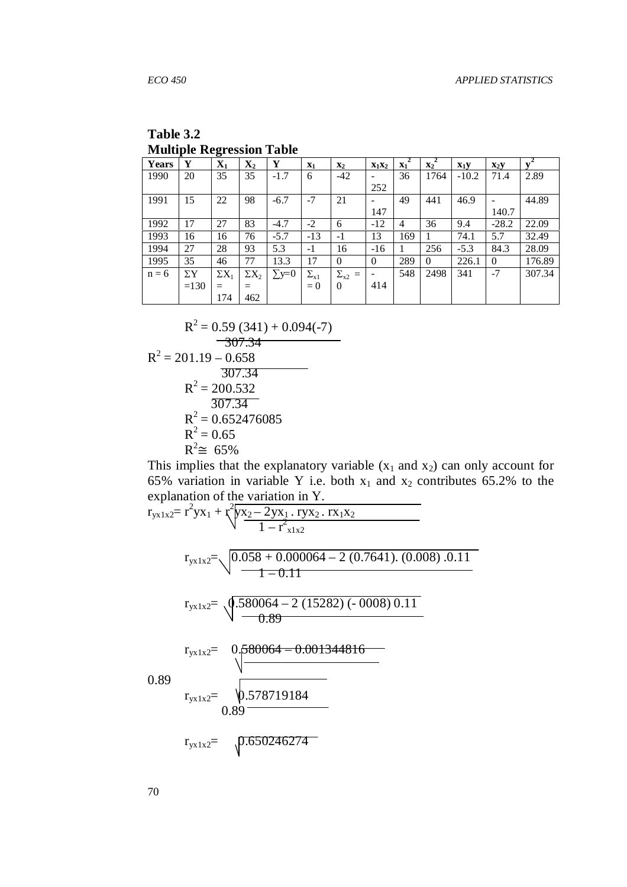**Table 3.2**
**Multiple Regression Table**

| Years | Y | $X_1$ | $X_2$ | Y | $x_1$ | $x_2$ | $x_1x_2$ | $x_1^2$ | $x_2^2$ | $x_1y$ | $x_2y$ | $y^2$ |
|---|---|---|---|---|---|---|---|---|---|---|---|---|
| 1990 | 20 | 35 | 35 | -1.7 | 6 | -42 | -252 | 36 | 1764 | -10.2 | 71.4 | 2.89 |
| 1991 | 15 | 22 | 98 | -6.7 | -7 | 21 | -147 | 49 | 441 | 46.9 | -140.7 | 44.89 |
| 1992 | 17 | 27 | 83 | -4.7 | -2 | 6 | -12 | 4 | 36 | 9.4 | -28.2 | 22.09 |
| 1993 | 16 | 16 | 76 | -5.7 | -13 | -1 | 13 | 169 | 1 | 74.1 | 5.7 | 32.49 |
| 1994 | 27 | 28 | 93 | 5.3 | -1 | 16 | -16 | 1 | 256 | -5.3 | 84.3 | 28.09 |
| 1995 | 35 | 46 | 77 | 13.3 | 17 | 0 | 0 | 289 | 0 | 226.1 | 0 | 176.89 |
| n = 6 | $\Sigma Y = 130$ | $\Sigma X_1 = 174$ | $\Sigma X_2 = 462$ | $\sum y = 0$ | $\Sigma_{x1} = 0$ | $\Sigma_{x2} = 0$ | -414 | 548 | 2498 | 341 | -7 | 307.34 |

$$R^2 = \frac{0.59\,(341) + 0.094(-7)}{307.34}$$

$$R^2 = \frac{201.19 - 0.658}{307.34}$$

$$R^2 = \frac{200.532}{307.34}$$

$$R^2 = 0.652476085$$

$$R^2 = 0.65$$

$$R^2 \cong 65\%$$

This implies that the explanatory variable ($x_1$ and $x_2$) can only account for 65% variation in variable Y i.e. both $x_1$ and $x_2$ contributes 65.2% to the explanation of the variation in Y.

$$r_{yx1x2} = \sqrt{\frac{r^2yx_1 + r^2yx_2 - 2yx_1 \,.\, ryx_2 \,.\, rx_1x_2}{1 - r^2_{x1x2}}}$$

$$r_{yx1x2} = \sqrt{\frac{0.058 + 0.000064 - 2\,(0.7641).\,(0.008)\,.0.11}{1 - 0.11}}$$

$$r_{yx1x2} = \sqrt{\frac{0.580064 - 2\,(15282)\,(-\,0008)\,0.11}{0.89}}$$

$$r_{yx1x2} = \sqrt{\frac{0.580064 - 0.001344816}{0.89}}$$

$$r_{yx1x2} = \sqrt{\frac{0.578719184}{0.89}}$$

$$r_{yx1x2} = \sqrt{0.650246274}$$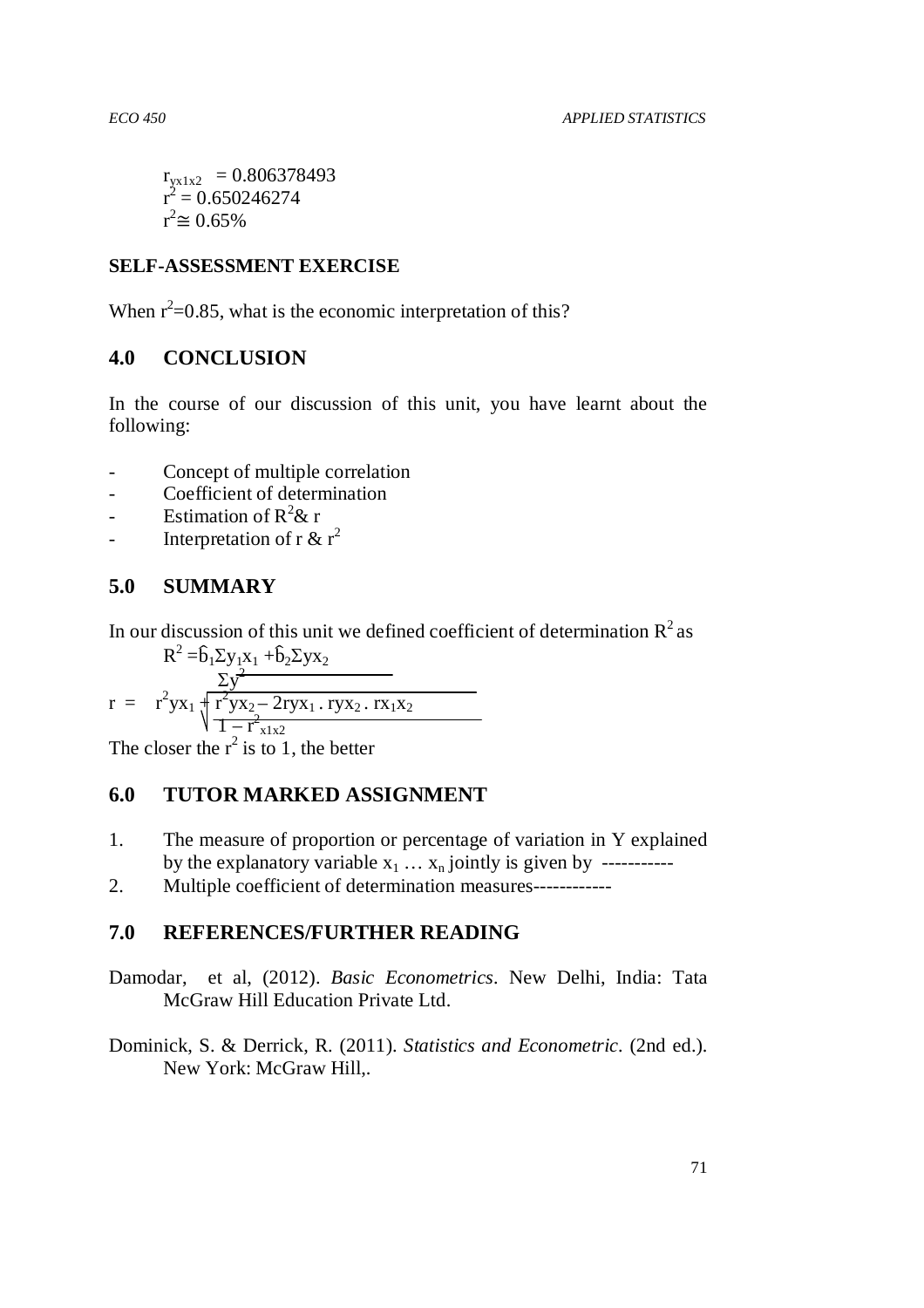$r_{yx1x2} = 0.806378493$
$r^2 = 0.650246274$
$r^2 \cong 0.65\%$

**SELF-ASSESSMENT EXERCISE**

When $r^2$=0.85, what is the economic interpretation of this?

## 4.0 CONCLUSION

In the course of our discussion of this unit, you have learnt about the following:

- Concept of multiple correlation
- Coefficient of determination
- Estimation of $R^2$& r
- Interpretation of r & $r^2$

## 5.0 SUMMARY

In our discussion of this unit we defined coefficient of determination $R^2$ as

$$R^2 = \frac{\hat{b}_1\Sigma y_1x_1 + \hat{b}_2\Sigma yx_2}{\Sigma y^2}$$

$$r = \sqrt{\frac{r^2yx_1 + r^2yx_2 - 2ryx_1 \, . \, ryx_2 \, . \, rx_1x_2}{1 - r^2_{x1x2}}}$$

The closer the $r^2$ is to 1, the better

## 6.0 TUTOR MARKED ASSIGNMENT

1. The measure of proportion or percentage of variation in Y explained by the explanatory variable $x_1 \ldots x_n$ jointly is given by -----------
2. Multiple coefficient of determination measures------------

## 7.0 REFERENCES/FURTHER READING

Damodar, et al, (2012). *Basic Econometrics*. New Delhi, India: Tata McGraw Hill Education Private Ltd.

Dominick, S. & Derrick, R. (2011). *Statistics and Econometric*. (2nd ed.). New York: McGraw Hill,.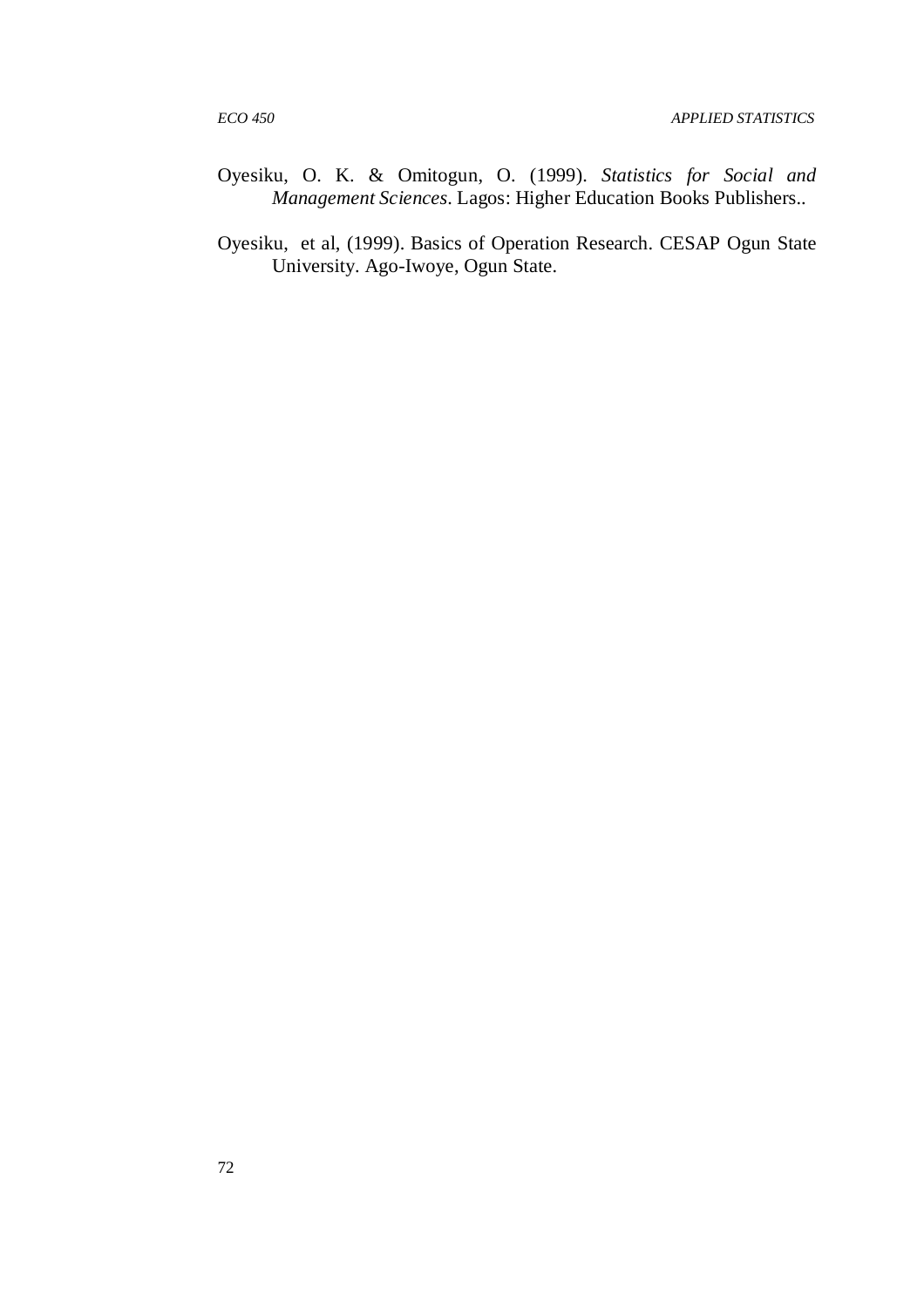Oyesiku, O. K. & Omitogun, O. (1999). *Statistics for Social and Management Sciences*. Lagos: Higher Education Books Publishers..

Oyesiku, et al, (1999). Basics of Operation Research. CESAP Ogun State University. Ago-Iwoye, Ogun State.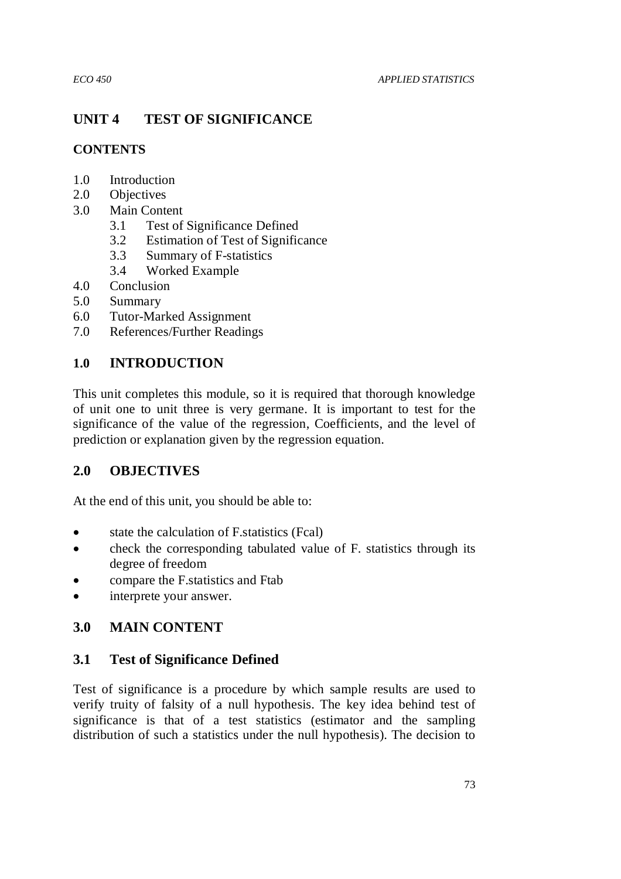## UNIT 4 TEST OF SIGNIFICANCE

### CONTENTS

1.0 Introduction
2.0 Objectives
3.0 Main Content
   3.1 Test of Significance Defined
   3.2 Estimation of Test of Significance
   3.3 Summary of F-statistics
   3.4 Worked Example
4.0 Conclusion
5.0 Summary
6.0 Tutor-Marked Assignment
7.0 References/Further Readings

## 1.0 INTRODUCTION

This unit completes this module, so it is required that thorough knowledge of unit one to unit three is very germane. It is important to test for the significance of the value of the regression, Coefficients, and the level of prediction or explanation given by the regression equation.

## 2.0 OBJECTIVES

At the end of this unit, you should be able to:

- state the calculation of F.statistics (Fcal)
- check the corresponding tabulated value of F. statistics through its degree of freedom
- compare the F.statistics and Ftab
- interprete your answer.

## 3.0 MAIN CONTENT

### 3.1 Test of Significance Defined

Test of significance is a procedure by which sample results are used to verify truity of falsity of a null hypothesis. The key idea behind test of significance is that of a test statistics (estimator and the sampling distribution of such a statistics under the null hypothesis). The decision to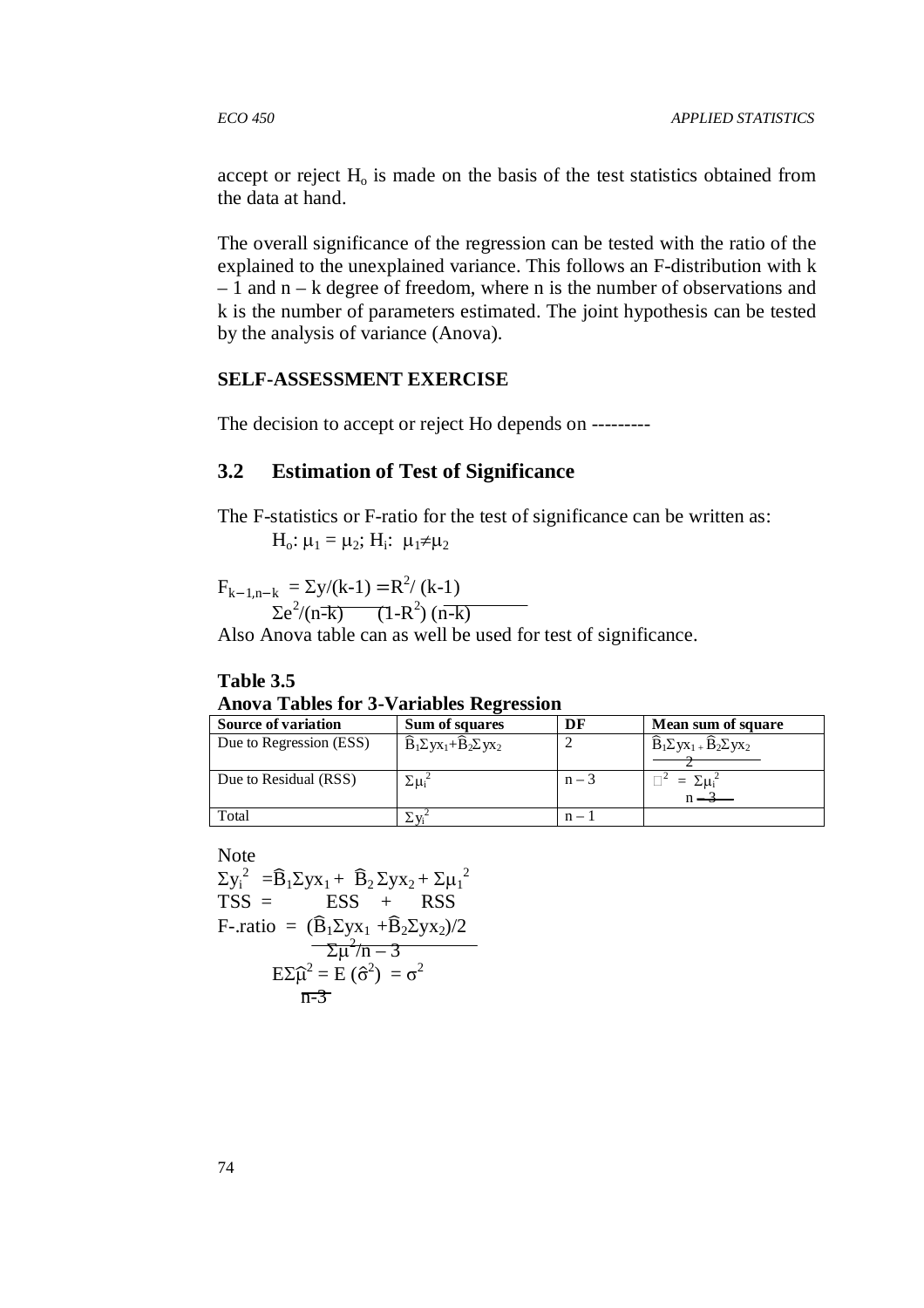accept or reject $H_o$ is made on the basis of the test statistics obtained from the data at hand.

The overall significance of the regression can be tested with the ratio of the explained to the unexplained variance. This follows an F-distribution with k – 1 and n – k degree of freedom, where n is the number of observations and k is the number of parameters estimated. The joint hypothesis can be tested by the analysis of variance (Anova).

**SELF-ASSESSMENT EXERCISE**

The decision to accept or reject Ho depends on ---------

## 3.2 Estimation of Test of Significance

The F-statistics or F-ratio for the test of significance can be written as:

$H_o: \mu_1 = \mu_2$; $H_i: \mu_1 \neq \mu_2$

$$F_{k-1,n-k} = \frac{\Sigma y/(k-1)}{\Sigma e^2/(n-k)} = \frac{R^2/(k-1)}{(1-R^2)(n-k)}$$

Also Anova table can as well be used for test of significance.

**Table 3.5**
**Anova Tables for 3-Variables Regression**

| Source of variation | Sum of squares | DF | Mean sum of square |
|---|---|---|---|
| Due to Regression (ESS) | $\hat{B}_1\Sigma yx_1 + \hat{B}_2\Sigma yx_2$ | 2 | $\frac{\hat{B}_1\Sigma yx_1 + \hat{B}_2\Sigma yx_2}{2}$ |
| Due to Residual (RSS) | $\Sigma\mu_i^2$ | n – 3 | $\hat{\sigma}^2 = \frac{\Sigma\mu_i^2}{n-3}$ |
| Total | $\Sigma y_i^2$ | n – 1 | |

Note

$$\Sigma y_i^2 = \hat{B}_1\Sigma yx_1 + \hat{B}_2\Sigma yx_2 + \Sigma\mu_1^2$$

TSS = ESS + RSS

$$\text{F-.ratio} = \frac{(\hat{B}_1\Sigma yx_1 + \hat{B}_2\Sigma yx_2)/2}{\Sigma\mu^2/n-3}$$

$$\frac{E\Sigma\hat{\mu}^2}{n-3} = E(\hat{\sigma}^2) = \sigma^2$$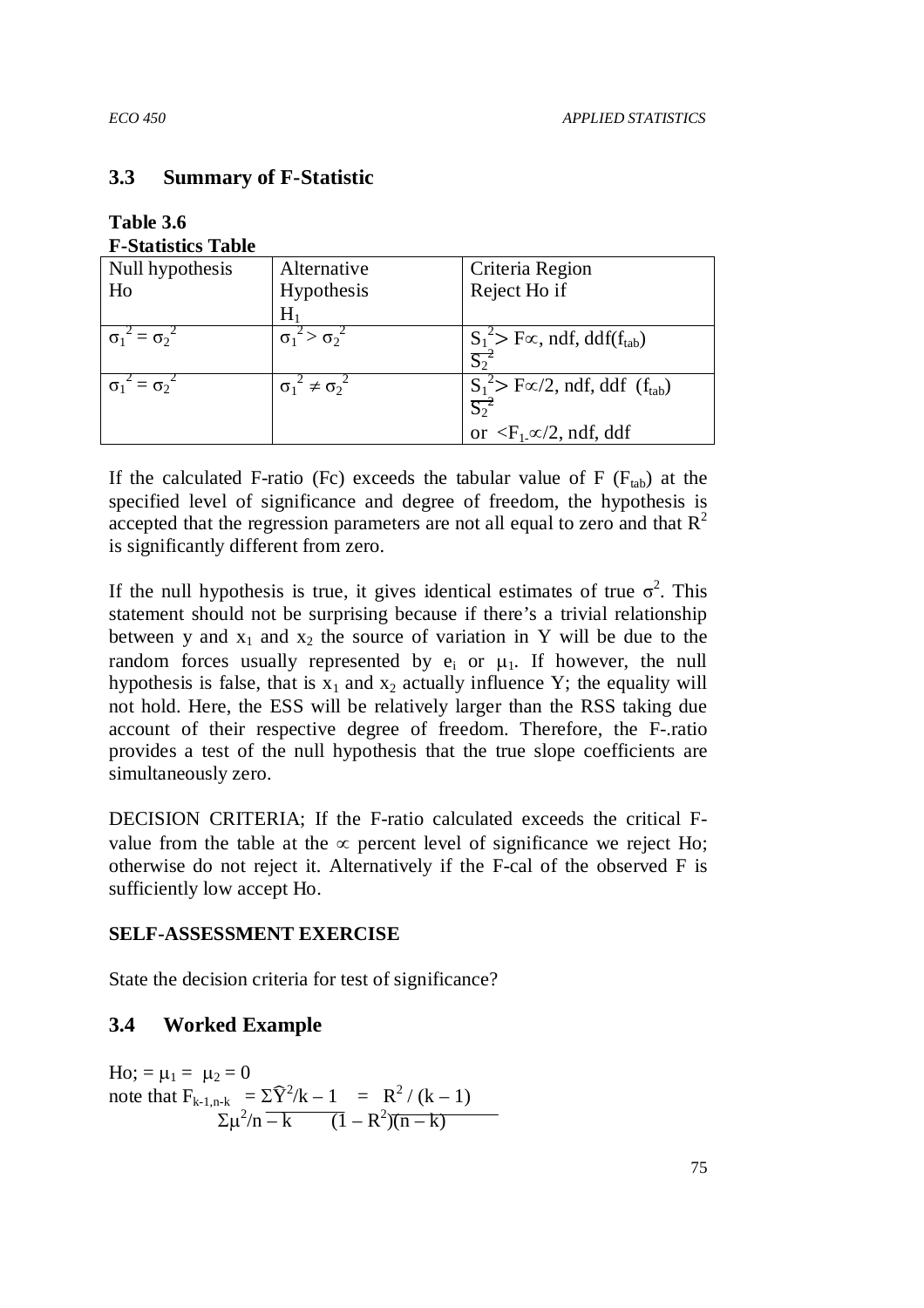## 3.3 Summary of F-Statistic

**Table 3.6**
**F-Statistics Table**

| Null hypothesis Ho | Alternative Hypothesis $H_1$ | Criteria Region Reject Ho if |
|---|---|---|
| $\sigma_1^2 = \sigma_2^2$ | $\sigma_1^2 > \sigma_2^2$ | $\frac{S_1^2}{S_2^2} > F\propto$, ndf, ddf($f_{tab}$) |
| $\sigma_1^2 = \sigma_2^2$ | $\sigma_1^2 \neq \sigma_2^2$ | $\frac{S_1^2}{S_2^2} > F\propto/2$, ndf, ddf ($f_{tab}$) or $< F_{1-}\propto/2$, ndf, ddf |

If the calculated F-ratio (Fc) exceeds the tabular value of F ($F_{tab}$) at the specified level of significance and degree of freedom, the hypothesis is accepted that the regression parameters are not all equal to zero and that $R^2$ is significantly different from zero.

If the null hypothesis is true, it gives identical estimates of true $\sigma^2$. This statement should not be surprising because if there's a trivial relationship between y and $x_1$ and $x_2$ the source of variation in Y will be due to the random forces usually represented by $e_i$ or $\mu_1$. If however, the null hypothesis is false, that is $x_1$ and $x_2$ actually influence Y; the equality will not hold. Here, the ESS will be relatively larger than the RSS taking due account of their respective degree of freedom. Therefore, the F-.ratio provides a test of the null hypothesis that the true slope coefficients are simultaneously zero.

DECISION CRITERIA; If the F-ratio calculated exceeds the critical F-value from the table at the $\propto$ percent level of significance we reject Ho; otherwise do not reject it. Alternatively if the F-cal of the observed F is sufficiently low accept Ho.

**SELF-ASSESSMENT EXERCISE**

State the decision criteria for test of significance?

## 3.4 Worked Example

Ho; $= \mu_1 = \mu_2 = 0$

note that $F_{k-1,n-k} = \dfrac{\Sigma\hat{Y}^2/k-1}{\Sigma\mu^2/n-k} = \dfrac{R^2/(k-1)}{(1-R^2)(n-k)}$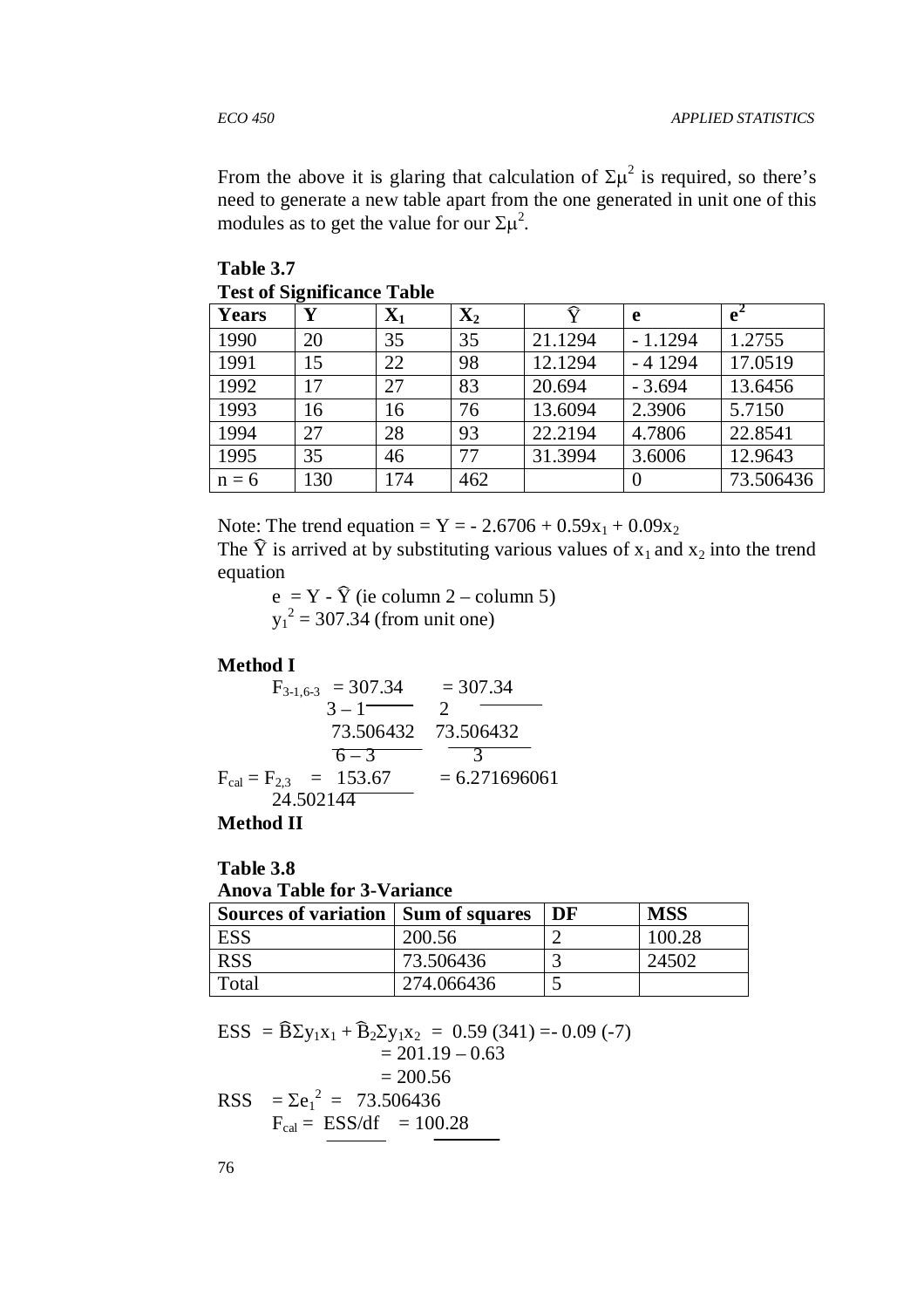From the above it is glaring that calculation of $\Sigma\mu^2$ is required, so there's need to generate a new table apart from the one generated in unit one of this modules as to get the value for our $\Sigma\mu^2$.

**Table 3.7**
**Test of Significance Table**

| Years | Y | $X_1$ | $X_2$ | $\hat{Y}$ | e | $e^2$ |
|---|---|---|---|---|---|---|
| 1990 | 20 | 35 | 35 | 21.1294 | - 1.1294 | 1.2755 |
| 1991 | 15 | 22 | 98 | 12.1294 | - 4 1294 | 17.0519 |
| 1992 | 17 | 27 | 83 | 20.694 | - 3.694 | 13.6456 |
| 1993 | 16 | 16 | 76 | 13.6094 | 2.3906 | 5.7150 |
| 1994 | 27 | 28 | 93 | 22.2194 | 4.7806 | 22.8541 |
| 1995 | 35 | 46 | 77 | 31.3994 | 3.6006 | 12.9643 |
| n = 6 | 130 | 174 | 462 | | 0 | 73.506436 |

Note: The trend equation = $Y = - 2.6706 + 0.59x_1 + 0.09x_2$

The $\hat{Y}$ is arrived at by substituting various values of $x_1$ and $x_2$ into the trend equation

$e = Y - \hat{Y}$ (ie column 2 – column 5)

$y_1^2 = 307.34$ (from unit one)

**Method I**

$$F_{3-1,6-3} = \frac{\frac{307.34}{3-1}}{\frac{73.506432}{6-3}} = \frac{\frac{307.34}{2}}{\frac{73.506432}{3}}$$

$$F_{cal} = F_{2,3} = \frac{153.67}{24.502144} = 6.271696061$$

**Method II**

**Table 3.8**
**Anova Table for 3-Variance**

| Sources of variation | Sum of squares | DF | MSS |
|---|---|---|---|
| ESS | 200.56 | 2 | 100.28 |
| RSS | 73.506436 | 3 | 24502 |
| Total | 274.066436 | 5 | |

$$ESS = \hat{B}\Sigma y_1x_1 + \hat{B}_2\Sigma y_1x_2 = 0.59\,(341) =- 0.09\,(-7)$$
$$= 201.19 - 0.63$$
$$= 200.56$$

$$RSS = \Sigma e_1^2 = 73.506436$$

$$F_{cal} = \frac{ESS/df}{} = \frac{100.28}{}$$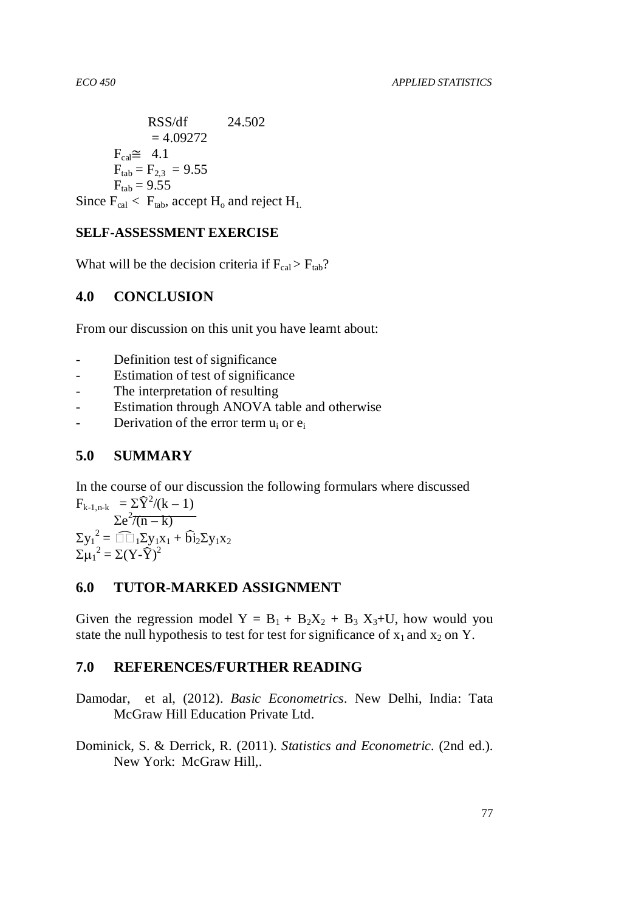RSS/df     24.502
$= 4.09272$

$F_{cal} \cong 4.1$

$F_{tab} = F_{2,3} = 9.55$

$F_{tab} = 9.55$

Since $F_{cal} < F_{tab}$, accept $H_o$ and reject $H_1$.

**SELF-ASSESSMENT EXERCISE**

What will be the decision criteria if $F_{cal} > F_{tab}$?

## 4.0 CONCLUSION

From our discussion on this unit you have learnt about:

- Definition test of significance
- Estimation of test of significance
- The interpretation of resulting
- Estimation through ANOVA table and otherwise
- Derivation of the error term $u_i$ or $e_i$

## 5.0 SUMMARY

In the course of our discussion the following formulars where discussed

$$F_{k-1,n-k} = \frac{\Sigma\hat{Y}^2/(k-1)}{\Sigma e^2/(n-k)}$$

$$\Sigma y_1^2 = \hat{b}_1\Sigma y_1 x_1 + \hat{b}_2\Sigma y_1 x_2$$

$$\Sigma \mu_1^2 = \Sigma(Y-\hat{Y})^2$$

## 6.0 TUTOR-MARKED ASSIGNMENT

Given the regression model $Y = B_1 + B_2X_2 + B_3 X_3 + U$, how would you state the null hypothesis to test for test for significance of $x_1$ and $x_2$ on Y.

## 7.0 REFERENCES/FURTHER READING

Damodar, et al, (2012). *Basic Econometrics*. New Delhi, India: Tata McGraw Hill Education Private Ltd.

Dominick, S. & Derrick, R. (2011). *Statistics and Econometric*. (2nd ed.). New York: McGraw Hill,.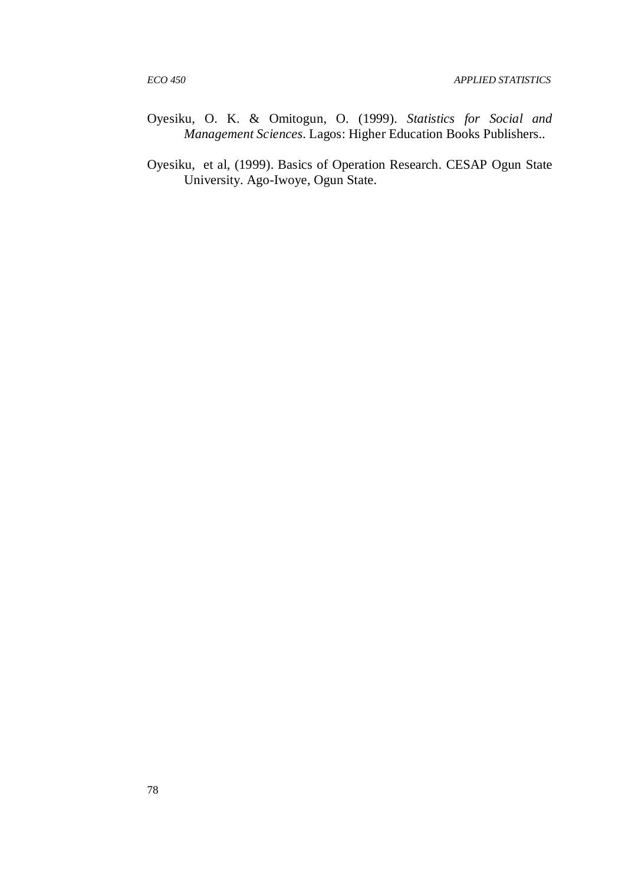Oyesiku, O. K. & Omitogun, O. (1999). *Statistics for Social and Management Sciences*. Lagos: Higher Education Books Publishers..

Oyesiku, et al, (1999). Basics of Operation Research. CESAP Ogun State University. Ago-Iwoye, Ogun State.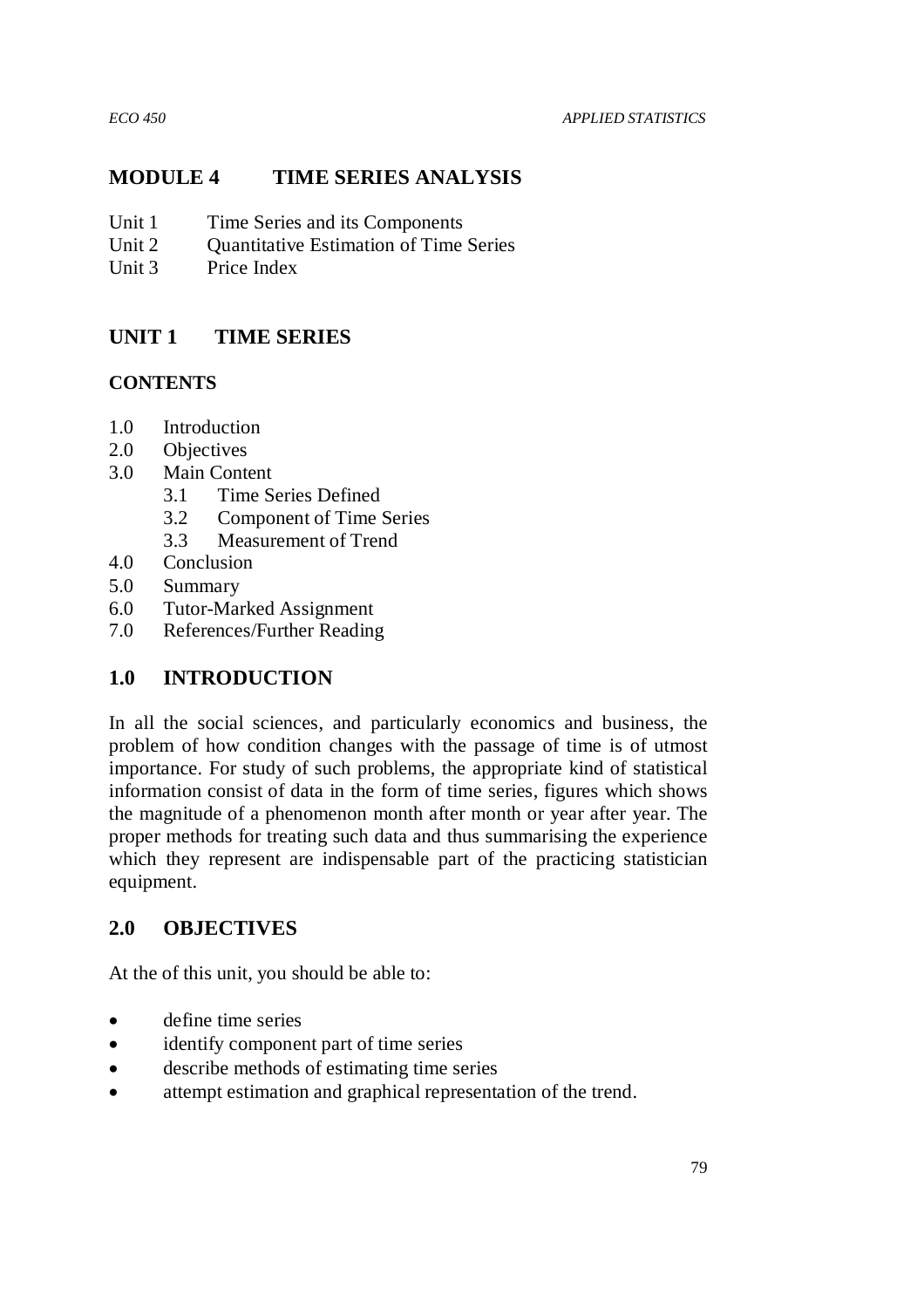# MODULE 4 TIME SERIES ANALYSIS

Unit 1 Time Series and its Components
Unit 2 Quantitative Estimation of Time Series
Unit 3 Price Index

## UNIT 1 TIME SERIES

### CONTENTS

1.0 Introduction
2.0 Objectives
3.0 Main Content
 3.1 Time Series Defined
 3.2 Component of Time Series
 3.3 Measurement of Trend
4.0 Conclusion
5.0 Summary
6.0 Tutor-Marked Assignment
7.0 References/Further Reading

## 1.0 INTRODUCTION

In all the social sciences, and particularly economics and business, the problem of how condition changes with the passage of time is of utmost importance. For study of such problems, the appropriate kind of statistical information consist of data in the form of time series, figures which shows the magnitude of a phenomenon month after month or year after year. The proper methods for treating such data and thus summarising the experience which they represent are indispensable part of the practicing statistician equipment.

## 2.0 OBJECTIVES

At the of this unit, you should be able to:

- define time series
- identify component part of time series
- describe methods of estimating time series
- attempt estimation and graphical representation of the trend.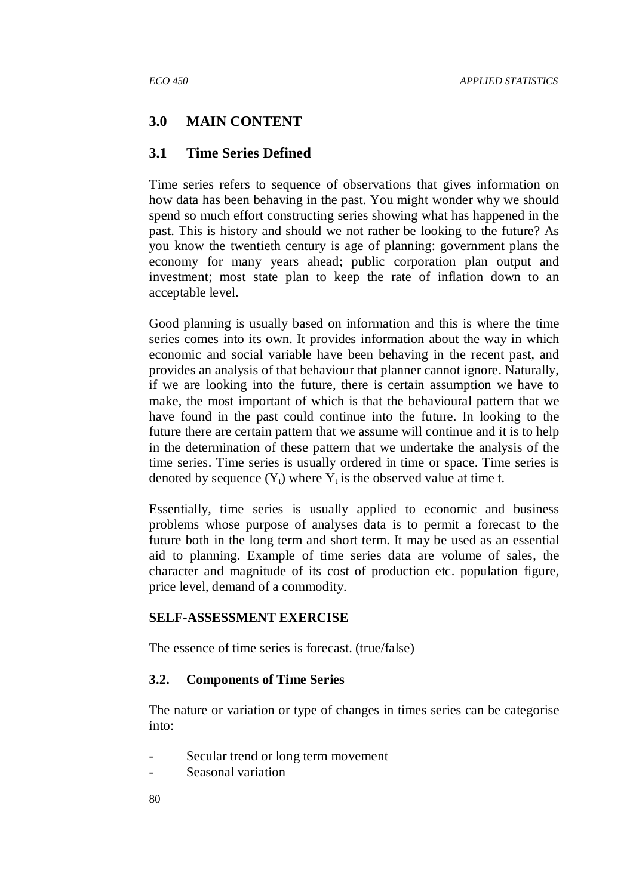## 3.0 MAIN CONTENT

### 3.1 Time Series Defined

Time series refers to sequence of observations that gives information on how data has been behaving in the past. You might wonder why we should spend so much effort constructing series showing what has happened in the past. This is history and should we not rather be looking to the future? As you know the twentieth century is age of planning: government plans the economy for many years ahead; public corporation plan output and investment; most state plan to keep the rate of inflation down to an acceptable level.

Good planning is usually based on information and this is where the time series comes into its own. It provides information about the way in which economic and social variable have been behaving in the recent past, and provides an analysis of that behaviour that planner cannot ignore. Naturally, if we are looking into the future, there is certain assumption we have to make, the most important of which is that the behavioural pattern that we have found in the past could continue into the future. In looking to the future there are certain pattern that we assume will continue and it is to help in the determination of these pattern that we undertake the analysis of the time series. Time series is usually ordered in time or space. Time series is denoted by sequence ($Y_t$) where $Y_t$ is the observed value at time t.

Essentially, time series is usually applied to economic and business problems whose purpose of analyses data is to permit a forecast to the future both in the long term and short term. It may be used as an essential aid to planning. Example of time series data are volume of sales, the character and magnitude of its cost of production etc. population figure, price level, demand of a commodity.

**SELF-ASSESSMENT EXERCISE**

The essence of time series is forecast. (true/false)

### 3.2. Components of Time Series

The nature or variation or type of changes in times series can be categorise into:

- Secular trend or long term movement
- Seasonal variation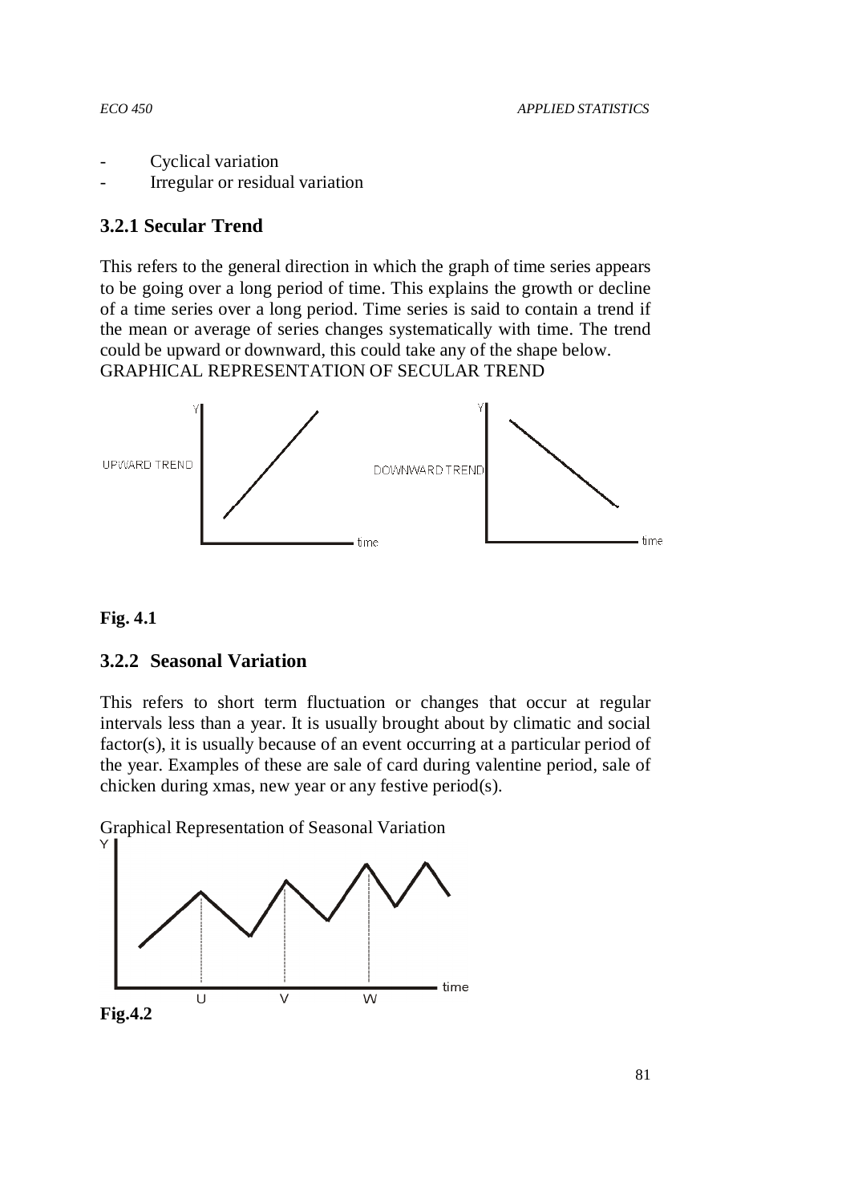- Cyclical variation
- Irregular or residual variation

### 3.2.1 Secular Trend

This refers to the general direction in which the graph of time series appears to be going over a long period of time. This explains the growth or decline of a time series over a long period. Time series is said to contain a trend if the mean or average of series changes systematically with time. The trend could be upward or downward, this could take any of the shape below.
GRAPHICAL REPRESENTATION OF SECULAR TREND

**Fig. 4.1**

### 3.2.2 Seasonal Variation

This refers to short term fluctuation or changes that occur at regular intervals less than a year. It is usually brought about by climatic and social factor(s), it is usually because of an event occurring at a particular period of the year. Examples of these are sale of card during valentine period, sale of chicken during xmas, new year or any festive period(s).

Graphical Representation of Seasonal Variation

**Fig.4.2**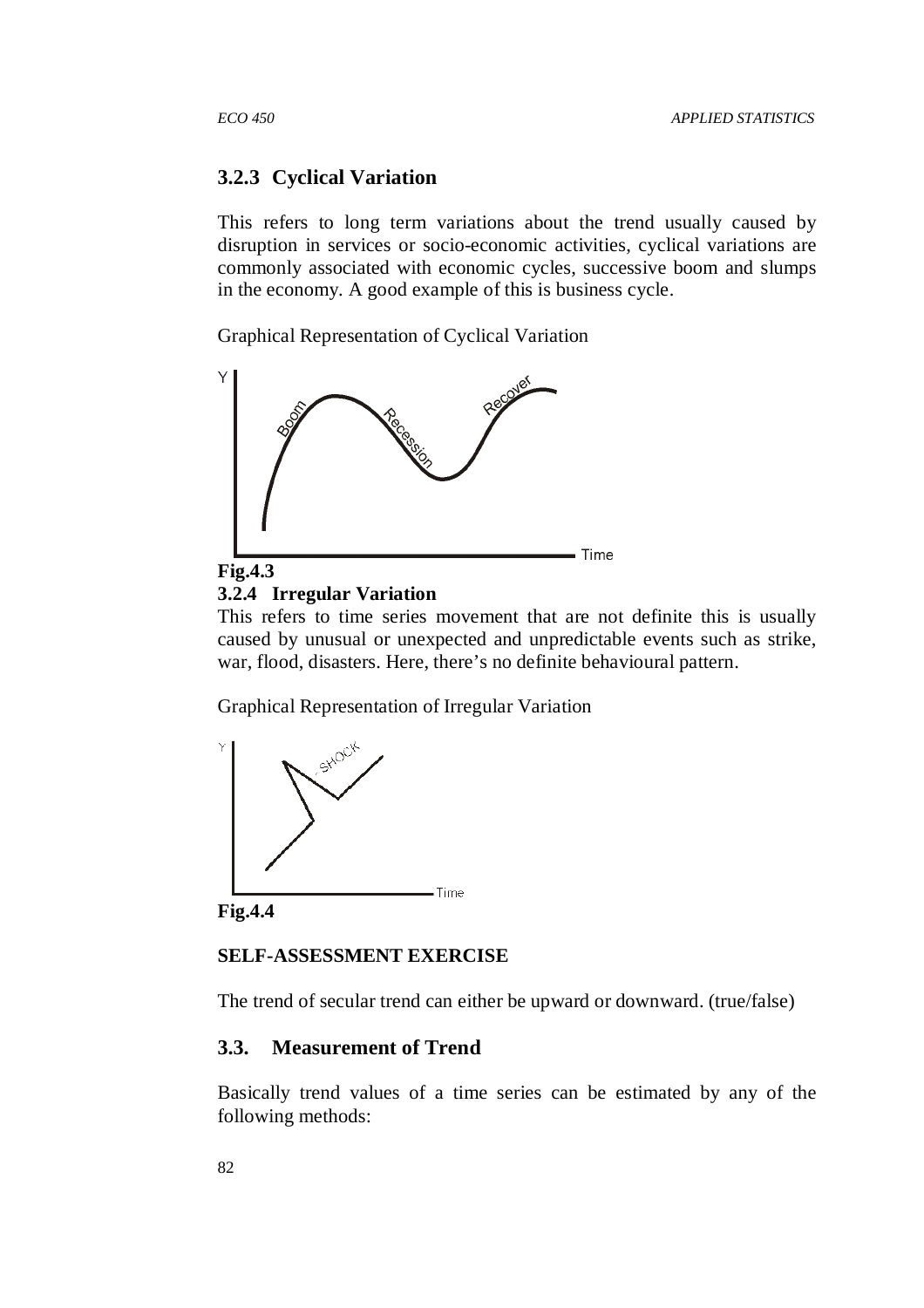### 3.2.3 Cyclical Variation

This refers to long term variations about the trend usually caused by disruption in services or socio-economic activities, cyclical variations are commonly associated with economic cycles, successive boom and slumps in the economy. A good example of this is business cycle.

Graphical Representation of Cyclical Variation

**Fig.4.3**

### 3.2.4 Irregular Variation

This refers to time series movement that are not definite this is usually caused by unusual or unexpected and unpredictable events such as strike, war, flood, disasters. Here, there's no definite behavioural pattern.

Graphical Representation of Irregular Variation

**Fig.4.4**

**SELF-ASSESSMENT EXERCISE**

The trend of secular trend can either be upward or downward. (true/false)

## 3.3. Measurement of Trend

Basically trend values of a time series can be estimated by any of the following methods: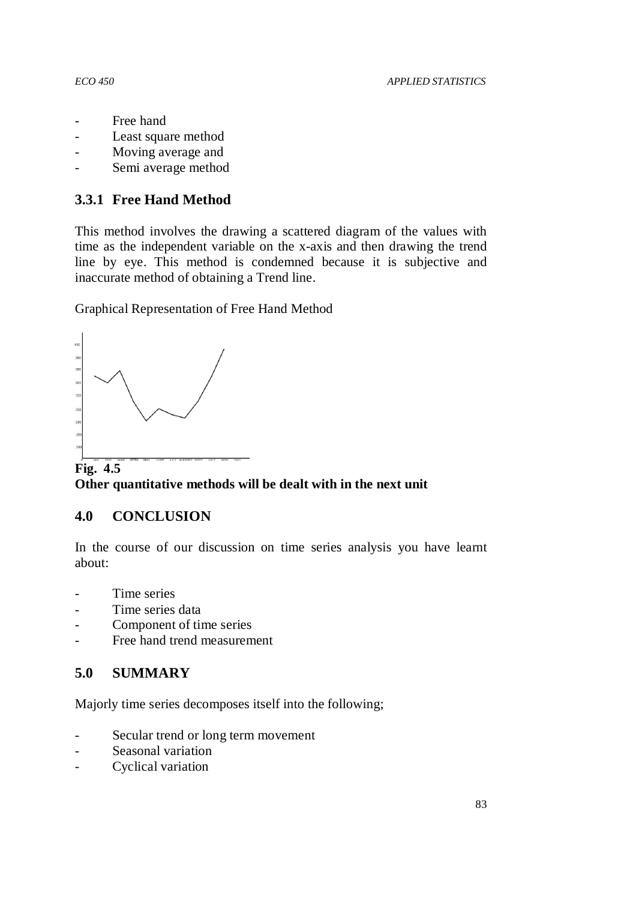- Free hand
- Least square method
- Moving average and
- Semi average method

### 3.3.1 Free Hand Method

This method involves the drawing a scattered diagram of the values with time as the independent variable on the x-axis and then drawing the trend line by eye. This method is condemned because it is subjective and inaccurate method of obtaining a Trend line.

Graphical Representation of Free Hand Method

**Fig. 4.5**

**Other quantitative methods will be dealt with in the next unit**

## 4.0 CONCLUSION

In the course of our discussion on time series analysis you have learnt about:

- Time series
- Time series data
- Component of time series
- Free hand trend measurement

## 5.0 SUMMARY

Majorly time series decomposes itself into the following;

- Secular trend or long term movement
- Seasonal variation
- Cyclical variation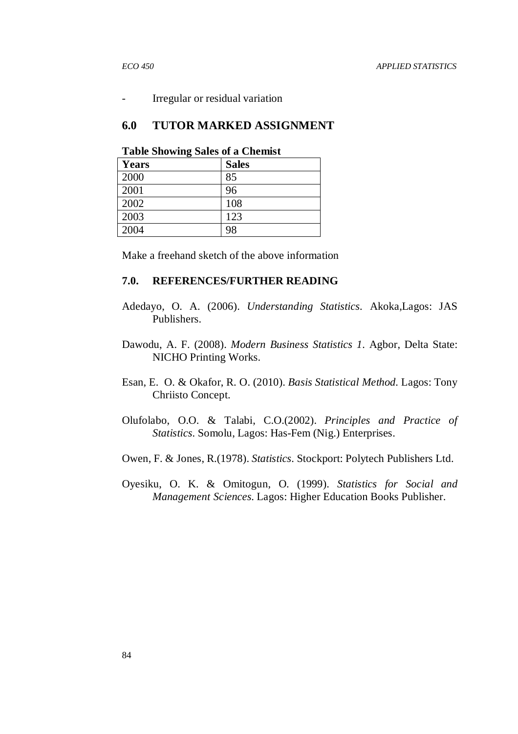- Irregular or residual variation

## 6.0 TUTOR MARKED ASSIGNMENT

**Table Showing Sales of a Chemist**

| Years | Sales |
|---|---|
| 2000 | 85 |
| 2001 | 96 |
| 2002 | 108 |
| 2003 | 123 |
| 2004 | 98 |

Make a freehand sketch of the above information

## 7.0. REFERENCES/FURTHER READING

Adedayo, O. A. (2006). *Understanding Statistics*. Akoka,Lagos: JAS Publishers.

Dawodu, A. F. (2008). *Modern Business Statistics 1*. Agbor, Delta State: NICHO Printing Works.

Esan, E. O. & Okafor, R. O. (2010). *Basis Statistical Method*. Lagos: Tony Chriisto Concept.

Olufolabo, O.O. & Talabi, C.O.(2002). *Principles and Practice of Statistics*. Somolu, Lagos: Has-Fem (Nig.) Enterprises.

Owen, F. & Jones, R.(1978). *Statistics*. Stockport: Polytech Publishers Ltd.

Oyesiku, O. K. & Omitogun, O. (1999). *Statistics for Social and Management Sciences*. Lagos: Higher Education Books Publisher.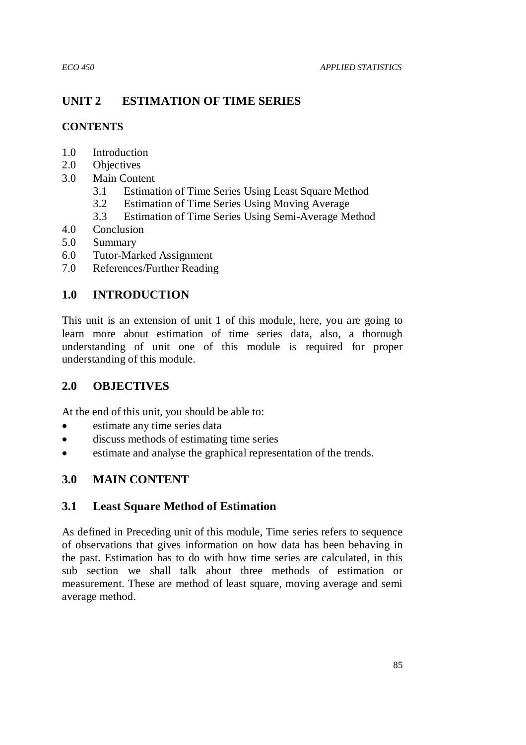## UNIT 2 ESTIMATION OF TIME SERIES

### CONTENTS

1.0 Introduction
2.0 Objectives
3.0 Main Content
    3.1 Estimation of Time Series Using Least Square Method
    3.2 Estimation of Time Series Using Moving Average
    3.3 Estimation of Time Series Using Semi-Average Method
4.0 Conclusion
5.0 Summary
6.0 Tutor-Marked Assignment
7.0 References/Further Reading

## 1.0 INTRODUCTION

This unit is an extension of unit 1 of this module, here, you are going to learn more about estimation of time series data, also, a thorough understanding of unit one of this module is required for proper understanding of this module.

## 2.0 OBJECTIVES

At the end of this unit, you should be able to:

- estimate any time series data
- discuss methods of estimating time series
- estimate and analyse the graphical representation of the trends.

## 3.0 MAIN CONTENT

### 3.1 Least Square Method of Estimation

As defined in Preceding unit of this module, Time series refers to sequence of observations that gives information on how data has been behaving in the past. Estimation has to do with how time series are calculated, in this sub section we shall talk about three methods of estimation or measurement. These are method of least square, moving average and semi average method.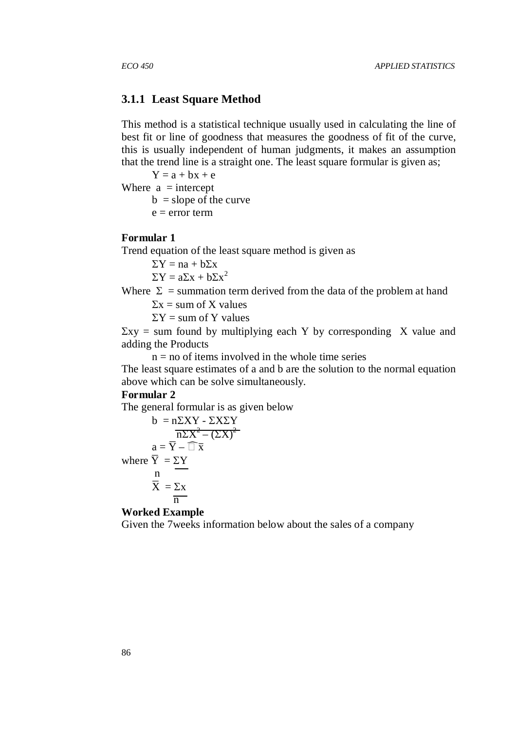### 3.1.1 Least Square Method

This method is a statistical technique usually used in calculating the line of best fit or line of goodness that measures the goodness of fit of the curve, this is usually independent of human judgments, it makes an assumption that the trend line is a straight one. The least square formular is given as;

$$Y = a + bx + e$$

Where $a$ = intercept

$b$ = slope of the curve

$e$ = error term

**Formular 1**

Trend equation of the least square method is given as

$$\Sigma Y = na + b\Sigma x$$

$$\Sigma Y = a\Sigma x + b\Sigma x^2$$

Where $\Sigma$ = summation term derived from the data of the problem at hand

$\Sigma x$ = sum of X values

$\Sigma Y$ = sum of Y values

$\Sigma xy$ = sum found by multiplying each Y by corresponding X value and adding the Products

$n$ = no of items involved in the whole time series

The least square estimates of a and b are the solution to the normal equation above which can be solve simultaneously.

**Formular 2**

The general formular is as given below

$$b = \frac{n\Sigma XY - \Sigma X\Sigma Y}{n\Sigma X^2 - (\Sigma X)^2}$$

$$a = \overline{Y} - \hat{\square}\,\overline{x}$$

where $\overline{Y} = \dfrac{\Sigma Y}{n}$

$$\overline{X} = \frac{\Sigma x}{n}$$

**Worked Example**

Given the 7weeks information below about the sales of a company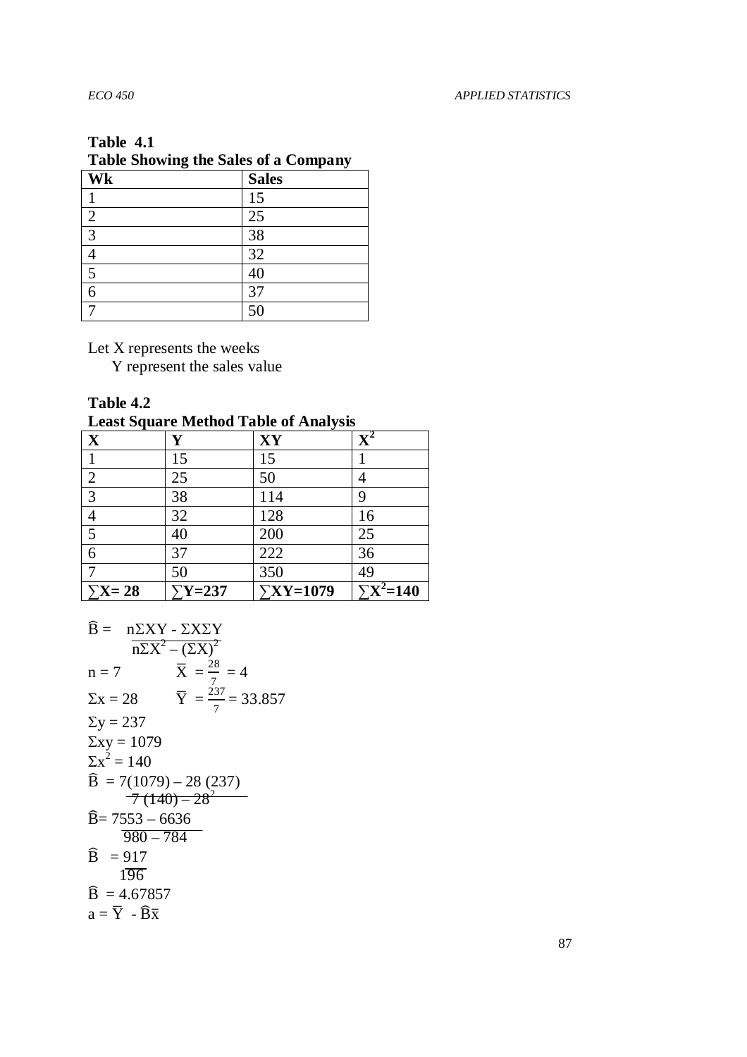**Table 4.1**
**Table Showing the Sales of a Company**

| Wk | Sales |
|---|---|
| 1 | 15 |
| 2 | 25 |
| 3 | 38 |
| 4 | 32 |
| 5 | 40 |
| 6 | 37 |
| 7 | 50 |

Let X represents the weeks
Y represent the sales value

**Table 4.2**
**Least Square Method Table of Analysis**

| X | Y | XY | $X^2$ |
|---|---|---|---|
| 1 | 15 | 15 | 1 |
| 2 | 25 | 50 | 4 |
| 3 | 38 | 114 | 9 |
| 4 | 32 | 128 | 16 |
| 5 | 40 | 200 | 25 |
| 6 | 37 | 222 | 36 |
| 7 | 50 | 350 | 49 |
| $\sum X = 28$ | $\sum Y = 237$ | $\sum XY = 1079$ | $\sum X^2 = 140$ |

$$\widehat{B} = \frac{n\Sigma XY - \Sigma X \Sigma Y}{n\Sigma X^2 - (\Sigma X)^2}$$

$n = 7 \qquad \overline{X} = \frac{28}{7} = 4$

$\Sigma x = 28 \qquad \overline{Y} = \frac{237}{7} = 33.857$

$\Sigma y = 237$

$\Sigma xy = 1079$

$\Sigma x^2 = 140$

$$\widehat{B} = \frac{7(1079) - 28\,(237)}{7\,(140) - 28^2}$$

$$\widehat{B} = \frac{7553 - 6636}{980 - 784}$$

$$\widehat{B} = \frac{917}{196}$$

$\widehat{B} = 4.67857$

$a = \overline{Y} - \widehat{B}\overline{x}$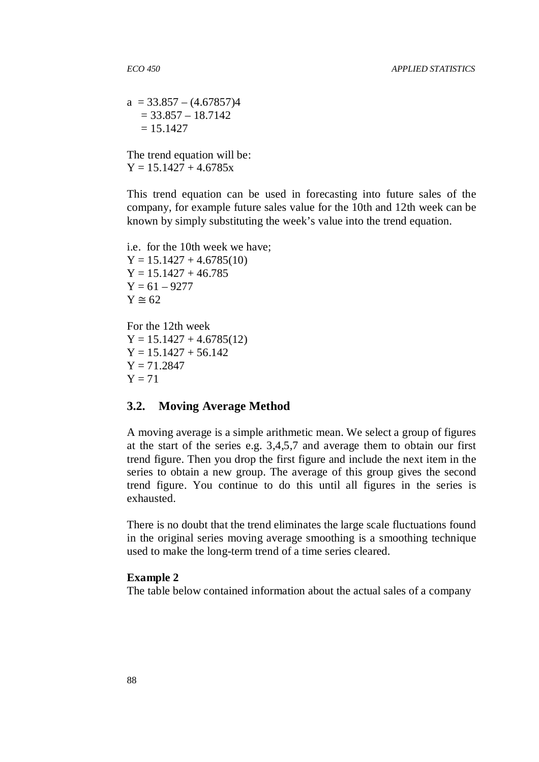$$a = 33.857 – (4.67857)4$$
$$= 33.857 – 18.7142$$
$$= 15.1427$$

The trend equation will be:
$Y = 15.1427 + 4.6785x$

This trend equation can be used in forecasting into future sales of the company, for example future sales value for the 10th and 12th week can be known by simply substituting the week's value into the trend equation.

i.e. for the 10th week we have;
$Y = 15.1427 + 4.6785(10)$
$Y = 15.1427 + 46.785$
$Y = 61 – 9277$
$Y \cong 62$

For the 12th week
$Y = 15.1427 + 4.6785(12)$
$Y = 15.1427 + 56.142$
$Y = 71.2847$
$Y = 71$

## 3.2. Moving Average Method

A moving average is a simple arithmetic mean. We select a group of figures at the start of the series e.g. 3,4,5,7 and average them to obtain our first trend figure. Then you drop the first figure and include the next item in the series to obtain a new group. The average of this group gives the second trend figure. You continue to do this until all figures in the series is exhausted.

There is no doubt that the trend eliminates the large scale fluctuations found in the original series moving average smoothing is a smoothing technique used to make the long-term trend of a time series cleared.

**Example 2**
The table below contained information about the actual sales of a company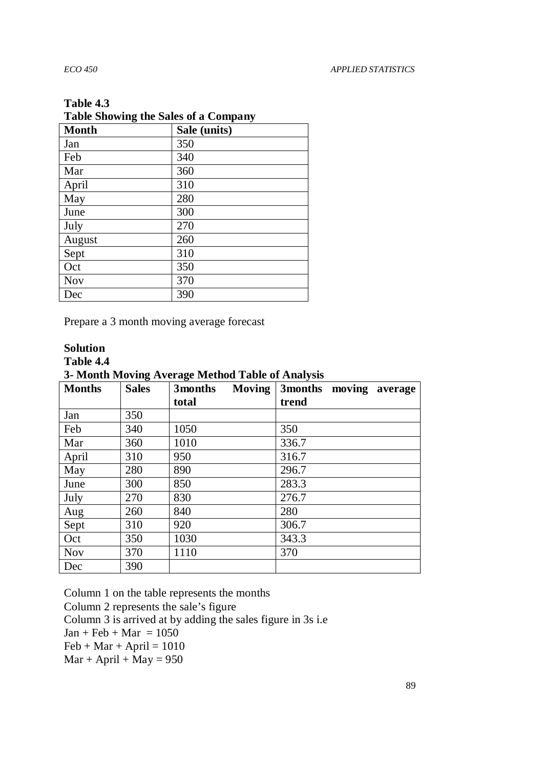**Table 4.3**
**Table Showing the Sales of a Company**

| Month | Sale (units) |
|---|---|
| Jan | 350 |
| Feb | 340 |
| Mar | 360 |
| April | 310 |
| May | 280 |
| June | 300 |
| July | 270 |
| August | 260 |
| Sept | 310 |
| Oct | 350 |
| Nov | 370 |
| Dec | 390 |

Prepare a 3 month moving average forecast

**Solution**
**Table 4.4**
**3- Month Moving Average Method Table of Analysis**

| Months | Sales | 3months Moving total | 3months moving average trend |
|---|---|---|---|
| Jan | 350 | | |
| Feb | 340 | 1050 | 350 |
| Mar | 360 | 1010 | 336.7 |
| April | 310 | 950 | 316.7 |
| May | 280 | 890 | 296.7 |
| June | 300 | 850 | 283.3 |
| July | 270 | 830 | 276.7 |
| Aug | 260 | 840 | 280 |
| Sept | 310 | 920 | 306.7 |
| Oct | 350 | 1030 | 343.3 |
| Nov | 370 | 1110 | 370 |
| Dec | 390 | | |

Column 1 on the table represents the months
Column 2 represents the sale's figure
Column 3 is arrived at by adding the sales figure in 3s i.e
Jan + Feb + Mar = 1050
Feb + Mar + April = 1010
Mar + April + May = 950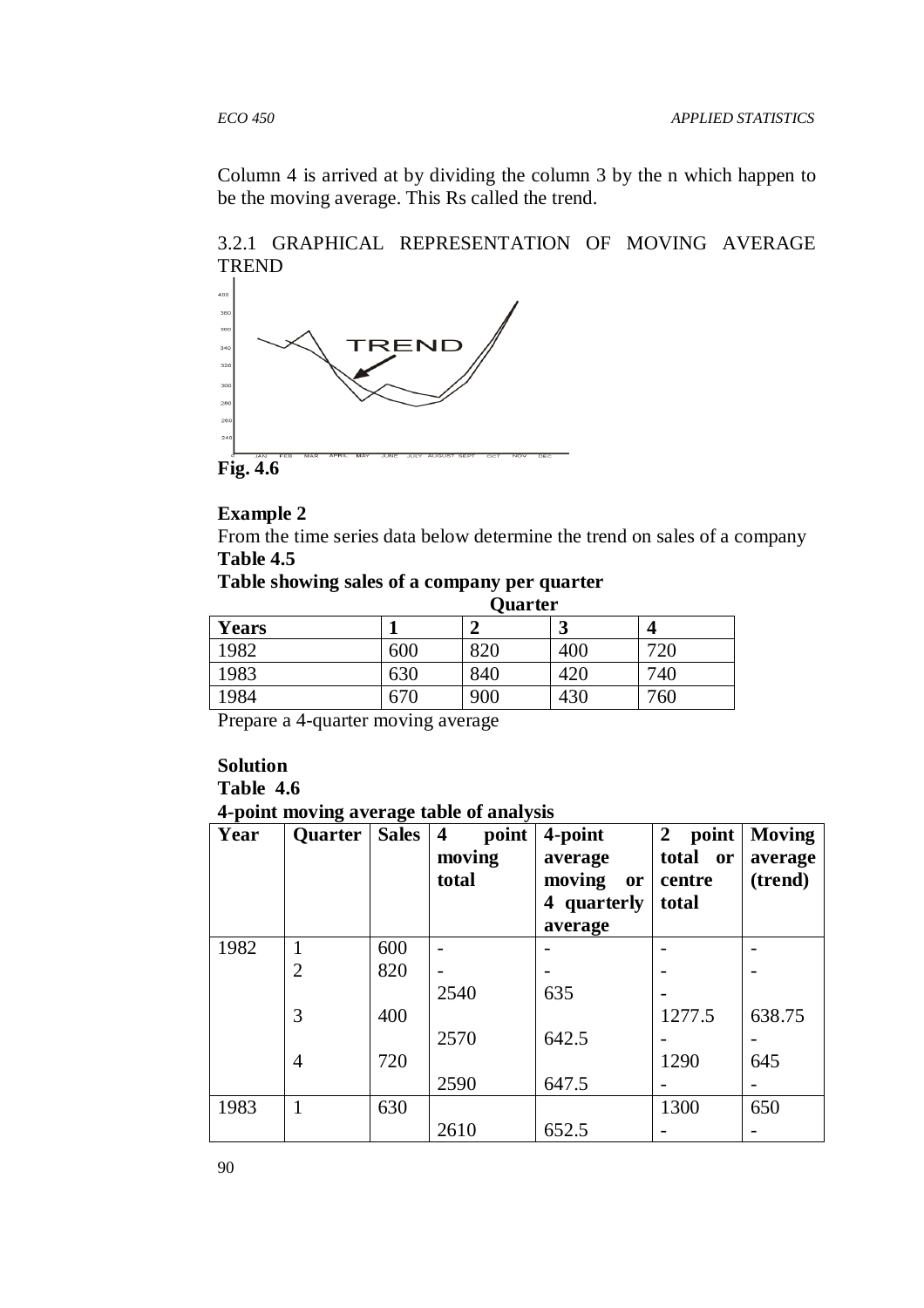Column 4 is arrived at by dividing the column 3 by the n which happen to be the moving average. This Rs called the trend.

### 3.2.1 GRAPHICAL REPRESENTATION OF MOVING AVERAGE TREND

**Fig. 4.6**

**Example 2**

From the time series data below determine the trend on sales of a company

**Table 4.5**

**Table showing sales of a company per quarter**

| | **Quarter** | | | |
|---|---|---|---|---|
| **Years** | **1** | **2** | **3** | **4** |
| 1982 | 600 | 820 | 400 | 720 |
| 1983 | 630 | 840 | 420 | 740 |
| 1984 | 670 | 900 | 430 | 760 |

Prepare a 4-quarter moving average

**Solution**

**Table 4.6**

**4-point moving average table of analysis**

| Year | Quarter | Sales | 4 point moving total | 4-point average moving or 4 quarterly average | 2 point total or centre total | Moving average (trend) |
|---|---|---|---|---|---|---|
| 1982 | 1 | 600 | - | - | - | - |
| | 2 | 820 | - | - | - | - |
| | | | 2540 | 635 | - | |
| | 3 | 400 | | | 1277.5 | 638.75 |
| | | | 2570 | 642.5 | - | - |
| | 4 | 720 | | | 1290 | 645 |
| | | | 2590 | 647.5 | - | - |
| 1983 | 1 | 630 | | | 1300 | 650 |
| | | | 2610 | 652.5 | - | - |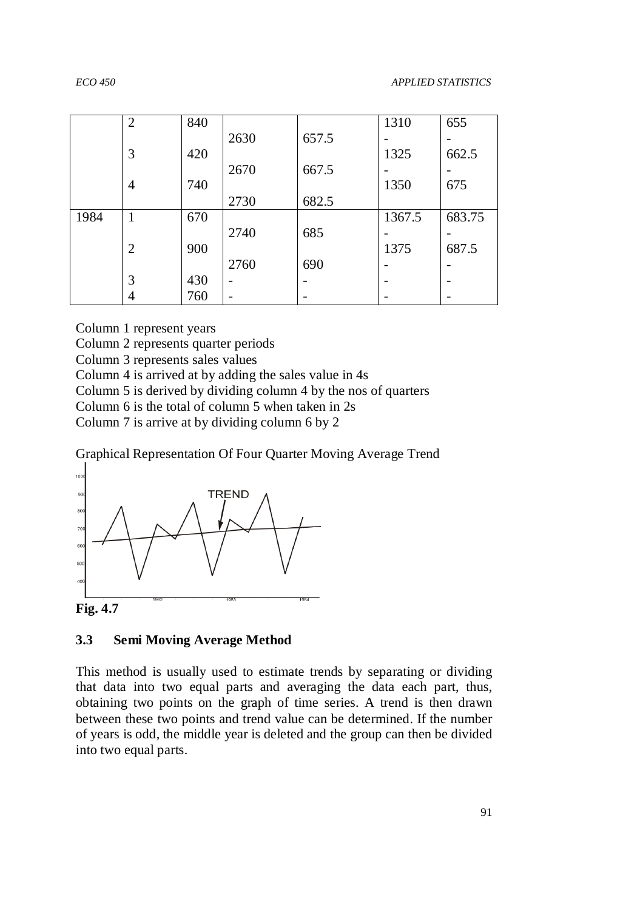| | 2 | 840 | | | 1310 | 655 |
|---|---|---|---|---|---|---|
| | | | 2630 | 657.5 | - | - |
| | 3 | 420 | | | 1325 | 662.5 |
| | | | 2670 | 667.5 | - | - |
| | 4 | 740 | | | 1350 | 675 |
| | | | 2730 | 682.5 | | |
| 1984 | 1 | 670 | | | 1367.5 | 683.75 |
| | | | 2740 | 685 | - | - |
| | 2 | 900 | | | 1375 | 687.5 |
| | | | 2760 | 690 | - | - |
| | 3 | 430 | - | - | - | - |
| | 4 | 760 | - | - | - | - |

Column 1 represent years
Column 2 represents quarter periods
Column 3 represents sales values
Column 4 is arrived at by adding the sales value in 4s
Column 5 is derived by dividing column 4 by the nos of quarters
Column 6 is the total of column 5 when taken in 2s
Column 7 is arrive at by dividing column 6 by 2

Graphical Representation Of Four Quarter Moving Average Trend

**Fig. 4.7**

### 3.3 Semi Moving Average Method

This method is usually used to estimate trends by separating or dividing that data into two equal parts and averaging the data each part, thus, obtaining two points on the graph of time series. A trend is then drawn between these two points and trend value can be determined. If the number of years is odd, the middle year is deleted and the group can then be divided into two equal parts.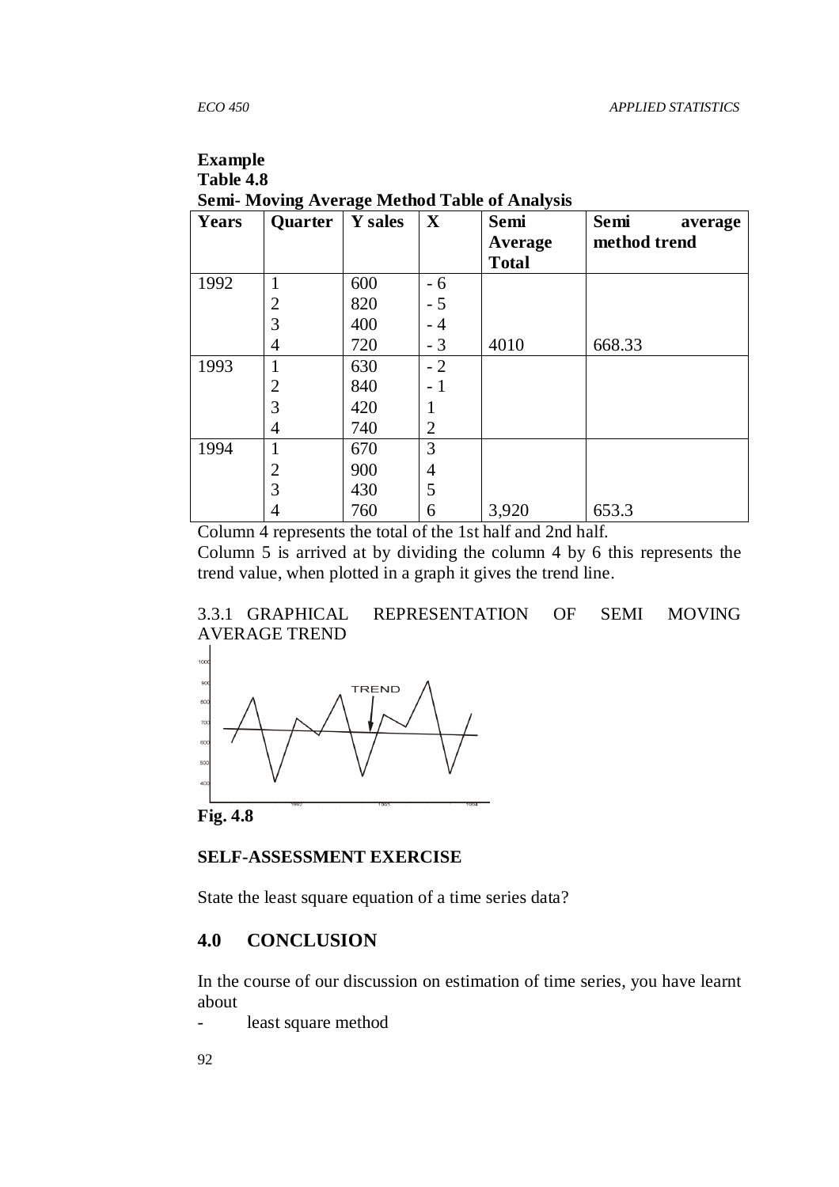**Example**
**Table 4.8**
**Semi- Moving Average Method Table of Analysis**

| Years | Quarter | Y sales | X | Semi Average Total | Semi average method trend |
|---|---|---|---|---|---|
| 1992 | 1 | 600 | - 6 | | |
| | 2 | 820 | - 5 | | |
| | 3 | 400 | - 4 | | |
| | 4 | 720 | - 3 | 4010 | 668.33 |
| 1993 | 1 | 630 | - 2 | | |
| | 2 | 840 | - 1 | | |
| | 3 | 420 | 1 | | |
| | 4 | 740 | 2 | | |
| 1994 | 1 | 670 | 3 | | |
| | 2 | 900 | 4 | | |
| | 3 | 430 | 5 | | |
| | 4 | 760 | 6 | 3,920 | 653.3 |

Column 4 represents the total of the 1st half and 2nd half.

Column 5 is arrived at by dividing the column 4 by 6 this represents the trend value, when plotted in a graph it gives the trend line.

3.3.1 GRAPHICAL REPRESENTATION OF SEMI MOVING AVERAGE TREND

**Fig. 4.8**

**SELF-ASSESSMENT EXERCISE**

State the least square equation of a time series data?

## 4.0 CONCLUSION

In the course of our discussion on estimation of time series, you have learnt about

- least square method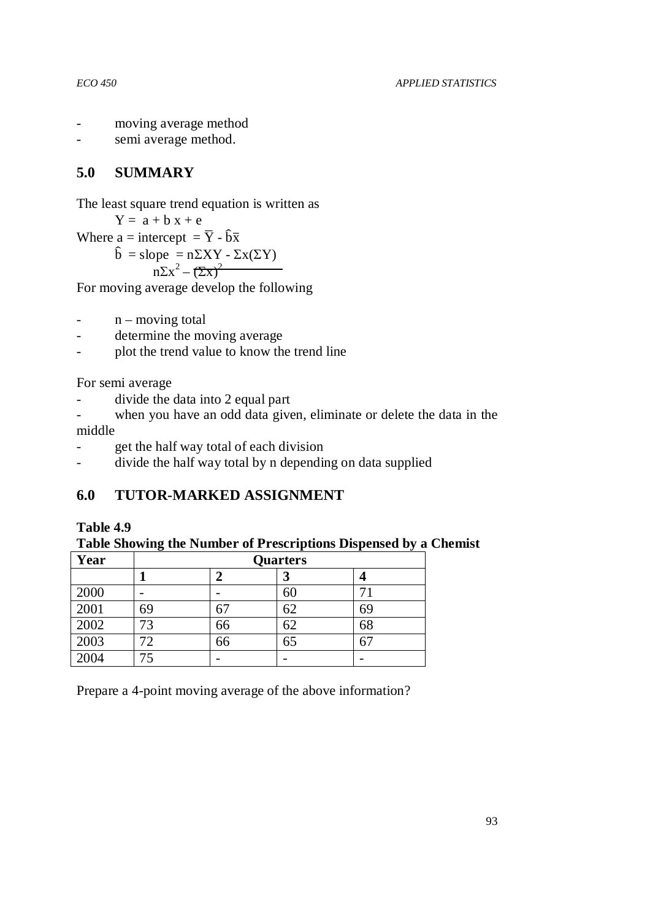- moving average method
- semi average method.

## 5.0 SUMMARY

The least square trend equation is written as

$$Y = a + b x + e$$

Where a = intercept $= \overline{Y} - \hat{b}\overline{x}$

$$\hat{b} = \text{slope} = \frac{n\Sigma XY - \Sigma x(\Sigma Y)}{n\Sigma x^2 - (\Sigma x)^2}$$

For moving average develop the following

- n – moving total
- determine the moving average
- plot the trend value to know the trend line

For semi average

- divide the data into 2 equal part
- when you have an odd data given, eliminate or delete the data in the middle
- get the half way total of each division
- divide the half way total by n depending on data supplied

## 6.0 TUTOR-MARKED ASSIGNMENT

**Table 4.9**
**Table Showing the Number of Prescriptions Dispensed by a Chemist**

| Year | Quarters | | | |
|---|---|---|---|---|
| | **1** | **2** | **3** | **4** |
| 2000 | - | - | 60 | 71 |
| 2001 | 69 | 67 | 62 | 69 |
| 2002 | 73 | 66 | 62 | 68 |
| 2003 | 72 | 66 | 65 | 67 |
| 2004 | 75 | - | - | - |

Prepare a 4-point moving average of the above information?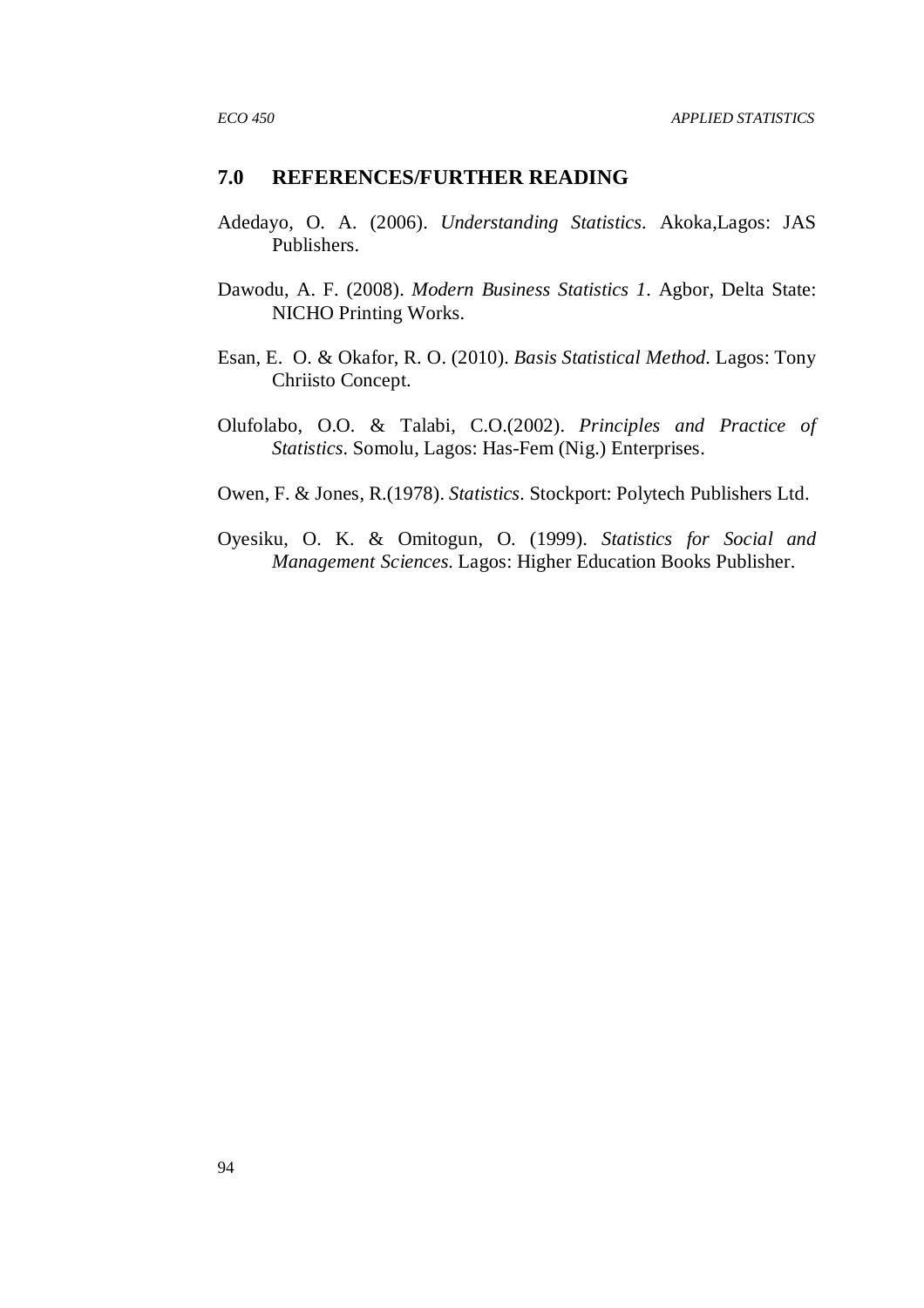## 7.0 REFERENCES/FURTHER READING

Adedayo, O. A. (2006). *Understanding Statistics*. Akoka,Lagos: JAS Publishers.

Dawodu, A. F. (2008). *Modern Business Statistics 1*. Agbor, Delta State: NICHO Printing Works.

Esan, E. O. & Okafor, R. O. (2010). *Basis Statistical Method*. Lagos: Tony Chriisto Concept.

Olufolabo, O.O. & Talabi, C.O.(2002). *Principles and Practice of Statistics*. Somolu, Lagos: Has-Fem (Nig.) Enterprises.

Owen, F. & Jones, R.(1978). *Statistics*. Stockport: Polytech Publishers Ltd.

Oyesiku, O. K. & Omitogun, O. (1999). *Statistics for Social and Management Sciences*. Lagos: Higher Education Books Publisher.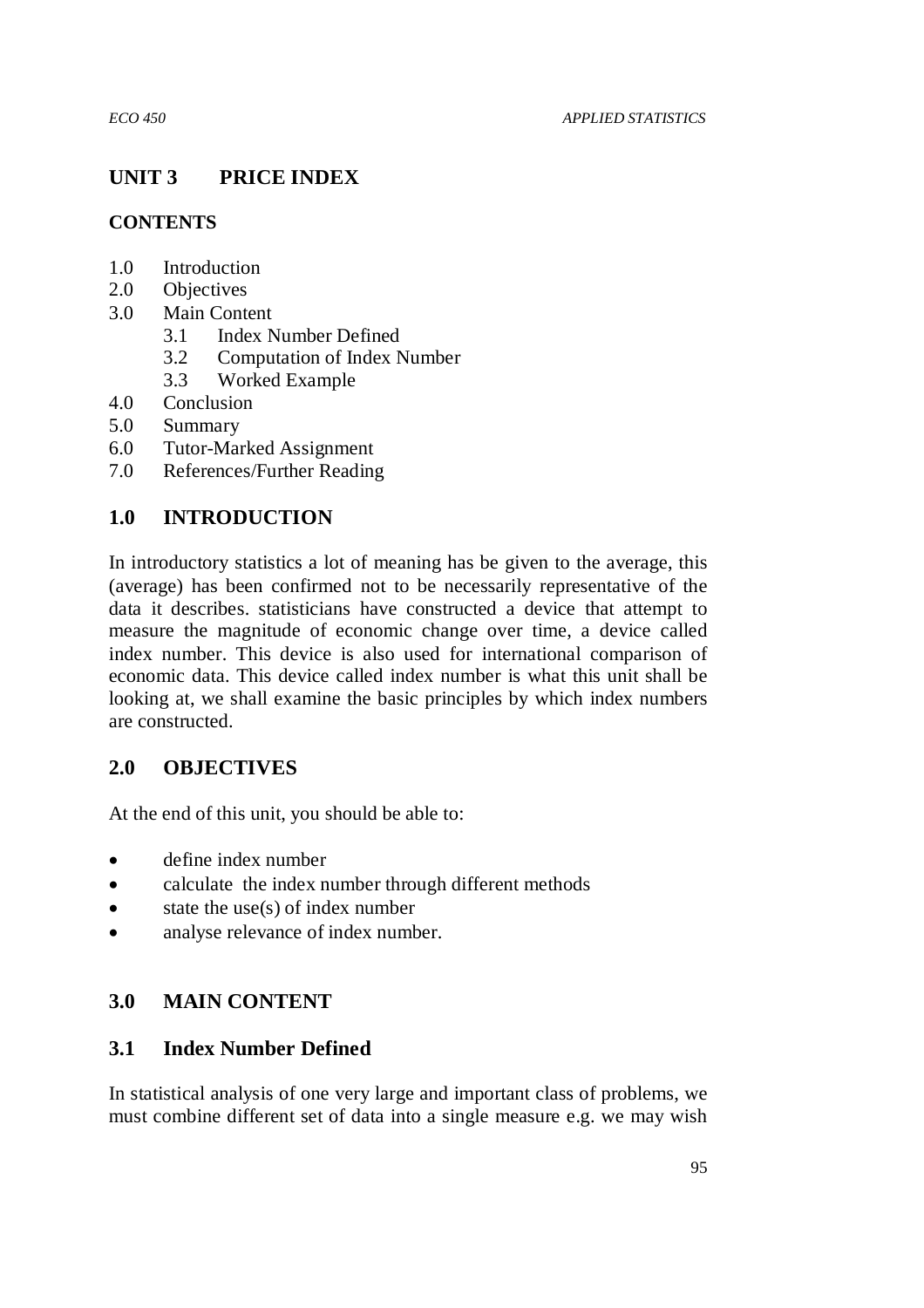# UNIT 3 PRICE INDEX

## CONTENTS

1.0 Introduction
2.0 Objectives
3.0 Main Content
   3.1 Index Number Defined
   3.2 Computation of Index Number
   3.3 Worked Example
4.0 Conclusion
5.0 Summary
6.0 Tutor-Marked Assignment
7.0 References/Further Reading

## 1.0 INTRODUCTION

In introductory statistics a lot of meaning has be given to the average, this (average) has been confirmed not to be necessarily representative of the data it describes. statisticians have constructed a device that attempt to measure the magnitude of economic change over time, a device called index number. This device is also used for international comparison of economic data. This device called index number is what this unit shall be looking at, we shall examine the basic principles by which index numbers are constructed.

## 2.0 OBJECTIVES

At the end of this unit, you should be able to:

- define index number
- calculate the index number through different methods
- state the use(s) of index number
- analyse relevance of index number.

## 3.0 MAIN CONTENT

### 3.1 Index Number Defined

In statistical analysis of one very large and important class of problems, we must combine different set of data into a single measure e.g. we may wish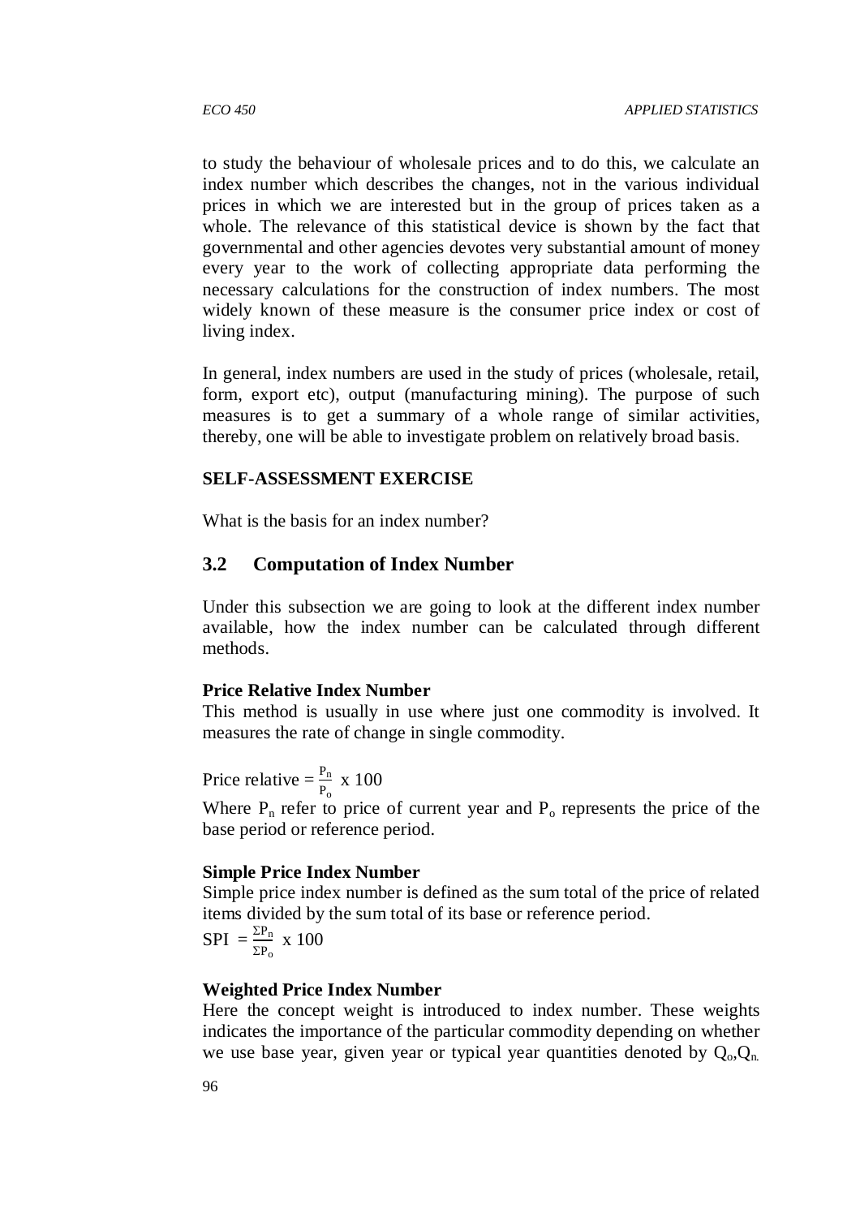to study the behaviour of wholesale prices and to do this, we calculate an index number which describes the changes, not in the various individual prices in which we are interested but in the group of prices taken as a whole. The relevance of this statistical device is shown by the fact that governmental and other agencies devotes very substantial amount of money every year to the work of collecting appropriate data performing the necessary calculations for the construction of index numbers. The most widely known of these measure is the consumer price index or cost of living index.

In general, index numbers are used in the study of prices (wholesale, retail, form, export etc), output (manufacturing mining). The purpose of such measures is to get a summary of a whole range of similar activities, thereby, one will be able to investigate problem on relatively broad basis.

**SELF-ASSESSMENT EXERCISE**

What is the basis for an index number?

## 3.2 Computation of Index Number

Under this subsection we are going to look at the different index number available, how the index number can be calculated through different methods.

**Price Relative Index Number**

This method is usually in use where just one commodity is involved. It measures the rate of change in single commodity.

$$\text{Price relative} = \frac{P_n}{P_o} \times 100$$

Where $P_n$ refer to price of current year and $P_o$ represents the price of the base period or reference period.

**Simple Price Index Number**

Simple price index number is defined as the sum total of the price of related items divided by the sum total of its base or reference period.

$$\text{SPI} = \frac{\Sigma P_n}{\Sigma P_o} \times 100$$

**Weighted Price Index Number**

Here the concept weight is introduced to index number. These weights indicates the importance of the particular commodity depending on whether we use base year, given year or typical year quantities denoted by $Q_o$,$Q_n$.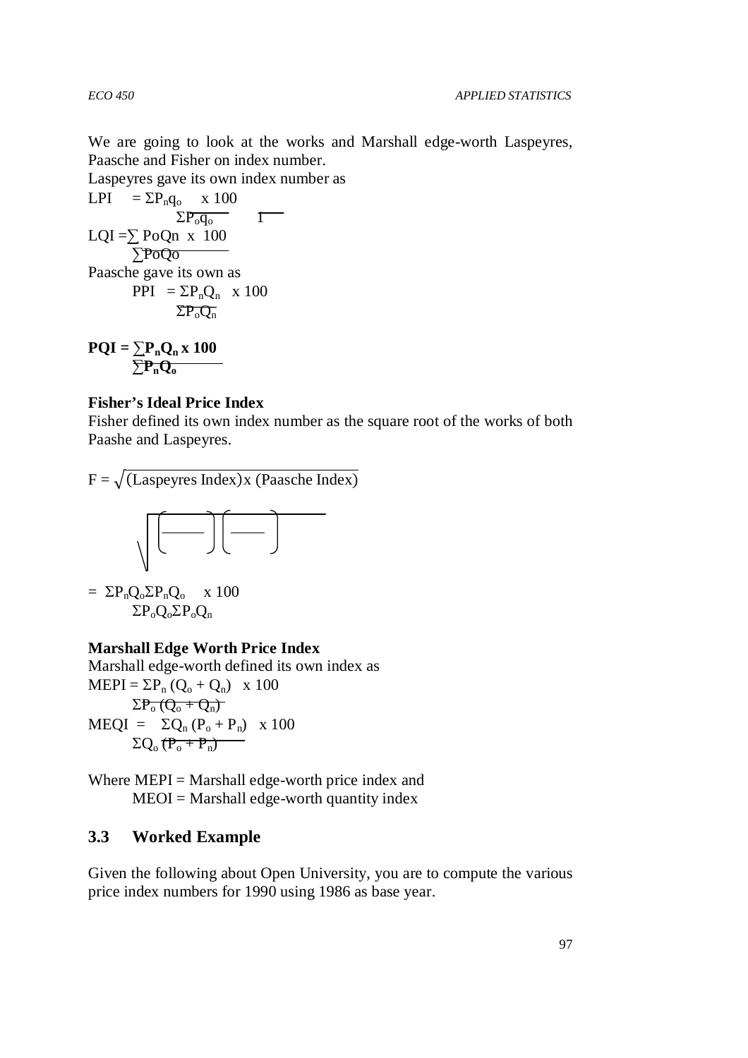We are going to look at the works and Marshall edge-worth Laspeyres, Paasche and Fisher on index number.

Laspeyres gave its own index number as

$$LPI = \frac{\Sigma P_n q_o}{\Sigma P_o q_o} \times \frac{100}{1}$$

$$LQI = \frac{\sum P_o Q_n}{\sum P_o Q_o} \times 100$$

Paasche gave its own as

$$PPI = \frac{\Sigma P_n Q_n}{\Sigma P_o Q_n} \times 100$$

$$\mathbf{PQI} = \frac{\sum P_n Q_n}{\sum P_n Q_o} \times 100$$

**Fisher's Ideal Price Index**

Fisher defined its own index number as the square root of the works of both Paashe and Laspeyres.

$$F = \sqrt{(\text{Laspeyres Index}) \times (\text{Paasche Index})}$$

$$\sqrt{\left(\frac{\quad}{\quad}\right)\left(\frac{\quad}{\quad}\right)}$$

$$= \frac{\Sigma P_n Q_o \Sigma P_n Q_o}{\Sigma P_o Q_o \Sigma P_o Q_n} \times 100$$

**Marshall Edge Worth Price Index**

Marshall edge-worth defined its own index as

$$MEPI = \frac{\Sigma P_n (Q_o + Q_n)}{\Sigma P_o (Q_o + Q_n)} \times 100$$

$$MEQI = \frac{\Sigma Q_n (P_o + P_n)}{\Sigma Q_o (P_o + P_n)} \times 100$$

Where MEPI = Marshall edge-worth price index and
MEOI = Marshall edge-worth quantity index

## 3.3 Worked Example

Given the following about Open University, you are to compute the various price index numbers for 1990 using 1986 as base year.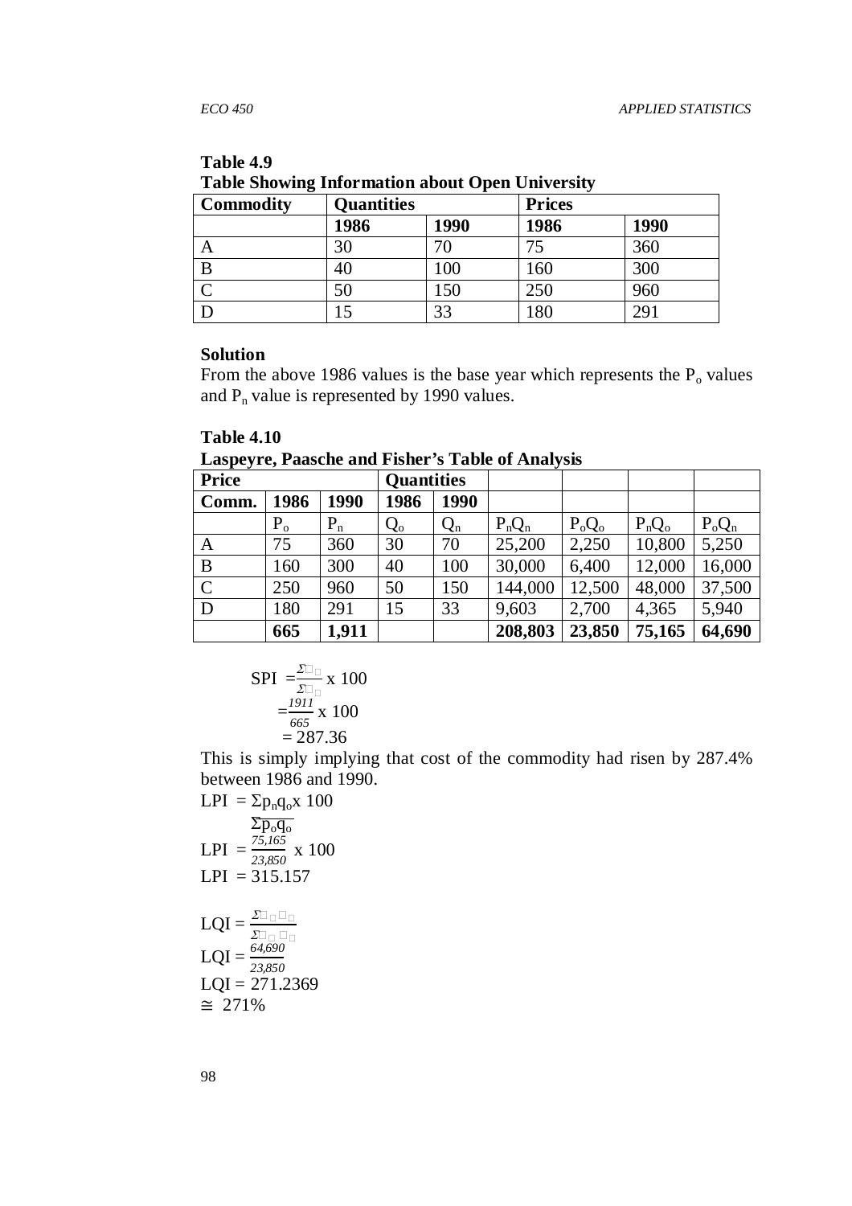**Table 4.9**
**Table Showing Information about Open University**

| Commodity | Quantities | | Prices | |
|---|---|---|---|---|
| | **1986** | **1990** | **1986** | **1990** |
| A | 30 | 70 | 75 | 360 |
| B | 40 | 100 | 160 | 300 |
| C | 50 | 150 | 250 | 960 |
| D | 15 | 33 | 180 | 291 |

**Solution**

From the above 1986 values is the base year which represents the $P_o$ values and $P_n$ value is represented by 1990 values.

**Table 4.10**
**Laspeyre, Paasche and Fisher's Table of Analysis**

| Price | | | Quantities | | | | | |
|---|---|---|---|---|---|---|---|---|
| **Comm.** | **1986** | **1990** | **1986** | **1990** | | | | |
| | $P_o$ | $P_n$ | $Q_o$ | $Q_n$ | $P_nQ_n$ | $P_oQ_o$ | $P_nQ_o$ | $P_oQ_n$ |
| A | 75 | 360 | 30 | 70 | 25,200 | 2,250 | 10,800 | 5,250 |
| B | 160 | 300 | 40 | 100 | 30,000 | 6,400 | 12,000 | 16,000 |
| C | 250 | 960 | 50 | 150 | 144,000 | 12,500 | 48,000 | 37,500 |
| D | 180 | 291 | 15 | 33 | 9,603 | 2,700 | 4,365 | 5,940 |
| | **665** | **1,911** | | | **208,803** | **23,850** | **75,165** | **64,690** |

$$\text{SPI} = \frac{\Sigma P_n}{\Sigma P_o} \times 100$$

$$= \frac{1911}{665} \times 100$$

$$= 287.36$$

This is simply implying that cost of the commodity had risen by 287.4% between 1986 and 1990.

$$\text{LPI} = \frac{\Sigma p_n q_o}{\Sigma p_o q_o} \times 100$$

$$\text{LPI} = \frac{75{,}165}{23{,}850} \times 100$$

$$\text{LPI} = 315.157$$

$$\text{LQI} = \frac{\Sigma p_o q_n}{\Sigma p_o q_o}$$

$$\text{LQI} = \frac{64{,}690}{23{,}850}$$

$$\text{LQI} = 271.2369$$

$$\cong 271\%$$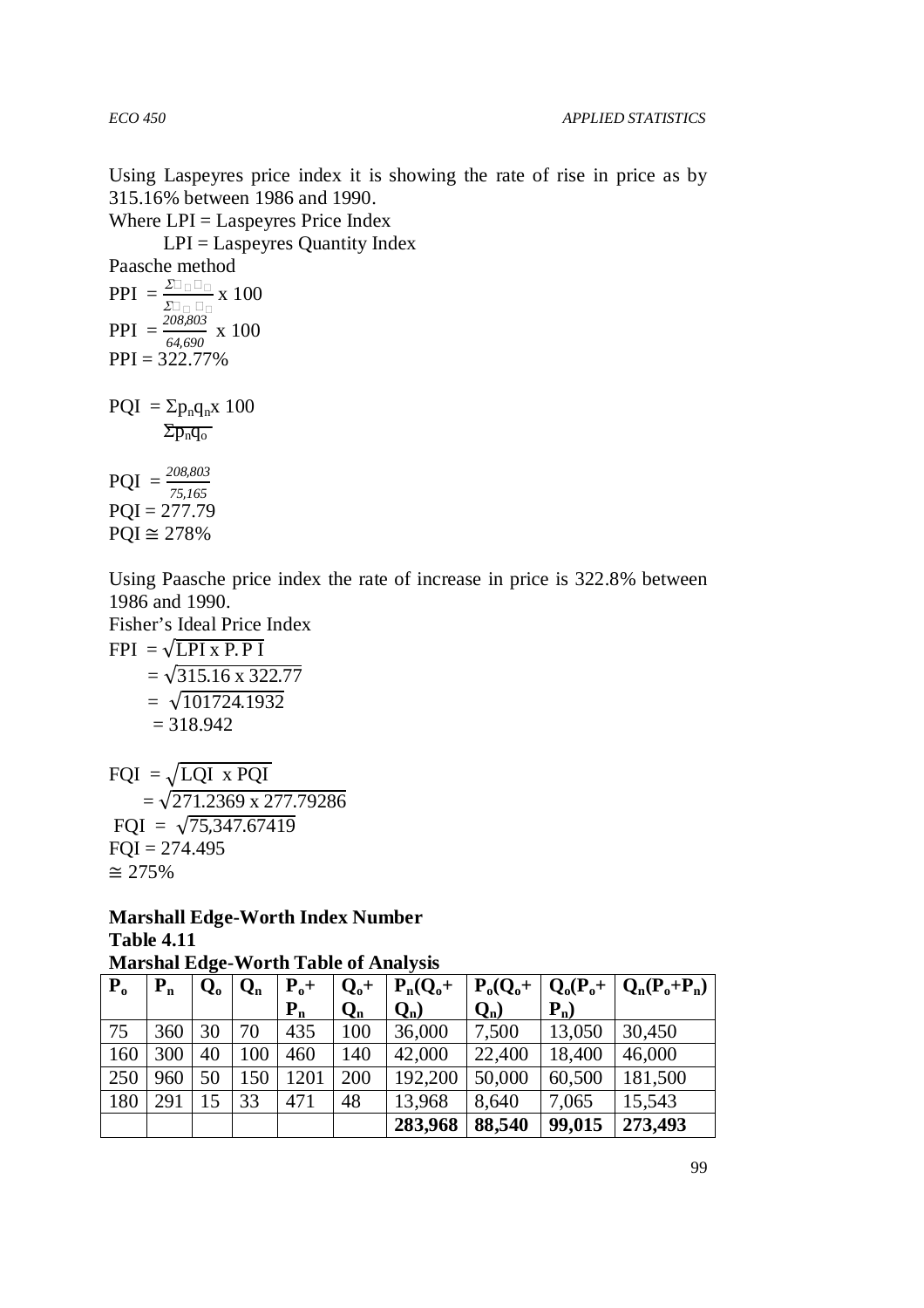Using Laspeyres price index it is showing the rate of rise in price as by 315.16% between 1986 and 1990.

Where LPI = Laspeyres Price Index

LPI = Laspeyres Quantity Index

Paasche method

$$PPI = \frac{\Sigma p_n q_n}{\Sigma p_o q_n} \times 100$$

$$PPI = \frac{208{,}803}{64{,}690} \times 100$$

PPI = 322.77%

$$PQI = \frac{\Sigma p_n q_n}{\Sigma p_n q_o} \times 100$$

$$PQI = \frac{208{,}803}{75{,}165}$$

PQI = 277.79

PQI ≅ 278%

Using Paasche price index the rate of increase in price is 322.8% between 1986 and 1990.

Fisher's Ideal Price Index

$$FPI = \sqrt{LPI \times P.P\,I}$$

$$= \sqrt{315.16 \times 322.77}$$

$$= \sqrt{101724.1932}$$

$$= 318.942$$

$$FQI = \sqrt{LQI \times PQI}$$

$$= \sqrt{271.2369 \times 277.79286}$$

$$FQI = \sqrt{75{,}347.67419}$$

FQI = 274.495

≅ 275%

**Marshall Edge-Worth Index Number**

**Table 4.11**

**Marshal Edge-Worth Table of Analysis**

| $P_o$ | $P_n$ | $Q_o$ | $Q_n$ | $P_o+P_n$ | $Q_o+Q_n$ | $P_n(Q_o+Q_n)$ | $P_o(Q_o+Q_n)$ | $Q_o(P_o+P_n)$ | $Q_n(P_o+P_n)$ |
|---|---|---|---|---|---|---|---|---|---|
| 75 | 360 | 30 | 70 | 435 | 100 | 36,000 | 7,500 | 13,050 | 30,450 |
| 160 | 300 | 40 | 100 | 460 | 140 | 42,000 | 22,400 | 18,400 | 46,000 |
| 250 | 960 | 50 | 150 | 1201 | 200 | 192,200 | 50,000 | 60,500 | 181,500 |
| 180 | 291 | 15 | 33 | 471 | 48 | 13,968 | 8,640 | 7,065 | 15,543 |
| | | | | | | **283,968** | **88,540** | **99,015** | **273,493** |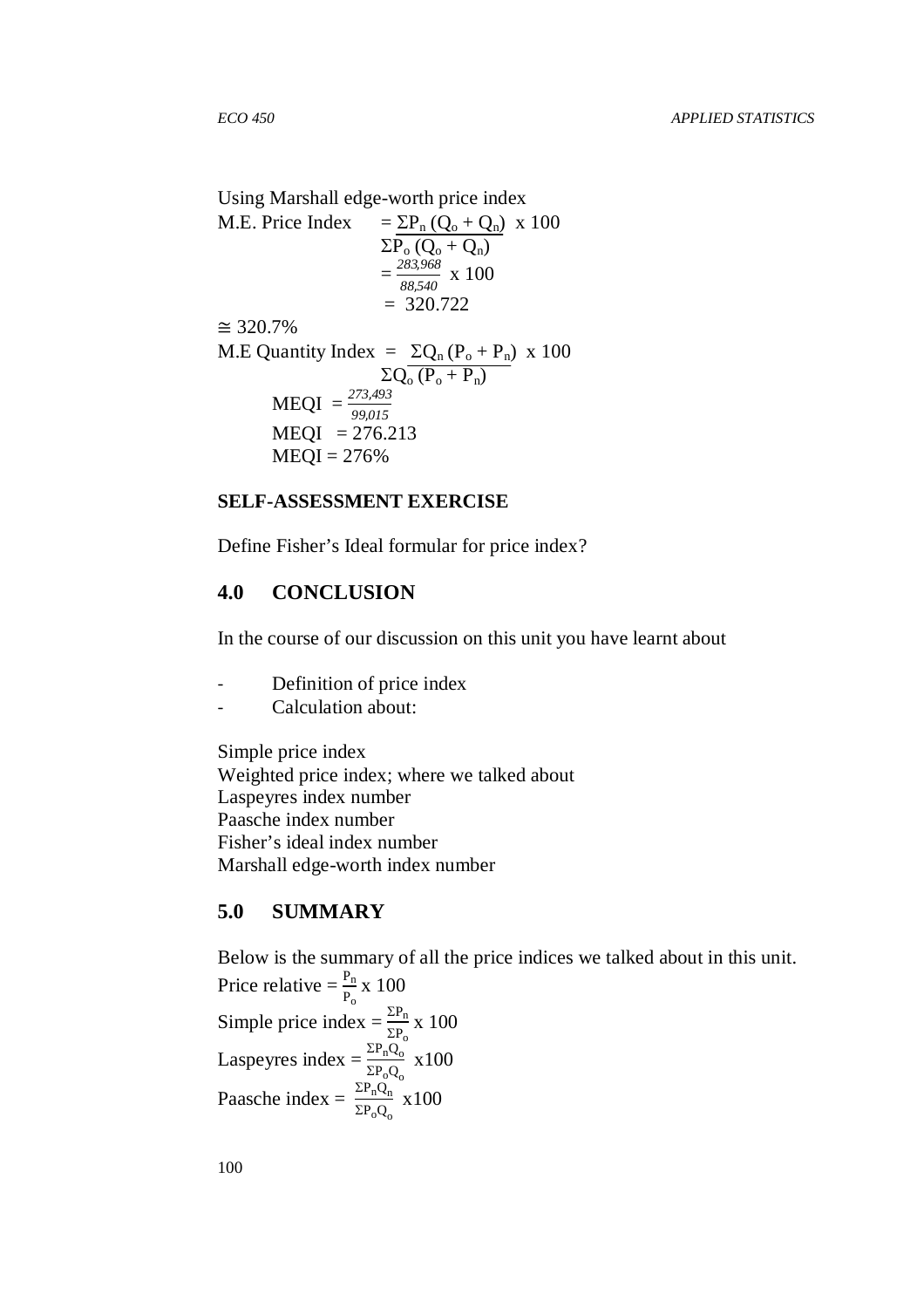Using Marshall edge-worth price index

$$\text{M.E. Price Index} = \frac{\Sigma P_n (Q_o + Q_n)}{\Sigma P_o (Q_o + Q_n)} \times 100$$

$$= \frac{283{,}968}{88{,}540} \times 100$$

$$= 320.722$$

$\cong 320.7\%$

$$\text{M.E Quantity Index} = \frac{\Sigma Q_n (P_o + P_n)}{\Sigma Q_o (P_o + P_n)} \times 100$$

$$\text{MEQI} = \frac{273{,}493}{99{,}015}$$

$$\text{MEQI} = 276.213$$

$$\text{MEQI} = 276\%$$

**SELF-ASSESSMENT EXERCISE**

Define Fisher's Ideal formular for price index?

## 4.0 CONCLUSION

In the course of our discussion on this unit you have learnt about

- Definition of price index
- Calculation about:

Simple price index
Weighted price index; where we talked about
Laspeyres index number
Paasche index number
Fisher's ideal index number
Marshall edge-worth index number

## 5.0 SUMMARY

Below is the summary of all the price indices we talked about in this unit.

Price relative $= \frac{P_n}{P_o} \times 100$

Simple price index $= \frac{\Sigma P_n}{\Sigma P_o} \times 100$

Laspeyres index $= \frac{\Sigma P_n Q_o}{\Sigma P_o Q_o} \times 100$

Paasche index $= \frac{\Sigma P_n Q_n}{\Sigma P_o Q_o} \times 100$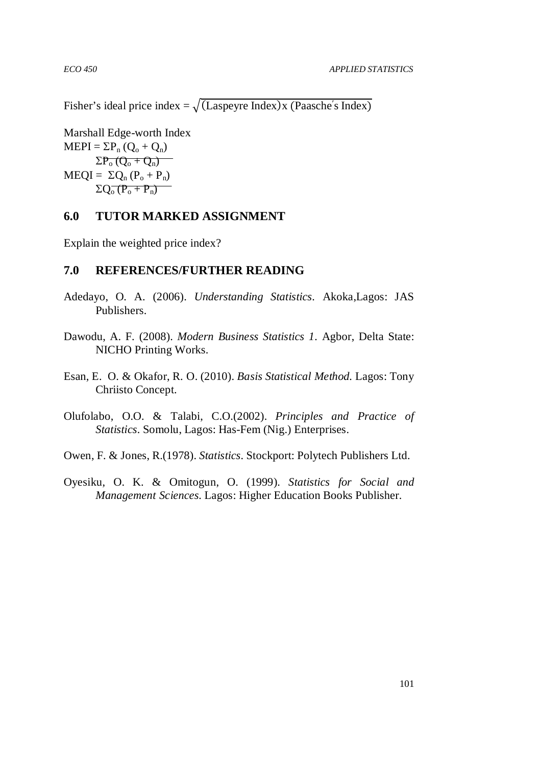Fisher's ideal price index = $\sqrt{(\text{Laspeyre Index}) \text{x} (\text{Paasche's Index})}$

Marshall Edge-worth Index

$$\text{MEPI} = \frac{\Sigma P_n (Q_o + Q_n)}{\Sigma P_o (Q_o + Q_n)}$$

$$\text{MEQI} = \frac{\Sigma Q_n (P_o + P_n)}{\Sigma Q_o (P_o + P_n)}$$

## 6.0 TUTOR MARKED ASSIGNMENT

Explain the weighted price index?

## 7.0 REFERENCES/FURTHER READING

Adedayo, O. A. (2006). *Understanding Statistics*. Akoka,Lagos: JAS Publishers.

Dawodu, A. F. (2008). *Modern Business Statistics 1*. Agbor, Delta State: NICHO Printing Works.

Esan, E. O. & Okafor, R. O. (2010). *Basis Statistical Method.* Lagos: Tony Chriisto Concept.

Olufolabo, O.O. & Talabi, C.O.(2002). *Principles and Practice of Statistics*. Somolu, Lagos: Has-Fem (Nig.) Enterprises.

Owen, F. & Jones, R.(1978). *Statistics*. Stockport: Polytech Publishers Ltd.

Oyesiku, O. K. & Omitogun, O. (1999). *Statistics for Social and Management Sciences.* Lagos: Higher Education Books Publisher.